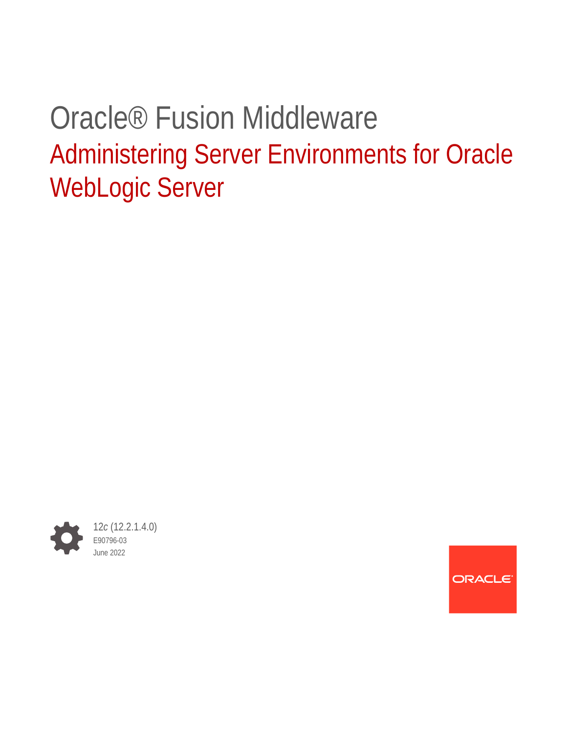# Oracle® Fusion Middleware

## Administering Server Environments for Oracle WebLogic Server

12*c* (12.2.1.4.0)

E90796-03

June 2022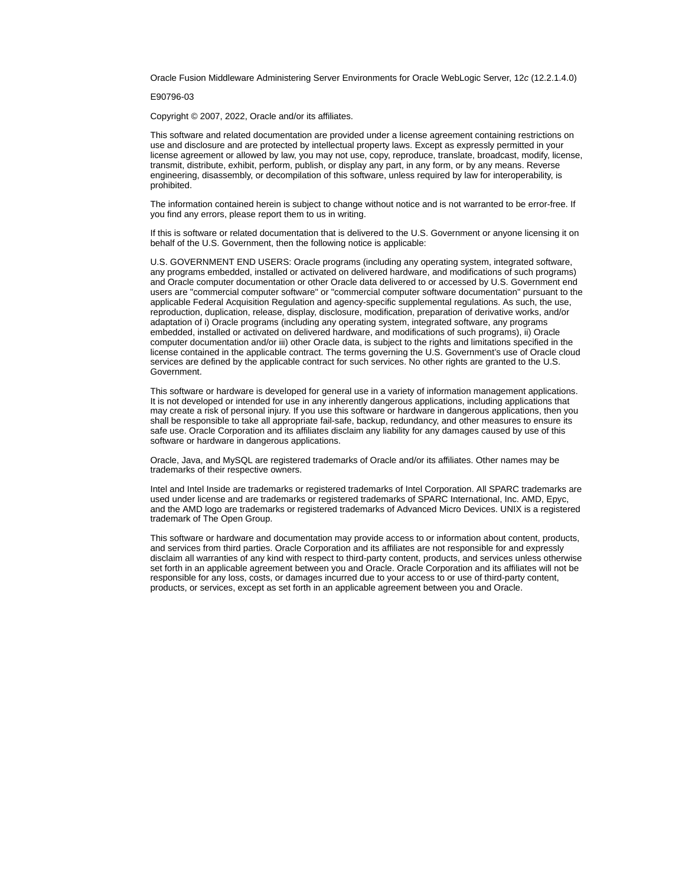Oracle Fusion Middleware Administering Server Environments for Oracle WebLogic Server, 12*c* (12.2.1.4.0)

E90796-03

Copyright © 2007, 2022, Oracle and/or its affiliates.

This software and related documentation are provided under a license agreement containing restrictions on use and disclosure and are protected by intellectual property laws. Except as expressly permitted in your license agreement or allowed by law, you may not use, copy, reproduce, translate, broadcast, modify, license, transmit, distribute, exhibit, perform, publish, or display any part, in any form, or by any means. Reverse engineering, disassembly, or decompilation of this software, unless required by law for interoperability, is prohibited.

The information contained herein is subject to change without notice and is not warranted to be error-free. If you find any errors, please report them to us in writing.

If this is software or related documentation that is delivered to the U.S. Government or anyone licensing it on behalf of the U.S. Government, then the following notice is applicable:

U.S. GOVERNMENT END USERS: Oracle programs (including any operating system, integrated software, any programs embedded, installed or activated on delivered hardware, and modifications of such programs) and Oracle computer documentation or other Oracle data delivered to or accessed by U.S. Government end users are "commercial computer software" or "commercial computer software documentation" pursuant to the applicable Federal Acquisition Regulation and agency-specific supplemental regulations. As such, the use, reproduction, duplication, release, display, disclosure, modification, preparation of derivative works, and/or adaptation of i) Oracle programs (including any operating system, integrated software, any programs embedded, installed or activated on delivered hardware, and modifications of such programs), ii) Oracle computer documentation and/or iii) other Oracle data, is subject to the rights and limitations specified in the license contained in the applicable contract. The terms governing the U.S. Government's use of Oracle cloud services are defined by the applicable contract for such services. No other rights are granted to the U.S. Government.

This software or hardware is developed for general use in a variety of information management applications. It is not developed or intended for use in any inherently dangerous applications, including applications that may create a risk of personal injury. If you use this software or hardware in dangerous applications, then you shall be responsible to take all appropriate fail-safe, backup, redundancy, and other measures to ensure its safe use. Oracle Corporation and its affiliates disclaim any liability for any damages caused by use of this software or hardware in dangerous applications.

Oracle, Java, and MySQL are registered trademarks of Oracle and/or its affiliates. Other names may be trademarks of their respective owners.

Intel and Intel Inside are trademarks or registered trademarks of Intel Corporation. All SPARC trademarks are used under license and are trademarks or registered trademarks of SPARC International, Inc. AMD, Epyc, and the AMD logo are trademarks or registered trademarks of Advanced Micro Devices. UNIX is a registered trademark of The Open Group.

This software or hardware and documentation may provide access to or information about content, products, and services from third parties. Oracle Corporation and its affiliates are not responsible for and expressly disclaim all warranties of any kind with respect to third-party content, products, and services unless otherwise set forth in an applicable agreement between you and Oracle. Oracle Corporation and its affiliates will not be responsible for any loss, costs, or damages incurred due to your access to or use of third-party content, products, or services, except as set forth in an applicable agreement between you and Oracle.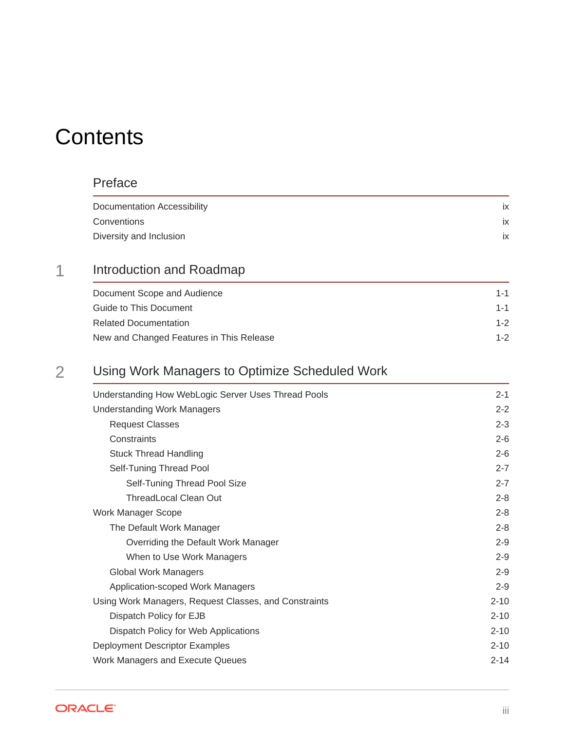# Contents

## Preface

Documentation Accessibility ix
Conventions ix
Diversity and Inclusion ix

## 1 Introduction and Roadmap

Document Scope and Audience 1-1
Guide to This Document 1-1
Related Documentation 1-2
New and Changed Features in This Release 1-2

## 2 Using Work Managers to Optimize Scheduled Work

Understanding How WebLogic Server Uses Thread Pools 2-1
Understanding Work Managers 2-2
- Request Classes 2-3
- Constraints 2-6
- Stuck Thread Handling 2-6
- Self-Tuning Thread Pool 2-7
  - Self-Tuning Thread Pool Size 2-7
  - ThreadLocal Clean Out 2-8

Work Manager Scope 2-8
- The Default Work Manager 2-8
  - Overriding the Default Work Manager 2-9
  - When to Use Work Managers 2-9
- Global Work Managers 2-9
- Application-scoped Work Managers 2-9

Using Work Managers, Request Classes, and Constraints 2-10
- Dispatch Policy for EJB 2-10
- Dispatch Policy for Web Applications 2-10

Deployment Descriptor Examples 2-10
Work Managers and Execute Queues 2-14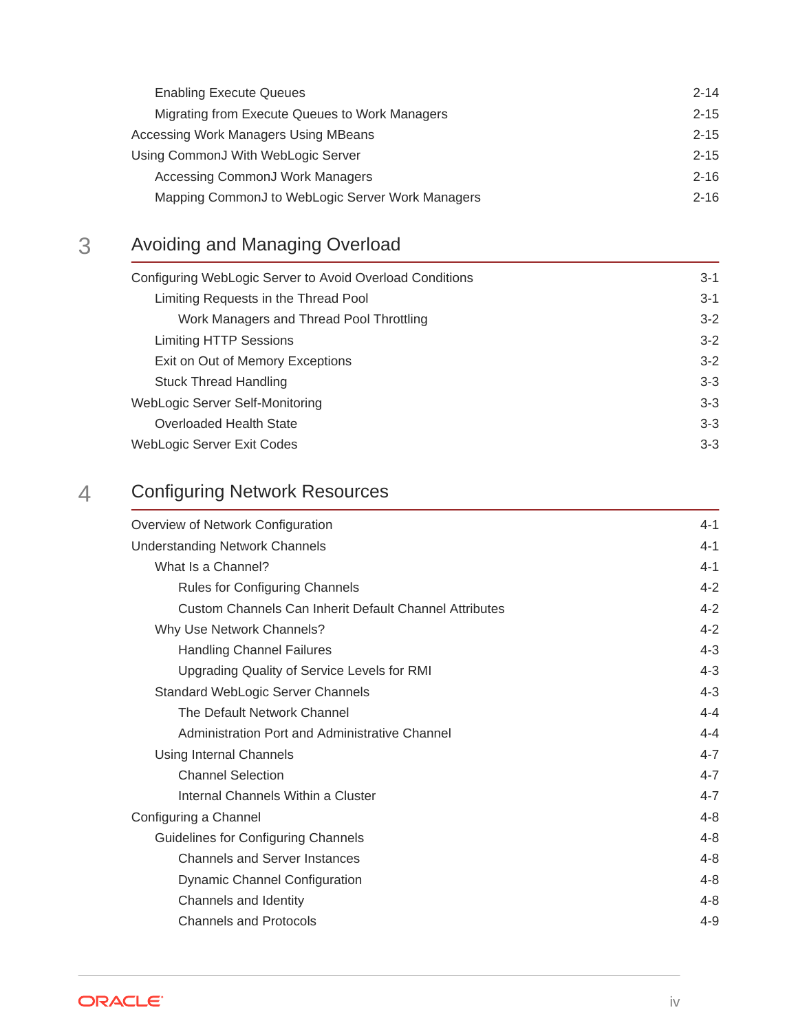| | |
|---|---|
| Enabling Execute Queues | 2-14 |
| Migrating from Execute Queues to Work Managers | 2-15 |
| Accessing Work Managers Using MBeans | 2-15 |
| Using CommonJ With WebLogic Server | 2-15 |
| Accessing CommonJ Work Managers | 2-16 |
| Mapping CommonJ to WebLogic Server Work Managers | 2-16 |

## 3 Avoiding and Managing Overload

| | |
|---|---|
| Configuring WebLogic Server to Avoid Overload Conditions | 3-1 |
| Limiting Requests in the Thread Pool | 3-1 |
| Work Managers and Thread Pool Throttling | 3-2 |
| Limiting HTTP Sessions | 3-2 |
| Exit on Out of Memory Exceptions | 3-2 |
| Stuck Thread Handling | 3-3 |
| WebLogic Server Self-Monitoring | 3-3 |
| Overloaded Health State | 3-3 |
| WebLogic Server Exit Codes | 3-3 |

## 4 Configuring Network Resources

| | |
|---|---|
| Overview of Network Configuration | 4-1 |
| Understanding Network Channels | 4-1 |
| What Is a Channel? | 4-1 |
| Rules for Configuring Channels | 4-2 |
| Custom Channels Can Inherit Default Channel Attributes | 4-2 |
| Why Use Network Channels? | 4-2 |
| Handling Channel Failures | 4-3 |
| Upgrading Quality of Service Levels for RMI | 4-3 |
| Standard WebLogic Server Channels | 4-3 |
| The Default Network Channel | 4-4 |
| Administration Port and Administrative Channel | 4-4 |
| Using Internal Channels | 4-7 |
| Channel Selection | 4-7 |
| Internal Channels Within a Cluster | 4-7 |
| Configuring a Channel | 4-8 |
| Guidelines for Configuring Channels | 4-8 |
| Channels and Server Instances | 4-8 |
| Dynamic Channel Configuration | 4-8 |
| Channels and Identity | 4-8 |
| Channels and Protocols | 4-9 |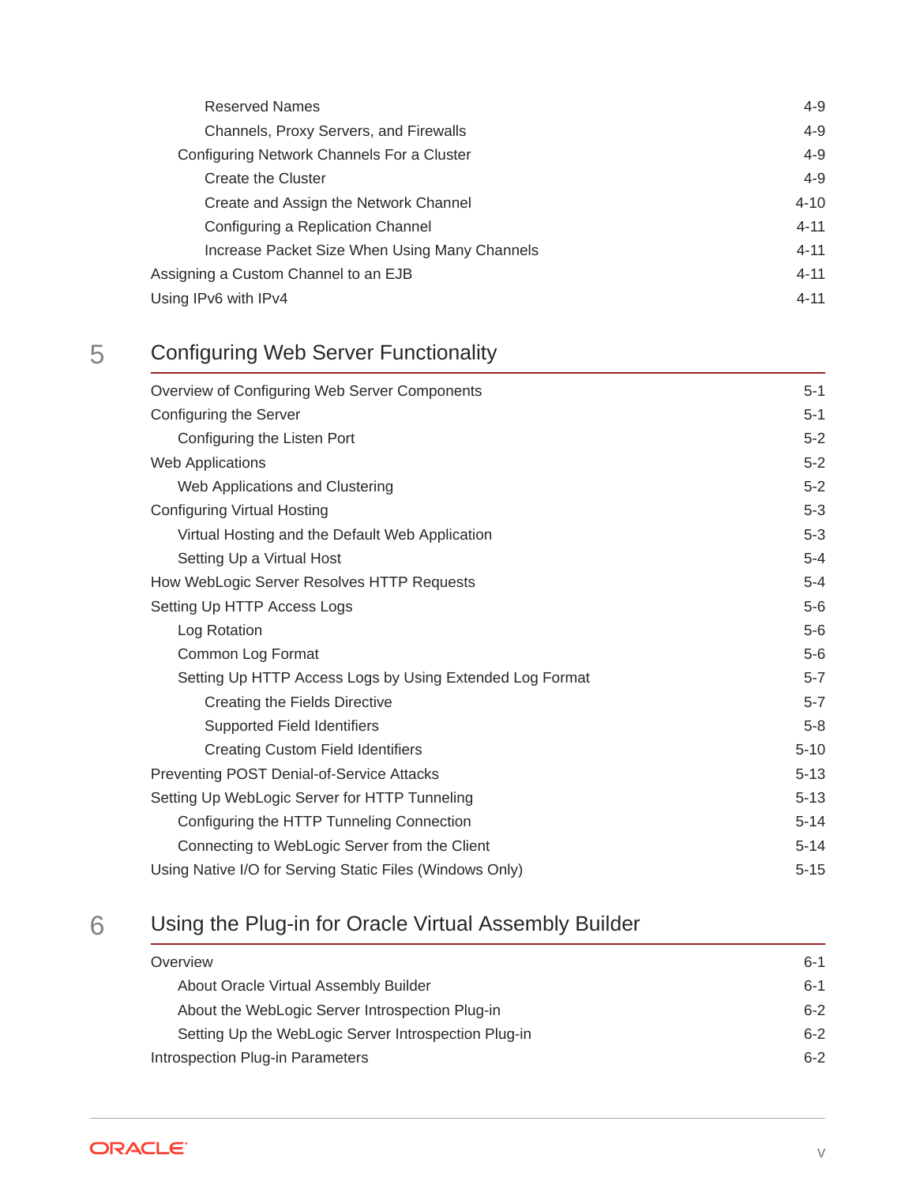Reserved Names 4-9

Channels, Proxy Servers, and Firewalls 4-9

Configuring Network Channels For a Cluster 4-9

Create the Cluster 4-9

Create and Assign the Network Channel 4-10

Configuring a Replication Channel 4-11

Increase Packet Size When Using Many Channels 4-11

Assigning a Custom Channel to an EJB 4-11

Using IPv6 with IPv4 4-11

## 5 Configuring Web Server Functionality

Overview of Configuring Web Server Components 5-1

Configuring the Server 5-1

Configuring the Listen Port 5-2

Web Applications 5-2

Web Applications and Clustering 5-2

Configuring Virtual Hosting 5-3

Virtual Hosting and the Default Web Application 5-3

Setting Up a Virtual Host 5-4

How WebLogic Server Resolves HTTP Requests 5-4

Setting Up HTTP Access Logs 5-6

Log Rotation 5-6

Common Log Format 5-6

Setting Up HTTP Access Logs by Using Extended Log Format 5-7

Creating the Fields Directive 5-7

Supported Field Identifiers 5-8

Creating Custom Field Identifiers 5-10

Preventing POST Denial-of-Service Attacks 5-13

Setting Up WebLogic Server for HTTP Tunneling 5-13

Configuring the HTTP Tunneling Connection 5-14

Connecting to WebLogic Server from the Client 5-14

Using Native I/O for Serving Static Files (Windows Only) 5-15

## 6 Using the Plug-in for Oracle Virtual Assembly Builder

Overview 6-1

About Oracle Virtual Assembly Builder 6-1

About the WebLogic Server Introspection Plug-in 6-2

Setting Up the WebLogic Server Introspection Plug-in 6-2

Introspection Plug-in Parameters 6-2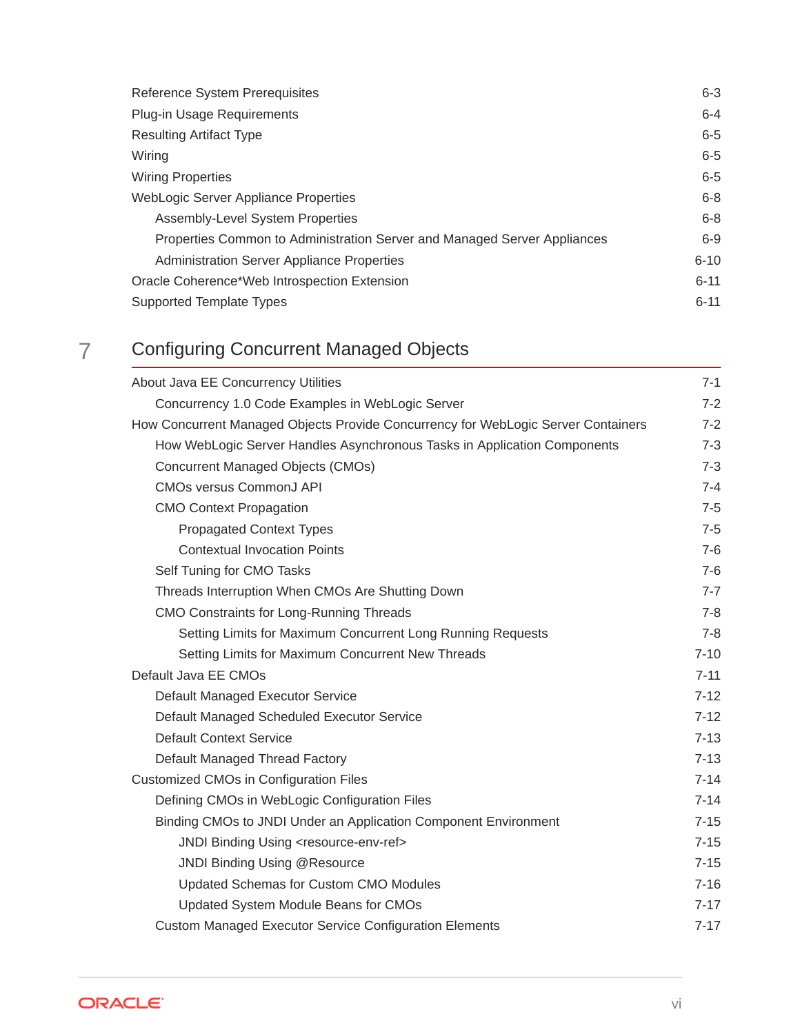Reference System Prerequisites 6-3
Plug-in Usage Requirements 6-4
Resulting Artifact Type 6-5
Wiring 6-5
Wiring Properties 6-5
WebLogic Server Appliance Properties 6-8
    Assembly-Level System Properties 6-8
    Properties Common to Administration Server and Managed Server Appliances 6-9
    Administration Server Appliance Properties 6-10
Oracle Coherence*Web Introspection Extension 6-11
Supported Template Types 6-11

## 7 Configuring Concurrent Managed Objects

About Java EE Concurrency Utilities 7-1
    Concurrency 1.0 Code Examples in WebLogic Server 7-2
How Concurrent Managed Objects Provide Concurrency for WebLogic Server Containers 7-2
    How WebLogic Server Handles Asynchronous Tasks in Application Components 7-3
    Concurrent Managed Objects (CMOs) 7-3
    CMOs versus CommonJ API 7-4
    CMO Context Propagation 7-5
        Propagated Context Types 7-5
        Contextual Invocation Points 7-6
    Self Tuning for CMO Tasks 7-6
    Threads Interruption When CMOs Are Shutting Down 7-7
    CMO Constraints for Long-Running Threads 7-8
        Setting Limits for Maximum Concurrent Long Running Requests 7-8
        Setting Limits for Maximum Concurrent New Threads 7-10
Default Java EE CMOs 7-11
    Default Managed Executor Service 7-12
    Default Managed Scheduled Executor Service 7-12
    Default Context Service 7-13
    Default Managed Thread Factory 7-13
Customized CMOs in Configuration Files 7-14
    Defining CMOs in WebLogic Configuration Files 7-14
    Binding CMOs to JNDI Under an Application Component Environment 7-15
        JNDI Binding Using <resource-env-ref> 7-15
        JNDI Binding Using @Resource 7-15
        Updated Schemas for Custom CMO Modules 7-16
        Updated System Module Beans for CMOs 7-17
    Custom Managed Executor Service Configuration Elements 7-17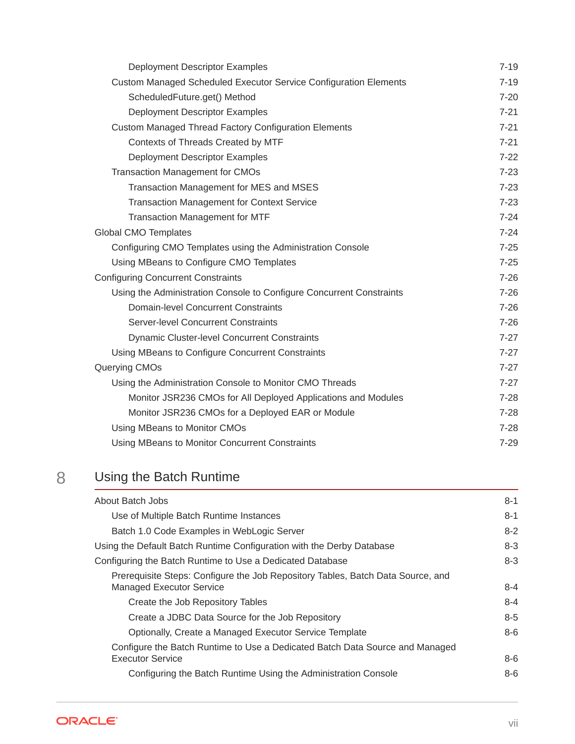Deployment Descriptor Examples 7-19

Custom Managed Scheduled Executor Service Configuration Elements 7-19

ScheduledFuture.get() Method 7-20

Deployment Descriptor Examples 7-21

Custom Managed Thread Factory Configuration Elements 7-21

Contexts of Threads Created by MTF 7-21

Deployment Descriptor Examples 7-22

Transaction Management for CMOs 7-23

Transaction Management for MES and MSES 7-23

Transaction Management for Context Service 7-23

Transaction Management for MTF 7-24

Global CMO Templates 7-24

Configuring CMO Templates using the Administration Console 7-25

Using MBeans to Configure CMO Templates 7-25

Configuring Concurrent Constraints 7-26

Using the Administration Console to Configure Concurrent Constraints 7-26

Domain-level Concurrent Constraints 7-26

Server-level Concurrent Constraints 7-26

Dynamic Cluster-level Concurrent Constraints 7-27

Using MBeans to Configure Concurrent Constraints 7-27

Querying CMOs 7-27

Using the Administration Console to Monitor CMO Threads 7-27

Monitor JSR236 CMOs for All Deployed Applications and Modules 7-28

Monitor JSR236 CMOs for a Deployed EAR or Module 7-28

Using MBeans to Monitor CMOs 7-28

Using MBeans to Monitor Concurrent Constraints 7-29

## 8 Using the Batch Runtime

About Batch Jobs 8-1

Use of Multiple Batch Runtime Instances 8-1

Batch 1.0 Code Examples in WebLogic Server 8-2

Using the Default Batch Runtime Configuration with the Derby Database 8-3

Configuring the Batch Runtime to Use a Dedicated Database 8-3

Prerequisite Steps: Configure the Job Repository Tables, Batch Data Source, and Managed Executor Service 8-4

Create the Job Repository Tables 8-4

Create a JDBC Data Source for the Job Repository 8-5

Optionally, Create a Managed Executor Service Template 8-6

Configure the Batch Runtime to Use a Dedicated Batch Data Source and Managed Executor Service 8-6

Configuring the Batch Runtime Using the Administration Console 8-6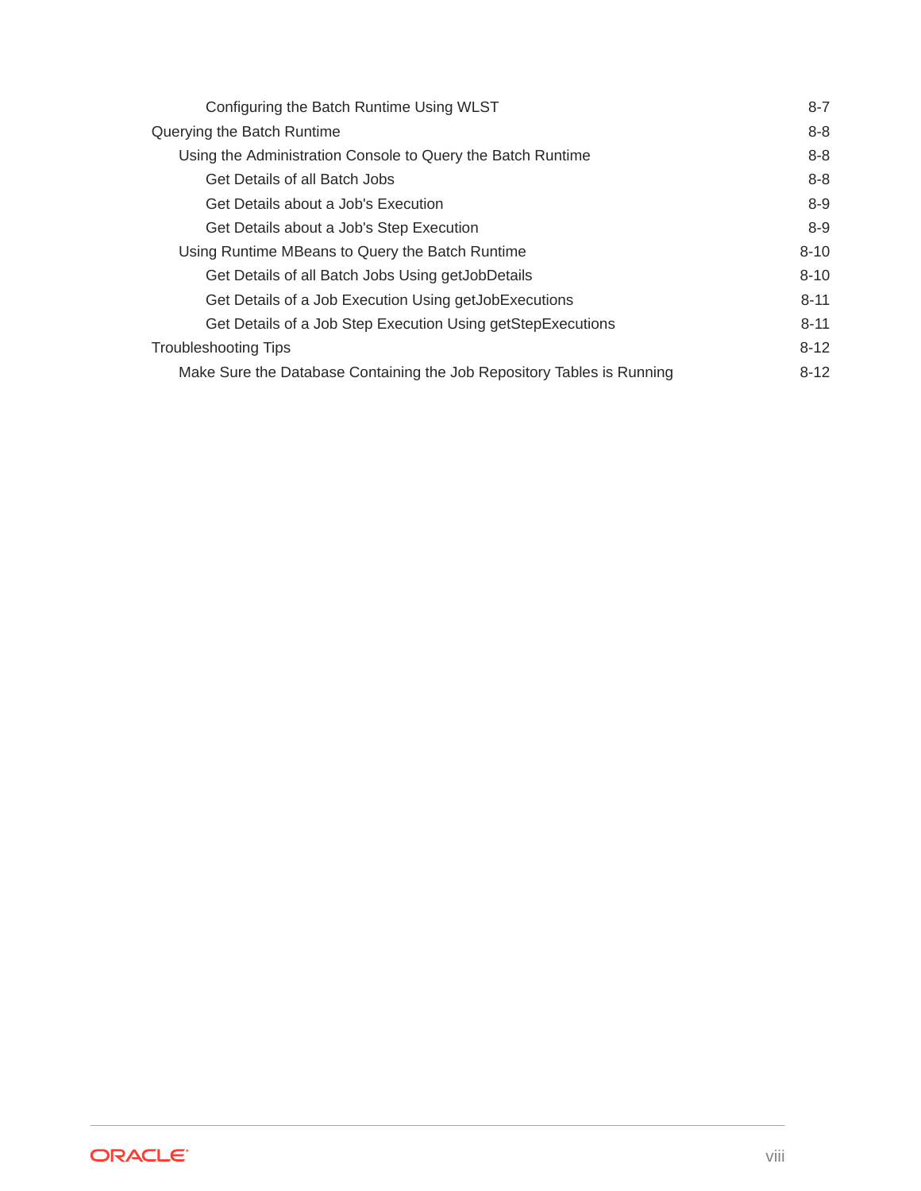- Configuring the Batch Runtime Using WLST 8-7

Querying the Batch Runtime 8-8

- Using the Administration Console to Query the Batch Runtime 8-8
  - Get Details of all Batch Jobs 8-8
  - Get Details about a Job's Execution 8-9
  - Get Details about a Job's Step Execution 8-9
- Using Runtime MBeans to Query the Batch Runtime 8-10
  - Get Details of all Batch Jobs Using getJobDetails 8-10
  - Get Details of a Job Execution Using getJobExecutions 8-11
  - Get Details of a Job Step Execution Using getStepExecutions 8-11

Troubleshooting Tips 8-12

- Make Sure the Database Containing the Job Repository Tables is Running 8-12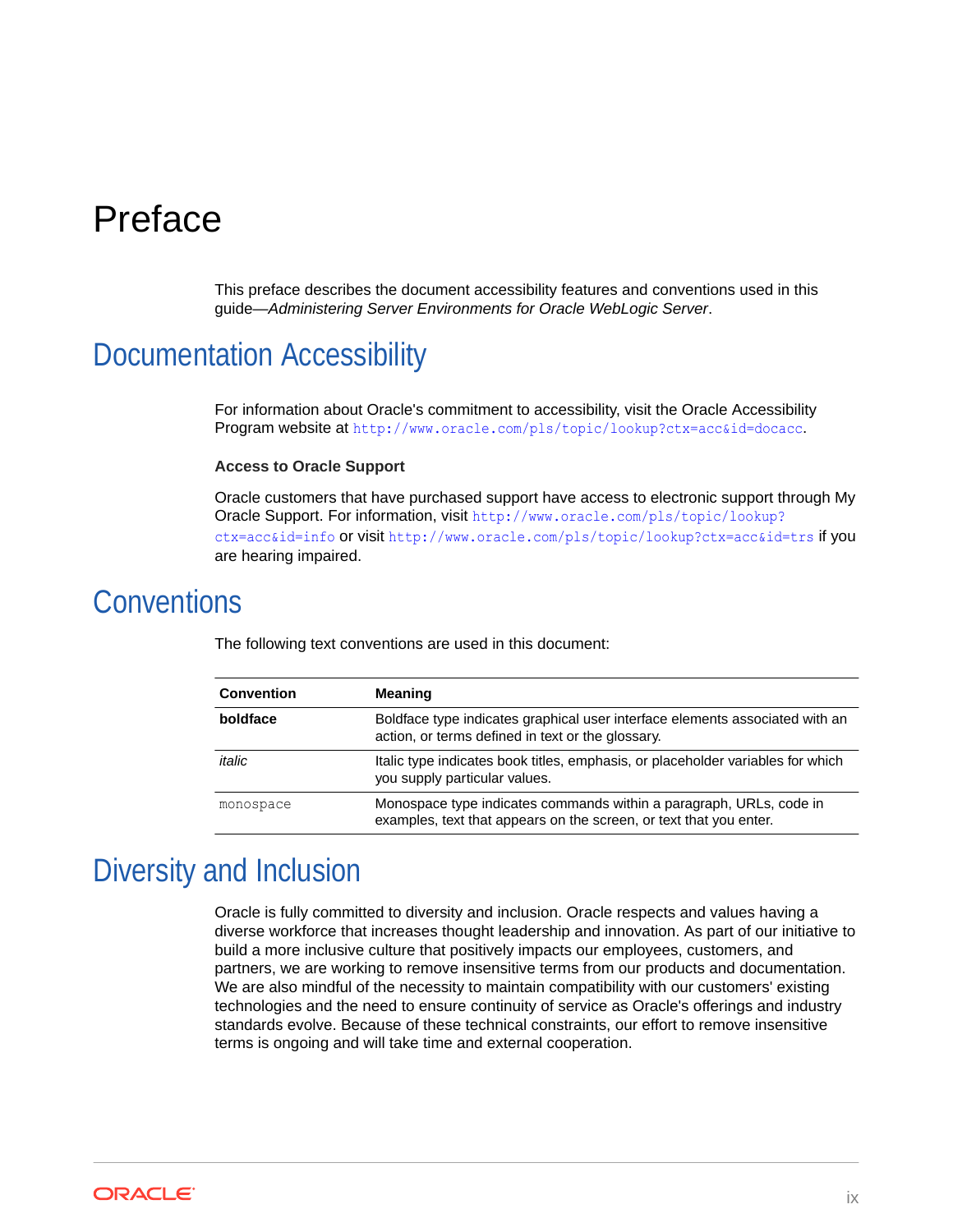# Preface

This preface describes the document accessibility features and conventions used in this guide—*Administering Server Environments for Oracle WebLogic Server*.

## Documentation Accessibility

For information about Oracle's commitment to accessibility, visit the Oracle Accessibility Program website at `http://www.oracle.com/pls/topic/lookup?ctx=acc&id=docacc`.

### Access to Oracle Support

Oracle customers that have purchased support have access to electronic support through My Oracle Support. For information, visit `http://www.oracle.com/pls/topic/lookup?ctx=acc&id=info` or visit `http://www.oracle.com/pls/topic/lookup?ctx=acc&id=trs` if you are hearing impaired.

## Conventions

The following text conventions are used in this document:

| Convention | Meaning |
| --- | --- |
| **boldface** | Boldface type indicates graphical user interface elements associated with an action, or terms defined in text or the glossary. |
| *italic* | Italic type indicates book titles, emphasis, or placeholder variables for which you supply particular values. |
| `monospace` | Monospace type indicates commands within a paragraph, URLs, code in examples, text that appears on the screen, or text that you enter. |

## Diversity and Inclusion

Oracle is fully committed to diversity and inclusion. Oracle respects and values having a diverse workforce that increases thought leadership and innovation. As part of our initiative to build a more inclusive culture that positively impacts our employees, customers, and partners, we are working to remove insensitive terms from our products and documentation. We are also mindful of the necessity to maintain compatibility with our customers' existing technologies and the need to ensure continuity of service as Oracle's offerings and industry standards evolve. Because of these technical constraints, our effort to remove insensitive terms is ongoing and will take time and external cooperation.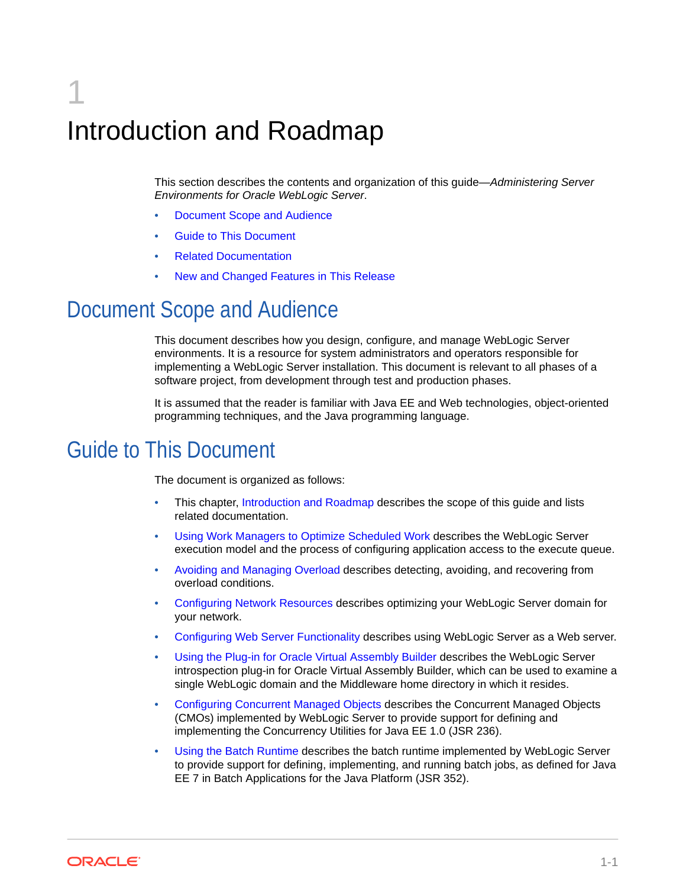# 1 Introduction and Roadmap

This section describes the contents and organization of this guide—*Administering Server Environments for Oracle WebLogic Server*.

- Document Scope and Audience
- Guide to This Document
- Related Documentation
- New and Changed Features in This Release

## Document Scope and Audience

This document describes how you design, configure, and manage WebLogic Server environments. It is a resource for system administrators and operators responsible for implementing a WebLogic Server installation. This document is relevant to all phases of a software project, from development through test and production phases.

It is assumed that the reader is familiar with Java EE and Web technologies, object-oriented programming techniques, and the Java programming language.

## Guide to This Document

The document is organized as follows:

- This chapter, Introduction and Roadmap describes the scope of this guide and lists related documentation.
- Using Work Managers to Optimize Scheduled Work describes the WebLogic Server execution model and the process of configuring application access to the execute queue.
- Avoiding and Managing Overload describes detecting, avoiding, and recovering from overload conditions.
- Configuring Network Resources describes optimizing your WebLogic Server domain for your network.
- Configuring Web Server Functionality describes using WebLogic Server as a Web server.
- Using the Plug-in for Oracle Virtual Assembly Builder describes the WebLogic Server introspection plug-in for Oracle Virtual Assembly Builder, which can be used to examine a single WebLogic domain and the Middleware home directory in which it resides.
- Configuring Concurrent Managed Objects describes the Concurrent Managed Objects (CMOs) implemented by WebLogic Server to provide support for defining and implementing the Concurrency Utilities for Java EE 1.0 (JSR 236).
- Using the Batch Runtime describes the batch runtime implemented by WebLogic Server to provide support for defining, implementing, and running batch jobs, as defined for Java EE 7 in Batch Applications for the Java Platform (JSR 352).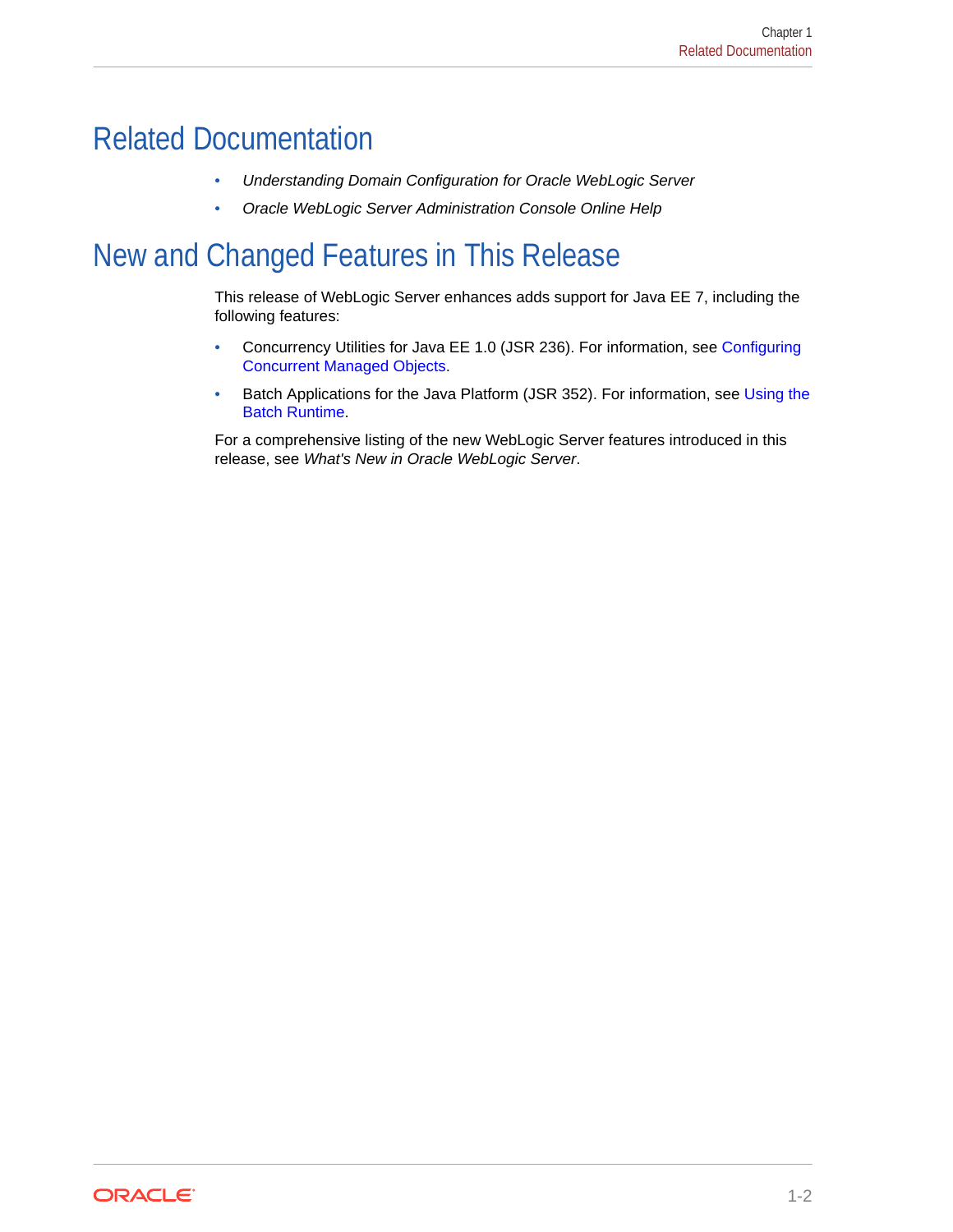## Related Documentation

- *Understanding Domain Configuration for Oracle WebLogic Server*
- *Oracle WebLogic Server Administration Console Online Help*

## New and Changed Features in This Release

This release of WebLogic Server enhances adds support for Java EE 7, including the following features:

- Concurrency Utilities for Java EE 1.0 (JSR 236). For information, see Configuring Concurrent Managed Objects.
- Batch Applications for the Java Platform (JSR 352). For information, see Using the Batch Runtime.

For a comprehensive listing of the new WebLogic Server features introduced in this release, see *What's New in Oracle WebLogic Server*.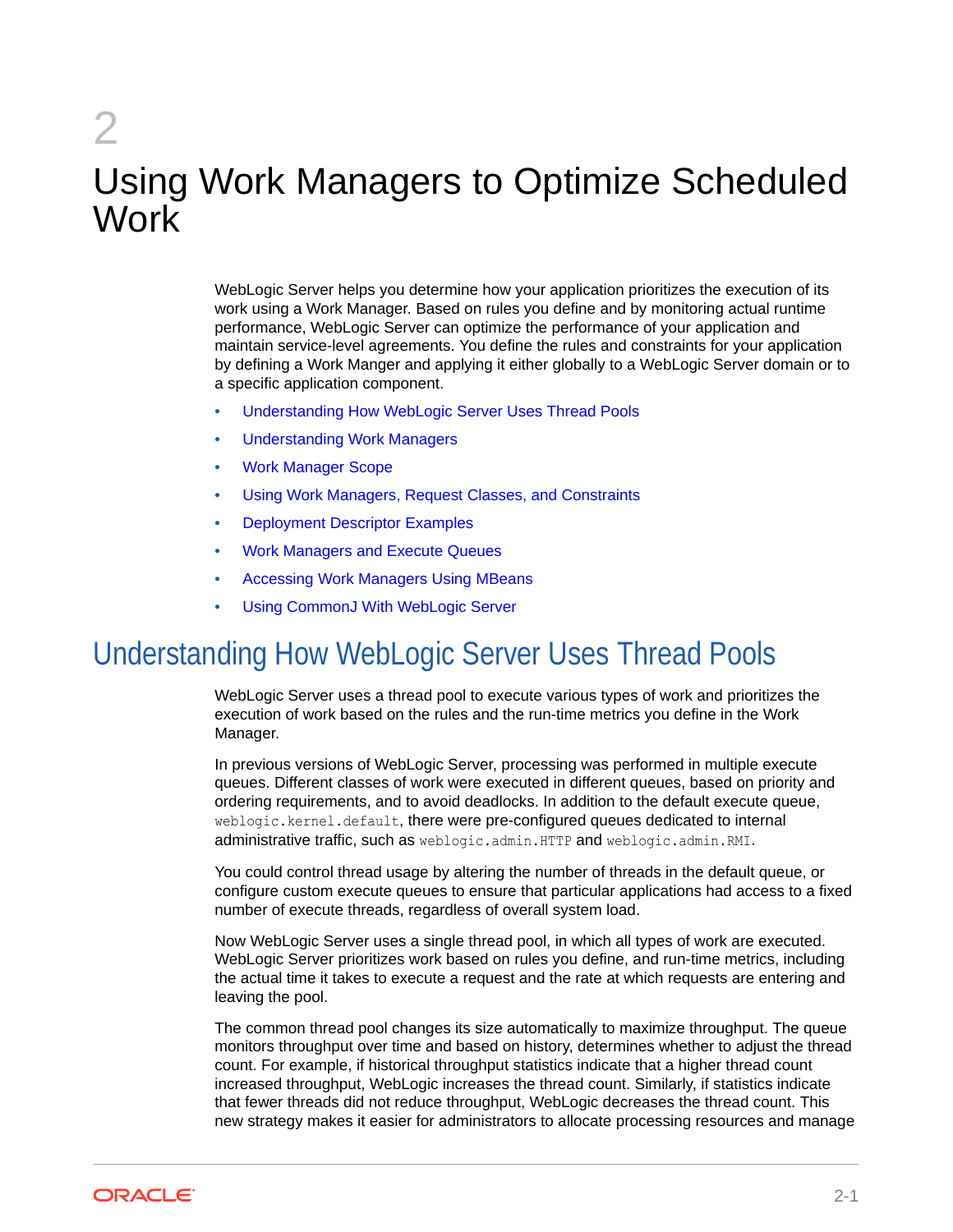# 2 Using Work Managers to Optimize Scheduled Work

WebLogic Server helps you determine how your application prioritizes the execution of its work using a Work Manager. Based on rules you define and by monitoring actual runtime performance, WebLogic Server can optimize the performance of your application and maintain service-level agreements. You define the rules and constraints for your application by defining a Work Manger and applying it either globally to a WebLogic Server domain or to a specific application component.

- Understanding How WebLogic Server Uses Thread Pools
- Understanding Work Managers
- Work Manager Scope
- Using Work Managers, Request Classes, and Constraints
- Deployment Descriptor Examples
- Work Managers and Execute Queues
- Accessing Work Managers Using MBeans
- Using CommonJ With WebLogic Server

## Understanding How WebLogic Server Uses Thread Pools

WebLogic Server uses a thread pool to execute various types of work and prioritizes the execution of work based on the rules and the run-time metrics you define in the Work Manager.

In previous versions of WebLogic Server, processing was performed in multiple execute queues. Different classes of work were executed in different queues, based on priority and ordering requirements, and to avoid deadlocks. In addition to the default execute queue, `weblogic.kernel.default`, there were pre-configured queues dedicated to internal administrative traffic, such as `weblogic.admin.HTTP` and `weblogic.admin.RMI`.

You could control thread usage by altering the number of threads in the default queue, or configure custom execute queues to ensure that particular applications had access to a fixed number of execute threads, regardless of overall system load.

Now WebLogic Server uses a single thread pool, in which all types of work are executed. WebLogic Server prioritizes work based on rules you define, and run-time metrics, including the actual time it takes to execute a request and the rate at which requests are entering and leaving the pool.

The common thread pool changes its size automatically to maximize throughput. The queue monitors throughput over time and based on history, determines whether to adjust the thread count. For example, if historical throughput statistics indicate that a higher thread count increased throughput, WebLogic increases the thread count. Similarly, if statistics indicate that fewer threads did not reduce throughput, WebLogic decreases the thread count. This new strategy makes it easier for administrators to allocate processing resources and manage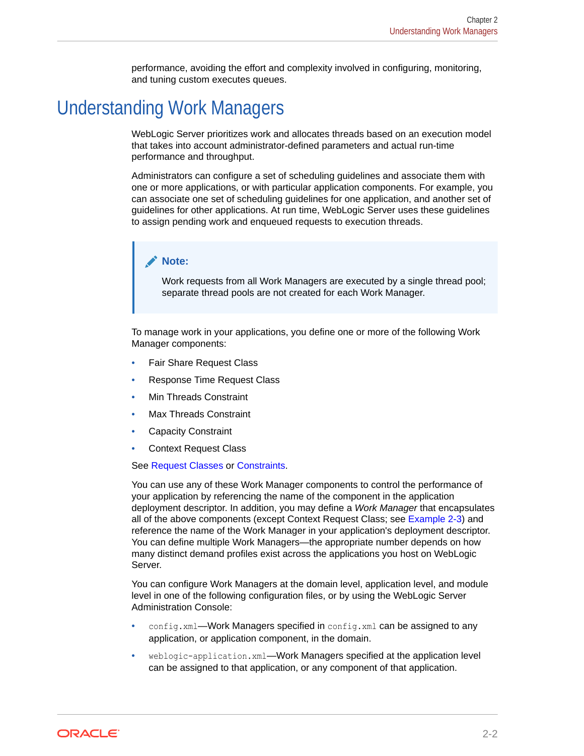performance, avoiding the effort and complexity involved in configuring, monitoring, and tuning custom executes queues.

# Understanding Work Managers

WebLogic Server prioritizes work and allocates threads based on an execution model that takes into account administrator-defined parameters and actual run-time performance and throughput.

Administrators can configure a set of scheduling guidelines and associate them with one or more applications, or with particular application components. For example, you can associate one set of scheduling guidelines for one application, and another set of guidelines for other applications. At run time, WebLogic Server uses these guidelines to assign pending work and enqueued requests to execution threads.

> **Note:**
>
> Work requests from all Work Managers are executed by a single thread pool; separate thread pools are not created for each Work Manager.

To manage work in your applications, you define one or more of the following Work Manager components:

- Fair Share Request Class
- Response Time Request Class
- Min Threads Constraint
- Max Threads Constraint
- Capacity Constraint
- Context Request Class

See Request Classes or Constraints.

You can use any of these Work Manager components to control the performance of your application by referencing the name of the component in the application deployment descriptor. In addition, you may define a *Work Manager* that encapsulates all of the above components (except Context Request Class; see Example 2-3) and reference the name of the Work Manager in your application's deployment descriptor. You can define multiple Work Managers—the appropriate number depends on how many distinct demand profiles exist across the applications you host on WebLogic Server.

You can configure Work Managers at the domain level, application level, and module level in one of the following configuration files, or by using the WebLogic Server Administration Console:

- `config.xml`—Work Managers specified in `config.xml` can be assigned to any application, or application component, in the domain.
- `weblogic-application.xml`—Work Managers specified at the application level can be assigned to that application, or any component of that application.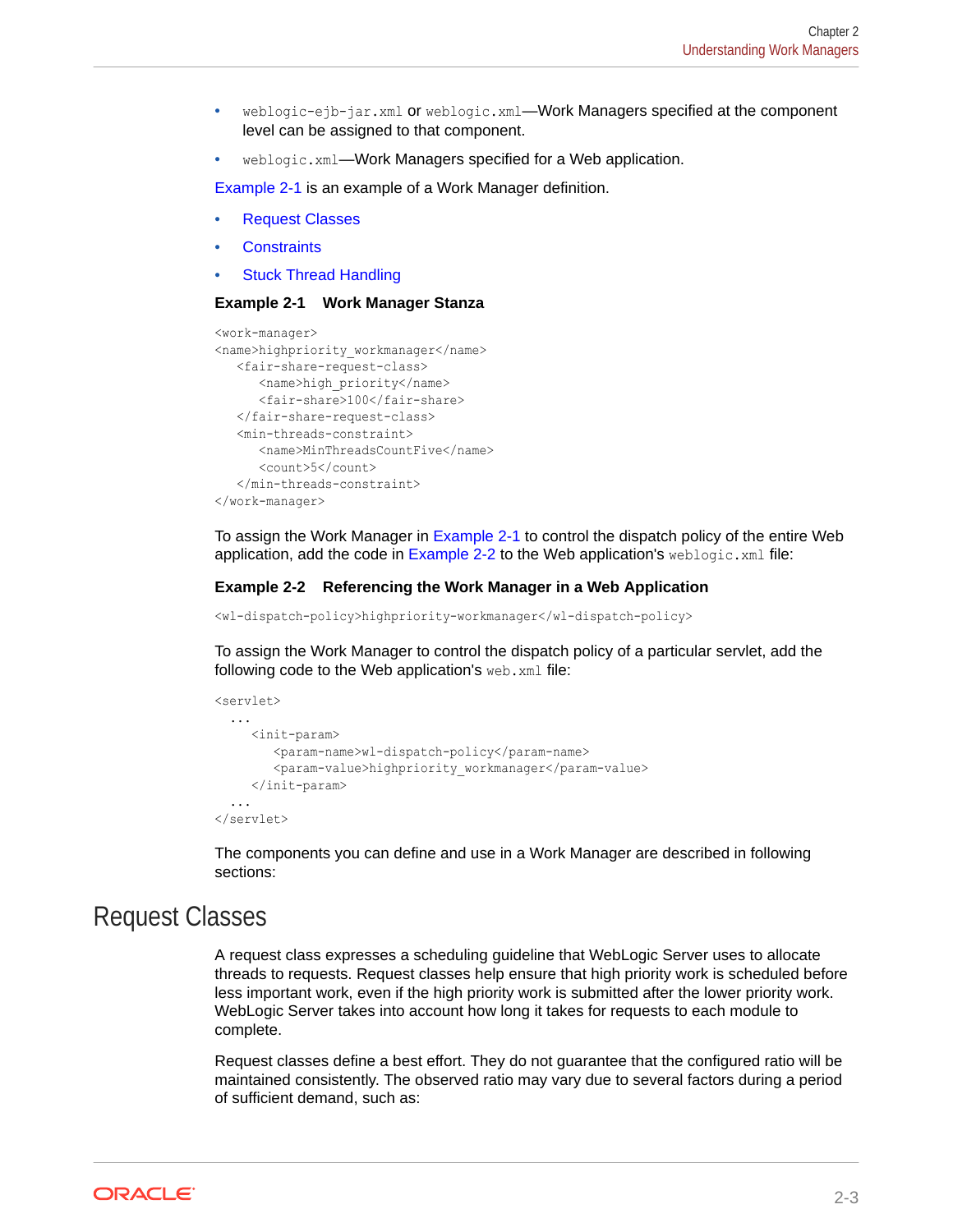- `weblogic-ejb-jar.xml` or `weblogic.xml`—Work Managers specified at the component level can be assigned to that component.
- `weblogic.xml`—Work Managers specified for a Web application.

Example 2-1 is an example of a Work Manager definition.

- Request Classes
- Constraints
- Stuck Thread Handling

**Example 2-1 Work Manager Stanza**

```
<work-manager>
<name>highpriority_workmanager</name>
   <fair-share-request-class>
      <name>high_priority</name>
      <fair-share>100</fair-share>
   </fair-share-request-class>
   <min-threads-constraint>
      <name>MinThreadsCountFive</name>
      <count>5</count>
   </min-threads-constraint>
</work-manager>
```

To assign the Work Manager in Example 2-1 to control the dispatch policy of the entire Web application, add the code in Example 2-2 to the Web application's `weblogic.xml` file:

**Example 2-2 Referencing the Work Manager in a Web Application**

```
<wl-dispatch-policy>highpriority-workmanager</wl-dispatch-policy>
```

To assign the Work Manager to control the dispatch policy of a particular servlet, add the following code to the Web application's `web.xml` file:

```
<servlet>
  ...
     <init-param>
        <param-name>wl-dispatch-policy</param-name>
        <param-value>highpriority_workmanager</param-value>
     </init-param>
  ...
</servlet>
```

The components you can define and use in a Work Manager are described in following sections:

## Request Classes

A request class expresses a scheduling guideline that WebLogic Server uses to allocate threads to requests. Request classes help ensure that high priority work is scheduled before less important work, even if the high priority work is submitted after the lower priority work. WebLogic Server takes into account how long it takes for requests to each module to complete.

Request classes define a best effort. They do not guarantee that the configured ratio will be maintained consistently. The observed ratio may vary due to several factors during a period of sufficient demand, such as: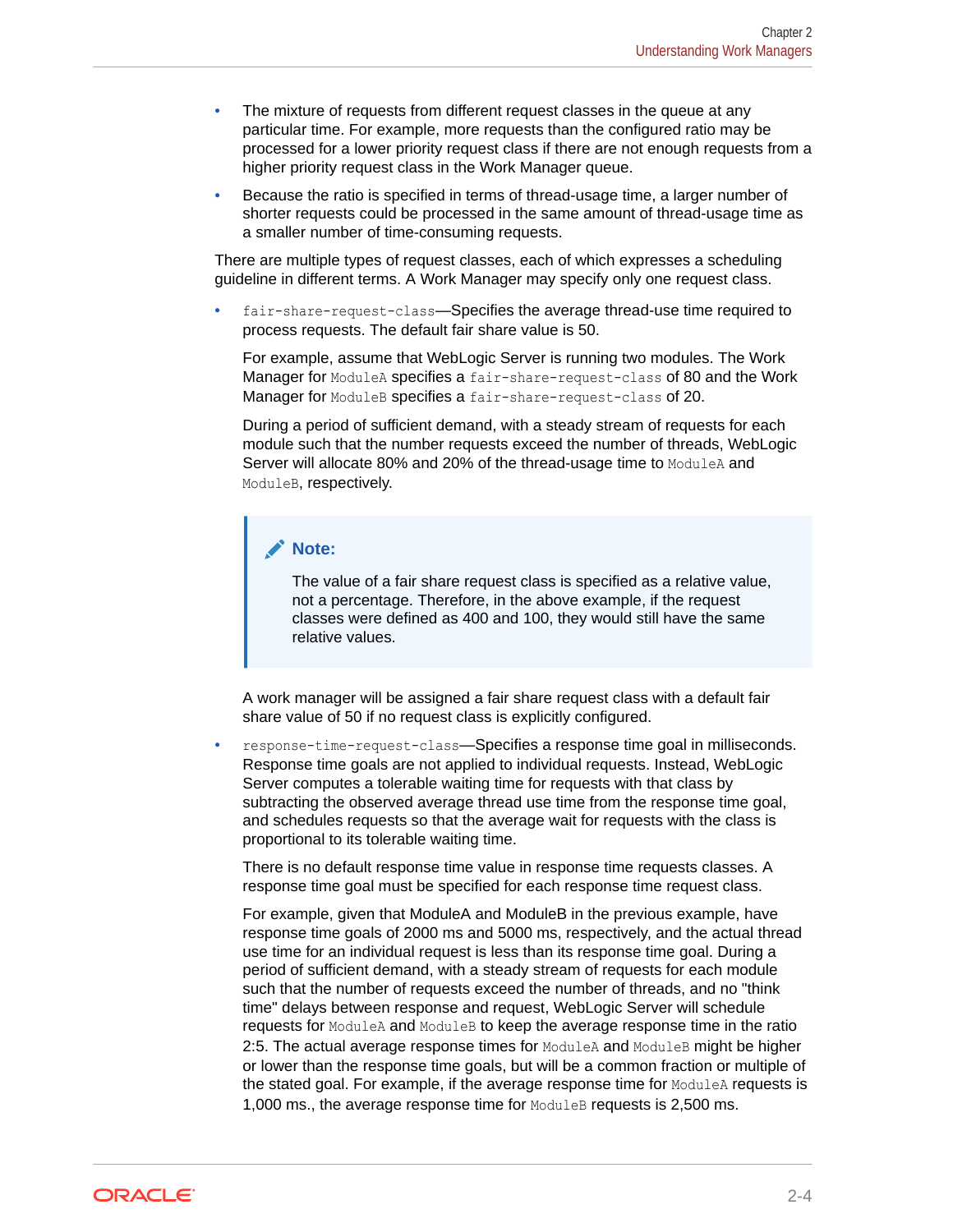- The mixture of requests from different request classes in the queue at any particular time. For example, more requests than the configured ratio may be processed for a lower priority request class if there are not enough requests from a higher priority request class in the Work Manager queue.
- Because the ratio is specified in terms of thread-usage time, a larger number of shorter requests could be processed in the same amount of thread-usage time as a smaller number of time-consuming requests.

There are multiple types of request classes, each of which expresses a scheduling guideline in different terms. A Work Manager may specify only one request class.

- `fair-share-request-class`—Specifies the average thread-use time required to process requests. The default fair share value is 50.

  For example, assume that WebLogic Server is running two modules. The Work Manager for `ModuleA` specifies a `fair-share-request-class` of 80 and the Work Manager for `ModuleB` specifies a `fair-share-request-class` of 20.

  During a period of sufficient demand, with a steady stream of requests for each module such that the number requests exceed the number of threads, WebLogic Server will allocate 80% and 20% of the thread-usage time to `ModuleA` and `ModuleB`, respectively.

  > **Note:**
  >
  > The value of a fair share request class is specified as a relative value, not a percentage. Therefore, in the above example, if the request classes were defined as 400 and 100, they would still have the same relative values.

  A work manager will be assigned a fair share request class with a default fair share value of 50 if no request class is explicitly configured.

- `response-time-request-class`—Specifies a response time goal in milliseconds. Response time goals are not applied to individual requests. Instead, WebLogic Server computes a tolerable waiting time for requests with that class by subtracting the observed average thread use time from the response time goal, and schedules requests so that the average wait for requests with the class is proportional to its tolerable waiting time.

  There is no default response time value in response time requests classes. A response time goal must be specified for each response time request class.

  For example, given that ModuleA and ModuleB in the previous example, have response time goals of 2000 ms and 5000 ms, respectively, and the actual thread use time for an individual request is less than its response time goal. During a period of sufficient demand, with a steady stream of requests for each module such that the number of requests exceed the number of threads, and no "think time" delays between response and request, WebLogic Server will schedule requests for `ModuleA` and `ModuleB` to keep the average response time in the ratio 2:5. The actual average response times for `ModuleA` and `ModuleB` might be higher or lower than the response time goals, but will be a common fraction or multiple of the stated goal. For example, if the average response time for `ModuleA` requests is 1,000 ms., the average response time for `ModuleB` requests is 2,500 ms.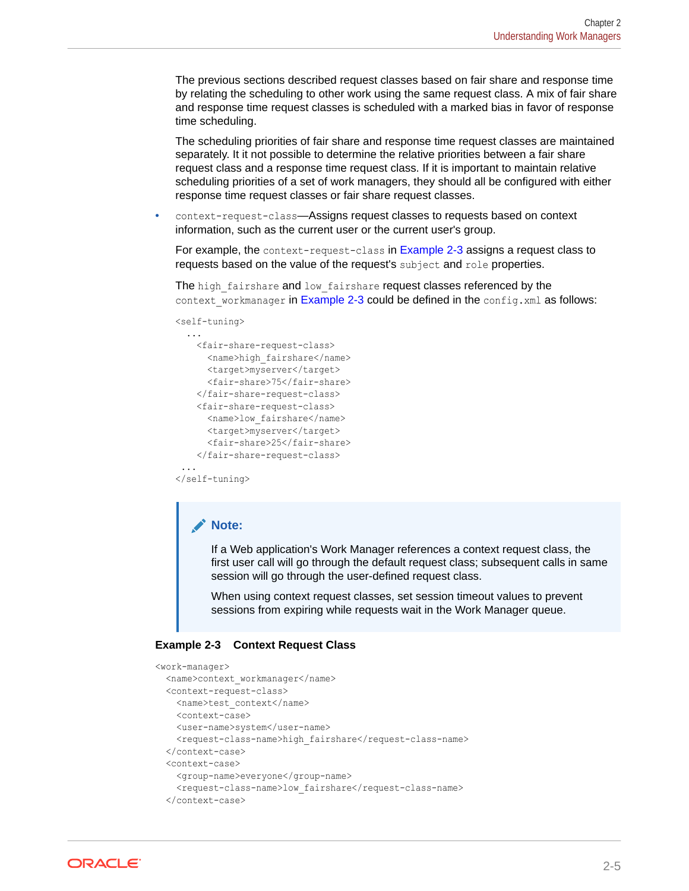The previous sections described request classes based on fair share and response time by relating the scheduling to other work using the same request class. A mix of fair share and response time request classes is scheduled with a marked bias in favor of response time scheduling.

The scheduling priorities of fair share and response time request classes are maintained separately. It it not possible to determine the relative priorities between a fair share request class and a response time request class. If it is important to maintain relative scheduling priorities of a set of work managers, they should all be configured with either response time request classes or fair share request classes.

- `context-request-class`—Assigns request classes to requests based on context information, such as the current user or the current user's group.

  For example, the `context-request-class` in Example 2-3 assigns a request class to requests based on the value of the request's `subject` and `role` properties.

  The `high_fairshare` and `low_fairshare` request classes referenced by the `context_workmanager` in Example 2-3 could be defined in the `config.xml` as follows:

```
<self-tuning>
  ...
    <fair-share-request-class>
      <name>high_fairshare</name>
      <target>myserver</target>
      <fair-share>75</fair-share>
    </fair-share-request-class>
    <fair-share-request-class>
      <name>low_fairshare</name>
      <target>myserver</target>
      <fair-share>25</fair-share>
    </fair-share-request-class>
 ...
</self-tuning>
```

> **Note:**
>
> If a Web application's Work Manager references a context request class, the first user call will go through the default request class; subsequent calls in same session will go through the user-defined request class.
>
> When using context request classes, set session timeout values to prevent sessions from expiring while requests wait in the Work Manager queue.

**Example 2-3 Context Request Class**

```
<work-manager>
  <name>context_workmanager</name>
  <context-request-class>
    <name>test_context</name>
    <context-case>
    <user-name>system</user-name>
    <request-class-name>high_fairshare</request-class-name>
  </context-case>
  <context-case>
    <group-name>everyone</group-name>
    <request-class-name>low_fairshare</request-class-name>
  </context-case>
```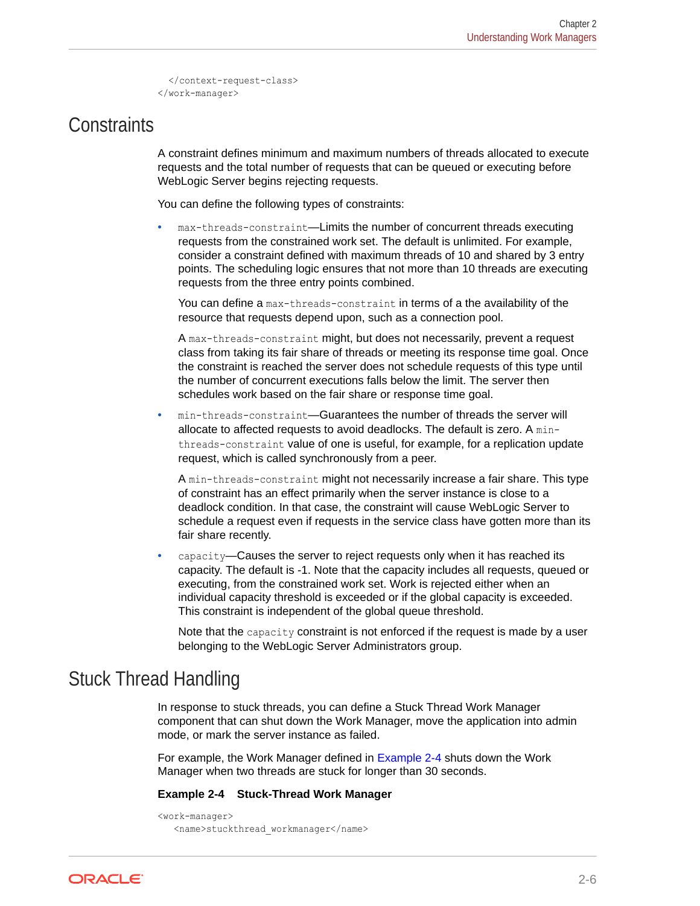```
  </context-request-class>
</work-manager>
```

## Constraints

A constraint defines minimum and maximum numbers of threads allocated to execute requests and the total number of requests that can be queued or executing before WebLogic Server begins rejecting requests.

You can define the following types of constraints:

- `max-threads-constraint`—Limits the number of concurrent threads executing requests from the constrained work set. The default is unlimited. For example, consider a constraint defined with maximum threads of 10 and shared by 3 entry points. The scheduling logic ensures that not more than 10 threads are executing requests from the three entry points combined.

  You can define a `max-threads-constraint` in terms of a the availability of the resource that requests depend upon, such as a connection pool.

  A `max-threads-constraint` might, but does not necessarily, prevent a request class from taking its fair share of threads or meeting its response time goal. Once the constraint is reached the server does not schedule requests of this type until the number of concurrent executions falls below the limit. The server then schedules work based on the fair share or response time goal.

- `min-threads-constraint`—Guarantees the number of threads the server will allocate to affected requests to avoid deadlocks. The default is zero. A `min-threads-constraint` value of one is useful, for example, for a replication update request, which is called synchronously from a peer.

  A `min-threads-constraint` might not necessarily increase a fair share. This type of constraint has an effect primarily when the server instance is close to a deadlock condition. In that case, the constraint will cause WebLogic Server to schedule a request even if requests in the service class have gotten more than its fair share recently.

- `capacity`—Causes the server to reject requests only when it has reached its capacity. The default is -1. Note that the capacity includes all requests, queued or executing, from the constrained work set. Work is rejected either when an individual capacity threshold is exceeded or if the global capacity is exceeded. This constraint is independent of the global queue threshold.

  Note that the `capacity` constraint is not enforced if the request is made by a user belonging to the WebLogic Server Administrators group.

## Stuck Thread Handling

In response to stuck threads, you can define a Stuck Thread Work Manager component that can shut down the Work Manager, move the application into admin mode, or mark the server instance as failed.

For example, the Work Manager defined in Example 2-4 shuts down the Work Manager when two threads are stuck for longer than 30 seconds.

**Example 2-4 Stuck-Thread Work Manager**

```
<work-manager>
  <name>stuckthread_workmanager</name>
```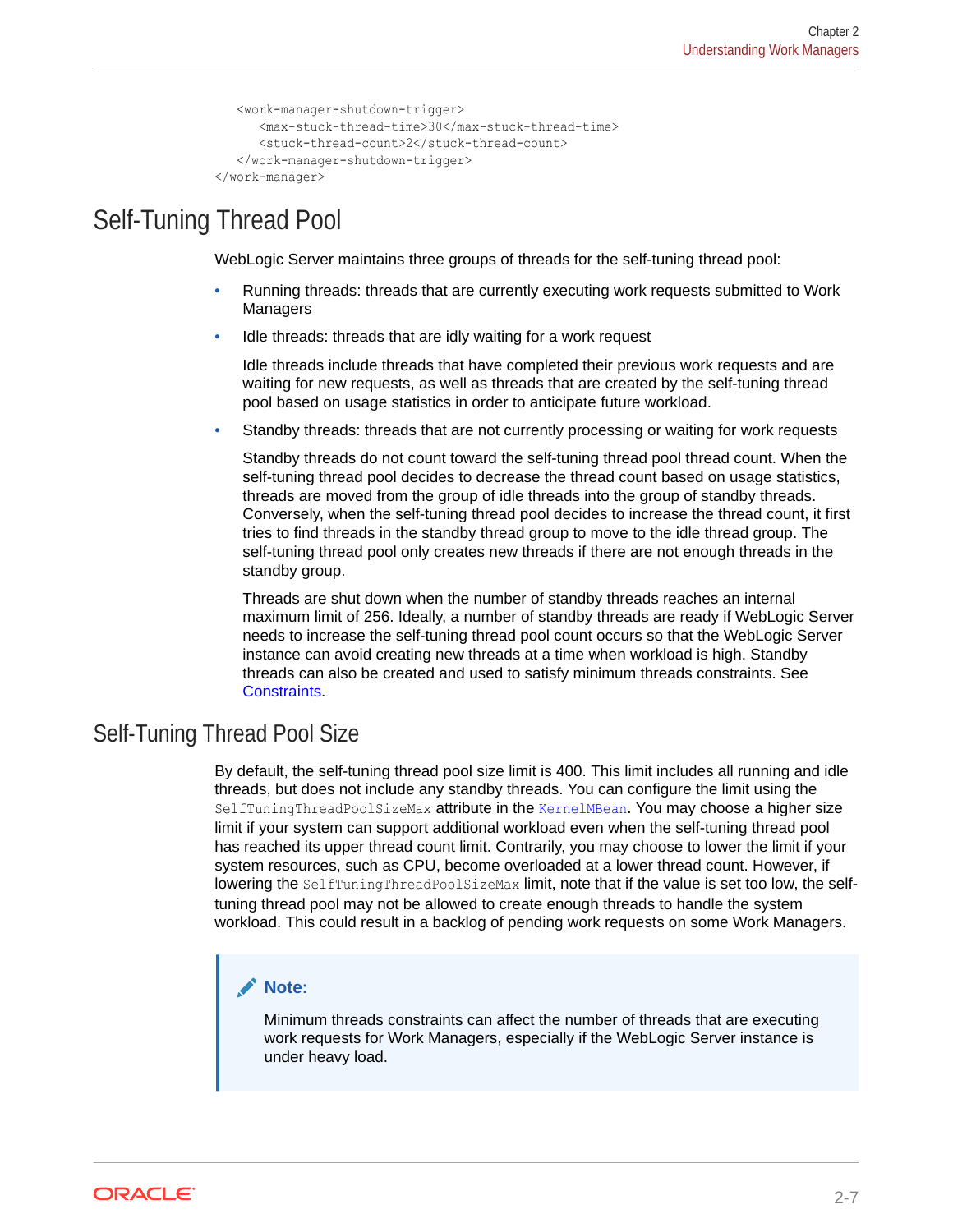```
    <work-manager-shutdown-trigger>
      <max-stuck-thread-time>30</max-stuck-thread-time>
      <stuck-thread-count>2</stuck-thread-count>
    </work-manager-shutdown-trigger>
</work-manager>
```

## Self-Tuning Thread Pool

WebLogic Server maintains three groups of threads for the self-tuning thread pool:

- Running threads: threads that are currently executing work requests submitted to Work Managers
- Idle threads: threads that are idly waiting for a work request

  Idle threads include threads that have completed their previous work requests and are waiting for new requests, as well as threads that are created by the self-tuning thread pool based on usage statistics in order to anticipate future workload.
- Standby threads: threads that are not currently processing or waiting for work requests

  Standby threads do not count toward the self-tuning thread pool thread count. When the self-tuning thread pool decides to decrease the thread count based on usage statistics, threads are moved from the group of idle threads into the group of standby threads. Conversely, when the self-tuning thread pool decides to increase the thread count, it first tries to find threads in the standby thread group to move to the idle thread group. The self-tuning thread pool only creates new threads if there are not enough threads in the standby group.

  Threads are shut down when the number of standby threads reaches an internal maximum limit of 256. Ideally, a number of standby threads are ready if WebLogic Server needs to increase the self-tuning thread pool count occurs so that the WebLogic Server instance can avoid creating new threads at a time when workload is high. Standby threads can also be created and used to satisfy minimum threads constraints. See Constraints.

### Self-Tuning Thread Pool Size

By default, the self-tuning thread pool size limit is 400. This limit includes all running and idle threads, but does not include any standby threads. You can configure the limit using the `SelfTuningThreadPoolSizeMax` attribute in the `KernelMBean`. You may choose a higher size limit if your system can support additional workload even when the self-tuning thread pool has reached its upper thread count limit. Contrarily, you may choose to lower the limit if your system resources, such as CPU, become overloaded at a lower thread count. However, if lowering the `SelfTuningThreadPoolSizeMax` limit, note that if the value is set too low, the self-tuning thread pool may not be allowed to create enough threads to handle the system workload. This could result in a backlog of pending work requests on some Work Managers.

> **Note:**
>
> Minimum threads constraints can affect the number of threads that are executing work requests for Work Managers, especially if the WebLogic Server instance is under heavy load.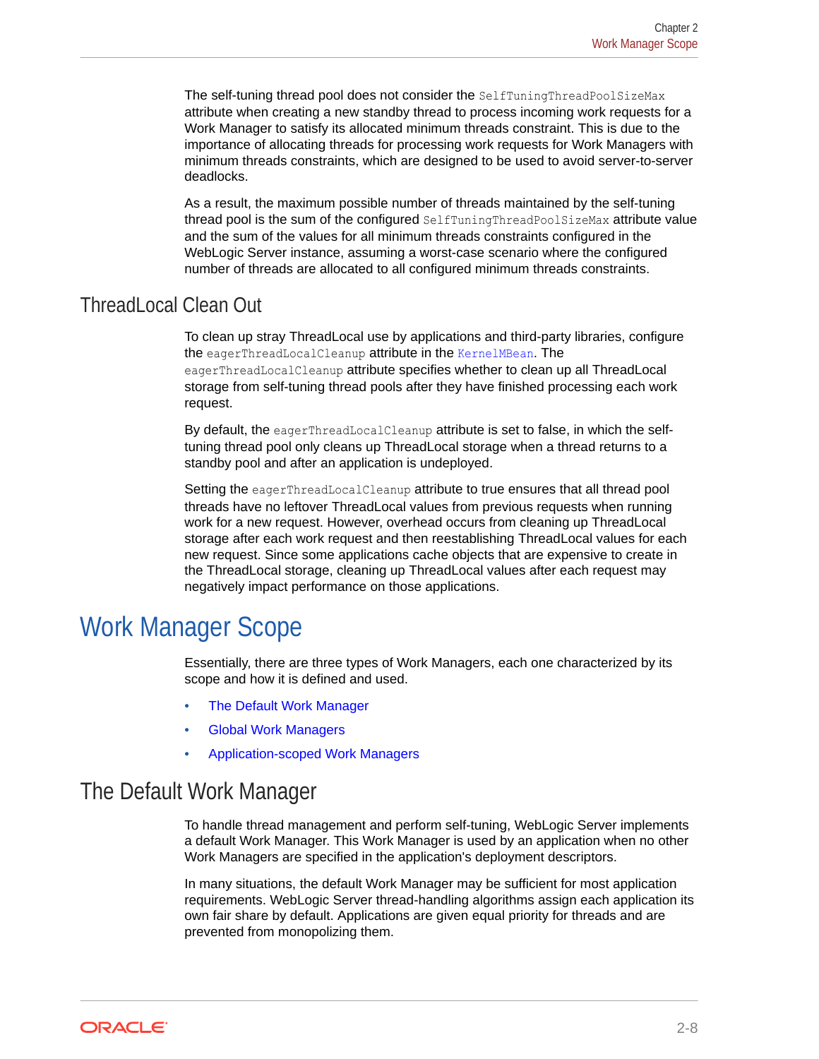The self-tuning thread pool does not consider the `SelfTuningThreadPoolSizeMax` attribute when creating a new standby thread to process incoming work requests for a Work Manager to satisfy its allocated minimum threads constraint. This is due to the importance of allocating threads for processing work requests for Work Managers with minimum threads constraints, which are designed to be used to avoid server-to-server deadlocks.

As a result, the maximum possible number of threads maintained by the self-tuning thread pool is the sum of the configured `SelfTuningThreadPoolSizeMax` attribute value and the sum of the values for all minimum threads constraints configured in the WebLogic Server instance, assuming a worst-case scenario where the configured number of threads are allocated to all configured minimum threads constraints.

## ThreadLocal Clean Out

To clean up stray ThreadLocal use by applications and third-party libraries, configure the `eagerThreadLocalCleanup` attribute in the `KernelMBean`. The `eagerThreadLocalCleanup` attribute specifies whether to clean up all ThreadLocal storage from self-tuning thread pools after they have finished processing each work request.

By default, the `eagerThreadLocalCleanup` attribute is set to false, in which the self-tuning thread pool only cleans up ThreadLocal storage when a thread returns to a standby pool and after an application is undeployed.

Setting the `eagerThreadLocalCleanup` attribute to true ensures that all thread pool threads have no leftover ThreadLocal values from previous requests when running work for a new request. However, overhead occurs from cleaning up ThreadLocal storage after each work request and then reestablishing ThreadLocal values for each new request. Since some applications cache objects that are expensive to create in the ThreadLocal storage, cleaning up ThreadLocal values after each request may negatively impact performance on those applications.

# Work Manager Scope

Essentially, there are three types of Work Managers, each one characterized by its scope and how it is defined and used.

- The Default Work Manager
- Global Work Managers
- Application-scoped Work Managers

## The Default Work Manager

To handle thread management and perform self-tuning, WebLogic Server implements a default Work Manager. This Work Manager is used by an application when no other Work Managers are specified in the application's deployment descriptors.

In many situations, the default Work Manager may be sufficient for most application requirements. WebLogic Server thread-handling algorithms assign each application its own fair share by default. Applications are given equal priority for threads and are prevented from monopolizing them.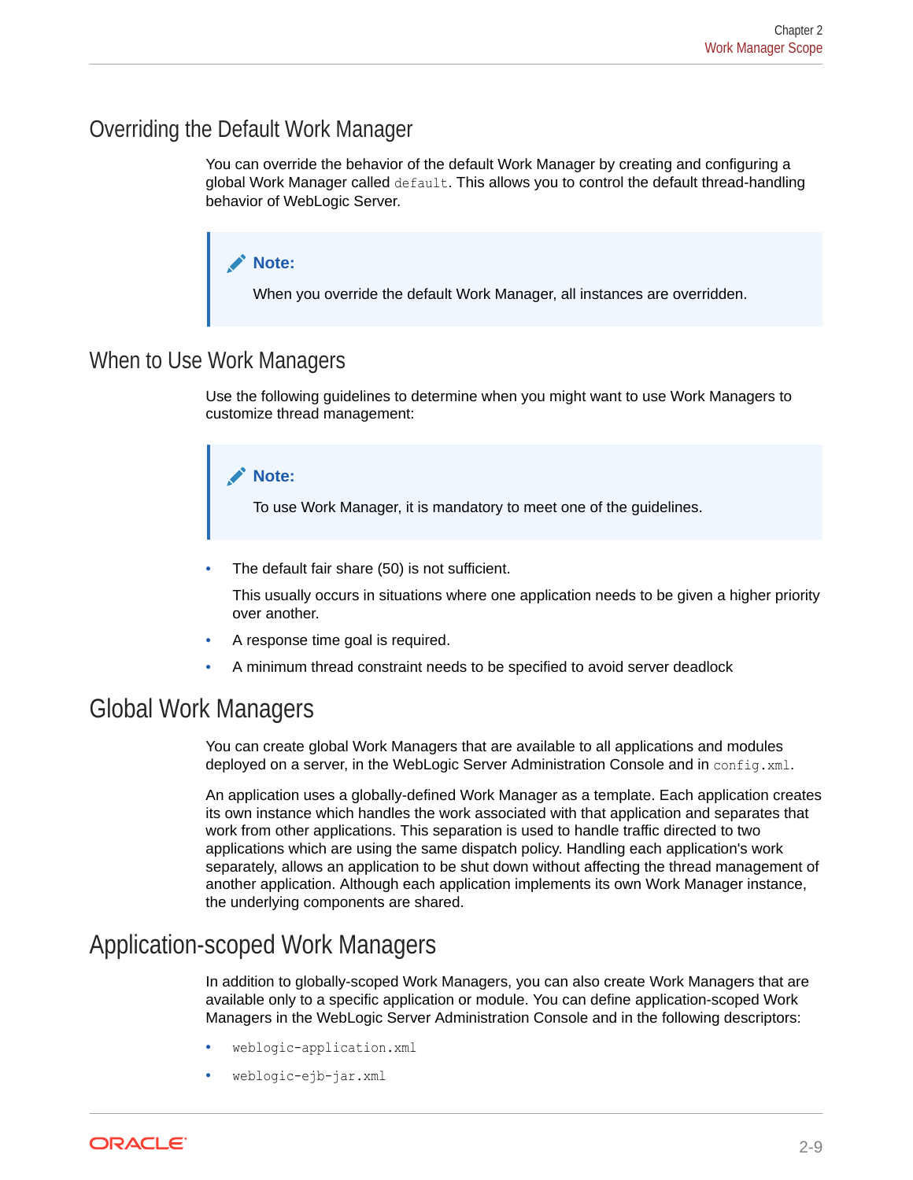## Overriding the Default Work Manager

You can override the behavior of the default Work Manager by creating and configuring a global Work Manager called `default`. This allows you to control the default thread-handling behavior of WebLogic Server.

> **Note:**
>
> When you override the default Work Manager, all instances are overridden.

## When to Use Work Managers

Use the following guidelines to determine when you might want to use Work Managers to customize thread management:

> **Note:**
>
> To use Work Manager, it is mandatory to meet one of the guidelines.

- The default fair share (50) is not sufficient.

  This usually occurs in situations where one application needs to be given a higher priority over another.
- A response time goal is required.
- A minimum thread constraint needs to be specified to avoid server deadlock

## Global Work Managers

You can create global Work Managers that are available to all applications and modules deployed on a server, in the WebLogic Server Administration Console and in `config.xml`.

An application uses a globally-defined Work Manager as a template. Each application creates its own instance which handles the work associated with that application and separates that work from other applications. This separation is used to handle traffic directed to two applications which are using the same dispatch policy. Handling each application's work separately, allows an application to be shut down without affecting the thread management of another application. Although each application implements its own Work Manager instance, the underlying components are shared.

## Application-scoped Work Managers

In addition to globally-scoped Work Managers, you can also create Work Managers that are available only to a specific application or module. You can define application-scoped Work Managers in the WebLogic Server Administration Console and in the following descriptors:

- `weblogic-application.xml`
- `weblogic-ejb-jar.xml`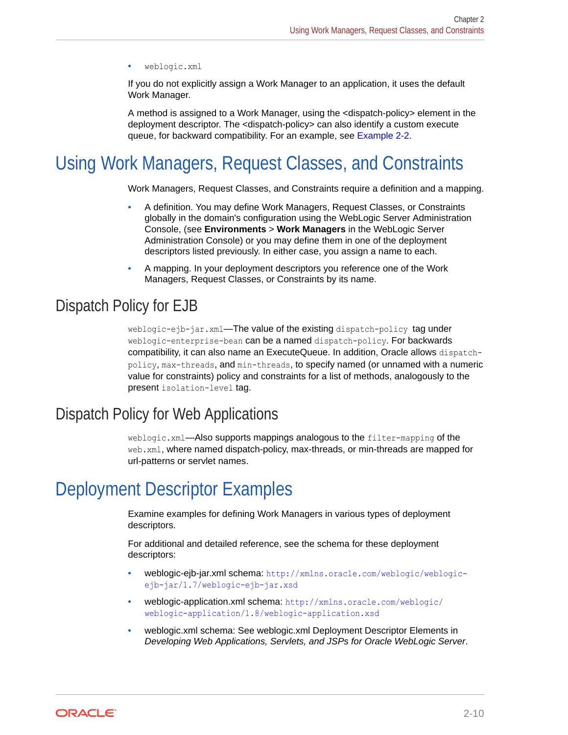- `weblogic.xml`

If you do not explicitly assign a Work Manager to an application, it uses the default Work Manager.

A method is assigned to a Work Manager, using the <dispatch-policy> element in the deployment descriptor. The <dispatch-policy> can also identify a custom execute queue, for backward compatibility. For an example, see Example 2-2.

# Using Work Managers, Request Classes, and Constraints

Work Managers, Request Classes, and Constraints require a definition and a mapping.

- A definition. You may define Work Managers, Request Classes, or Constraints globally in the domain's configuration using the WebLogic Server Administration Console, (see **Environments** > **Work Managers** in the WebLogic Server Administration Console) or you may define them in one of the deployment descriptors listed previously. In either case, you assign a name to each.
- A mapping. In your deployment descriptors you reference one of the Work Managers, Request Classes, or Constraints by its name.

## Dispatch Policy for EJB

`weblogic-ejb-jar.xml`—The value of the existing `dispatch-policy` tag under `weblogic-enterprise-bean` can be a named `dispatch-policy`. For backwards compatibility, it can also name an ExecuteQueue. In addition, Oracle allows `dispatch-policy`, `max-threads`, and `min-threads`, to specify named (or unnamed with a numeric value for constraints) policy and constraints for a list of methods, analogously to the present `isolation-level` tag.

## Dispatch Policy for Web Applications

`weblogic.xml`—Also supports mappings analogous to the `filter-mapping` of the `web.xml`, where named dispatch-policy, max-threads, or min-threads are mapped for url-patterns or servlet names.

# Deployment Descriptor Examples

Examine examples for defining Work Managers in various types of deployment descriptors.

For additional and detailed reference, see the schema for these deployment descriptors:

- weblogic-ejb-jar.xml schema: `http://xmlns.oracle.com/weblogic/weblogic-ejb-jar/1.7/weblogic-ejb-jar.xsd`
- weblogic-application.xml schema: `http://xmlns.oracle.com/weblogic/weblogic-application/1.8/weblogic-application.xsd`
- weblogic.xml schema: See weblogic.xml Deployment Descriptor Elements in *Developing Web Applications, Servlets, and JSPs for Oracle WebLogic Server*.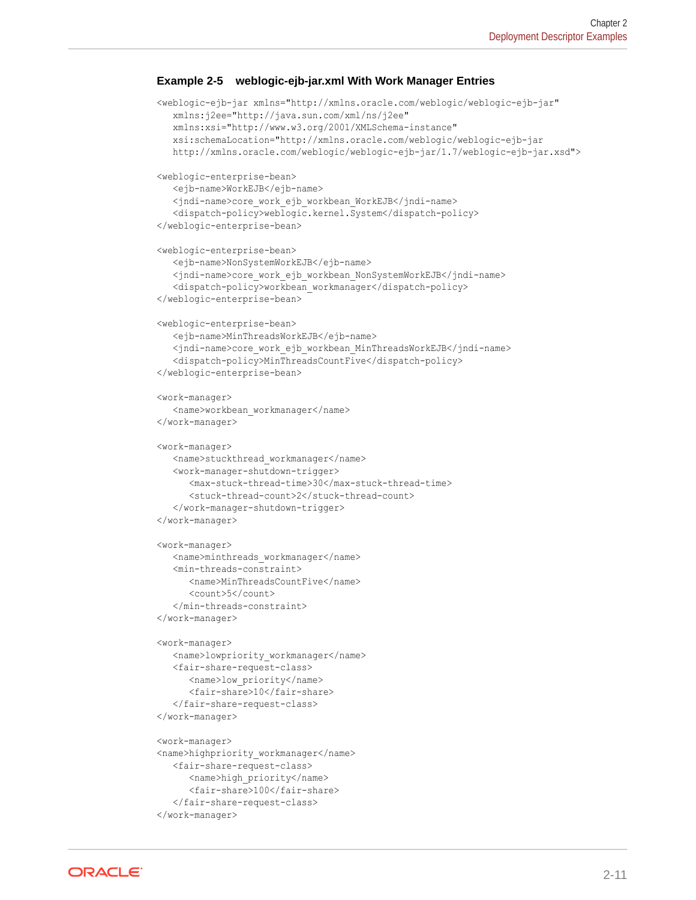**Example 2-5 weblogic-ejb-jar.xml With Work Manager Entries**

```
<weblogic-ejb-jar xmlns="http://xmlns.oracle.com/weblogic/weblogic-ejb-jar"
   xmlns:j2ee="http://java.sun.com/xml/ns/j2ee"
   xmlns:xsi="http://www.w3.org/2001/XMLSchema-instance"
   xsi:schemaLocation="http://xmlns.oracle.com/weblogic/weblogic-ejb-jar
   http://xmlns.oracle.com/weblogic/weblogic-ejb-jar/1.7/weblogic-ejb-jar.xsd">

<weblogic-enterprise-bean>
   <ejb-name>WorkEJB</ejb-name>
   <jndi-name>core_work_ejb_workbean_WorkEJB</jndi-name>
   <dispatch-policy>weblogic.kernel.System</dispatch-policy>
</weblogic-enterprise-bean>

<weblogic-enterprise-bean>
   <ejb-name>NonSystemWorkEJB</ejb-name>
   <jndi-name>core_work_ejb_workbean_NonSystemWorkEJB</jndi-name>
   <dispatch-policy>workbean_workmanager</dispatch-policy>
</weblogic-enterprise-bean>

<weblogic-enterprise-bean>
   <ejb-name>MinThreadsWorkEJB</ejb-name>
   <jndi-name>core_work_ejb_workbean_MinThreadsWorkEJB</jndi-name>
   <dispatch-policy>MinThreadsCountFive</dispatch-policy>
</weblogic-enterprise-bean>

<work-manager>
   <name>workbean_workmanager</name>
</work-manager>

<work-manager>
   <name>stuckthread_workmanager</name>
   <work-manager-shutdown-trigger>
      <max-stuck-thread-time>30</max-stuck-thread-time>
      <stuck-thread-count>2</stuck-thread-count>
   </work-manager-shutdown-trigger>
</work-manager>

<work-manager>
   <name>minthreads_workmanager</name>
   <min-threads-constraint>
      <name>MinThreadsCountFive</name>
      <count>5</count>
   </min-threads-constraint>
</work-manager>

<work-manager>
   <name>lowpriority_workmanager</name>
   <fair-share-request-class>
      <name>low_priority</name>
      <fair-share>10</fair-share>
   </fair-share-request-class>
</work-manager>

<work-manager>
<name>highpriority_workmanager</name>
   <fair-share-request-class>
      <name>high_priority</name>
      <fair-share>100</fair-share>
   </fair-share-request-class>
</work-manager>
```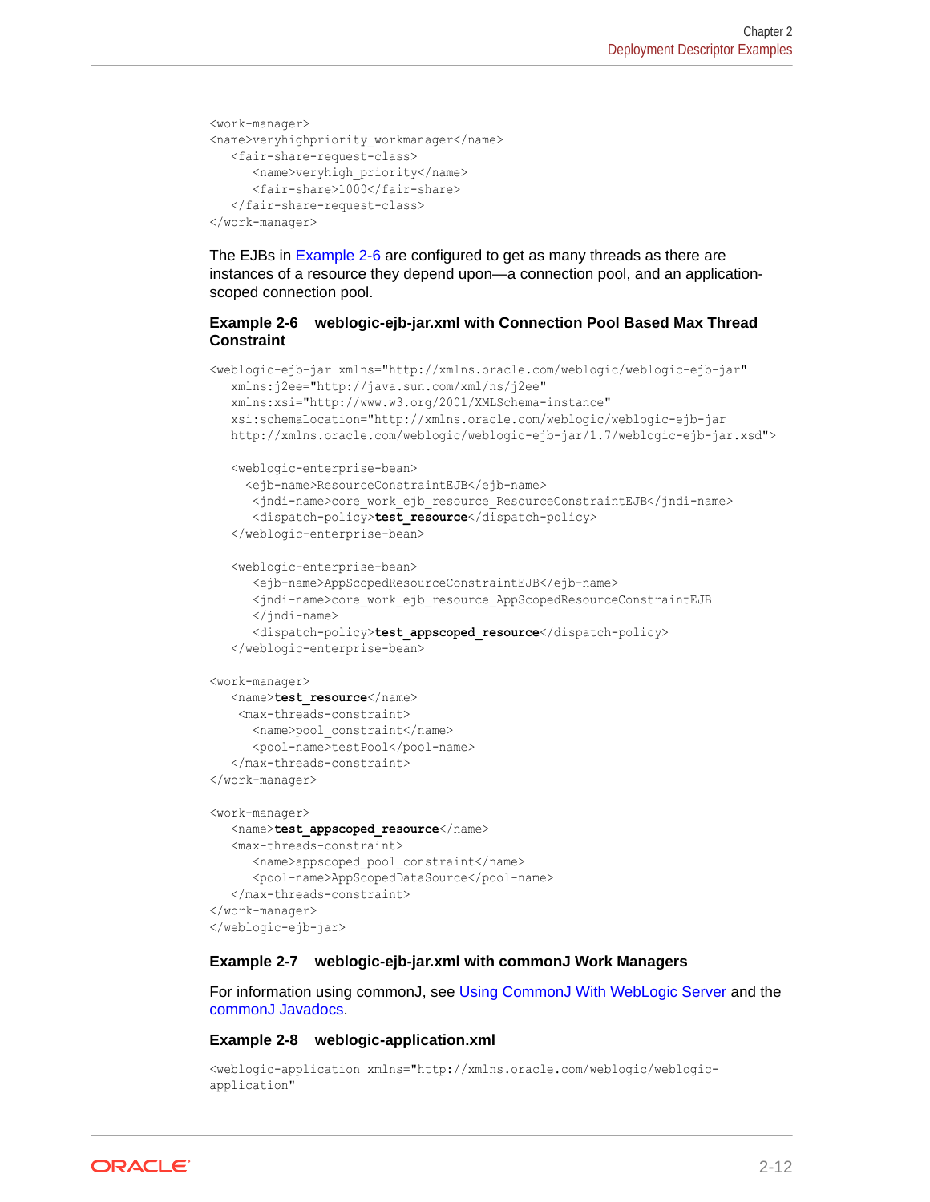```
<work-manager>
<name>veryhighpriority_workmanager</name>
   <fair-share-request-class>
      <name>veryhigh_priority</name>
      <fair-share>1000</fair-share>
   </fair-share-request-class>
</work-manager>
```

The EJBs in Example 2-6 are configured to get as many threads as there are instances of a resource they depend upon—a connection pool, and an application-scoped connection pool.

#### Example 2-6 weblogic-ejb-jar.xml with Connection Pool Based Max Thread Constraint

```
<weblogic-ejb-jar xmlns="http://xmlns.oracle.com/weblogic/weblogic-ejb-jar"
   xmlns:j2ee="http://java.sun.com/xml/ns/j2ee"
   xmlns:xsi="http://www.w3.org/2001/XMLSchema-instance"
   xsi:schemaLocation="http://xmlns.oracle.com/weblogic/weblogic-ejb-jar
   http://xmlns.oracle.com/weblogic/weblogic-ejb-jar/1.7/weblogic-ejb-jar.xsd">

   <weblogic-enterprise-bean>
     <ejb-name>ResourceConstraintEJB</ejb-name>
      <jndi-name>core_work_ejb_resource_ResourceConstraintEJB</jndi-name>
      <dispatch-policy>test_resource</dispatch-policy>
   </weblogic-enterprise-bean>

   <weblogic-enterprise-bean>
      <ejb-name>AppScopedResourceConstraintEJB</ejb-name>
      <jndi-name>core_work_ejb_resource_AppScopedResourceConstraintEJB
      </jndi-name>
      <dispatch-policy>test_appscoped_resource</dispatch-policy>
   </weblogic-enterprise-bean>

<work-manager>
   <name>test_resource</name>
    <max-threads-constraint>
      <name>pool_constraint</name>
      <pool-name>testPool</pool-name>
   </max-threads-constraint>
</work-manager>

<work-manager>
   <name>test_appscoped_resource</name>
   <max-threads-constraint>
      <name>appscoped_pool_constraint</name>
      <pool-name>AppScopedDataSource</pool-name>
   </max-threads-constraint>
</work-manager>
</weblogic-ejb-jar>
```

#### Example 2-7 weblogic-ejb-jar.xml with commonJ Work Managers

For information using commonJ, see Using CommonJ With WebLogic Server and the commonJ Javadocs.

#### Example 2-8 weblogic-application.xml

```
<weblogic-application xmlns="http://xmlns.oracle.com/weblogic/weblogic-
application"
```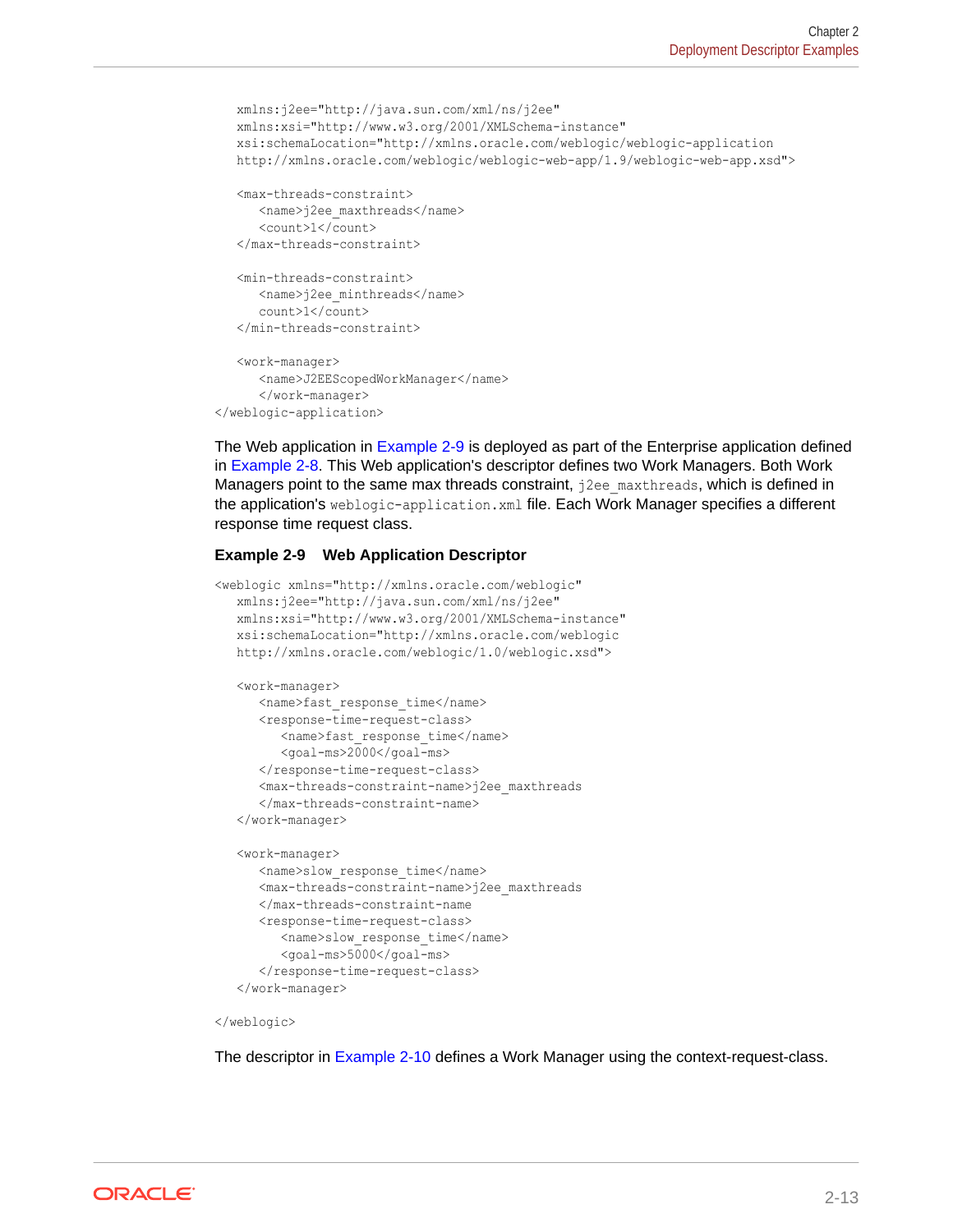```
   xmlns:j2ee="http://java.sun.com/xml/ns/j2ee"
   xmlns:xsi="http://www.w3.org/2001/XMLSchema-instance"
   xsi:schemaLocation="http://xmlns.oracle.com/weblogic/weblogic-application
   http://xmlns.oracle.com/weblogic/weblogic-web-app/1.9/weblogic-web-app.xsd">

   <max-threads-constraint>
      <name>j2ee_maxthreads</name>
      <count>1</count>
   </max-threads-constraint>

   <min-threads-constraint>
      <name>j2ee_minthreads</name>
      count>1</count>
   </min-threads-constraint>

   <work-manager>
      <name>J2EEScopedWorkManager</name>
      </work-manager>
</weblogic-application>
```

The Web application in Example 2-9 is deployed as part of the Enterprise application defined in Example 2-8. This Web application's descriptor defines two Work Managers. Both Work Managers point to the same max threads constraint, `j2ee_maxthreads`, which is defined in the application's `weblogic-application.xml` file. Each Work Manager specifies a different response time request class.

**Example 2-9 Web Application Descriptor**

```
<weblogic xmlns="http://xmlns.oracle.com/weblogic"
   xmlns:j2ee="http://java.sun.com/xml/ns/j2ee"
   xmlns:xsi="http://www.w3.org/2001/XMLSchema-instance"
   xsi:schemaLocation="http://xmlns.oracle.com/weblogic
   http://xmlns.oracle.com/weblogic/1.0/weblogic.xsd">

   <work-manager>
      <name>fast_response_time</name>
      <response-time-request-class>
         <name>fast_response_time</name>
         <goal-ms>2000</goal-ms>
      </response-time-request-class>
      <max-threads-constraint-name>j2ee_maxthreads
      </max-threads-constraint-name>
   </work-manager>

   <work-manager>
      <name>slow_response_time</name>
      <max-threads-constraint-name>j2ee_maxthreads
      </max-threads-constraint-name
      <response-time-request-class>
         <name>slow_response_time</name>
         <goal-ms>5000</goal-ms>
      </response-time-request-class>
   </work-manager>

</weblogic>
```

The descriptor in Example 2-10 defines a Work Manager using the context-request-class.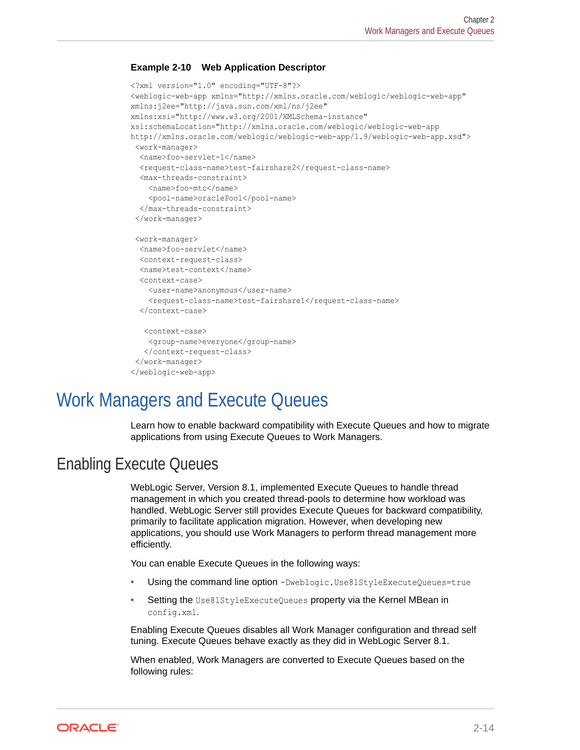**Example 2-10 Web Application Descriptor**

```
<?xml version="1.0" encoding="UTF-8"?>
<weblogic-web-app xmlns="http://xmlns.oracle.com/weblogic/weblogic-web-app"
xmlns:j2ee="http://java.sun.com/xml/ns/j2ee"
xmlns:xsi="http://www.w3.org/2001/XMLSchema-instance"
xsi:schemaLocation="http://xmlns.oracle.com/weblogic/weblogic-web-app
http://xmlns.oracle.com/weblogic/weblogic-web-app/1.9/weblogic-web-app.xsd">
 <work-manager>
  <name>foo-servlet-1</name>
  <request-class-name>test-fairshare2</request-class-name>
  <max-threads-constraint>
    <name>foo-mtc</name>
    <pool-name>oraclePool</pool-name>
  </max-threads-constraint>
 </work-manager>

 <work-manager>
  <name>foo-servlet</name>
  <context-request-class>
  <name>test-context</name>
  <context-case>
    <user-name>anonymous</user-name>
    <request-class-name>test-fairshare1</request-class-name>
  </context-case>

   <context-case>
    <group-name>everyone</group-name>
   </context-request-class>
 </work-manager>
</weblogic-web-app>
```

# Work Managers and Execute Queues

Learn how to enable backward compatibility with Execute Queues and how to migrate applications from using Execute Queues to Work Managers.

## Enabling Execute Queues

WebLogic Server, Version 8.1, implemented Execute Queues to handle thread management in which you created thread-pools to determine how workload was handled. WebLogic Server still provides Execute Queues for backward compatibility, primarily to facilitate application migration. However, when developing new applications, you should use Work Managers to perform thread management more efficiently.

You can enable Execute Queues in the following ways:

- Using the command line option `-Dweblogic.Use81StyleExecuteQueues=true`
- Setting the `Use81StyleExecuteQueues` property via the Kernel MBean in `config.xml`.

Enabling Execute Queues disables all Work Manager configuration and thread self tuning. Execute Queues behave exactly as they did in WebLogic Server 8.1.

When enabled, Work Managers are converted to Execute Queues based on the following rules: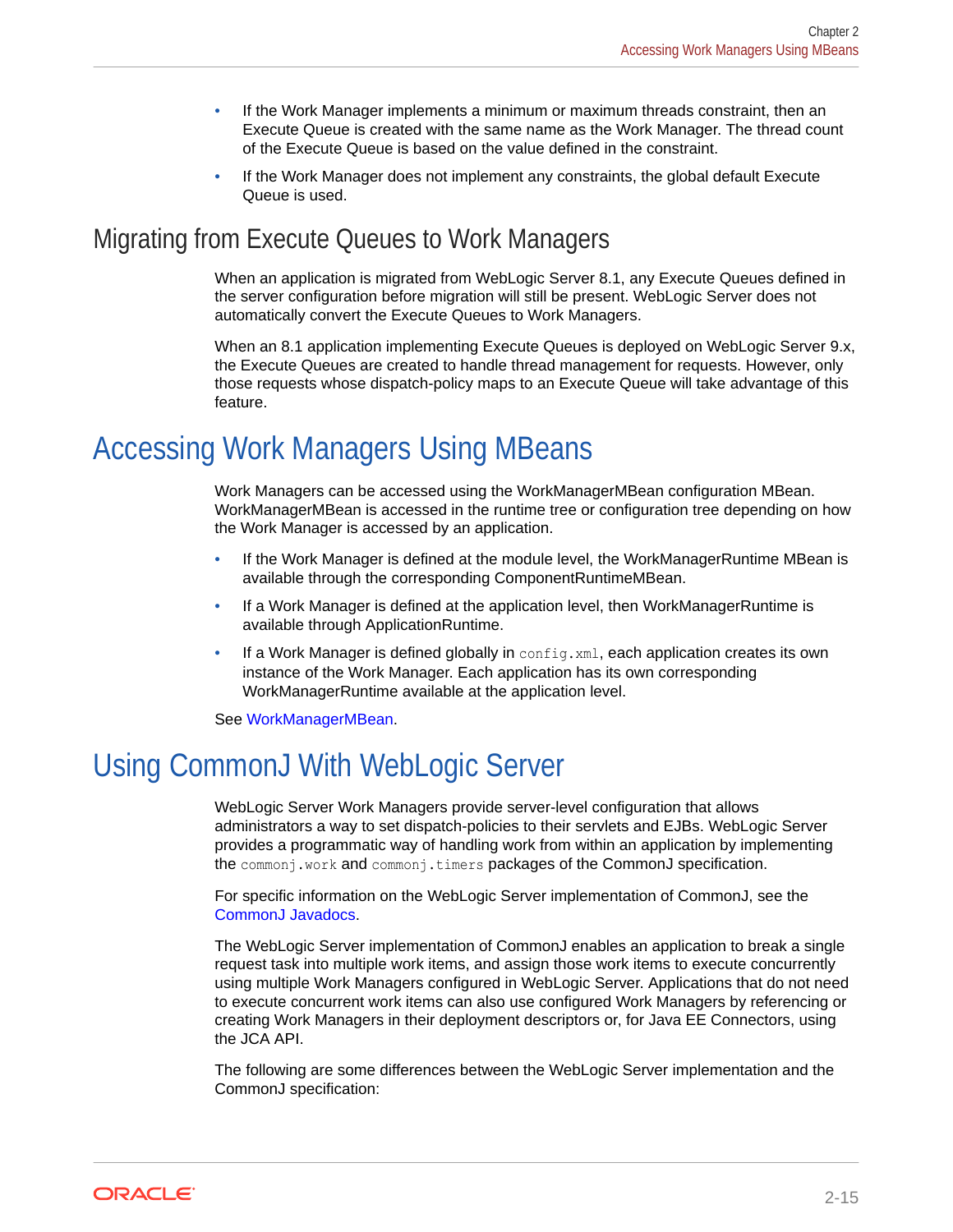- If the Work Manager implements a minimum or maximum threads constraint, then an Execute Queue is created with the same name as the Work Manager. The thread count of the Execute Queue is based on the value defined in the constraint.
- If the Work Manager does not implement any constraints, the global default Execute Queue is used.

### Migrating from Execute Queues to Work Managers

When an application is migrated from WebLogic Server 8.1, any Execute Queues defined in the server configuration before migration will still be present. WebLogic Server does not automatically convert the Execute Queues to Work Managers.

When an 8.1 application implementing Execute Queues is deployed on WebLogic Server 9.x, the Execute Queues are created to handle thread management for requests. However, only those requests whose dispatch-policy maps to an Execute Queue will take advantage of this feature.

## Accessing Work Managers Using MBeans

Work Managers can be accessed using the WorkManagerMBean configuration MBean. WorkManagerMBean is accessed in the runtime tree or configuration tree depending on how the Work Manager is accessed by an application.

- If the Work Manager is defined at the module level, the WorkManagerRuntime MBean is available through the corresponding ComponentRuntimeMBean.
- If a Work Manager is defined at the application level, then WorkManagerRuntime is available through ApplicationRuntime.
- If a Work Manager is defined globally in `config.xml`, each application creates its own instance of the Work Manager. Each application has its own corresponding WorkManagerRuntime available at the application level.

See WorkManagerMBean.

## Using CommonJ With WebLogic Server

WebLogic Server Work Managers provide server-level configuration that allows administrators a way to set dispatch-policies to their servlets and EJBs. WebLogic Server provides a programmatic way of handling work from within an application by implementing the `commonj.work` and `commonj.timers` packages of the CommonJ specification.

For specific information on the WebLogic Server implementation of CommonJ, see the CommonJ Javadocs.

The WebLogic Server implementation of CommonJ enables an application to break a single request task into multiple work items, and assign those work items to execute concurrently using multiple Work Managers configured in WebLogic Server. Applications that do not need to execute concurrent work items can also use configured Work Managers by referencing or creating Work Managers in their deployment descriptors or, for Java EE Connectors, using the JCA API.

The following are some differences between the WebLogic Server implementation and the CommonJ specification: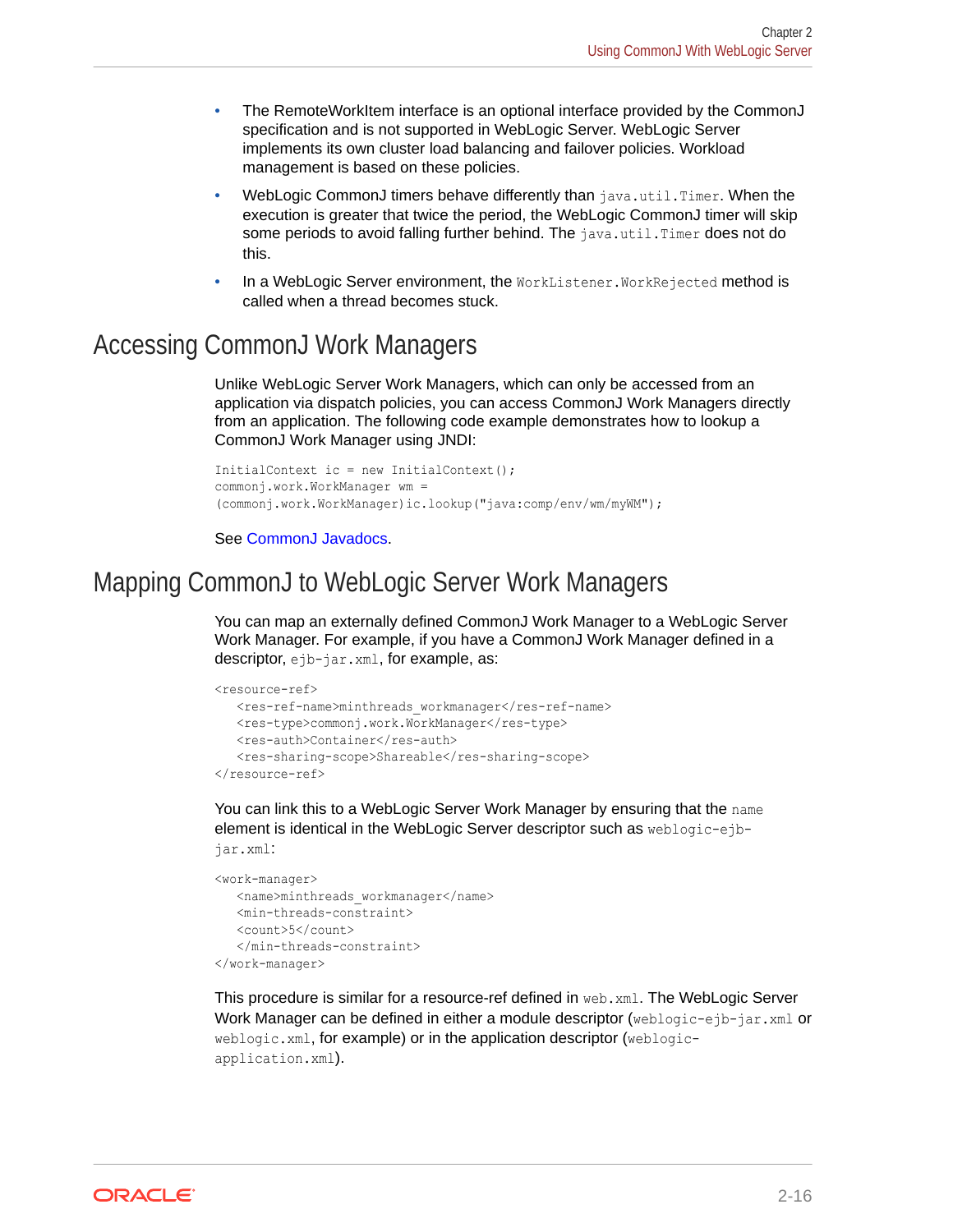- The RemoteWorkItem interface is an optional interface provided by the CommonJ specification and is not supported in WebLogic Server. WebLogic Server implements its own cluster load balancing and failover policies. Workload management is based on these policies.
- WebLogic CommonJ timers behave differently than `java.util.Timer`. When the execution is greater that twice the period, the WebLogic CommonJ timer will skip some periods to avoid falling further behind. The `java.util.Timer` does not do this.
- In a WebLogic Server environment, the `WorkListener.WorkRejected` method is called when a thread becomes stuck.

## Accessing CommonJ Work Managers

Unlike WebLogic Server Work Managers, which can only be accessed from an application via dispatch policies, you can access CommonJ Work Managers directly from an application. The following code example demonstrates how to lookup a CommonJ Work Manager using JNDI:

```
InitialContext ic = new InitialContext();
commonj.work.WorkManager wm =
(commonj.work.WorkManager)ic.lookup("java:comp/env/wm/myWM");
```

See CommonJ Javadocs.

## Mapping CommonJ to WebLogic Server Work Managers

You can map an externally defined CommonJ Work Manager to a WebLogic Server Work Manager. For example, if you have a CommonJ Work Manager defined in a descriptor, `ejb-jar.xml`, for example, as:

```
<resource-ref>
   <res-ref-name>minthreads_workmanager</res-ref-name>
   <res-type>commonj.work.WorkManager</res-type>
   <res-auth>Container</res-auth>
   <res-sharing-scope>Shareable</res-sharing-scope>
</resource-ref>
```

You can link this to a WebLogic Server Work Manager by ensuring that the `name` element is identical in the WebLogic Server descriptor such as `weblogic-ejb-jar.xml`:

```
<work-manager>
   <name>minthreads_workmanager</name>
   <min-threads-constraint>
   <count>5</count>
   </min-threads-constraint>
</work-manager>
```

This procedure is similar for a resource-ref defined in `web.xml`. The WebLogic Server Work Manager can be defined in either a module descriptor (`weblogic-ejb-jar.xml` or `weblogic.xml`, for example) or in the application descriptor (`weblogic-application.xml`).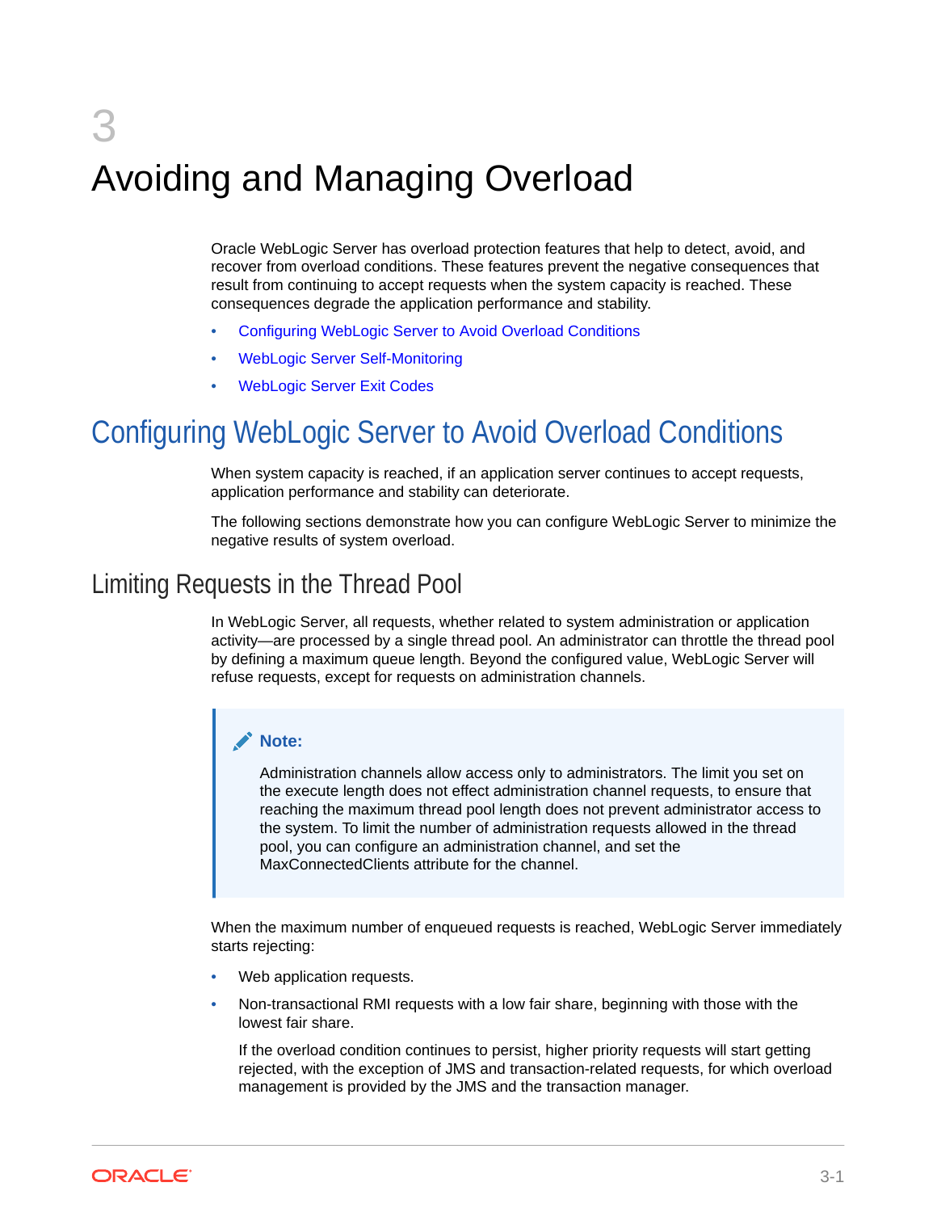# 3 Avoiding and Managing Overload

Oracle WebLogic Server has overload protection features that help to detect, avoid, and recover from overload conditions. These features prevent the negative consequences that result from continuing to accept requests when the system capacity is reached. These consequences degrade the application performance and stability.

- Configuring WebLogic Server to Avoid Overload Conditions
- WebLogic Server Self-Monitoring
- WebLogic Server Exit Codes

## Configuring WebLogic Server to Avoid Overload Conditions

When system capacity is reached, if an application server continues to accept requests, application performance and stability can deteriorate.

The following sections demonstrate how you can configure WebLogic Server to minimize the negative results of system overload.

### Limiting Requests in the Thread Pool

In WebLogic Server, all requests, whether related to system administration or application activity—are processed by a single thread pool. An administrator can throttle the thread pool by defining a maximum queue length. Beyond the configured value, WebLogic Server will refuse requests, except for requests on administration channels.

> **Note:**
>
> Administration channels allow access only to administrators. The limit you set on the execute length does not effect administration channel requests, to ensure that reaching the maximum thread pool length does not prevent administrator access to the system. To limit the number of administration requests allowed in the thread pool, you can configure an administration channel, and set the MaxConnectedClients attribute for the channel.

When the maximum number of enqueued requests is reached, WebLogic Server immediately starts rejecting:

- Web application requests.
- Non-transactional RMI requests with a low fair share, beginning with those with the lowest fair share.

  If the overload condition continues to persist, higher priority requests will start getting rejected, with the exception of JMS and transaction-related requests, for which overload management is provided by the JMS and the transaction manager.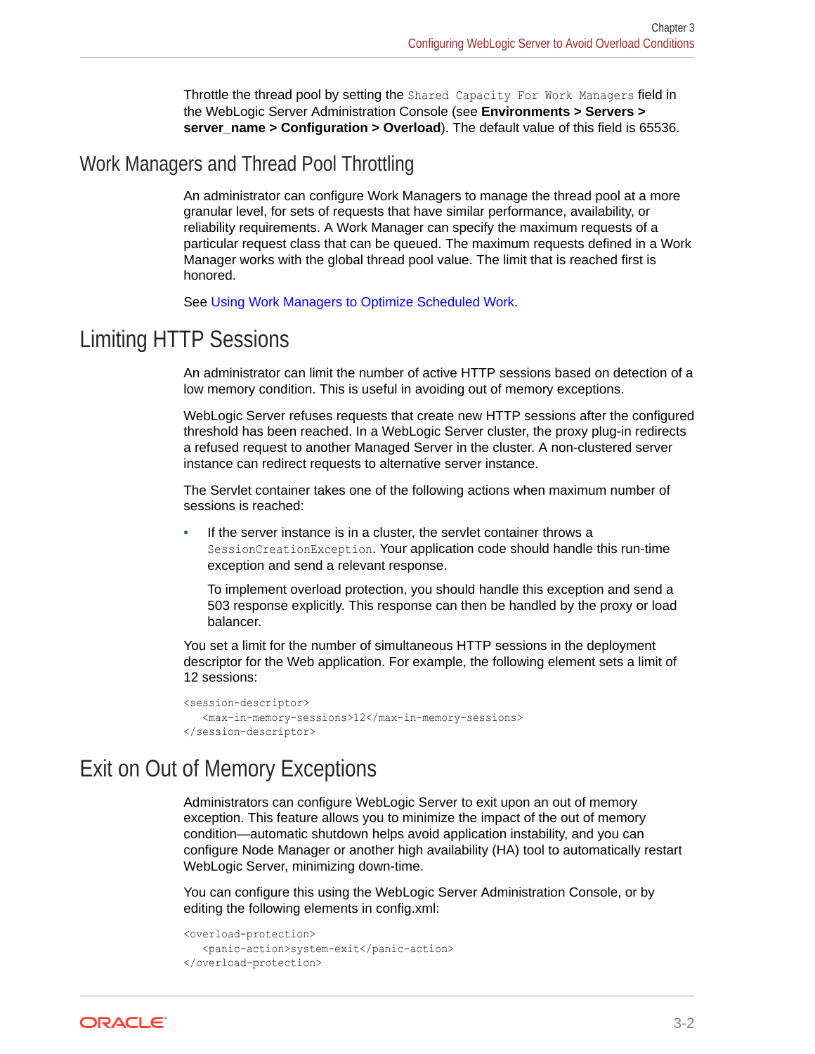Throttle the thread pool by setting the `Shared Capacity For Work Managers` field in the WebLogic Server Administration Console (see **Environments > Servers > server_name > Configuration > Overload**). The default value of this field is 65536.

## Work Managers and Thread Pool Throttling

An administrator can configure Work Managers to manage the thread pool at a more granular level, for sets of requests that have similar performance, availability, or reliability requirements. A Work Manager can specify the maximum requests of a particular request class that can be queued. The maximum requests defined in a Work Manager works with the global thread pool value. The limit that is reached first is honored.

See Using Work Managers to Optimize Scheduled Work.

## Limiting HTTP Sessions

An administrator can limit the number of active HTTP sessions based on detection of a low memory condition. This is useful in avoiding out of memory exceptions.

WebLogic Server refuses requests that create new HTTP sessions after the configured threshold has been reached. In a WebLogic Server cluster, the proxy plug-in redirects a refused request to another Managed Server in the cluster. A non-clustered server instance can redirect requests to alternative server instance.

The Servlet container takes one of the following actions when maximum number of sessions is reached:

- If the server instance is in a cluster, the servlet container throws a `SessionCreationException`. Your application code should handle this run-time exception and send a relevant response.

  To implement overload protection, you should handle this exception and send a 503 response explicitly. This response can then be handled by the proxy or load balancer.

You set a limit for the number of simultaneous HTTP sessions in the deployment descriptor for the Web application. For example, the following element sets a limit of 12 sessions:

```
<session-descriptor>
   <max-in-memory-sessions>12</max-in-memory-sessions>
</session-descriptor>
```

## Exit on Out of Memory Exceptions

Administrators can configure WebLogic Server to exit upon an out of memory exception. This feature allows you to minimize the impact of the out of memory condition—automatic shutdown helps avoid application instability, and you can configure Node Manager or another high availability (HA) tool to automatically restart WebLogic Server, minimizing down-time.

You can configure this using the WebLogic Server Administration Console, or by editing the following elements in config.xml:

```
<overload-protection>
   <panic-action>system-exit</panic-action>
</overload-protection>
```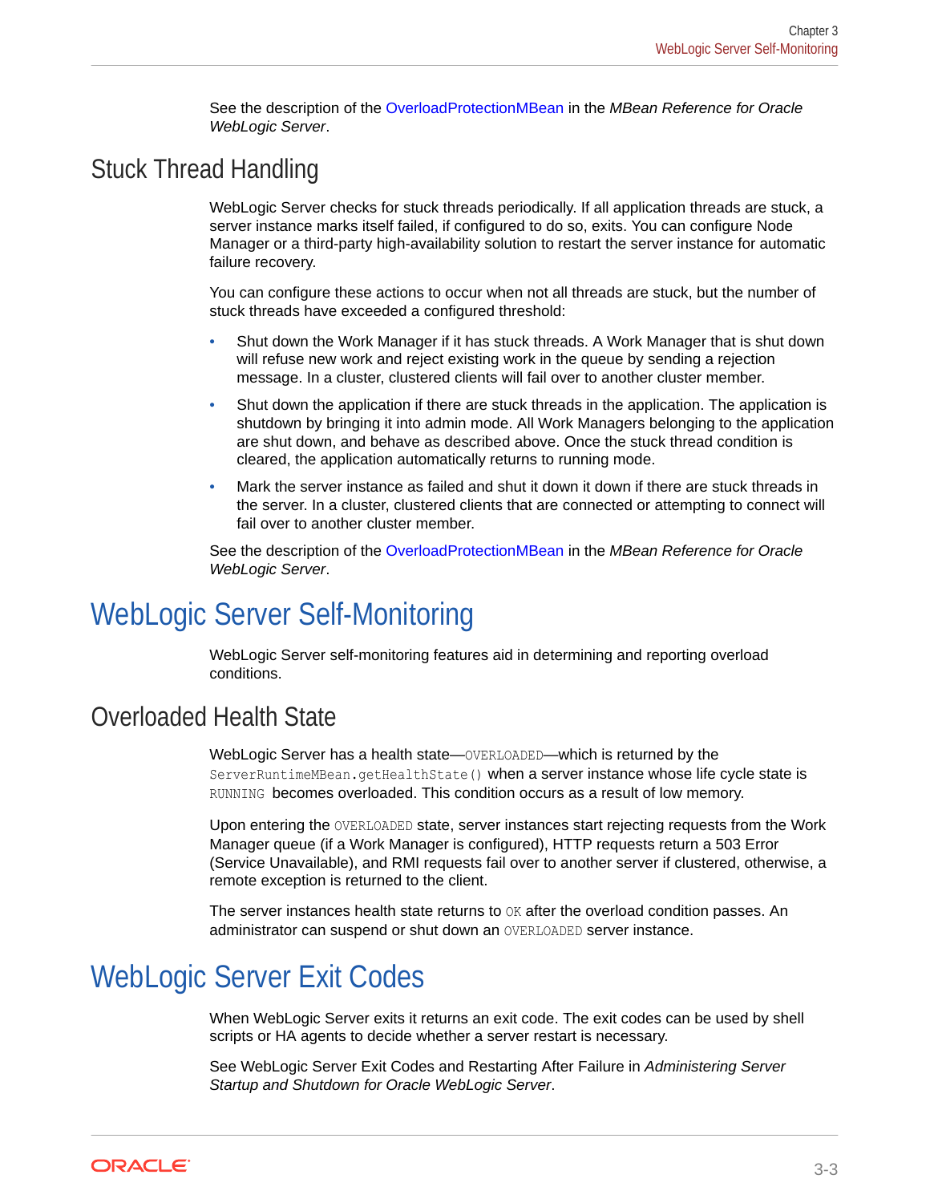See the description of the OverloadProtectionMBean in the *MBean Reference for Oracle WebLogic Server*.

## Stuck Thread Handling

WebLogic Server checks for stuck threads periodically. If all application threads are stuck, a server instance marks itself failed, if configured to do so, exits. You can configure Node Manager or a third-party high-availability solution to restart the server instance for automatic failure recovery.

You can configure these actions to occur when not all threads are stuck, but the number of stuck threads have exceeded a configured threshold:

- Shut down the Work Manager if it has stuck threads. A Work Manager that is shut down will refuse new work and reject existing work in the queue by sending a rejection message. In a cluster, clustered clients will fail over to another cluster member.
- Shut down the application if there are stuck threads in the application. The application is shutdown by bringing it into admin mode. All Work Managers belonging to the application are shut down, and behave as described above. Once the stuck thread condition is cleared, the application automatically returns to running mode.
- Mark the server instance as failed and shut it down it down if there are stuck threads in the server. In a cluster, clustered clients that are connected or attempting to connect will fail over to another cluster member.

See the description of the OverloadProtectionMBean in the *MBean Reference for Oracle WebLogic Server*.

# WebLogic Server Self-Monitoring

WebLogic Server self-monitoring features aid in determining and reporting overload conditions.

## Overloaded Health State

WebLogic Server has a health state—`OVERLOADED`—which is returned by the `ServerRuntimeMBean.getHealthState()` when a server instance whose life cycle state is `RUNNING` becomes overloaded. This condition occurs as a result of low memory.

Upon entering the `OVERLOADED` state, server instances start rejecting requests from the Work Manager queue (if a Work Manager is configured), HTTP requests return a 503 Error (Service Unavailable), and RMI requests fail over to another server if clustered, otherwise, a remote exception is returned to the client.

The server instances health state returns to `OK` after the overload condition passes. An administrator can suspend or shut down an `OVERLOADED` server instance.

# WebLogic Server Exit Codes

When WebLogic Server exits it returns an exit code. The exit codes can be used by shell scripts or HA agents to decide whether a server restart is necessary.

See WebLogic Server Exit Codes and Restarting After Failure in *Administering Server Startup and Shutdown for Oracle WebLogic Server*.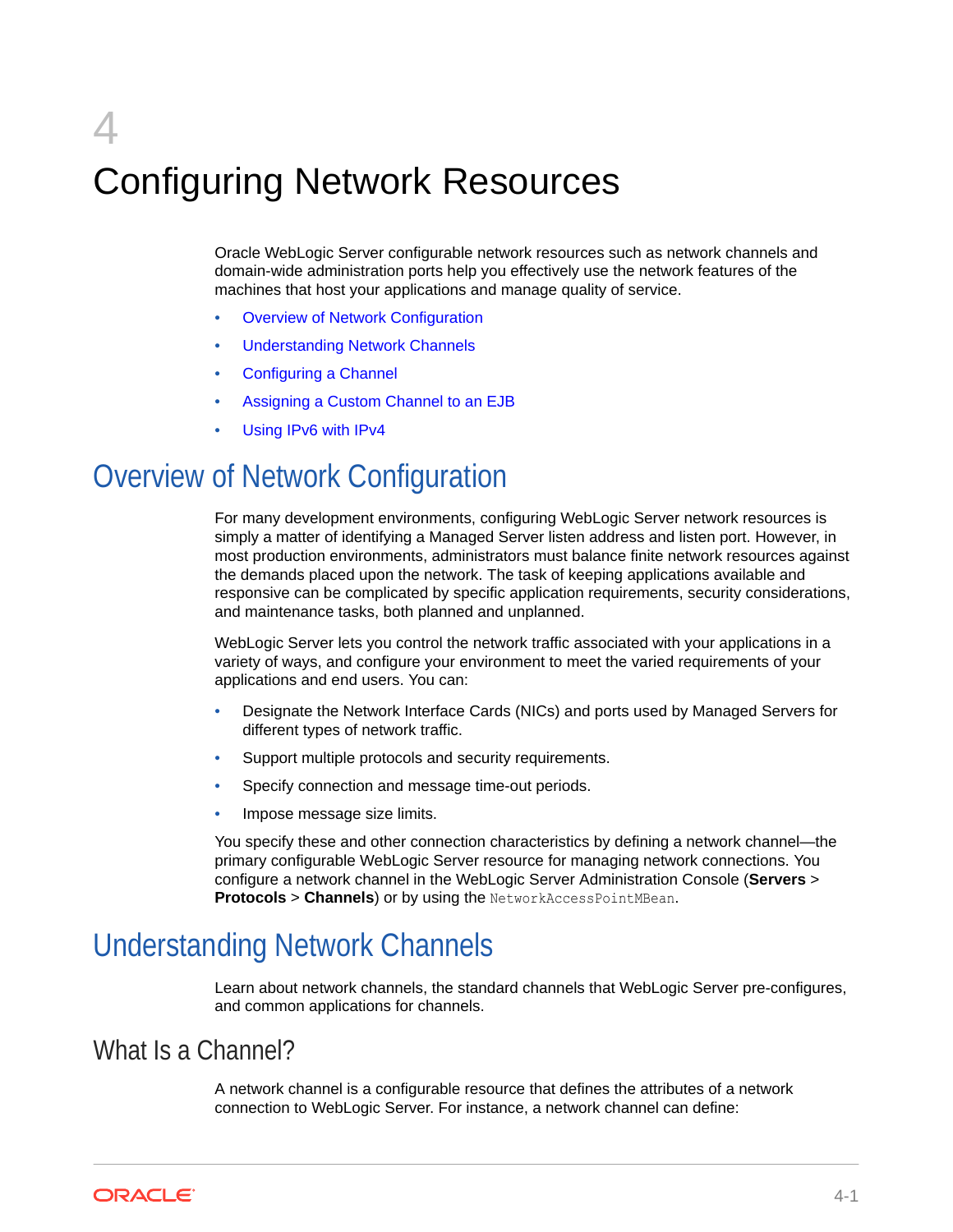# 4 Configuring Network Resources

Oracle WebLogic Server configurable network resources such as network channels and domain-wide administration ports help you effectively use the network features of the machines that host your applications and manage quality of service.

- Overview of Network Configuration
- Understanding Network Channels
- Configuring a Channel
- Assigning a Custom Channel to an EJB
- Using IPv6 with IPv4

## Overview of Network Configuration

For many development environments, configuring WebLogic Server network resources is simply a matter of identifying a Managed Server listen address and listen port. However, in most production environments, administrators must balance finite network resources against the demands placed upon the network. The task of keeping applications available and responsive can be complicated by specific application requirements, security considerations, and maintenance tasks, both planned and unplanned.

WebLogic Server lets you control the network traffic associated with your applications in a variety of ways, and configure your environment to meet the varied requirements of your applications and end users. You can:

- Designate the Network Interface Cards (NICs) and ports used by Managed Servers for different types of network traffic.
- Support multiple protocols and security requirements.
- Specify connection and message time-out periods.
- Impose message size limits.

You specify these and other connection characteristics by defining a network channel—the primary configurable WebLogic Server resource for managing network connections. You configure a network channel in the WebLogic Server Administration Console (**Servers** > **Protocols** > **Channels**) or by using the `NetworkAccessPointMBean`.

## Understanding Network Channels

Learn about network channels, the standard channels that WebLogic Server pre-configures, and common applications for channels.

### What Is a Channel?

A network channel is a configurable resource that defines the attributes of a network connection to WebLogic Server. For instance, a network channel can define: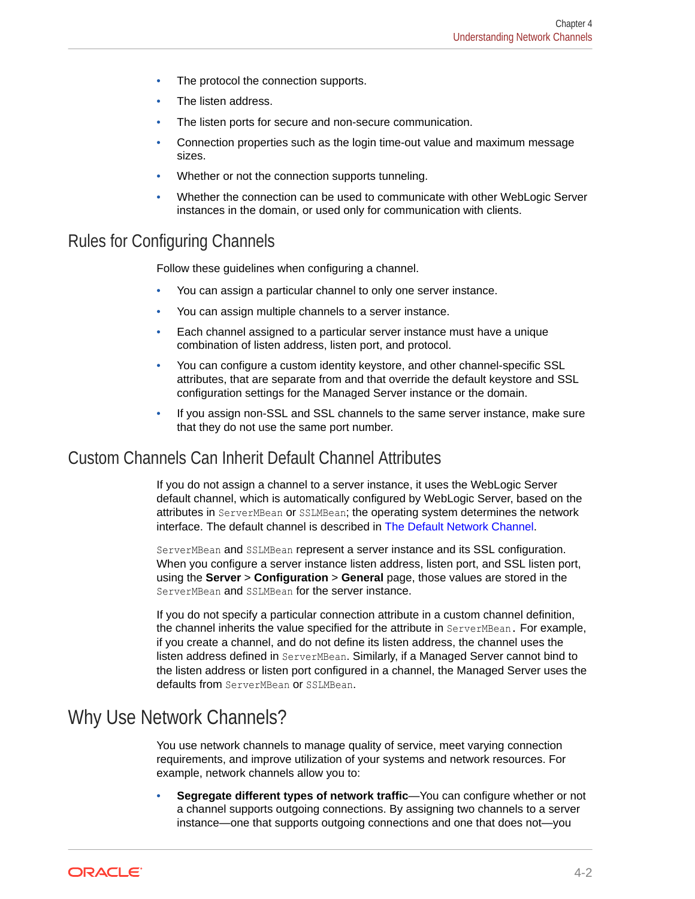- The protocol the connection supports.
- The listen address.
- The listen ports for secure and non-secure communication.
- Connection properties such as the login time-out value and maximum message sizes.
- Whether or not the connection supports tunneling.
- Whether the connection can be used to communicate with other WebLogic Server instances in the domain, or used only for communication with clients.

## Rules for Configuring Channels

Follow these guidelines when configuring a channel.

- You can assign a particular channel to only one server instance.
- You can assign multiple channels to a server instance.
- Each channel assigned to a particular server instance must have a unique combination of listen address, listen port, and protocol.
- You can configure a custom identity keystore, and other channel-specific SSL attributes, that are separate from and that override the default keystore and SSL configuration settings for the Managed Server instance or the domain.
- If you assign non-SSL and SSL channels to the same server instance, make sure that they do not use the same port number.

## Custom Channels Can Inherit Default Channel Attributes

If you do not assign a channel to a server instance, it uses the WebLogic Server default channel, which is automatically configured by WebLogic Server, based on the attributes in `ServerMBean` or `SSLMBean`; the operating system determines the network interface. The default channel is described in The Default Network Channel.

`ServerMBean` and `SSLMBean` represent a server instance and its SSL configuration. When you configure a server instance listen address, listen port, and SSL listen port, using the **Server** > **Configuration** > **General** page, those values are stored in the `ServerMBean` and `SSLMBean` for the server instance.

If you do not specify a particular connection attribute in a custom channel definition, the channel inherits the value specified for the attribute in `ServerMBean.` For example, if you create a channel, and do not define its listen address, the channel uses the listen address defined in `ServerMBean`. Similarly, if a Managed Server cannot bind to the listen address or listen port configured in a channel, the Managed Server uses the defaults from `ServerMBean` or `SSLMBean`.

## Why Use Network Channels?

You use network channels to manage quality of service, meet varying connection requirements, and improve utilization of your systems and network resources. For example, network channels allow you to:

- **Segregate different types of network traffic**—You can configure whether or not a channel supports outgoing connections. By assigning two channels to a server instance—one that supports outgoing connections and one that does not—you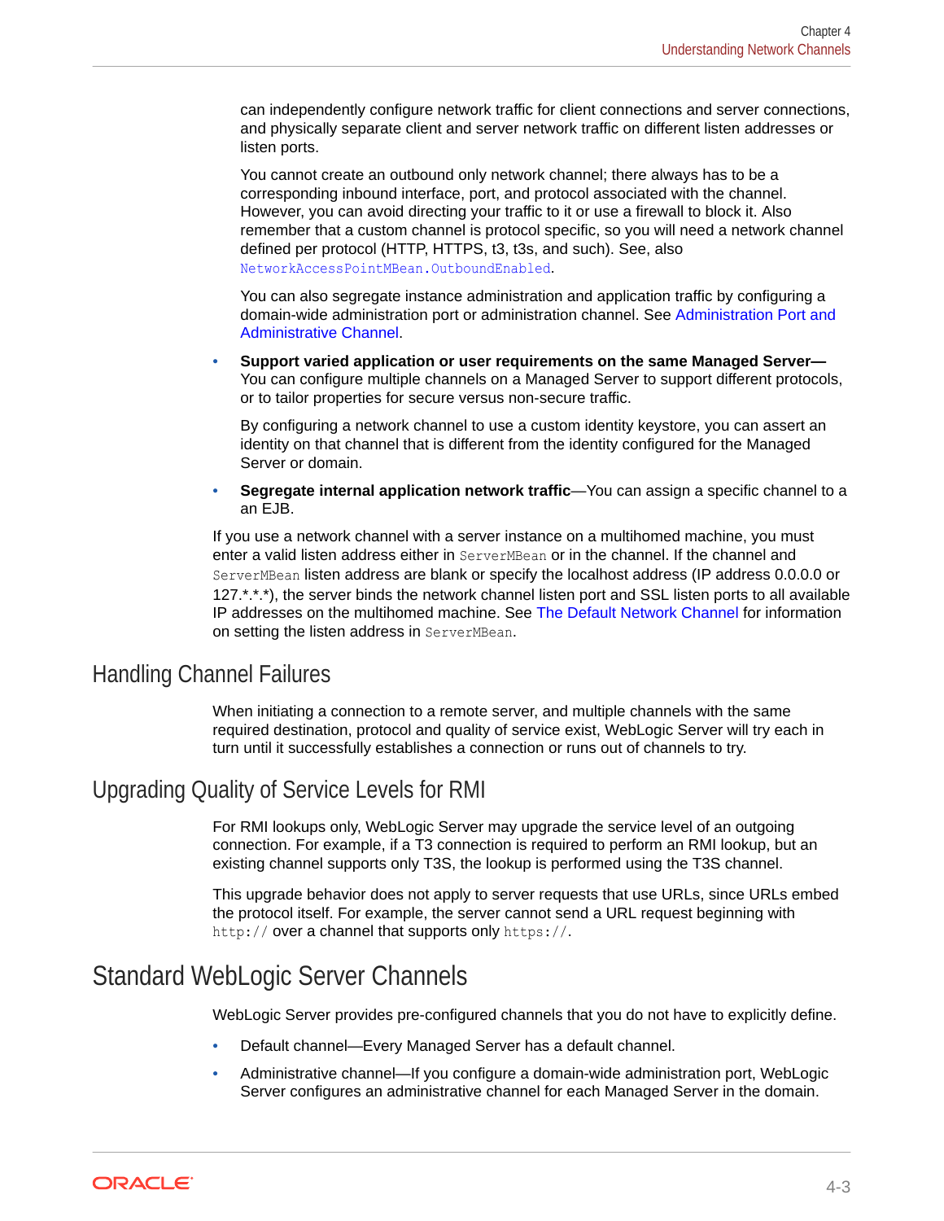can independently configure network traffic for client connections and server connections, and physically separate client and server network traffic on different listen addresses or listen ports.

You cannot create an outbound only network channel; there always has to be a corresponding inbound interface, port, and protocol associated with the channel. However, you can avoid directing your traffic to it or use a firewall to block it. Also remember that a custom channel is protocol specific, so you will need a network channel defined per protocol (HTTP, HTTPS, t3, t3s, and such). See, also `NetworkAccessPointMBean.OutboundEnabled`.

You can also segregate instance administration and application traffic by configuring a domain-wide administration port or administration channel. See Administration Port and Administrative Channel.

- **Support varied application or user requirements on the same Managed Server**—You can configure multiple channels on a Managed Server to support different protocols, or to tailor properties for secure versus non-secure traffic.

  By configuring a network channel to use a custom identity keystore, you can assert an identity on that channel that is different from the identity configured for the Managed Server or domain.

- **Segregate internal application network traffic**—You can assign a specific channel to a an EJB.

If you use a network channel with a server instance on a multihomed machine, you must enter a valid listen address either in `ServerMBean` or in the channel. If the channel and `ServerMBean` listen address are blank or specify the localhost address (IP address 0.0.0.0 or 127.*.*.*), the server binds the network channel listen port and SSL listen ports to all available IP addresses on the multihomed machine. See The Default Network Channel for information on setting the listen address in `ServerMBean`.

## Handling Channel Failures

When initiating a connection to a remote server, and multiple channels with the same required destination, protocol and quality of service exist, WebLogic Server will try each in turn until it successfully establishes a connection or runs out of channels to try.

## Upgrading Quality of Service Levels for RMI

For RMI lookups only, WebLogic Server may upgrade the service level of an outgoing connection. For example, if a T3 connection is required to perform an RMI lookup, but an existing channel supports only T3S, the lookup is performed using the T3S channel.

This upgrade behavior does not apply to server requests that use URLs, since URLs embed the protocol itself. For example, the server cannot send a URL request beginning with `http://` over a channel that supports only `https://`.

## Standard WebLogic Server Channels

WebLogic Server provides pre-configured channels that you do not have to explicitly define.

- Default channel—Every Managed Server has a default channel.
- Administrative channel—If you configure a domain-wide administration port, WebLogic Server configures an administrative channel for each Managed Server in the domain.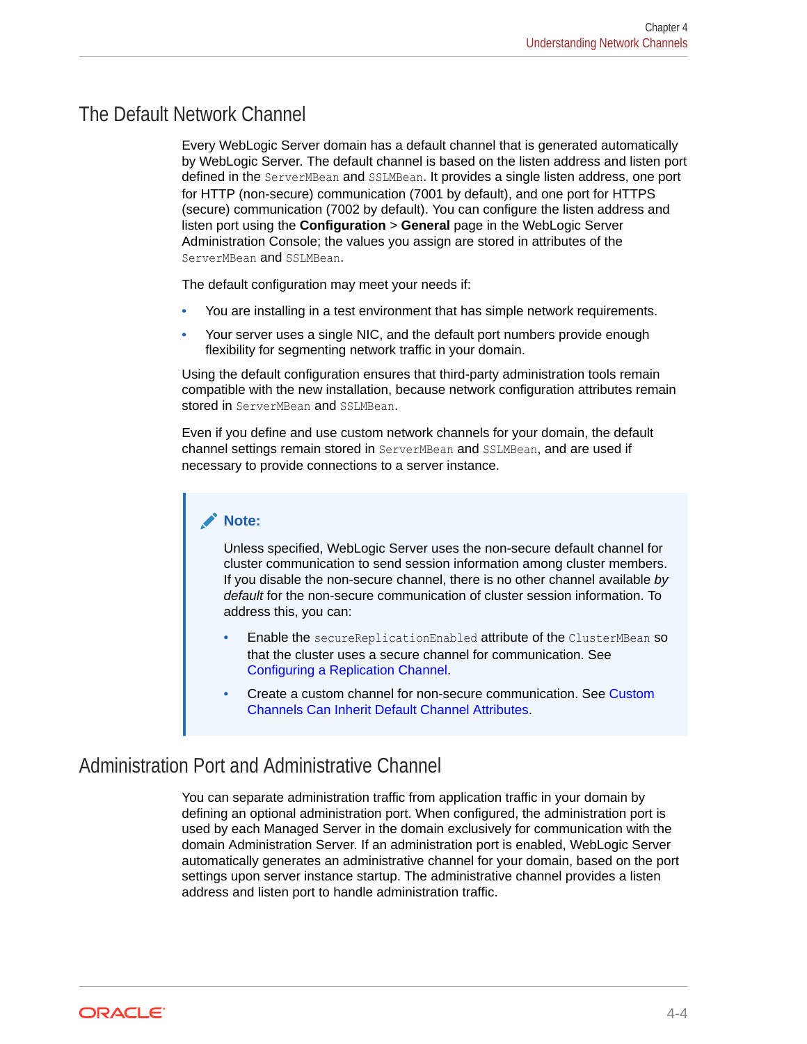## The Default Network Channel

Every WebLogic Server domain has a default channel that is generated automatically by WebLogic Server. The default channel is based on the listen address and listen port defined in the `ServerMBean` and `SSLMBean`. It provides a single listen address, one port for HTTP (non-secure) communication (7001 by default), and one port for HTTPS (secure) communication (7002 by default). You can configure the listen address and listen port using the **Configuration** > **General** page in the WebLogic Server Administration Console; the values you assign are stored in attributes of the `ServerMBean` and `SSLMBean`.

The default configuration may meet your needs if:

- You are installing in a test environment that has simple network requirements.
- Your server uses a single NIC, and the default port numbers provide enough flexibility for segmenting network traffic in your domain.

Using the default configuration ensures that third-party administration tools remain compatible with the new installation, because network configuration attributes remain stored in `ServerMBean` and `SSLMBean`.

Even if you define and use custom network channels for your domain, the default channel settings remain stored in `ServerMBean` and `SSLMBean`, and are used if necessary to provide connections to a server instance.

> **Note:**
>
> Unless specified, WebLogic Server uses the non-secure default channel for cluster communication to send session information among cluster members. If you disable the non-secure channel, there is no other channel available *by default* for the non-secure communication of cluster session information. To address this, you can:
>
> - Enable the `secureReplicationEnabled` attribute of the `ClusterMBean` so that the cluster uses a secure channel for communication. See Configuring a Replication Channel.
> - Create a custom channel for non-secure communication. See Custom Channels Can Inherit Default Channel Attributes.

## Administration Port and Administrative Channel

You can separate administration traffic from application traffic in your domain by defining an optional administration port. When configured, the administration port is used by each Managed Server in the domain exclusively for communication with the domain Administration Server. If an administration port is enabled, WebLogic Server automatically generates an administrative channel for your domain, based on the port settings upon server instance startup. The administrative channel provides a listen address and listen port to handle administration traffic.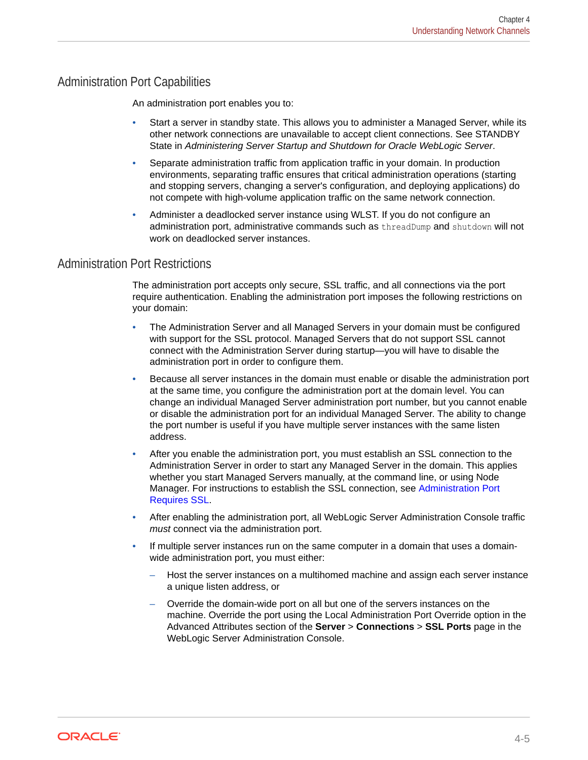## Administration Port Capabilities

An administration port enables you to:

- Start a server in standby state. This allows you to administer a Managed Server, while its other network connections are unavailable to accept client connections. See STANDBY State in *Administering Server Startup and Shutdown for Oracle WebLogic Server*.
- Separate administration traffic from application traffic in your domain. In production environments, separating traffic ensures that critical administration operations (starting and stopping servers, changing a server's configuration, and deploying applications) do not compete with high-volume application traffic on the same network connection.
- Administer a deadlocked server instance using WLST. If you do not configure an administration port, administrative commands such as `threadDump` and `shutdown` will not work on deadlocked server instances.

## Administration Port Restrictions

The administration port accepts only secure, SSL traffic, and all connections via the port require authentication. Enabling the administration port imposes the following restrictions on your domain:

- The Administration Server and all Managed Servers in your domain must be configured with support for the SSL protocol. Managed Servers that do not support SSL cannot connect with the Administration Server during startup—you will have to disable the administration port in order to configure them.
- Because all server instances in the domain must enable or disable the administration port at the same time, you configure the administration port at the domain level. You can change an individual Managed Server administration port number, but you cannot enable or disable the administration port for an individual Managed Server. The ability to change the port number is useful if you have multiple server instances with the same listen address.
- After you enable the administration port, you must establish an SSL connection to the Administration Server in order to start any Managed Server in the domain. This applies whether you start Managed Servers manually, at the command line, or using Node Manager. For instructions to establish the SSL connection, see Administration Port Requires SSL.
- After enabling the administration port, all WebLogic Server Administration Console traffic *must* connect via the administration port.
- If multiple server instances run on the same computer in a domain that uses a domain-wide administration port, you must either:
  - Host the server instances on a multihomed machine and assign each server instance a unique listen address, or
  - Override the domain-wide port on all but one of the servers instances on the machine. Override the port using the Local Administration Port Override option in the Advanced Attributes section of the **Server** > **Connections** > **SSL Ports** page in the WebLogic Server Administration Console.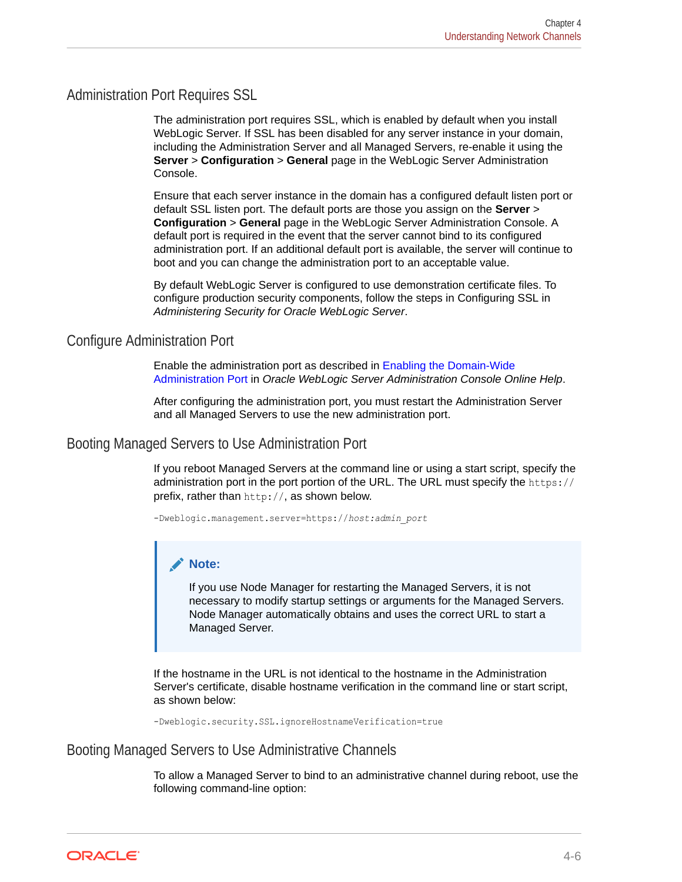## Administration Port Requires SSL

The administration port requires SSL, which is enabled by default when you install WebLogic Server. If SSL has been disabled for any server instance in your domain, including the Administration Server and all Managed Servers, re-enable it using the **Server** > **Configuration** > **General** page in the WebLogic Server Administration Console.

Ensure that each server instance in the domain has a configured default listen port or default SSL listen port. The default ports are those you assign on the **Server** > **Configuration** > **General** page in the WebLogic Server Administration Console. A default port is required in the event that the server cannot bind to its configured administration port. If an additional default port is available, the server will continue to boot and you can change the administration port to an acceptable value.

By default WebLogic Server is configured to use demonstration certificate files. To configure production security components, follow the steps in Configuring SSL in *Administering Security for Oracle WebLogic Server*.

## Configure Administration Port

Enable the administration port as described in Enabling the Domain-Wide Administration Port in *Oracle WebLogic Server Administration Console Online Help*.

After configuring the administration port, you must restart the Administration Server and all Managed Servers to use the new administration port.

## Booting Managed Servers to Use Administration Port

If you reboot Managed Servers at the command line or using a start script, specify the administration port in the port portion of the URL. The URL must specify the `https://` prefix, rather than `http://`, as shown below.

```
-Dweblogic.management.server=https://host:admin_port
```

> **Note:**
>
> If you use Node Manager for restarting the Managed Servers, it is not necessary to modify startup settings or arguments for the Managed Servers. Node Manager automatically obtains and uses the correct URL to start a Managed Server.

If the hostname in the URL is not identical to the hostname in the Administration Server's certificate, disable hostname verification in the command line or start script, as shown below:

```
-Dweblogic.security.SSL.ignoreHostnameVerification=true
```

## Booting Managed Servers to Use Administrative Channels

To allow a Managed Server to bind to an administrative channel during reboot, use the following command-line option: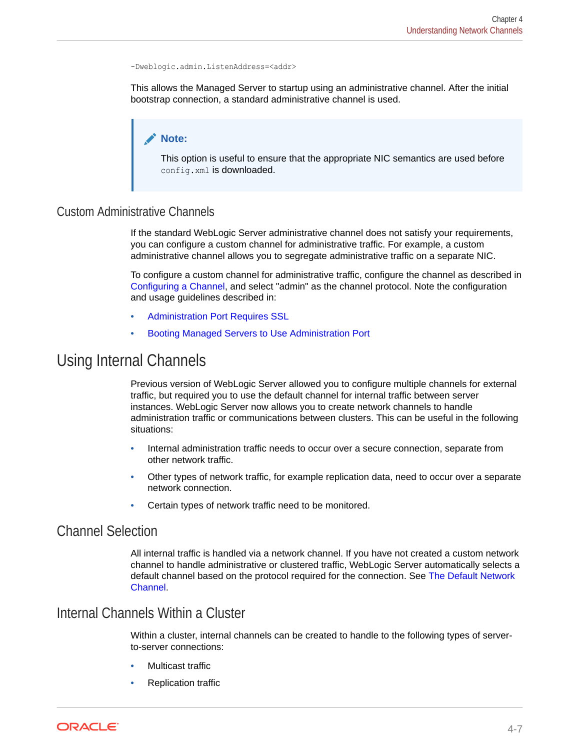```
-Dweblogic.admin.ListenAddress=<addr>
```

This allows the Managed Server to startup using an administrative channel. After the initial bootstrap connection, a standard administrative channel is used.

> **Note:**
>
> This option is useful to ensure that the appropriate NIC semantics are used before `config.xml` is downloaded.

### Custom Administrative Channels

If the standard WebLogic Server administrative channel does not satisfy your requirements, you can configure a custom channel for administrative traffic. For example, a custom administrative channel allows you to segregate administrative traffic on a separate NIC.

To configure a custom channel for administrative traffic, configure the channel as described in Configuring a Channel, and select "admin" as the channel protocol. Note the configuration and usage guidelines described in:

- Administration Port Requires SSL
- Booting Managed Servers to Use Administration Port

## Using Internal Channels

Previous version of WebLogic Server allowed you to configure multiple channels for external traffic, but required you to use the default channel for internal traffic between server instances. WebLogic Server now allows you to create network channels to handle administration traffic or communications between clusters. This can be useful in the following situations:

- Internal administration traffic needs to occur over a secure connection, separate from other network traffic.
- Other types of network traffic, for example replication data, need to occur over a separate network connection.
- Certain types of network traffic need to be monitored.

### Channel Selection

All internal traffic is handled via a network channel. If you have not created a custom network channel to handle administrative or clustered traffic, WebLogic Server automatically selects a default channel based on the protocol required for the connection. See The Default Network Channel.

### Internal Channels Within a Cluster

Within a cluster, internal channels can be created to handle to the following types of server-to-server connections:

- Multicast traffic
- Replication traffic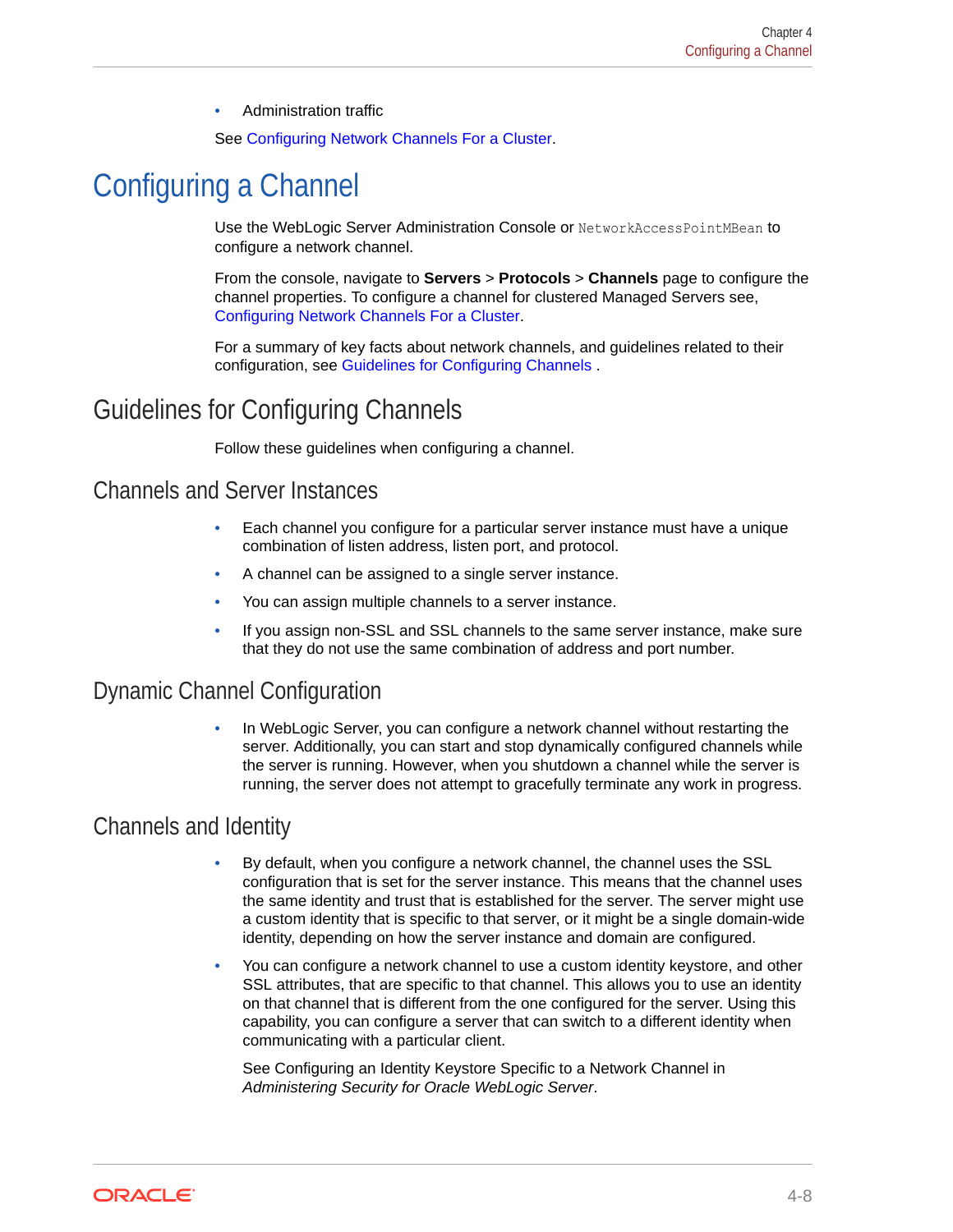- Administration traffic

See Configuring Network Channels For a Cluster.

# Configuring a Channel

Use the WebLogic Server Administration Console or `NetworkAccessPointMBean` to configure a network channel.

From the console, navigate to **Servers** > **Protocols** > **Channels** page to configure the channel properties. To configure a channel for clustered Managed Servers see, Configuring Network Channels For a Cluster.

For a summary of key facts about network channels, and guidelines related to their configuration, see Guidelines for Configuring Channels .

## Guidelines for Configuring Channels

Follow these guidelines when configuring a channel.

### Channels and Server Instances

- Each channel you configure for a particular server instance must have a unique combination of listen address, listen port, and protocol.
- A channel can be assigned to a single server instance.
- You can assign multiple channels to a server instance.
- If you assign non-SSL and SSL channels to the same server instance, make sure that they do not use the same combination of address and port number.

### Dynamic Channel Configuration

- In WebLogic Server, you can configure a network channel without restarting the server. Additionally, you can start and stop dynamically configured channels while the server is running. However, when you shutdown a channel while the server is running, the server does not attempt to gracefully terminate any work in progress.

### Channels and Identity

- By default, when you configure a network channel, the channel uses the SSL configuration that is set for the server instance. This means that the channel uses the same identity and trust that is established for the server. The server might use a custom identity that is specific to that server, or it might be a single domain-wide identity, depending on how the server instance and domain are configured.
- You can configure a network channel to use a custom identity keystore, and other SSL attributes, that are specific to that channel. This allows you to use an identity on that channel that is different from the one configured for the server. Using this capability, you can configure a server that can switch to a different identity when communicating with a particular client.

  See Configuring an Identity Keystore Specific to a Network Channel in *Administering Security for Oracle WebLogic Server*.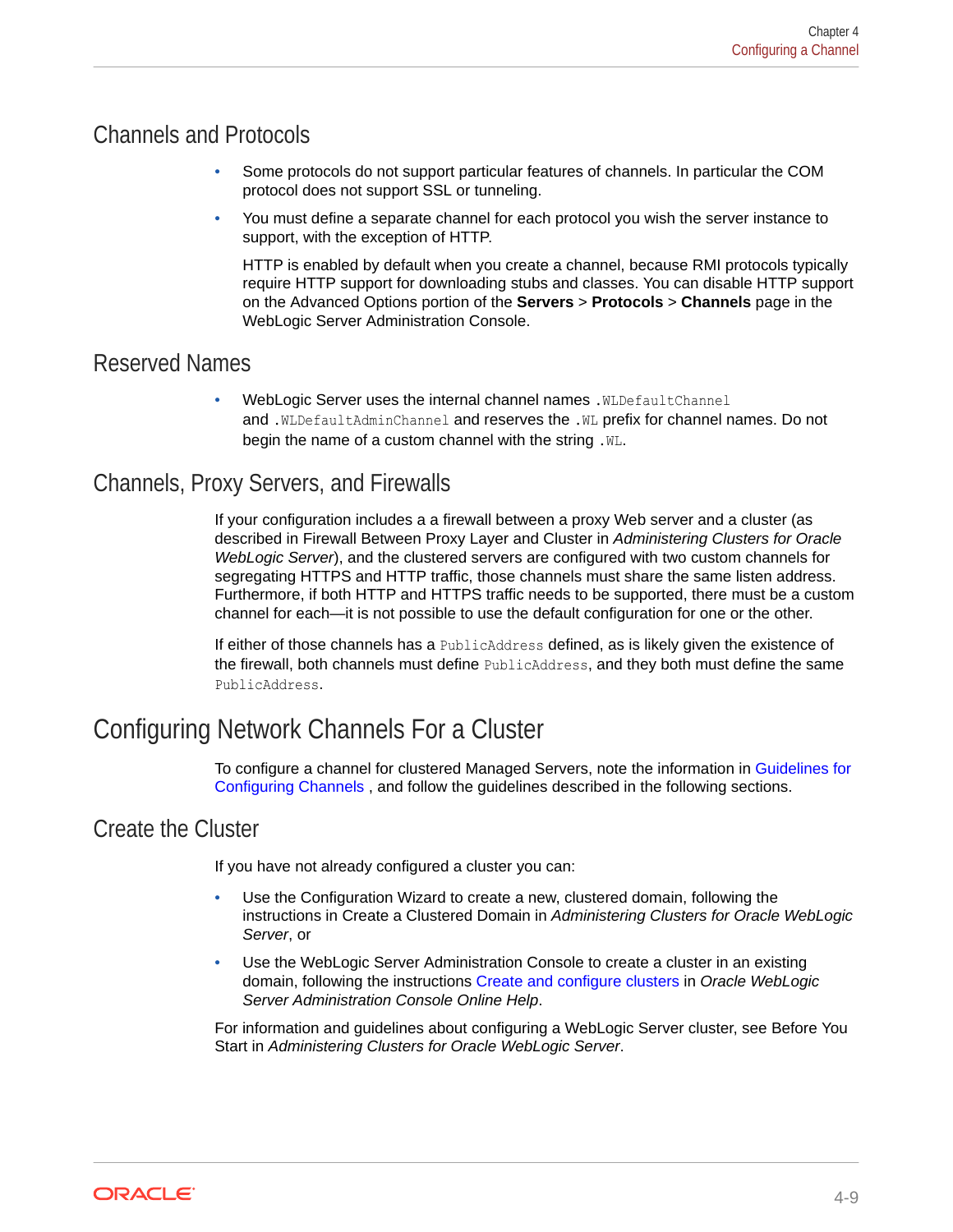## Channels and Protocols

- Some protocols do not support particular features of channels. In particular the COM protocol does not support SSL or tunneling.
- You must define a separate channel for each protocol you wish the server instance to support, with the exception of HTTP.

  HTTP is enabled by default when you create a channel, because RMI protocols typically require HTTP support for downloading stubs and classes. You can disable HTTP support on the Advanced Options portion of the **Servers** > **Protocols** > **Channels** page in the WebLogic Server Administration Console.

## Reserved Names

- WebLogic Server uses the internal channel names `.WLDefaultChannel` and `.WLDefaultAdminChannel` and reserves the `.WL` prefix for channel names. Do not begin the name of a custom channel with the string `.WL`.

## Channels, Proxy Servers, and Firewalls

If your configuration includes a a firewall between a proxy Web server and a cluster (as described in Firewall Between Proxy Layer and Cluster in *Administering Clusters for Oracle WebLogic Server*), and the clustered servers are configured with two custom channels for segregating HTTPS and HTTP traffic, those channels must share the same listen address. Furthermore, if both HTTP and HTTPS traffic needs to be supported, there must be a custom channel for each—it is not possible to use the default configuration for one or the other.

If either of those channels has a `PublicAddress` defined, as is likely given the existence of the firewall, both channels must define `PublicAddress`, and they both must define the same `PublicAddress`.

# Configuring Network Channels For a Cluster

To configure a channel for clustered Managed Servers, note the information in Guidelines for Configuring Channels , and follow the guidelines described in the following sections.

## Create the Cluster

If you have not already configured a cluster you can:

- Use the Configuration Wizard to create a new, clustered domain, following the instructions in Create a Clustered Domain in *Administering Clusters for Oracle WebLogic Server*, or
- Use the WebLogic Server Administration Console to create a cluster in an existing domain, following the instructions Create and configure clusters in *Oracle WebLogic Server Administration Console Online Help*.

For information and guidelines about configuring a WebLogic Server cluster, see Before You Start in *Administering Clusters for Oracle WebLogic Server*.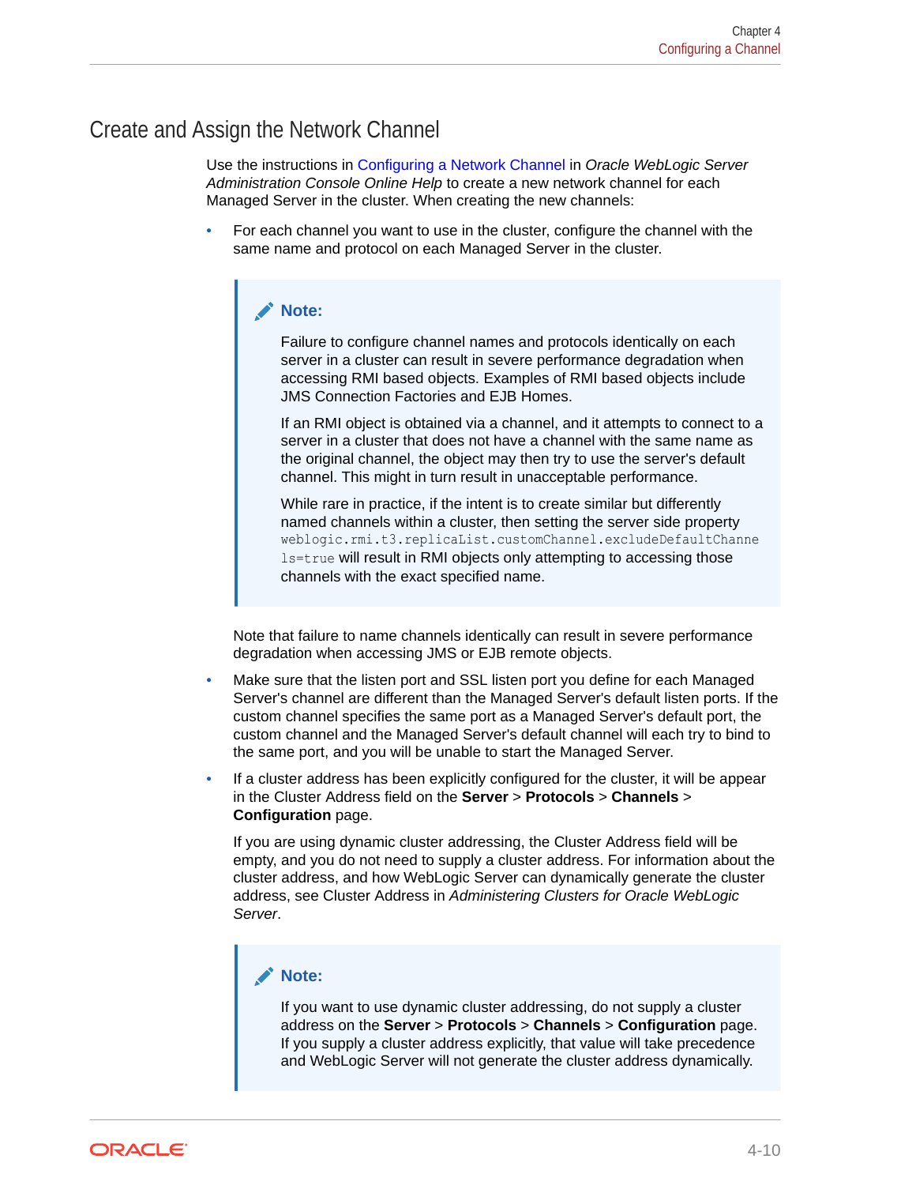## Create and Assign the Network Channel

Use the instructions in Configuring a Network Channel in *Oracle WebLogic Server Administration Console Online Help* to create a new network channel for each Managed Server in the cluster. When creating the new channels:

- For each channel you want to use in the cluster, configure the channel with the same name and protocol on each Managed Server in the cluster.

  > **Note:**
  >
  > Failure to configure channel names and protocols identically on each server in a cluster can result in severe performance degradation when accessing RMI based objects. Examples of RMI based objects include JMS Connection Factories and EJB Homes.
  >
  > If an RMI object is obtained via a channel, and it attempts to connect to a server in a cluster that does not have a channel with the same name as the original channel, the object may then try to use the server's default channel. This might in turn result in unacceptable performance.
  >
  > While rare in practice, if the intent is to create similar but differently named channels within a cluster, then setting the server side property `weblogic.rmi.t3.replicaList.customChannel.excludeDefaultChannels=true` will result in RMI objects only attempting to accessing those channels with the exact specified name.

  Note that failure to name channels identically can result in severe performance degradation when accessing JMS or EJB remote objects.

- Make sure that the listen port and SSL listen port you define for each Managed Server's channel are different than the Managed Server's default listen ports. If the custom channel specifies the same port as a Managed Server's default port, the custom channel and the Managed Server's default channel will each try to bind to the same port, and you will be unable to start the Managed Server.
- If a cluster address has been explicitly configured for the cluster, it will be appear in the Cluster Address field on the **Server** > **Protocols** > **Channels** > **Configuration** page.

  If you are using dynamic cluster addressing, the Cluster Address field will be empty, and you do not need to supply a cluster address. For information about the cluster address, and how WebLogic Server can dynamically generate the cluster address, see Cluster Address in *Administering Clusters for Oracle WebLogic Server*.

  > **Note:**
  >
  > If you want to use dynamic cluster addressing, do not supply a cluster address on the **Server** > **Protocols** > **Channels** > **Configuration** page. If you supply a cluster address explicitly, that value will take precedence and WebLogic Server will not generate the cluster address dynamically.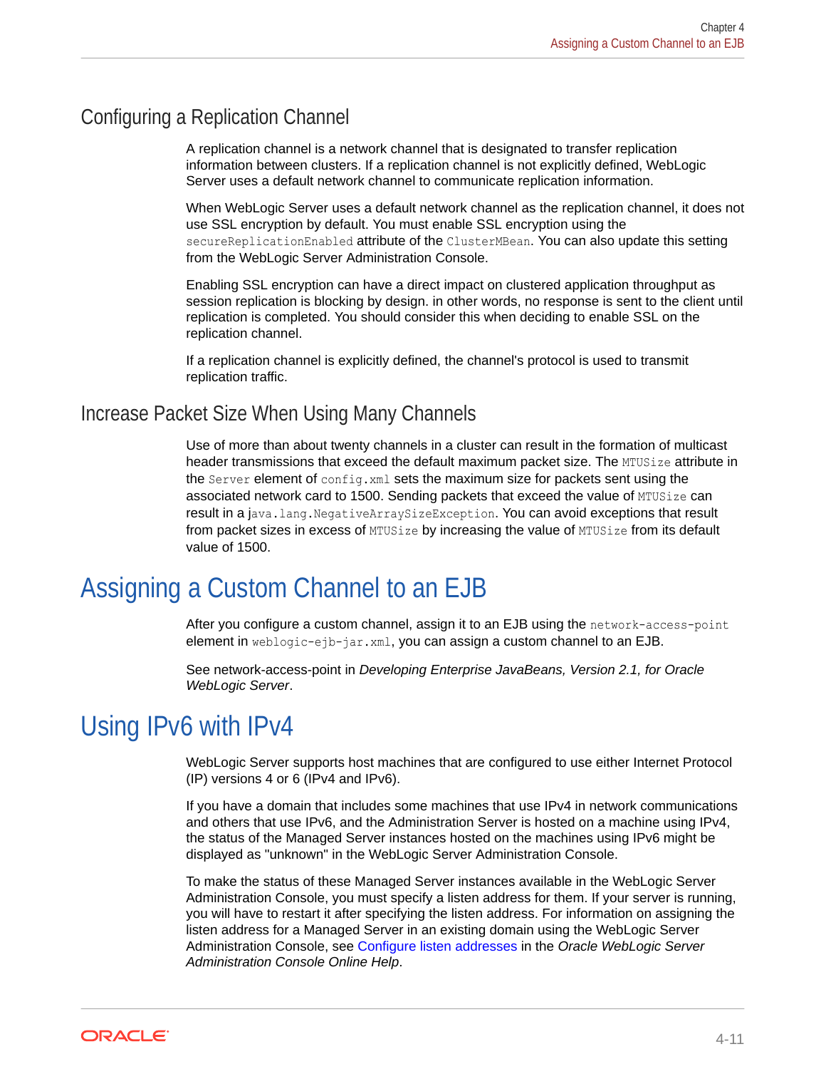### Configuring a Replication Channel

A replication channel is a network channel that is designated to transfer replication information between clusters. If a replication channel is not explicitly defined, WebLogic Server uses a default network channel to communicate replication information.

When WebLogic Server uses a default network channel as the replication channel, it does not use SSL encryption by default. You must enable SSL encryption using the `secureReplicationEnabled` attribute of the `ClusterMBean`. You can also update this setting from the WebLogic Server Administration Console.

Enabling SSL encryption can have a direct impact on clustered application throughput as session replication is blocking by design. in other words, no response is sent to the client until replication is completed. You should consider this when deciding to enable SSL on the replication channel.

If a replication channel is explicitly defined, the channel's protocol is used to transmit replication traffic.

### Increase Packet Size When Using Many Channels

Use of more than about twenty channels in a cluster can result in the formation of multicast header transmissions that exceed the default maximum packet size. The `MTUSize` attribute in the `Server` element of `config.xml` sets the maximum size for packets sent using the associated network card to 1500. Sending packets that exceed the value of `MTUSize` can result in a `java.lang.NegativeArraySizeException`. You can avoid exceptions that result from packet sizes in excess of `MTUSize` by increasing the value of `MTUSize` from its default value of 1500.

## Assigning a Custom Channel to an EJB

After you configure a custom channel, assign it to an EJB using the `network-access-point` element in `weblogic-ejb-jar.xml`, you can assign a custom channel to an EJB.

See network-access-point in *Developing Enterprise JavaBeans, Version 2.1, for Oracle WebLogic Server*.

## Using IPv6 with IPv4

WebLogic Server supports host machines that are configured to use either Internet Protocol (IP) versions 4 or 6 (IPv4 and IPv6).

If you have a domain that includes some machines that use IPv4 in network communications and others that use IPv6, and the Administration Server is hosted on a machine using IPv4, the status of the Managed Server instances hosted on the machines using IPv6 might be displayed as "unknown" in the WebLogic Server Administration Console.

To make the status of these Managed Server instances available in the WebLogic Server Administration Console, you must specify a listen address for them. If your server is running, you will have to restart it after specifying the listen address. For information on assigning the listen address for a Managed Server in an existing domain using the WebLogic Server Administration Console, see Configure listen addresses in the *Oracle WebLogic Server Administration Console Online Help*.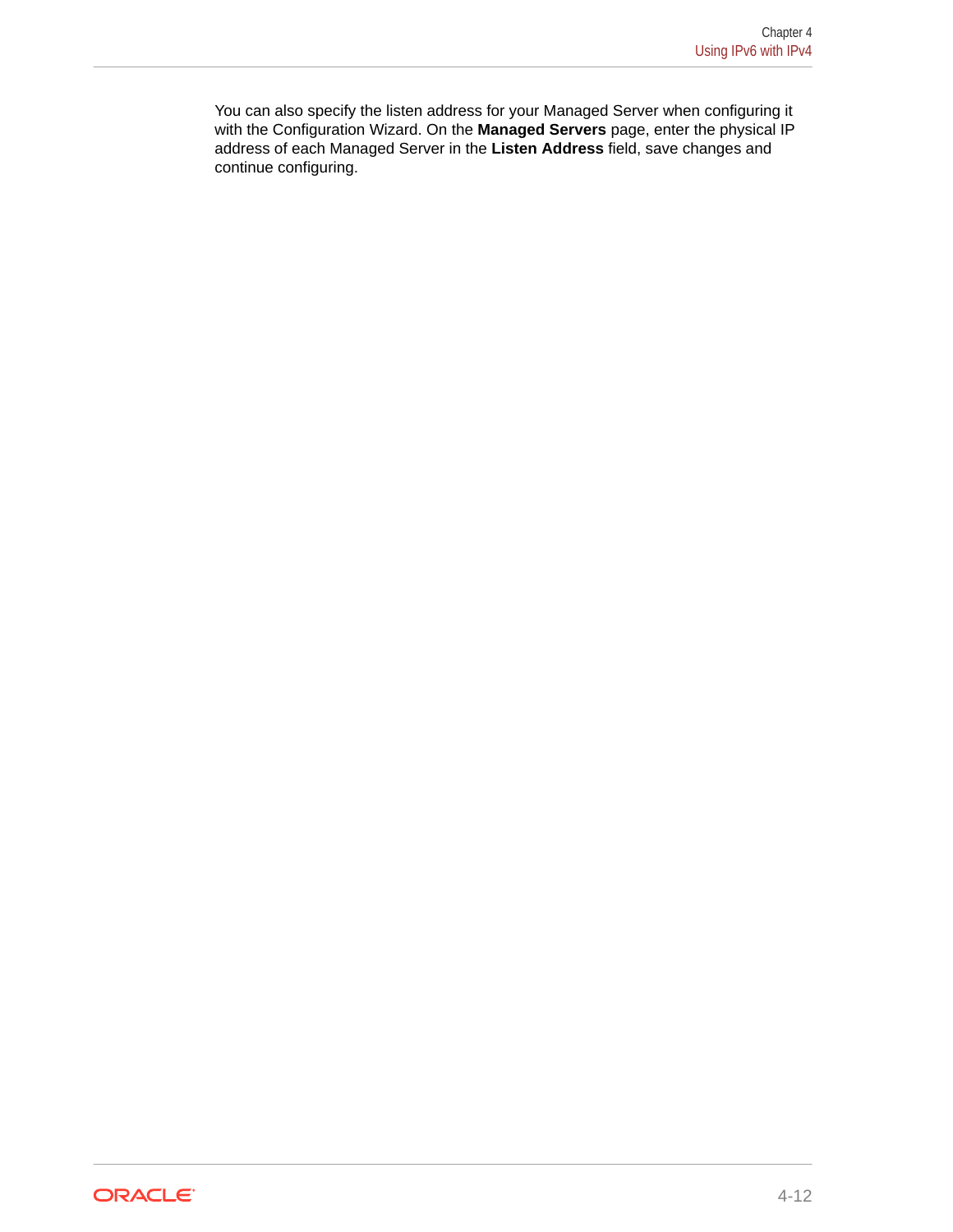You can also specify the listen address for your Managed Server when configuring it with the Configuration Wizard. On the **Managed Servers** page, enter the physical IP address of each Managed Server in the **Listen Address** field, save changes and continue configuring.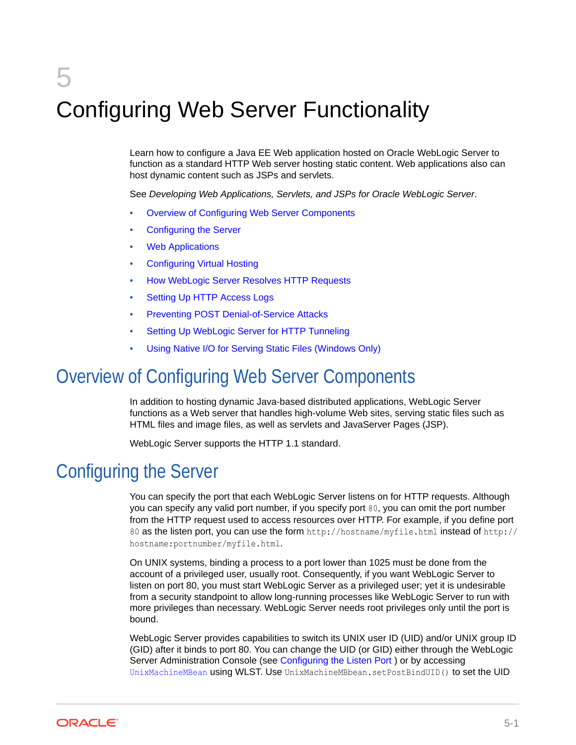# 5 Configuring Web Server Functionality

Learn how to configure a Java EE Web application hosted on Oracle WebLogic Server to function as a standard HTTP Web server hosting static content. Web applications also can host dynamic content such as JSPs and servlets.

See *Developing Web Applications, Servlets, and JSPs for Oracle WebLogic Server*.

- Overview of Configuring Web Server Components
- Configuring the Server
- Web Applications
- Configuring Virtual Hosting
- How WebLogic Server Resolves HTTP Requests
- Setting Up HTTP Access Logs
- Preventing POST Denial-of-Service Attacks
- Setting Up WebLogic Server for HTTP Tunneling
- Using Native I/O for Serving Static Files (Windows Only)

## Overview of Configuring Web Server Components

In addition to hosting dynamic Java-based distributed applications, WebLogic Server functions as a Web server that handles high-volume Web sites, serving static files such as HTML files and image files, as well as servlets and JavaServer Pages (JSP).

WebLogic Server supports the HTTP 1.1 standard.

## Configuring the Server

You can specify the port that each WebLogic Server listens on for HTTP requests. Although you can specify any valid port number, if you specify port `80`, you can omit the port number from the HTTP request used to access resources over HTTP. For example, if you define port `80` as the listen port, you can use the form `http://hostname/myfile.html` instead of `http://hostname:portnumber/myfile.html`.

On UNIX systems, binding a process to a port lower than 1025 must be done from the account of a privileged user, usually root. Consequently, if you want WebLogic Server to listen on port 80, you must start WebLogic Server as a privileged user; yet it is undesirable from a security standpoint to allow long-running processes like WebLogic Server to run with more privileges than necessary. WebLogic Server needs root privileges only until the port is bound.

WebLogic Server provides capabilities to switch its UNIX user ID (UID) and/or UNIX group ID (GID) after it binds to port 80. You can change the UID (or GID) either through the WebLogic Server Administration Console (see Configuring the Listen Port ) or by accessing `UnixMachineMBean` using WLST. Use `UnixMachineMBbean.setPostBindUID()` to set the UID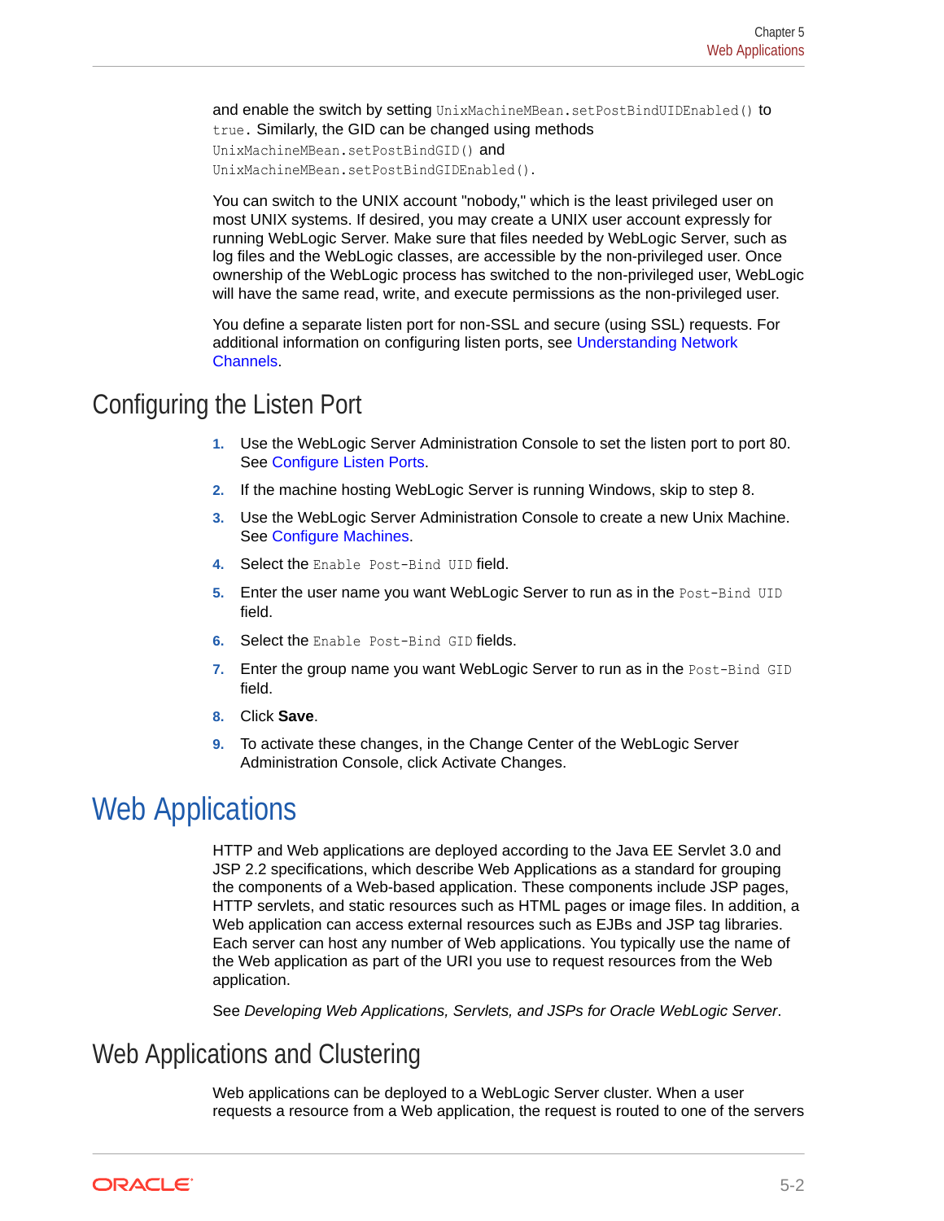and enable the switch by setting `UnixMachineMBean.setPostBindUIDEnabled()` to `true`. Similarly, the GID can be changed using methods `UnixMachineMBean.setPostBindGID()` and `UnixMachineMBean.setPostBindGIDEnabled()`.

You can switch to the UNIX account "nobody," which is the least privileged user on most UNIX systems. If desired, you may create a UNIX user account expressly for running WebLogic Server. Make sure that files needed by WebLogic Server, such as log files and the WebLogic classes, are accessible by the non-privileged user. Once ownership of the WebLogic process has switched to the non-privileged user, WebLogic will have the same read, write, and execute permissions as the non-privileged user.

You define a separate listen port for non-SSL and secure (using SSL) requests. For additional information on configuring listen ports, see Understanding Network Channels.

## Configuring the Listen Port

1. Use the WebLogic Server Administration Console to set the listen port to port 80. See Configure Listen Ports.
2. If the machine hosting WebLogic Server is running Windows, skip to step 8.
3. Use the WebLogic Server Administration Console to create a new Unix Machine. See Configure Machines.
4. Select the `Enable Post-Bind UID` field.
5. Enter the user name you want WebLogic Server to run as in the `Post-Bind UID` field.
6. Select the `Enable Post-Bind GID` fields.
7. Enter the group name you want WebLogic Server to run as in the `Post-Bind GID` field.
8. Click **Save**.
9. To activate these changes, in the Change Center of the WebLogic Server Administration Console, click Activate Changes.

# Web Applications

HTTP and Web applications are deployed according to the Java EE Servlet 3.0 and JSP 2.2 specifications, which describe Web Applications as a standard for grouping the components of a Web-based application. These components include JSP pages, HTTP servlets, and static resources such as HTML pages or image files. In addition, a Web application can access external resources such as EJBs and JSP tag libraries. Each server can host any number of Web applications. You typically use the name of the Web application as part of the URI you use to request resources from the Web application.

See *Developing Web Applications, Servlets, and JSPs for Oracle WebLogic Server*.

## Web Applications and Clustering

Web applications can be deployed to a WebLogic Server cluster. When a user requests a resource from a Web application, the request is routed to one of the servers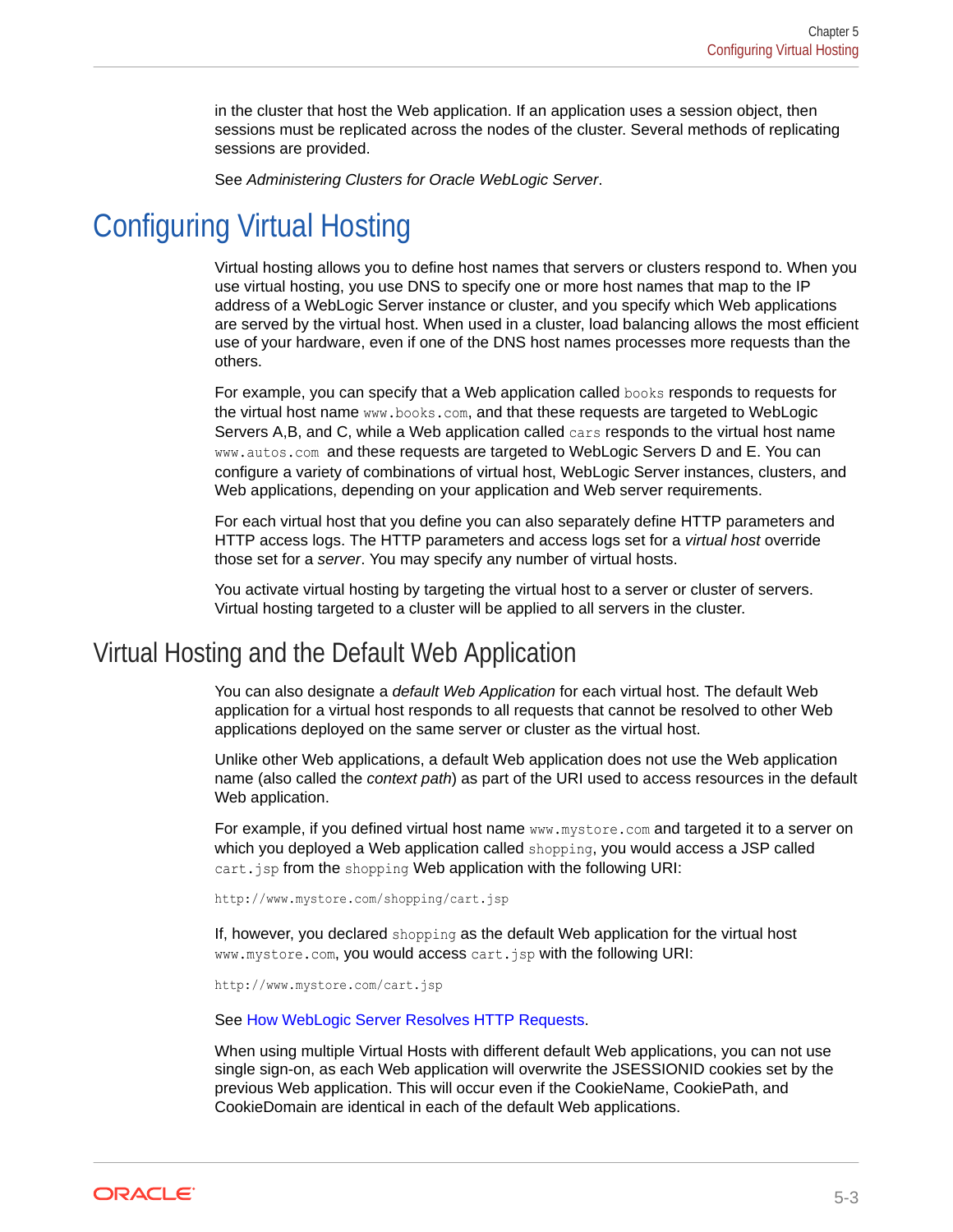in the cluster that host the Web application. If an application uses a session object, then sessions must be replicated across the nodes of the cluster. Several methods of replicating sessions are provided.

See *Administering Clusters for Oracle WebLogic Server*.

# Configuring Virtual Hosting

Virtual hosting allows you to define host names that servers or clusters respond to. When you use virtual hosting, you use DNS to specify one or more host names that map to the IP address of a WebLogic Server instance or cluster, and you specify which Web applications are served by the virtual host. When used in a cluster, load balancing allows the most efficient use of your hardware, even if one of the DNS host names processes more requests than the others.

For example, you can specify that a Web application called `books` responds to requests for the virtual host name `www.books.com`, and that these requests are targeted to WebLogic Servers A,B, and C, while a Web application called `cars` responds to the virtual host name `www.autos.com` and these requests are targeted to WebLogic Servers D and E. You can configure a variety of combinations of virtual host, WebLogic Server instances, clusters, and Web applications, depending on your application and Web server requirements.

For each virtual host that you define you can also separately define HTTP parameters and HTTP access logs. The HTTP parameters and access logs set for a *virtual host* override those set for a *server*. You may specify any number of virtual hosts.

You activate virtual hosting by targeting the virtual host to a server or cluster of servers. Virtual hosting targeted to a cluster will be applied to all servers in the cluster.

## Virtual Hosting and the Default Web Application

You can also designate a *default Web Application* for each virtual host. The default Web application for a virtual host responds to all requests that cannot be resolved to other Web applications deployed on the same server or cluster as the virtual host.

Unlike other Web applications, a default Web application does not use the Web application name (also called the *context path*) as part of the URI used to access resources in the default Web application.

For example, if you defined virtual host name `www.mystore.com` and targeted it to a server on which you deployed a Web application called `shopping`, you would access a JSP called `cart.jsp` from the `shopping` Web application with the following URI:

```
http://www.mystore.com/shopping/cart.jsp
```

If, however, you declared `shopping` as the default Web application for the virtual host `www.mystore.com`, you would access `cart.jsp` with the following URI:

```
http://www.mystore.com/cart.jsp
```

See How WebLogic Server Resolves HTTP Requests.

When using multiple Virtual Hosts with different default Web applications, you can not use single sign-on, as each Web application will overwrite the JSESSIONID cookies set by the previous Web application. This will occur even if the CookieName, CookiePath, and CookieDomain are identical in each of the default Web applications.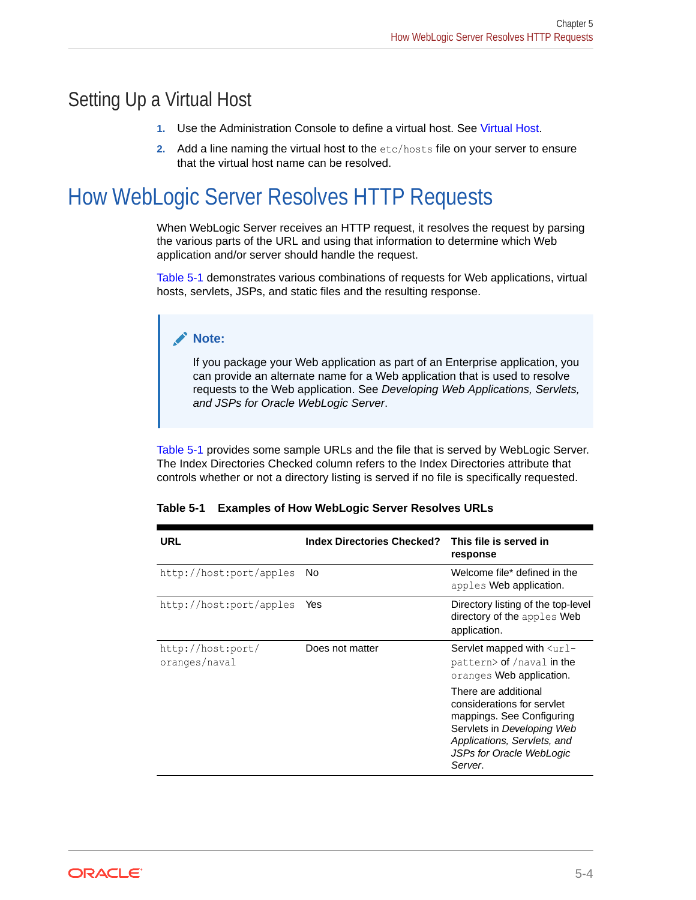## Setting Up a Virtual Host

1. Use the Administration Console to define a virtual host. See Virtual Host.
2. Add a line naming the virtual host to the `etc/hosts` file on your server to ensure that the virtual host name can be resolved.

# How WebLogic Server Resolves HTTP Requests

When WebLogic Server receives an HTTP request, it resolves the request by parsing the various parts of the URL and using that information to determine which Web application and/or server should handle the request.

Table 5-1 demonstrates various combinations of requests for Web applications, virtual hosts, servlets, JSPs, and static files and the resulting response.

> **Note:**
>
> If you package your Web application as part of an Enterprise application, you can provide an alternate name for a Web application that is used to resolve requests to the Web application. See *Developing Web Applications, Servlets, and JSPs for Oracle WebLogic Server*.

Table 5-1 provides some sample URLs and the file that is served by WebLogic Server. The Index Directories Checked column refers to the Index Directories attribute that controls whether or not a directory listing is served if no file is specifically requested.

**Table 5-1 Examples of How WebLogic Server Resolves URLs**

| URL | Index Directories Checked? | This file is served in response |
|---|---|---|
| `http://host:port/apples` | No | Welcome file* defined in the `apples` Web application. |
| `http://host:port/apples` | Yes | Directory listing of the top-level directory of the `apples` Web application. |
| `http://host:port/oranges/naval` | Does not matter | Servlet mapped with `<url-pattern>` of `/naval` in the `oranges` Web application.<br><br>There are additional considerations for servlet mappings. See Configuring Servlets in *Developing Web Applications, Servlets, and JSPs for Oracle WebLogic Server*. |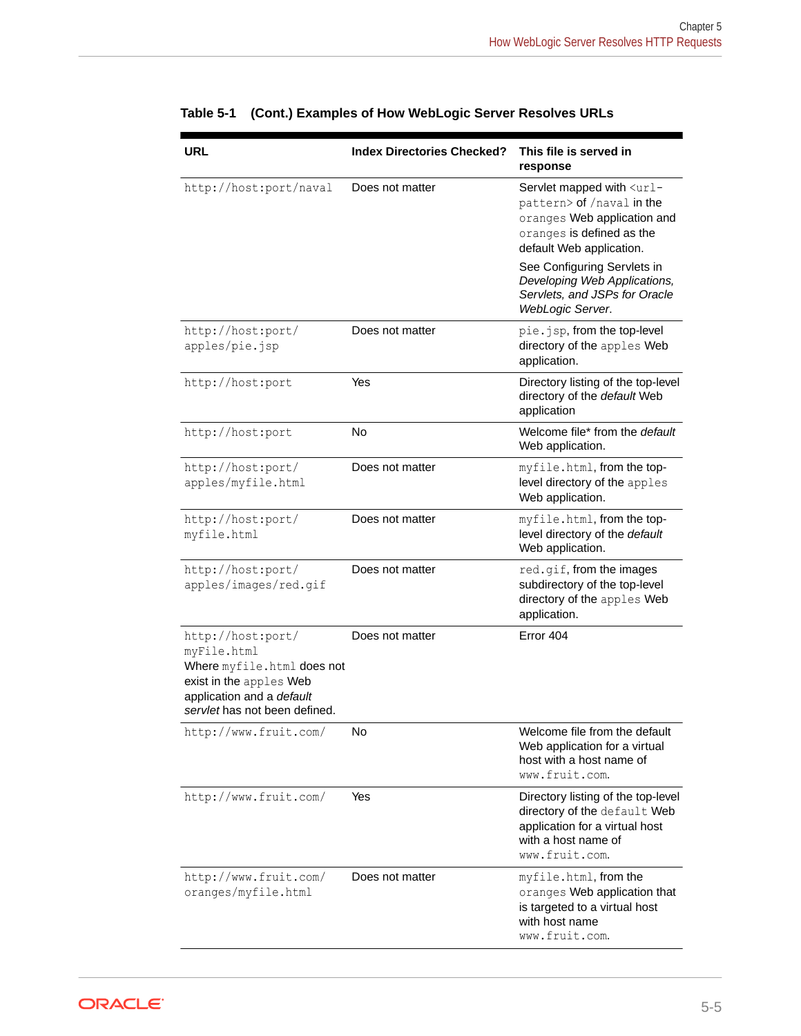**Table 5-1 (Cont.) Examples of How WebLogic Server Resolves URLs**

| URL | Index Directories Checked? | This file is served in response |
| --- | --- | --- |
| `http://host:port/naval` | Does not matter | Servlet mapped with `<url-pattern>` of `/naval` in the `oranges` Web application and `oranges` is defined as the default Web application.<br><br>See Configuring Servlets in *Developing Web Applications, Servlets, and JSPs for Oracle WebLogic Server*. |
| `http://host:port/apples/pie.jsp` | Does not matter | `pie.jsp`, from the top-level directory of the `apples` Web application. |
| `http://host:port` | Yes | Directory listing of the top-level directory of the *default* Web application |
| `http://host:port` | No | Welcome file* from the *default* Web application. |
| `http://host:port/apples/myfile.html` | Does not matter | `myfile.html`, from the top-level directory of the `apples` Web application. |
| `http://host:port/myfile.html` | Does not matter | `myfile.html`, from the top-level directory of the *default* Web application. |
| `http://host:port/apples/images/red.gif` | Does not matter | `red.gif`, from the images subdirectory of the top-level directory of the `apples` Web application. |
| `http://host:port/myFile.html`<br>Where `myfile.html` does not exist in the `apples` Web application and a *default servlet* has not been defined. | Does not matter | Error 404 |
| `http://www.fruit.com/` | No | Welcome file from the default Web application for a virtual host with a host name of `www.fruit.com`. |
| `http://www.fruit.com/` | Yes | Directory listing of the top-level directory of the `default` Web application for a virtual host with a host name of `www.fruit.com`. |
| `http://www.fruit.com/oranges/myfile.html` | Does not matter | `myfile.html`, from the `oranges` Web application that is targeted to a virtual host with host name `www.fruit.com`. |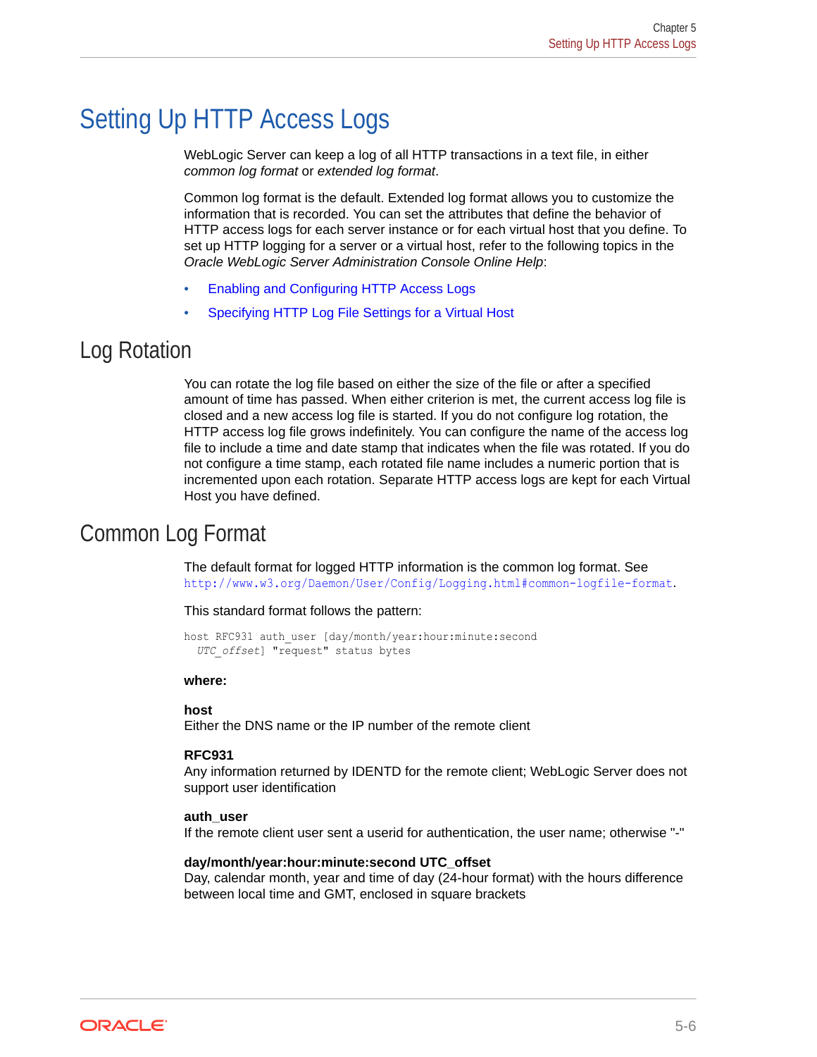# Setting Up HTTP Access Logs

WebLogic Server can keep a log of all HTTP transactions in a text file, in either *common log format* or *extended log format*.

Common log format is the default. Extended log format allows you to customize the information that is recorded. You can set the attributes that define the behavior of HTTP access logs for each server instance or for each virtual host that you define. To set up HTTP logging for a server or a virtual host, refer to the following topics in the *Oracle WebLogic Server Administration Console Online Help*:

- Enabling and Configuring HTTP Access Logs
- Specifying HTTP Log File Settings for a Virtual Host

## Log Rotation

You can rotate the log file based on either the size of the file or after a specified amount of time has passed. When either criterion is met, the current access log file is closed and a new access log file is started. If you do not configure log rotation, the HTTP access log file grows indefinitely. You can configure the name of the access log file to include a time and date stamp that indicates when the file was rotated. If you do not configure a time stamp, each rotated file name includes a numeric portion that is incremented upon each rotation. Separate HTTP access logs are kept for each Virtual Host you have defined.

## Common Log Format

The default format for logged HTTP information is the common log format. See `http://www.w3.org/Daemon/User/Config/Logging.html#common-logfile-format`.

This standard format follows the pattern:

```
host RFC931 auth_user [day/month/year:hour:minute:second
  UTC_offset] "request" status bytes
```

**where:**

**host**
Either the DNS name or the IP number of the remote client

**RFC931**
Any information returned by IDENTD for the remote client; WebLogic Server does not support user identification

**auth_user**
If the remote client user sent a userid for authentication, the user name; otherwise "-"

**day/month/year:hour:minute:second UTC_offset**
Day, calendar month, year and time of day (24-hour format) with the hours difference between local time and GMT, enclosed in square brackets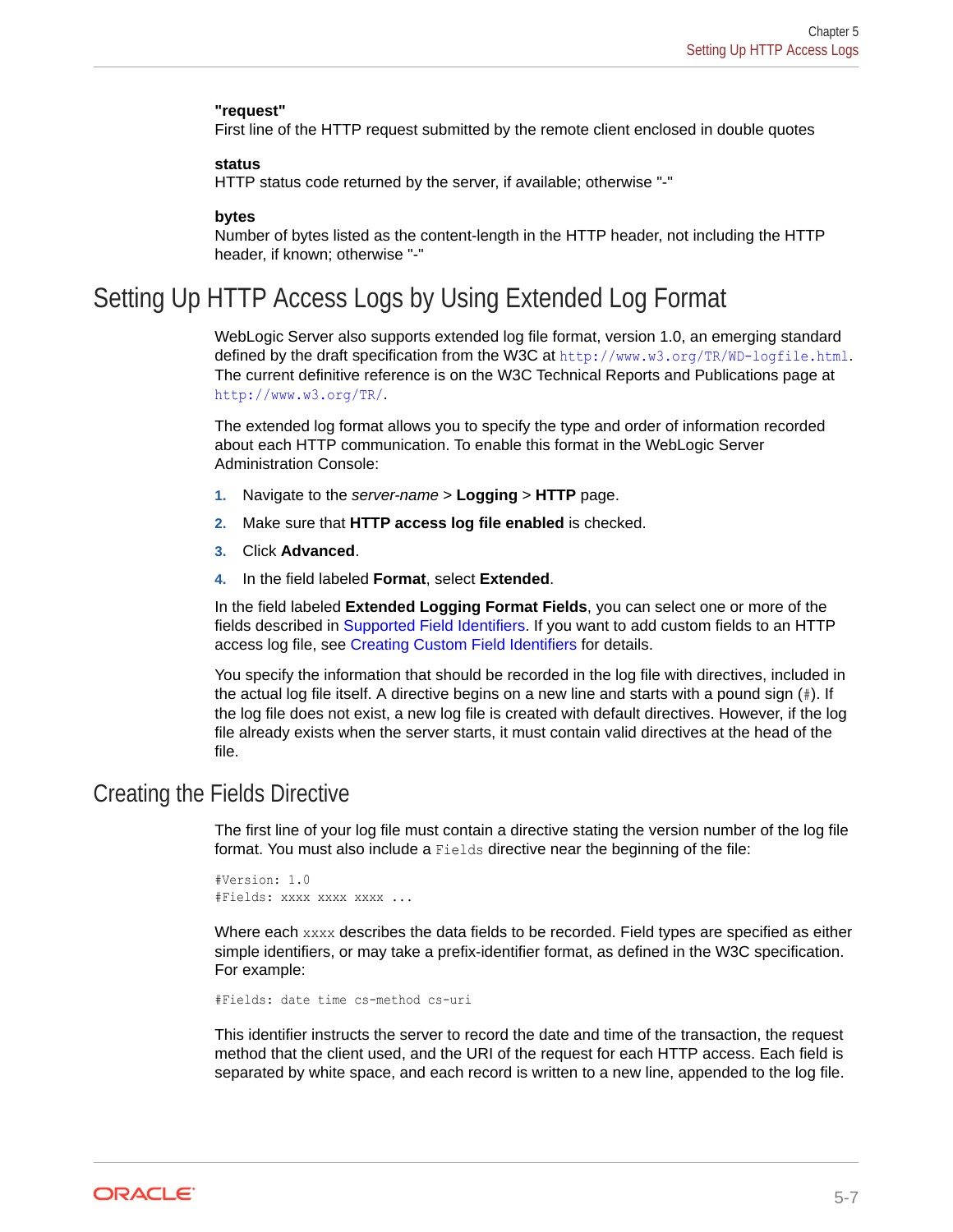**"request"**
First line of the HTTP request submitted by the remote client enclosed in double quotes

**status**
HTTP status code returned by the server, if available; otherwise "-"

**bytes**
Number of bytes listed as the content-length in the HTTP header, not including the HTTP header, if known; otherwise "-"

## Setting Up HTTP Access Logs by Using Extended Log Format

WebLogic Server also supports extended log file format, version 1.0, an emerging standard defined by the draft specification from the W3C at `http://www.w3.org/TR/WD-logfile.html`. The current definitive reference is on the W3C Technical Reports and Publications page at `http://www.w3.org/TR/`.

The extended log format allows you to specify the type and order of information recorded about each HTTP communication. To enable this format in the WebLogic Server Administration Console:

1. Navigate to the *server-name* > **Logging** > **HTTP** page.
2. Make sure that **HTTP access log file enabled** is checked.
3. Click **Advanced**.
4. In the field labeled **Format**, select **Extended**.

In the field labeled **Extended Logging Format Fields**, you can select one or more of the fields described in Supported Field Identifiers. If you want to add custom fields to an HTTP access log file, see Creating Custom Field Identifiers for details.

You specify the information that should be recorded in the log file with directives, included in the actual log file itself. A directive begins on a new line and starts with a pound sign (`#`). If the log file does not exist, a new log file is created with default directives. However, if the log file already exists when the server starts, it must contain valid directives at the head of the file.

### Creating the Fields Directive

The first line of your log file must contain a directive stating the version number of the log file format. You must also include a `Fields` directive near the beginning of the file:

```
#Version: 1.0
#Fields: xxxx xxxx xxxx ...
```

Where each `xxxx` describes the data fields to be recorded. Field types are specified as either simple identifiers, or may take a prefix-identifier format, as defined in the W3C specification. For example:

```
#Fields: date time cs-method cs-uri
```

This identifier instructs the server to record the date and time of the transaction, the request method that the client used, and the URI of the request for each HTTP access. Each field is separated by white space, and each record is written to a new line, appended to the log file.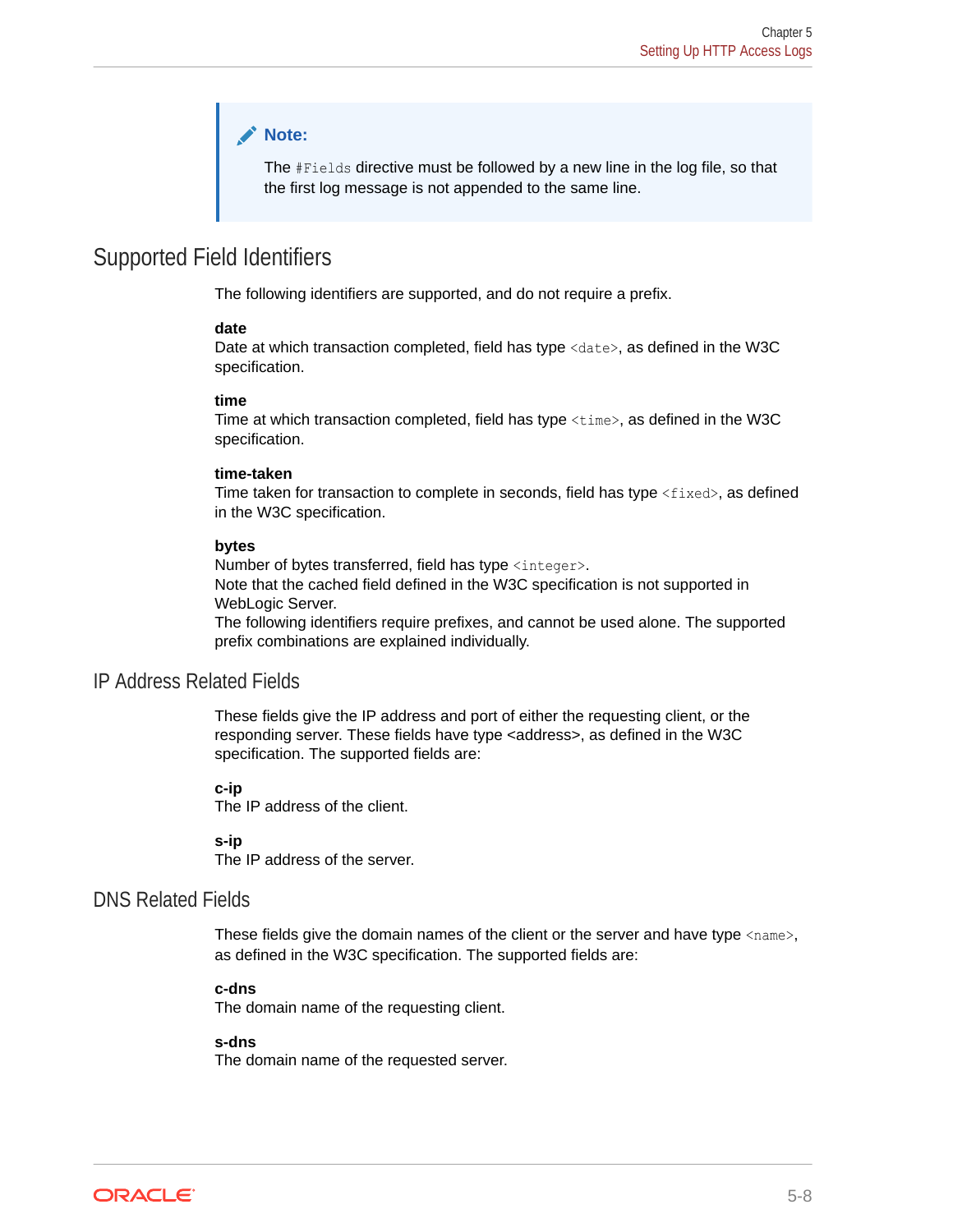> **Note:**
>
> The `#Fields` directive must be followed by a new line in the log file, so that the first log message is not appended to the same line.

## Supported Field Identifiers

The following identifiers are supported, and do not require a prefix.

**date**
Date at which transaction completed, field has type `<date>`, as defined in the W3C specification.

**time**
Time at which transaction completed, field has type `<time>`, as defined in the W3C specification.

**time-taken**
Time taken for transaction to complete in seconds, field has type `<fixed>`, as defined in the W3C specification.

**bytes**
Number of bytes transferred, field has type `<integer>`.
Note that the cached field defined in the W3C specification is not supported in WebLogic Server.
The following identifiers require prefixes, and cannot be used alone. The supported prefix combinations are explained individually.

### IP Address Related Fields

These fields give the IP address and port of either the requesting client, or the responding server. These fields have type <address>, as defined in the W3C specification. The supported fields are:

**c-ip**
The IP address of the client.

**s-ip**
The IP address of the server.

### DNS Related Fields

These fields give the domain names of the client or the server and have type `<name>`, as defined in the W3C specification. The supported fields are:

**c-dns**
The domain name of the requesting client.

**s-dns**
The domain name of the requested server.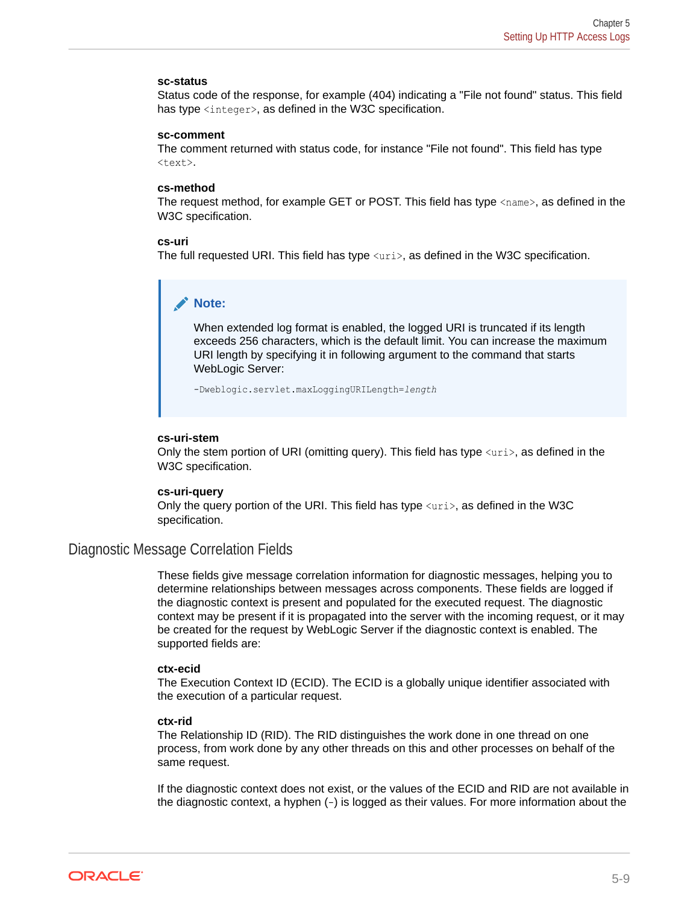**sc-status**
Status code of the response, for example (404) indicating a "File not found" status. This field has type `<integer>`, as defined in the W3C specification.

**sc-comment**
The comment returned with status code, for instance "File not found". This field has type `<text>`.

**cs-method**
The request method, for example GET or POST. This field has type `<name>`, as defined in the W3C specification.

**cs-uri**
The full requested URI. This field has type `<uri>`, as defined in the W3C specification.

> **Note:**
>
> When extended log format is enabled, the logged URI is truncated if its length exceeds 256 characters, which is the default limit. You can increase the maximum URI length by specifying it in following argument to the command that starts WebLogic Server:
>
> ```
> -Dweblogic.servlet.maxLoggingURILength=length
> ```

**cs-uri-stem**
Only the stem portion of URI (omitting query). This field has type `<uri>`, as defined in the W3C specification.

**cs-uri-query**
Only the query portion of the URI. This field has type `<uri>`, as defined in the W3C specification.

## Diagnostic Message Correlation Fields

These fields give message correlation information for diagnostic messages, helping you to determine relationships between messages across components. These fields are logged if the diagnostic context is present and populated for the executed request. The diagnostic context may be present if it is propagated into the server with the incoming request, or it may be created for the request by WebLogic Server if the diagnostic context is enabled. The supported fields are:

**ctx-ecid**
The Execution Context ID (ECID). The ECID is a globally unique identifier associated with the execution of a particular request.

**ctx-rid**
The Relationship ID (RID). The RID distinguishes the work done in one thread on one process, from work done by any other threads on this and other processes on behalf of the same request.

If the diagnostic context does not exist, or the values of the ECID and RID are not available in the diagnostic context, a hyphen (`-`) is logged as their values. For more information about the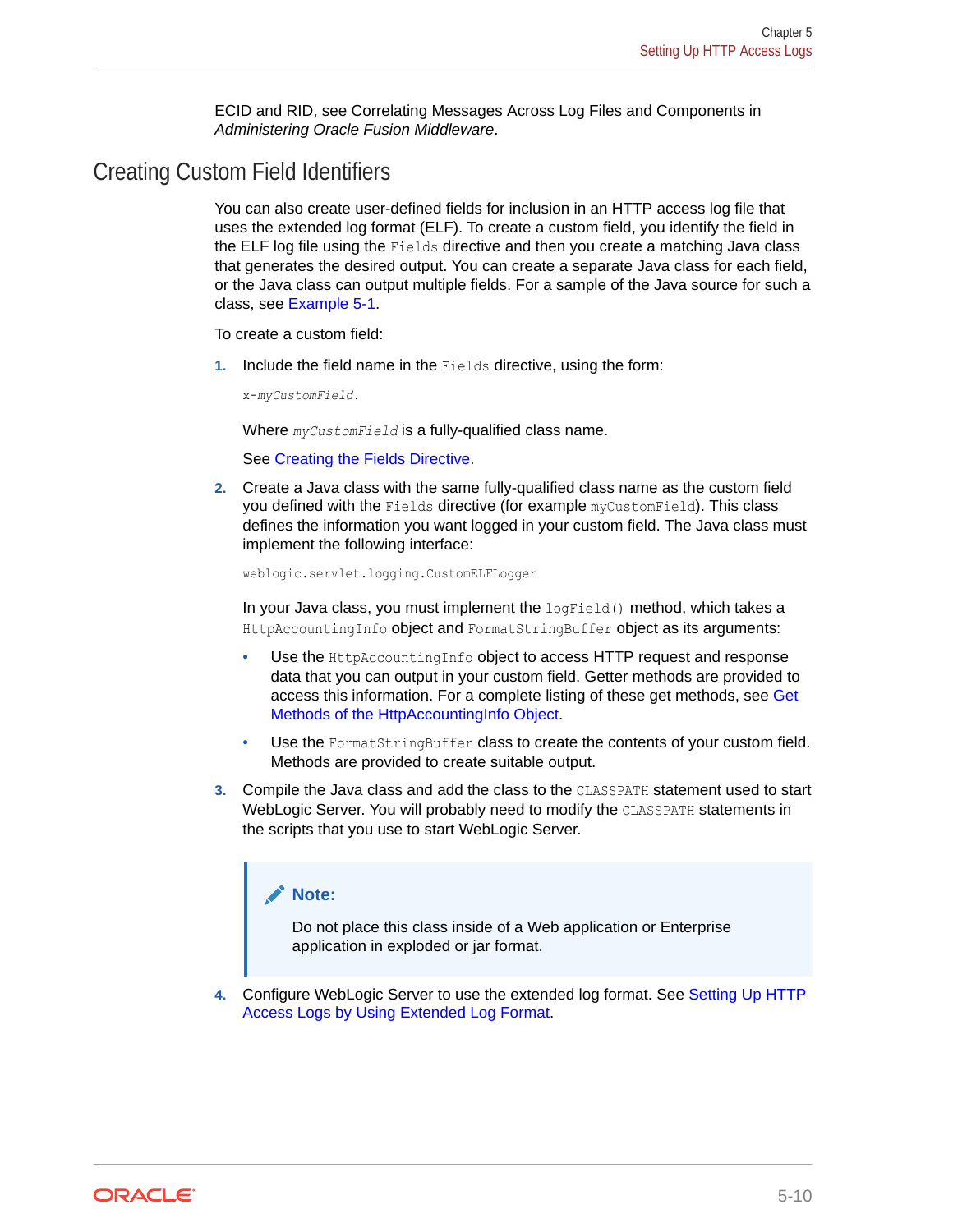ECID and RID, see Correlating Messages Across Log Files and Components in *Administering Oracle Fusion Middleware*.

## Creating Custom Field Identifiers

You can also create user-defined fields for inclusion in an HTTP access log file that uses the extended log format (ELF). To create a custom field, you identify the field in the ELF log file using the `Fields` directive and then you create a matching Java class that generates the desired output. You can create a separate Java class for each field, or the Java class can output multiple fields. For a sample of the Java source for such a class, see Example 5-1.

To create a custom field:

1. Include the field name in the `Fields` directive, using the form:

   ```
   x-myCustomField.
   ```

   Where *`myCustomField`* is a fully-qualified class name.

   See Creating the Fields Directive.

2. Create a Java class with the same fully-qualified class name as the custom field you defined with the `Fields` directive (for example `myCustomField`). This class defines the information you want logged in your custom field. The Java class must implement the following interface:

   ```
   weblogic.servlet.logging.CustomELFLogger
   ```

   In your Java class, you must implement the `logField()` method, which takes a `HttpAccountingInfo` object and `FormatStringBuffer` object as its arguments:

   - Use the `HttpAccountingInfo` object to access HTTP request and response data that you can output in your custom field. Getter methods are provided to access this information. For a complete listing of these get methods, see Get Methods of the HttpAccountingInfo Object.
   - Use the `FormatStringBuffer` class to create the contents of your custom field. Methods are provided to create suitable output.

3. Compile the Java class and add the class to the `CLASSPATH` statement used to start WebLogic Server. You will probably need to modify the `CLASSPATH` statements in the scripts that you use to start WebLogic Server.

   > **Note:**
   >
   > Do not place this class inside of a Web application or Enterprise application in exploded or jar format.

4. Configure WebLogic Server to use the extended log format. See Setting Up HTTP Access Logs by Using Extended Log Format.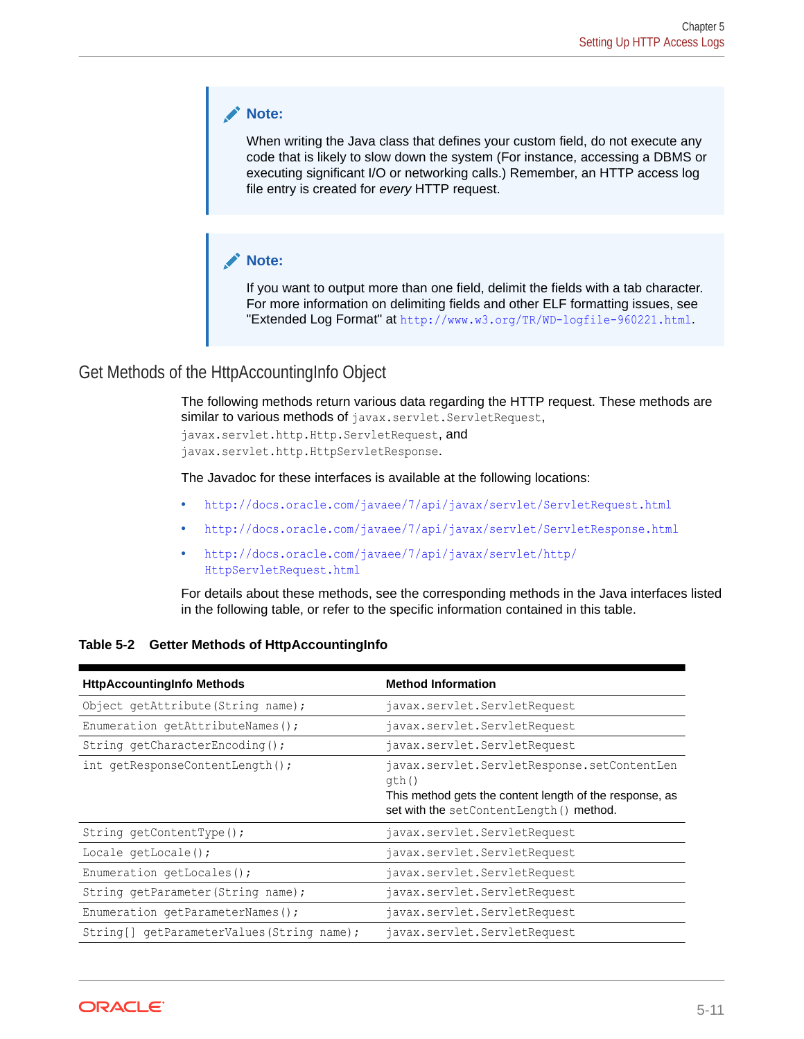> **Note:**
>
> When writing the Java class that defines your custom field, do not execute any code that is likely to slow down the system (For instance, accessing a DBMS or executing significant I/O or networking calls.) Remember, an HTTP access log file entry is created for *every* HTTP request.

> **Note:**
>
> If you want to output more than one field, delimit the fields with a tab character. For more information on delimiting fields and other ELF formatting issues, see "Extended Log Format" at `http://www.w3.org/TR/WD-logfile-960221.html`.

## Get Methods of the HttpAccountingInfo Object

The following methods return various data regarding the HTTP request. These methods are similar to various methods of `javax.servlet.ServletRequest`, `javax.servlet.http.Http.ServletRequest`, and `javax.servlet.http.HttpServletResponse`.

The Javadoc for these interfaces is available at the following locations:

- `http://docs.oracle.com/javaee/7/api/javax/servlet/ServletRequest.html`
- `http://docs.oracle.com/javaee/7/api/javax/servlet/ServletResponse.html`
- `http://docs.oracle.com/javaee/7/api/javax/servlet/http/HttpServletRequest.html`

For details about these methods, see the corresponding methods in the Java interfaces listed in the following table, or refer to the specific information contained in this table.

**Table 5-2 Getter Methods of HttpAccountingInfo**

| HttpAccountingInfo Methods | Method Information |
| --- | --- |
| `Object getAttribute(String name);` | `javax.servlet.ServletRequest` |
| `Enumeration getAttributeNames();` | `javax.servlet.ServletRequest` |
| `String getCharacterEncoding();` | `javax.servlet.ServletRequest` |
| `int getResponseContentLength();` | `javax.servlet.ServletResponse.setContentLength()` This method gets the content length of the response, as set with the `setContentLength()` method. |
| `String getContentType();` | `javax.servlet.ServletRequest` |
| `Locale getLocale();` | `javax.servlet.ServletRequest` |
| `Enumeration getLocales();` | `javax.servlet.ServletRequest` |
| `String getParameter(String name);` | `javax.servlet.ServletRequest` |
| `Enumeration getParameterNames();` | `javax.servlet.ServletRequest` |
| `String[] getParameterValues(String name);` | `javax.servlet.ServletRequest` |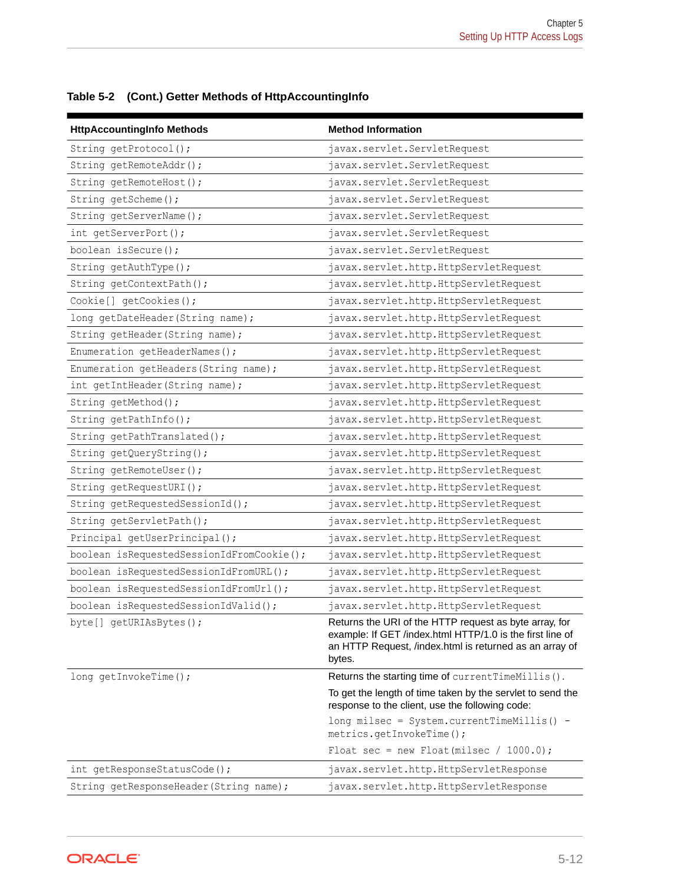**Table 5-2 (Cont.) Getter Methods of HttpAccountingInfo**

| HttpAccountingInfo Methods | Method Information |
|---|---|
| `String getProtocol();` | `javax.servlet.ServletRequest` |
| `String getRemoteAddr();` | `javax.servlet.ServletRequest` |
| `String getRemoteHost();` | `javax.servlet.ServletRequest` |
| `String getScheme();` | `javax.servlet.ServletRequest` |
| `String getServerName();` | `javax.servlet.ServletRequest` |
| `int getServerPort();` | `javax.servlet.ServletRequest` |
| `boolean isSecure();` | `javax.servlet.ServletRequest` |
| `String getAuthType();` | `javax.servlet.http.HttpServletRequest` |
| `String getContextPath();` | `javax.servlet.http.HttpServletRequest` |
| `Cookie[] getCookies();` | `javax.servlet.http.HttpServletRequest` |
| `long getDateHeader(String name);` | `javax.servlet.http.HttpServletRequest` |
| `String getHeader(String name);` | `javax.servlet.http.HttpServletRequest` |
| `Enumeration getHeaderNames();` | `javax.servlet.http.HttpServletRequest` |
| `Enumeration getHeaders(String name);` | `javax.servlet.http.HttpServletRequest` |
| `int getIntHeader(String name);` | `javax.servlet.http.HttpServletRequest` |
| `String getMethod();` | `javax.servlet.http.HttpServletRequest` |
| `String getPathInfo();` | `javax.servlet.http.HttpServletRequest` |
| `String getPathTranslated();` | `javax.servlet.http.HttpServletRequest` |
| `String getQueryString();` | `javax.servlet.http.HttpServletRequest` |
| `String getRemoteUser();` | `javax.servlet.http.HttpServletRequest` |
| `String getRequestURI();` | `javax.servlet.http.HttpServletRequest` |
| `String getRequestedSessionId();` | `javax.servlet.http.HttpServletRequest` |
| `String getServletPath();` | `javax.servlet.http.HttpServletRequest` |
| `Principal getUserPrincipal();` | `javax.servlet.http.HttpServletRequest` |
| `boolean isRequestedSessionIdFromCookie();` | `javax.servlet.http.HttpServletRequest` |
| `boolean isRequestedSessionIdFromURL();` | `javax.servlet.http.HttpServletRequest` |
| `boolean isRequestedSessionIdFromUrl();` | `javax.servlet.http.HttpServletRequest` |
| `boolean isRequestedSessionIdValid();` | `javax.servlet.http.HttpServletRequest` |
| `byte[] getURIAsBytes();` | Returns the URI of the HTTP request as byte array, for example: If GET /index.html HTTP/1.0 is the first line of an HTTP Request, /index.html is returned as an array of bytes. |
| `long getInvokeTime();` | Returns the starting time of `currentTimeMillis()`. <br> To get the length of time taken by the servlet to send the response to the client, use the following code: <br> `long milsec = System.currentTimeMillis() - metrics.getInvokeTime();` <br> `Float sec = new Float(milsec / 1000.0);` |
| `int getResponseStatusCode();` | `javax.servlet.http.HttpServletResponse` |
| `String getResponseHeader(String name);` | `javax.servlet.http.HttpServletResponse` |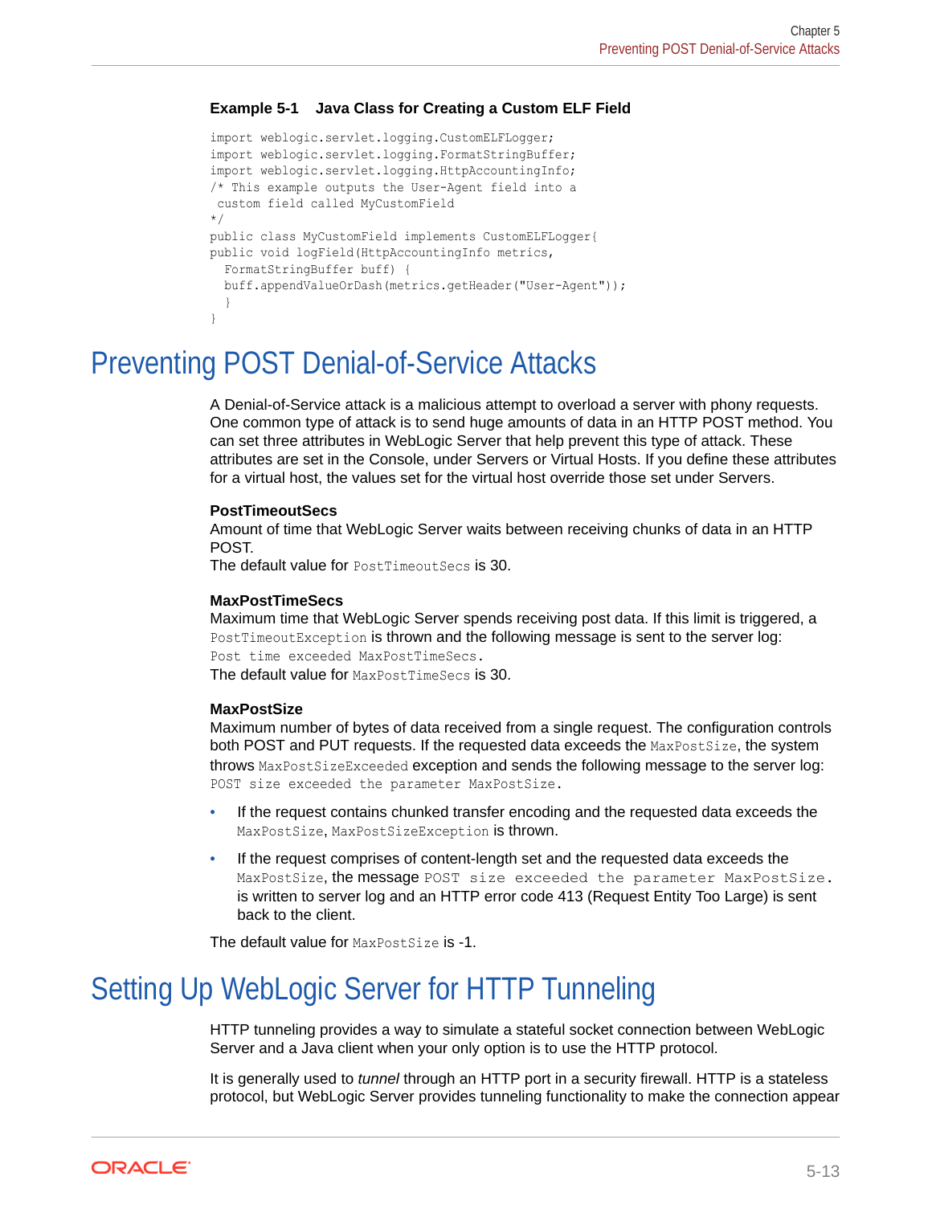**Example 5-1 Java Class for Creating a Custom ELF Field**

```
import weblogic.servlet.logging.CustomELFLogger;
import weblogic.servlet.logging.FormatStringBuffer;
import weblogic.servlet.logging.HttpAccountingInfo;
/* This example outputs the User-Agent field into a
 custom field called MyCustomField
*/
public class MyCustomField implements CustomELFLogger{
public void logField(HttpAccountingInfo metrics,
  FormatStringBuffer buff) {
  buff.appendValueOrDash(metrics.getHeader("User-Agent"));
  }
}
```

# Preventing POST Denial-of-Service Attacks

A Denial-of-Service attack is a malicious attempt to overload a server with phony requests. One common type of attack is to send huge amounts of data in an HTTP POST method. You can set three attributes in WebLogic Server that help prevent this type of attack. These attributes are set in the Console, under Servers or Virtual Hosts. If you define these attributes for a virtual host, the values set for the virtual host override those set under Servers.

**PostTimeoutSecs**
Amount of time that WebLogic Server waits between receiving chunks of data in an HTTP POST.
The default value for `PostTimeoutSecs` is 30.

**MaxPostTimeSecs**
Maximum time that WebLogic Server spends receiving post data. If this limit is triggered, a `PostTimeoutException` is thrown and the following message is sent to the server log:
`Post time exceeded MaxPostTimeSecs.`
The default value for `MaxPostTimeSecs` is 30.

**MaxPostSize**
Maximum number of bytes of data received from a single request. The configuration controls both POST and PUT requests. If the requested data exceeds the `MaxPostSize`, the system throws `MaxPostSizeExceeded` exception and sends the following message to the server log:
`POST size exceeded the parameter MaxPostSize.`

- If the request contains chunked transfer encoding and the requested data exceeds the `MaxPostSize`, `MaxPostSizeException` is thrown.
- If the request comprises of content-length set and the requested data exceeds the `MaxPostSize`, the message `POST size exceeded the parameter MaxPostSize.` is written to server log and an HTTP error code 413 (Request Entity Too Large) is sent back to the client.

The default value for `MaxPostSize` is -1.

# Setting Up WebLogic Server for HTTP Tunneling

HTTP tunneling provides a way to simulate a stateful socket connection between WebLogic Server and a Java client when your only option is to use the HTTP protocol.

It is generally used to *tunnel* through an HTTP port in a security firewall. HTTP is a stateless protocol, but WebLogic Server provides tunneling functionality to make the connection appear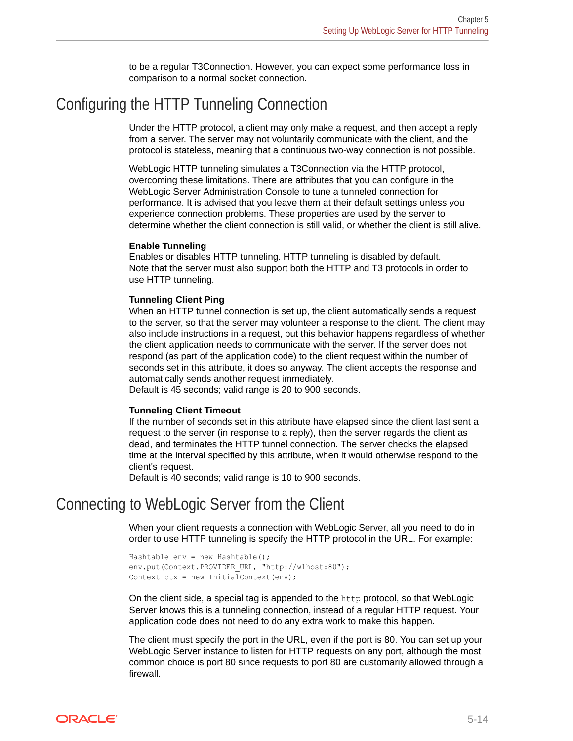to be a regular T3Connection. However, you can expect some performance loss in comparison to a normal socket connection.

## Configuring the HTTP Tunneling Connection

Under the HTTP protocol, a client may only make a request, and then accept a reply from a server. The server may not voluntarily communicate with the client, and the protocol is stateless, meaning that a continuous two-way connection is not possible.

WebLogic HTTP tunneling simulates a T3Connection via the HTTP protocol, overcoming these limitations. There are attributes that you can configure in the WebLogic Server Administration Console to tune a tunneled connection for performance. It is advised that you leave them at their default settings unless you experience connection problems. These properties are used by the server to determine whether the client connection is still valid, or whether the client is still alive.

**Enable Tunneling**
Enables or disables HTTP tunneling. HTTP tunneling is disabled by default.
Note that the server must also support both the HTTP and T3 protocols in order to use HTTP tunneling.

**Tunneling Client Ping**
When an HTTP tunnel connection is set up, the client automatically sends a request to the server, so that the server may volunteer a response to the client. The client may also include instructions in a request, but this behavior happens regardless of whether the client application needs to communicate with the server. If the server does not respond (as part of the application code) to the client request within the number of seconds set in this attribute, it does so anyway. The client accepts the response and automatically sends another request immediately.
Default is 45 seconds; valid range is 20 to 900 seconds.

**Tunneling Client Timeout**
If the number of seconds set in this attribute have elapsed since the client last sent a request to the server (in response to a reply), then the server regards the client as dead, and terminates the HTTP tunnel connection. The server checks the elapsed time at the interval specified by this attribute, when it would otherwise respond to the client's request.
Default is 40 seconds; valid range is 10 to 900 seconds.

## Connecting to WebLogic Server from the Client

When your client requests a connection with WebLogic Server, all you need to do in order to use HTTP tunneling is specify the HTTP protocol in the URL. For example:

```
Hashtable env = new Hashtable();
env.put(Context.PROVIDER_URL, "http://wlhost:80");
Context ctx = new InitialContext(env);
```

On the client side, a special tag is appended to the `http` protocol, so that WebLogic Server knows this is a tunneling connection, instead of a regular HTTP request. Your application code does not need to do any extra work to make this happen.

The client must specify the port in the URL, even if the port is 80. You can set up your WebLogic Server instance to listen for HTTP requests on any port, although the most common choice is port 80 since requests to port 80 are customarily allowed through a firewall.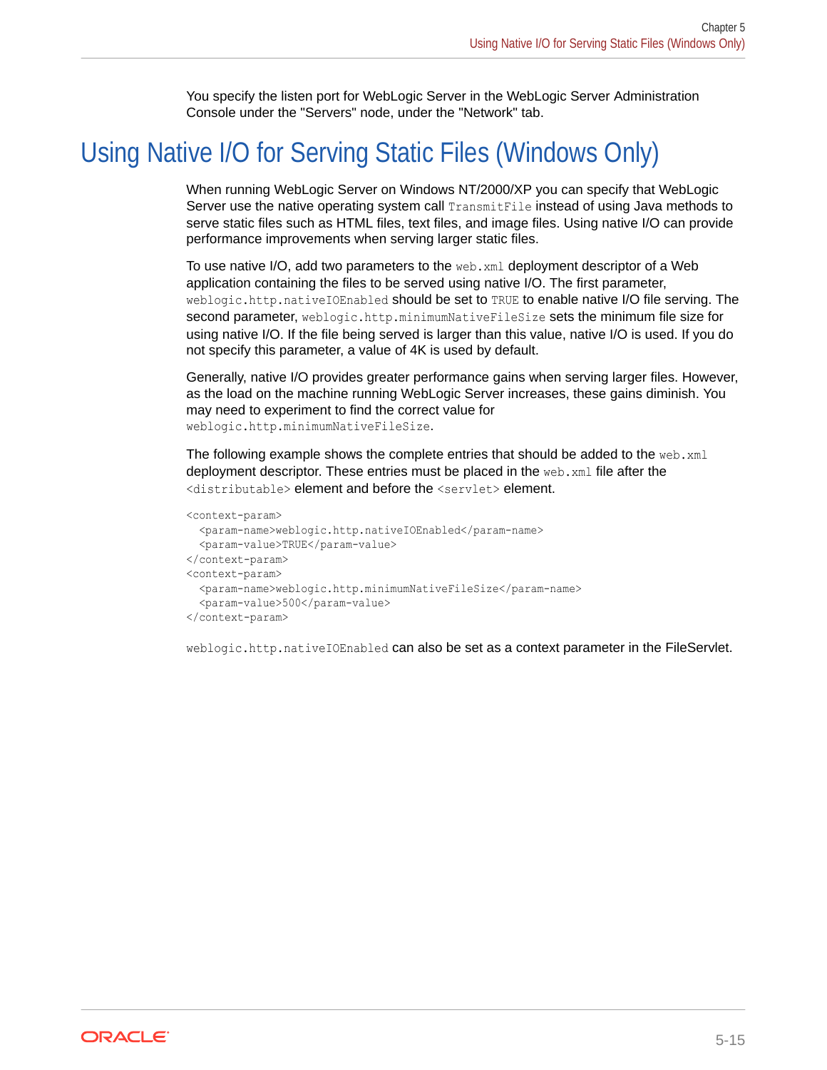You specify the listen port for WebLogic Server in the WebLogic Server Administration Console under the "Servers" node, under the "Network" tab.

## Using Native I/O for Serving Static Files (Windows Only)

When running WebLogic Server on Windows NT/2000/XP you can specify that WebLogic Server use the native operating system call `TransmitFile` instead of using Java methods to serve static files such as HTML files, text files, and image files. Using native I/O can provide performance improvements when serving larger static files.

To use native I/O, add two parameters to the `web.xml` deployment descriptor of a Web application containing the files to be served using native I/O. The first parameter, `weblogic.http.nativeIOEnabled` should be set to `TRUE` to enable native I/O file serving. The second parameter, `weblogic.http.minimumNativeFileSize` sets the minimum file size for using native I/O. If the file being served is larger than this value, native I/O is used. If you do not specify this parameter, a value of 4K is used by default.

Generally, native I/O provides greater performance gains when serving larger files. However, as the load on the machine running WebLogic Server increases, these gains diminish. You may need to experiment to find the correct value for `weblogic.http.minimumNativeFileSize`.

The following example shows the complete entries that should be added to the `web.xml` deployment descriptor. These entries must be placed in the `web.xml` file after the `<distributable>` element and before the `<servlet>` element.

```
<context-param>
  <param-name>weblogic.http.nativeIOEnabled</param-name>
  <param-value>TRUE</param-value>
</context-param>
<context-param>
  <param-name>weblogic.http.minimumNativeFileSize</param-name>
  <param-value>500</param-value>
</context-param>
```

`weblogic.http.nativeIOEnabled` can also be set as a context parameter in the FileServlet.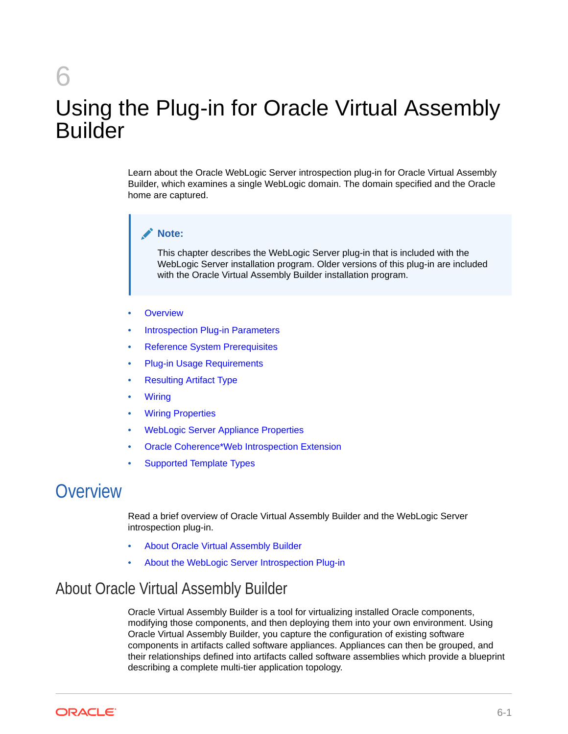# 6 Using the Plug-in for Oracle Virtual Assembly Builder

Learn about the Oracle WebLogic Server introspection plug-in for Oracle Virtual Assembly Builder, which examines a single WebLogic domain. The domain specified and the Oracle home are captured.

> **Note:**
>
> This chapter describes the WebLogic Server plug-in that is included with the WebLogic Server installation program. Older versions of this plug-in are included with the Oracle Virtual Assembly Builder installation program.

- Overview
- Introspection Plug-in Parameters
- Reference System Prerequisites
- Plug-in Usage Requirements
- Resulting Artifact Type
- Wiring
- Wiring Properties
- WebLogic Server Appliance Properties
- Oracle Coherence*Web Introspection Extension
- Supported Template Types

## Overview

Read a brief overview of Oracle Virtual Assembly Builder and the WebLogic Server introspection plug-in.

- About Oracle Virtual Assembly Builder
- About the WebLogic Server Introspection Plug-in

### About Oracle Virtual Assembly Builder

Oracle Virtual Assembly Builder is a tool for virtualizing installed Oracle components, modifying those components, and then deploying them into your own environment. Using Oracle Virtual Assembly Builder, you capture the configuration of existing software components in artifacts called software appliances. Appliances can then be grouped, and their relationships defined into artifacts called software assemblies which provide a blueprint describing a complete multi-tier application topology.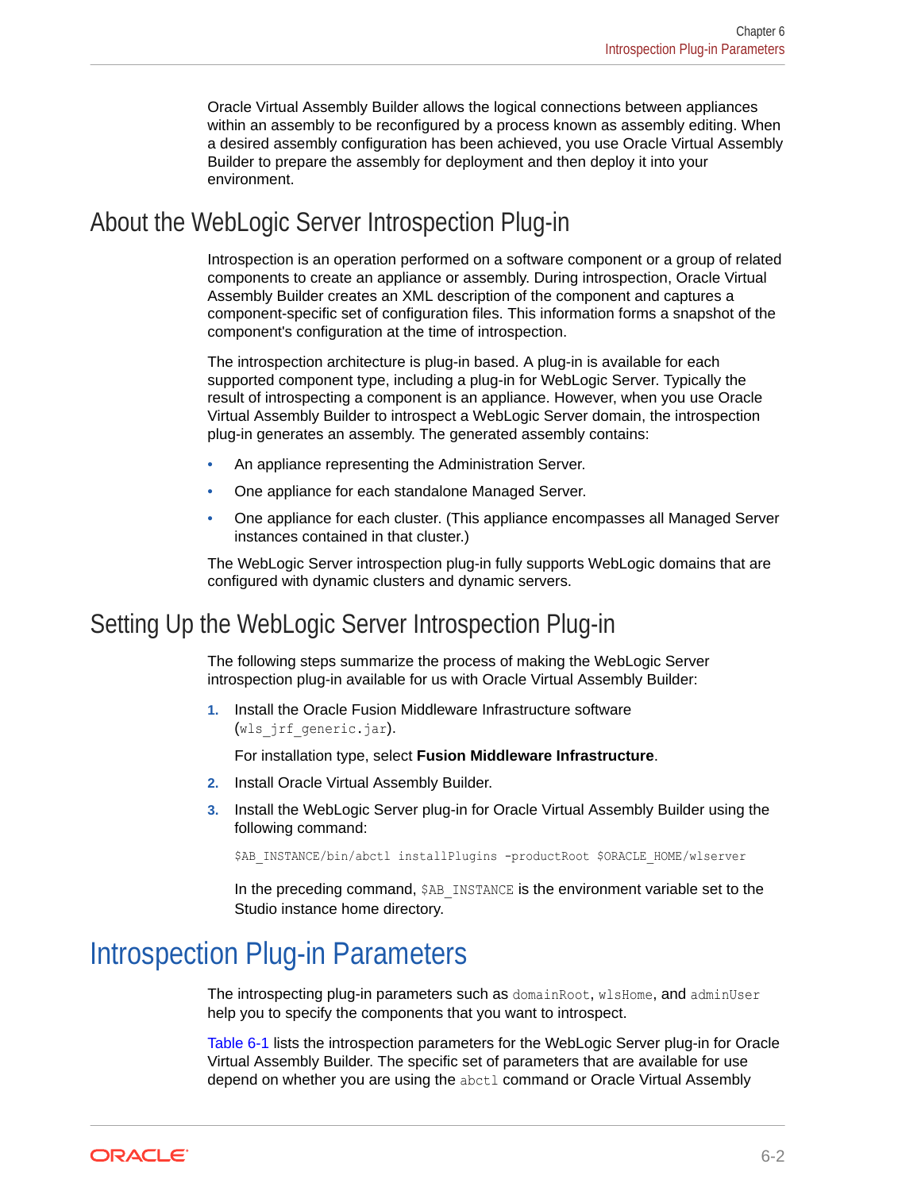Oracle Virtual Assembly Builder allows the logical connections between appliances within an assembly to be reconfigured by a process known as assembly editing. When a desired assembly configuration has been achieved, you use Oracle Virtual Assembly Builder to prepare the assembly for deployment and then deploy it into your environment.

## About the WebLogic Server Introspection Plug-in

Introspection is an operation performed on a software component or a group of related components to create an appliance or assembly. During introspection, Oracle Virtual Assembly Builder creates an XML description of the component and captures a component-specific set of configuration files. This information forms a snapshot of the component's configuration at the time of introspection.

The introspection architecture is plug-in based. A plug-in is available for each supported component type, including a plug-in for WebLogic Server. Typically the result of introspecting a component is an appliance. However, when you use Oracle Virtual Assembly Builder to introspect a WebLogic Server domain, the introspection plug-in generates an assembly. The generated assembly contains:

- An appliance representing the Administration Server.
- One appliance for each standalone Managed Server.
- One appliance for each cluster. (This appliance encompasses all Managed Server instances contained in that cluster.)

The WebLogic Server introspection plug-in fully supports WebLogic domains that are configured with dynamic clusters and dynamic servers.

## Setting Up the WebLogic Server Introspection Plug-in

The following steps summarize the process of making the WebLogic Server introspection plug-in available for us with Oracle Virtual Assembly Builder:

1. Install the Oracle Fusion Middleware Infrastructure software (`wls_jrf_generic.jar`).

   For installation type, select **Fusion Middleware Infrastructure**.

2. Install Oracle Virtual Assembly Builder.

3. Install the WebLogic Server plug-in for Oracle Virtual Assembly Builder using the following command:

   ```
   $AB_INSTANCE/bin/abctl installPlugins -productRoot $ORACLE_HOME/wlserver
   ```

   In the preceding command, `$AB_INSTANCE` is the environment variable set to the Studio instance home directory.

# Introspection Plug-in Parameters

The introspecting plug-in parameters such as `domainRoot`, `wlsHome`, and `adminUser` help you to specify the components that you want to introspect.

Table 6-1 lists the introspection parameters for the WebLogic Server plug-in for Oracle Virtual Assembly Builder. The specific set of parameters that are available for use depend on whether you are using the `abctl` command or Oracle Virtual Assembly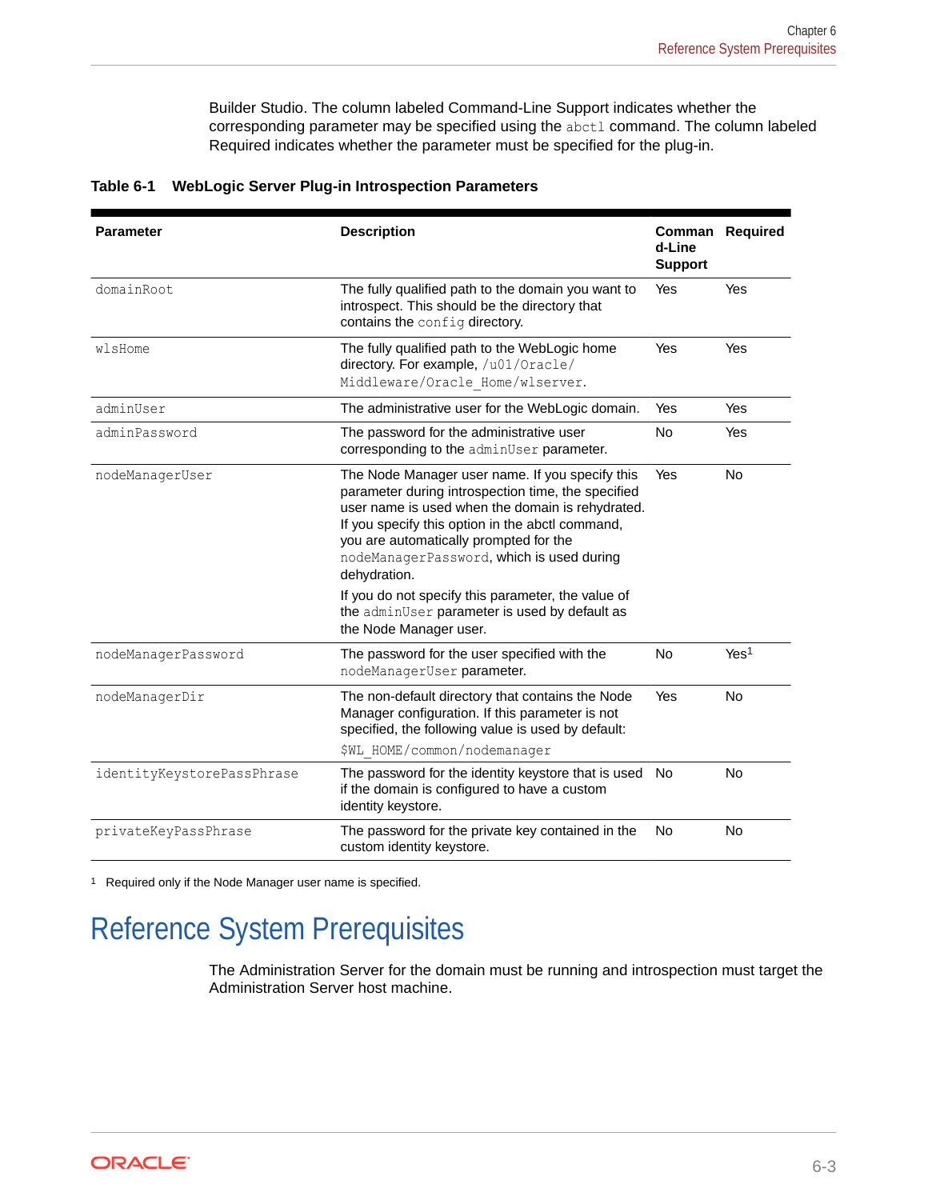Builder Studio. The column labeled Command-Line Support indicates whether the corresponding parameter may be specified using the `abctl` command. The column labeled Required indicates whether the parameter must be specified for the plug-in.

**Table 6-1 WebLogic Server Plug-in Introspection Parameters**

| Parameter | Description | Command-Line Support | Required |
|---|---|---|---|
| `domainRoot` | The fully qualified path to the domain you want to introspect. This should be the directory that contains the `config` directory. | Yes | Yes |
| `wlsHome` | The fully qualified path to the WebLogic home directory. For example, `/u01/Oracle/Middleware/Oracle_Home/wlserver`. | Yes | Yes |
| `adminUser` | The administrative user for the WebLogic domain. | Yes | Yes |
| `adminPassword` | The password for the administrative user corresponding to the `adminUser` parameter. | No | Yes |
| `nodeManagerUser` | The Node Manager user name. If you specify this parameter during introspection time, the specified user name is used when the domain is rehydrated. If you specify this option in the abctl command, you are automatically prompted for the `nodeManagerPassword`, which is used during dehydration.<br><br>If you do not specify this parameter, the value of the `adminUser` parameter is used by default as the Node Manager user. | Yes | No |
| `nodeManagerPassword` | The password for the user specified with the `nodeManagerUser` parameter. | No | Yes[1] |
| `nodeManagerDir` | The non-default directory that contains the Node Manager configuration. If this parameter is not specified, the following value is used by default:<br><br>`$WL_HOME/common/nodemanager` | Yes | No |
| `identityKeystorePassPhrase` | The password for the identity keystore that is used if the domain is configured to have a custom identity keystore. | No | No |
| `privateKeyPassPhrase` | The password for the private key contained in the custom identity keystore. | No | No |

[1] Required only if the Node Manager user name is specified.

# Reference System Prerequisites

The Administration Server for the domain must be running and introspection must target the Administration Server host machine.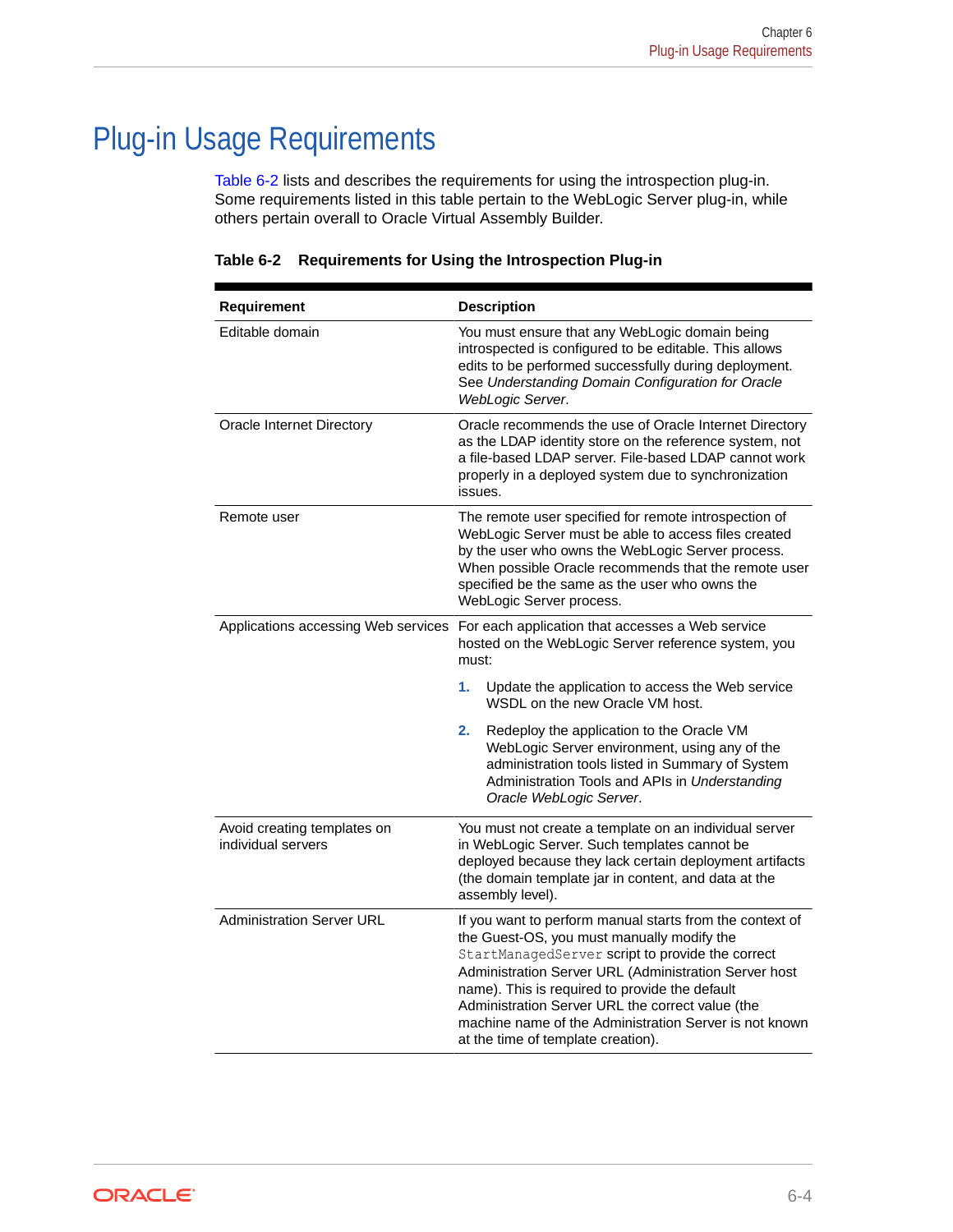# Plug-in Usage Requirements

Table 6-2 lists and describes the requirements for using the introspection plug-in. Some requirements listed in this table pertain to the WebLogic Server plug-in, while others pertain overall to Oracle Virtual Assembly Builder.

**Table 6-2 Requirements for Using the Introspection Plug-in**

| Requirement | Description |
|---|---|
| Editable domain | You must ensure that any WebLogic domain being introspected is configured to be editable. This allows edits to be performed successfully during deployment. See *Understanding Domain Configuration for Oracle WebLogic Server*. |
| Oracle Internet Directory | Oracle recommends the use of Oracle Internet Directory as the LDAP identity store on the reference system, not a file-based LDAP server. File-based LDAP cannot work properly in a deployed system due to synchronization issues. |
| Remote user | The remote user specified for remote introspection of WebLogic Server must be able to access files created by the user who owns the WebLogic Server process. When possible Oracle recommends that the remote user specified be the same as the user who owns the WebLogic Server process. |
| Applications accessing Web services | For each application that accesses a Web service hosted on the WebLogic Server reference system, you must:<br>1. Update the application to access the Web service WSDL on the new Oracle VM host.<br>2. Redeploy the application to the Oracle VM WebLogic Server environment, using any of the administration tools listed in Summary of System Administration Tools and APIs in *Understanding Oracle WebLogic Server*. |
| Avoid creating templates on individual servers | You must not create a template on an individual server in WebLogic Server. Such templates cannot be deployed because they lack certain deployment artifacts (the domain template jar in content, and data at the assembly level). |
| Administration Server URL | If you want to perform manual starts from the context of the Guest-OS, you must manually modify the `StartManagedServer` script to provide the correct Administration Server URL (Administration Server host name). This is required to provide the default Administration Server URL the correct value (the machine name of the Administration Server is not known at the time of template creation). |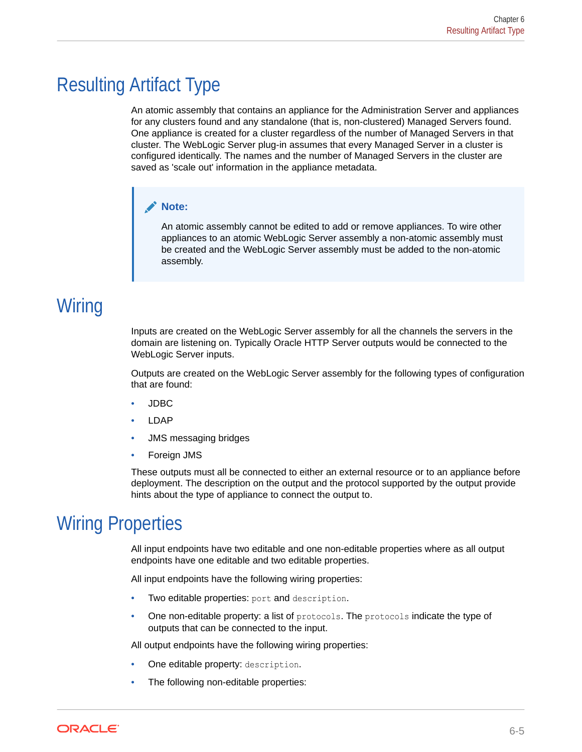# Resulting Artifact Type

An atomic assembly that contains an appliance for the Administration Server and appliances for any clusters found and any standalone (that is, non-clustered) Managed Servers found. One appliance is created for a cluster regardless of the number of Managed Servers in that cluster. The WebLogic Server plug-in assumes that every Managed Server in a cluster is configured identically. The names and the number of Managed Servers in the cluster are saved as 'scale out' information in the appliance metadata.

> **Note:**
>
> An atomic assembly cannot be edited to add or remove appliances. To wire other appliances to an atomic WebLogic Server assembly a non-atomic assembly must be created and the WebLogic Server assembly must be added to the non-atomic assembly.

# Wiring

Inputs are created on the WebLogic Server assembly for all the channels the servers in the domain are listening on. Typically Oracle HTTP Server outputs would be connected to the WebLogic Server inputs.

Outputs are created on the WebLogic Server assembly for the following types of configuration that are found:

- JDBC
- LDAP
- JMS messaging bridges
- Foreign JMS

These outputs must all be connected to either an external resource or to an appliance before deployment. The description on the output and the protocol supported by the output provide hints about the type of appliance to connect the output to.

# Wiring Properties

All input endpoints have two editable and one non-editable properties where as all output endpoints have one editable and two editable properties.

All input endpoints have the following wiring properties:

- Two editable properties: `port` and `description`.
- One non-editable property: a list of `protocols`. The `protocols` indicate the type of outputs that can be connected to the input.

All output endpoints have the following wiring properties:

- One editable property: `description`.
- The following non-editable properties: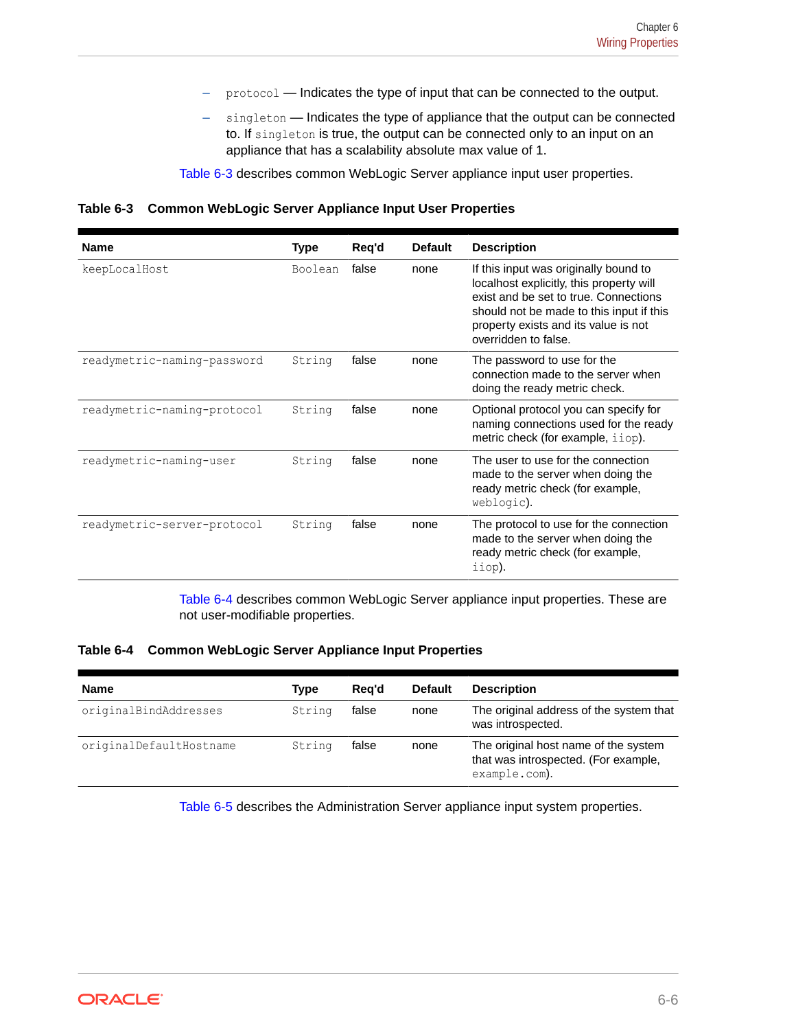- `protocol` — Indicates the type of input that can be connected to the output.
  - `singleton` — Indicates the type of appliance that the output can be connected to. If `singleton` is true, the output can be connected only to an input on an appliance that has a scalability absolute max value of 1.

Table 6-3 describes common WebLogic Server appliance input user properties.

**Table 6-3 Common WebLogic Server Appliance Input User Properties**

| Name | Type | Req'd | Default | Description |
|---|---|---|---|---|
| `keepLocalHost` | `Boolean` | false | none | If this input was originally bound to localhost explicitly, this property will exist and be set to true. Connections should not be made to this input if this property exists and its value is not overridden to false. |
| `readymetric-naming-password` | `String` | false | none | The password to use for the connection made to the server when doing the ready metric check. |
| `readymetric-naming-protocol` | `String` | false | none | Optional protocol you can specify for naming connections used for the ready metric check (for example, `iiop`). |
| `readymetric-naming-user` | `String` | false | none | The user to use for the connection made to the server when doing the ready metric check (for example, `weblogic`). |
| `readymetric-server-protocol` | `String` | false | none | The protocol to use for the connection made to the server when doing the ready metric check (for example, `iiop`). |

Table 6-4 describes common WebLogic Server appliance input properties. These are not user-modifiable properties.

**Table 6-4 Common WebLogic Server Appliance Input Properties**

| Name | Type | Req'd | Default | Description |
|---|---|---|---|---|
| `originalBindAddresses` | `String` | false | none | The original address of the system that was introspected. |
| `originalDefaultHostname` | `String` | false | none | The original host name of the system that was introspected. (For example, `example.com`). |

Table 6-5 describes the Administration Server appliance input system properties.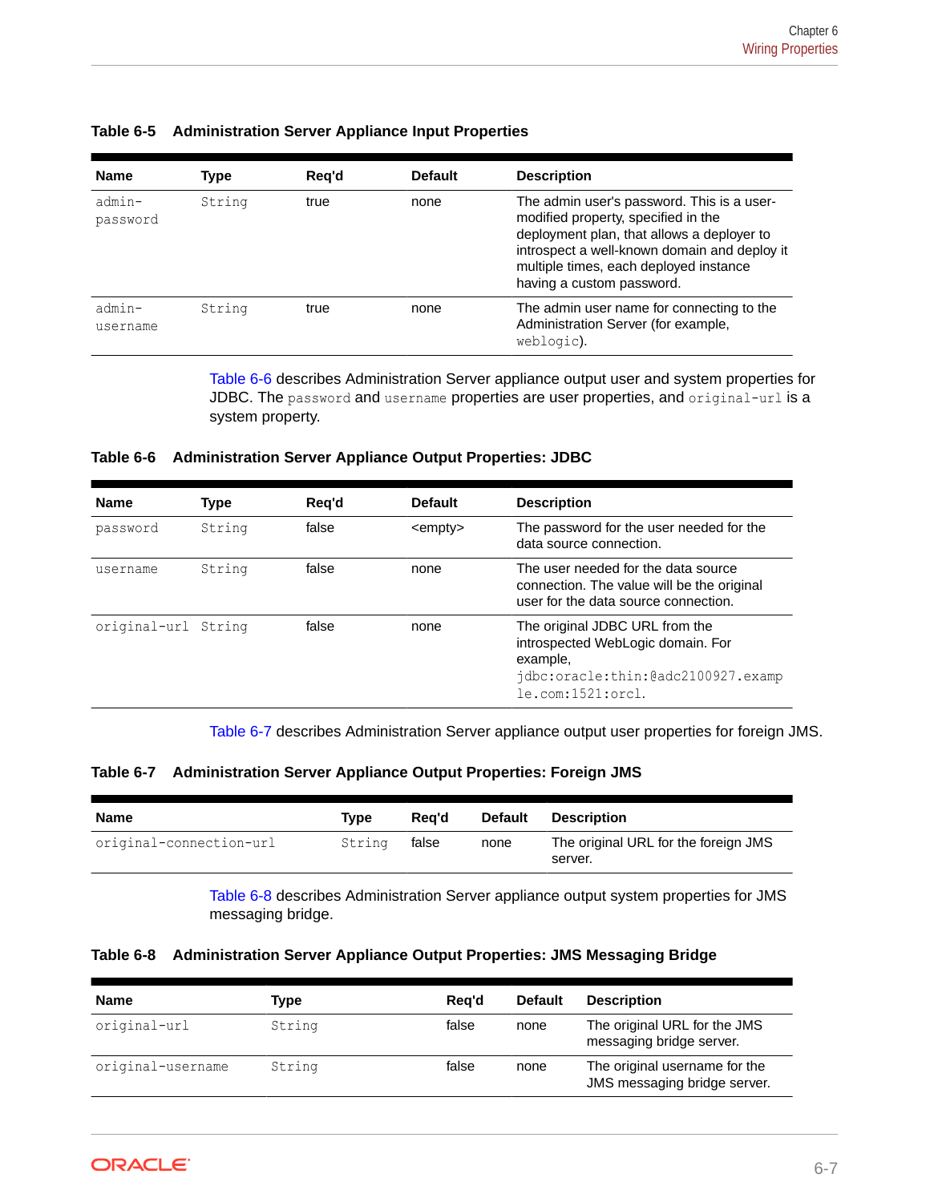**Table 6-5 Administration Server Appliance Input Properties**

| Name | Type | Req'd | Default | Description |
|---|---|---|---|---|
| admin-password | String | true | none | The admin user's password. This is a user-modified property, specified in the deployment plan, that allows a deployer to introspect a well-known domain and deploy it multiple times, each deployed instance having a custom password. |
| admin-username | String | true | none | The admin user name for connecting to the Administration Server (for example, weblogic). |

Table 6-6 describes Administration Server appliance output user and system properties for JDBC. The password and username properties are user properties, and original-url is a system property.

**Table 6-6 Administration Server Appliance Output Properties: JDBC**

| Name | Type | Req'd | Default | Description |
|---|---|---|---|---|
| password | String | false | <empty> | The password for the user needed for the data source connection. |
| username | String | false | none | The user needed for the data source connection. The value will be the original user for the data source connection. |
| original-url | String | false | none | The original JDBC URL from the introspected WebLogic domain. For example, jdbc:oracle:thin:@adc2100927.example.com:1521:orcl. |

Table 6-7 describes Administration Server appliance output user properties for foreign JMS.

**Table 6-7 Administration Server Appliance Output Properties: Foreign JMS**

| Name | Type | Req'd | Default | Description |
|---|---|---|---|---|
| original-connection-url | String | false | none | The original URL for the foreign JMS server. |

Table 6-8 describes Administration Server appliance output system properties for JMS messaging bridge.

**Table 6-8 Administration Server Appliance Output Properties: JMS Messaging Bridge**

| Name | Type | Req'd | Default | Description |
|---|---|---|---|---|
| original-url | String | false | none | The original URL for the JMS messaging bridge server. |
| original-username | String | false | none | The original username for the JMS messaging bridge server. |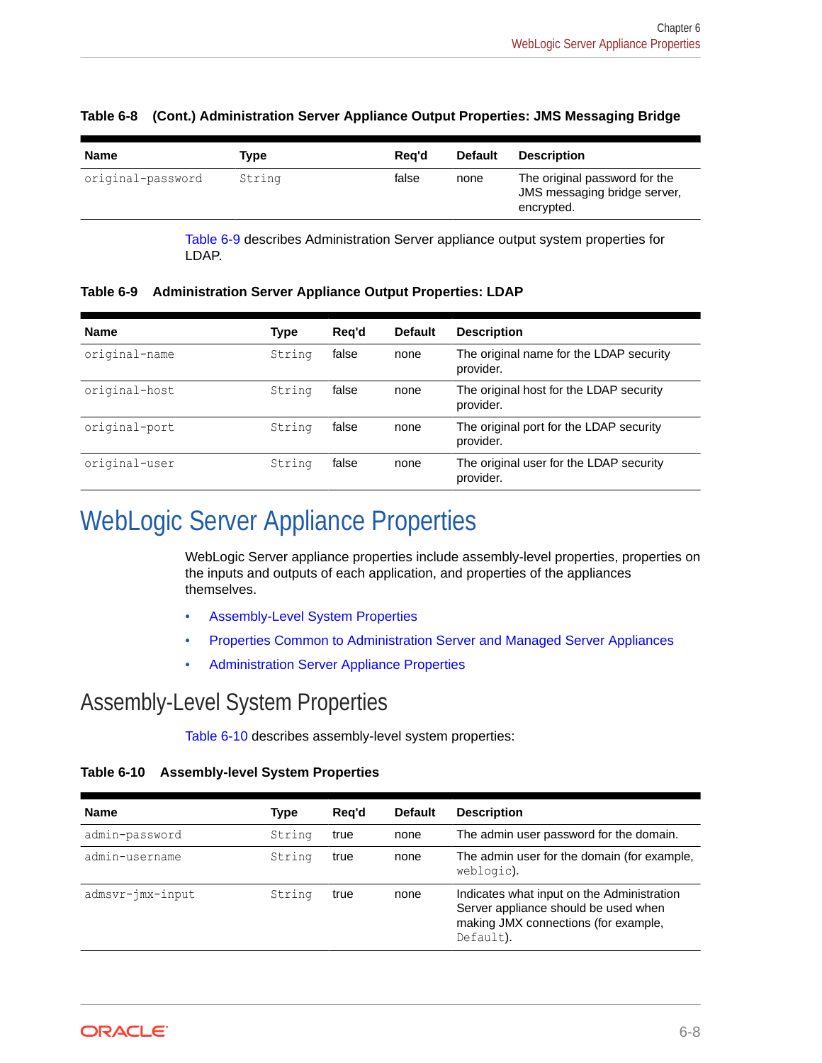**Table 6-8 (Cont.) Administration Server Appliance Output Properties: JMS Messaging Bridge**

| Name | Type | Req'd | Default | Description |
| --- | --- | --- | --- | --- |
| `original-password` | `String` | false | none | The original password for the JMS messaging bridge server, encrypted. |

Table 6-9 describes Administration Server appliance output system properties for LDAP.

**Table 6-9 Administration Server Appliance Output Properties: LDAP**

| Name | Type | Req'd | Default | Description |
| --- | --- | --- | --- | --- |
| `original-name` | `String` | false | none | The original name for the LDAP security provider. |
| `original-host` | `String` | false | none | The original host for the LDAP security provider. |
| `original-port` | `String` | false | none | The original port for the LDAP security provider. |
| `original-user` | `String` | false | none | The original user for the LDAP security provider. |

# WebLogic Server Appliance Properties

WebLogic Server appliance properties include assembly-level properties, properties on the inputs and outputs of each application, and properties of the appliances themselves.

- Assembly-Level System Properties
- Properties Common to Administration Server and Managed Server Appliances
- Administration Server Appliance Properties

## Assembly-Level System Properties

Table 6-10 describes assembly-level system properties:

**Table 6-10 Assembly-level System Properties**

| Name | Type | Req'd | Default | Description |
| --- | --- | --- | --- | --- |
| `admin-password` | `String` | true | none | The admin user password for the domain. |
| `admin-username` | `String` | true | none | The admin user for the domain (for example, `weblogic`). |
| `admsvr-jmx-input` | `String` | true | none | Indicates what input on the Administration Server appliance should be used when making JMX connections (for example, `Default`). |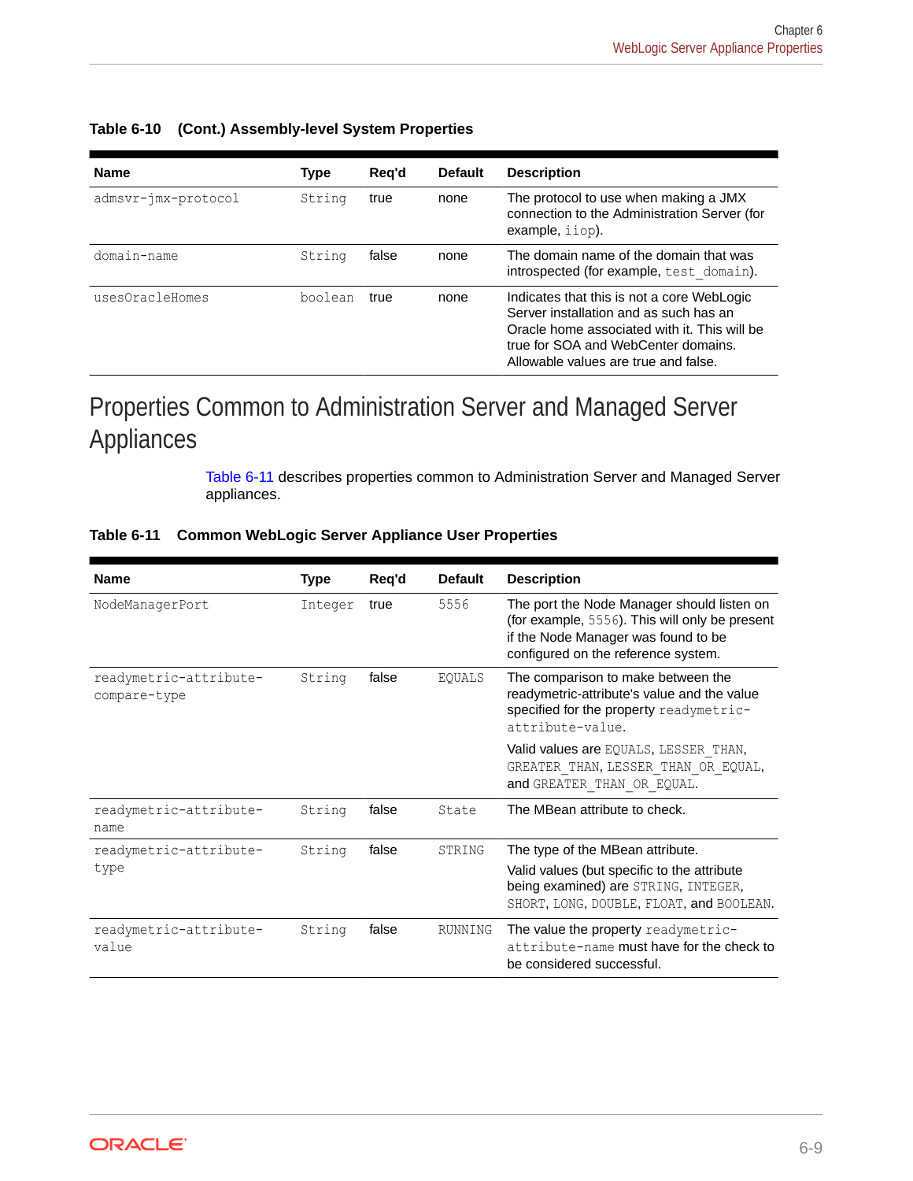**Table 6-10 (Cont.) Assembly-level System Properties**

| Name | Type | Req'd | Default | Description |
|---|---|---|---|---|
| `admsvr-jmx-protocol` | `String` | true | none | The protocol to use when making a JMX connection to the Administration Server (for example, `iiop`). |
| `domain-name` | `String` | false | none | The domain name of the domain that was introspected (for example, `test_domain`). |
| `usesOracleHomes` | `boolean` | true | none | Indicates that this is not a core WebLogic Server installation and as such has an Oracle home associated with it. This will be true for SOA and WebCenter domains. Allowable values are true and false. |

# Properties Common to Administration Server and Managed Server Appliances

Table 6-11 describes properties common to Administration Server and Managed Server appliances.

**Table 6-11 Common WebLogic Server Appliance User Properties**

| Name | Type | Req'd | Default | Description |
|---|---|---|---|---|
| `NodeManagerPort` | `Integer` | true | `5556` | The port the Node Manager should listen on (for example, `5556`). This will only be present if the Node Manager was found to be configured on the reference system. |
| `readymetric-attribute-compare-type` | `String` | false | `EQUALS` | The comparison to make between the readymetric-attribute's value and the value specified for the property `readymetric-attribute-value`. Valid values are `EQUALS`, `LESSER_THAN`, `GREATER_THAN`, `LESSER_THAN_OR_EQUAL`, and `GREATER_THAN_OR_EQUAL`. |
| `readymetric-attribute-name` | `String` | false | `State` | The MBean attribute to check. |
| `readymetric-attribute-type` | `String` | false | `STRING` | The type of the MBean attribute. Valid values (but specific to the attribute being examined) are `STRING`, `INTEGER`, `SHORT`, `LONG`, `DOUBLE`, `FLOAT`, and `BOOLEAN`. |
| `readymetric-attribute-value` | `String` | false | `RUNNING` | The value the property `readymetric-attribute-name` must have for the check to be considered successful. |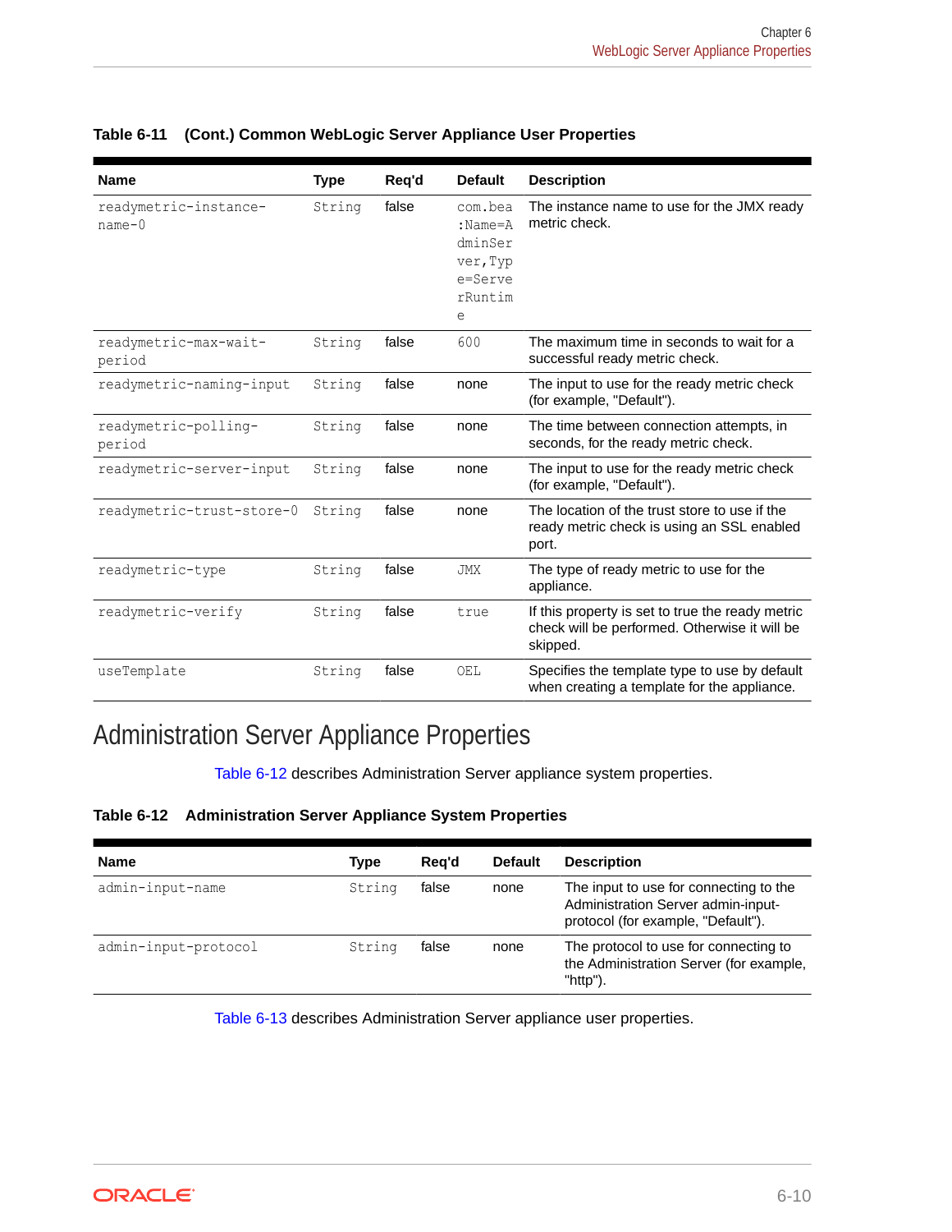**Table 6-11 (Cont.) Common WebLogic Server Appliance User Properties**

| Name | Type | Req'd | Default | Description |
|---|---|---|---|---|
| readymetric-instance-name-0 | String | false | com.bea:Name=AdminServer,Type=ServerRuntime | The instance name to use for the JMX ready metric check. |
| readymetric-max-wait-period | String | false | 600 | The maximum time in seconds to wait for a successful ready metric check. |
| readymetric-naming-input | String | false | none | The input to use for the ready metric check (for example, "Default"). |
| readymetric-polling-period | String | false | none | The time between connection attempts, in seconds, for the ready metric check. |
| readymetric-server-input | String | false | none | The input to use for the ready metric check (for example, "Default"). |
| readymetric-trust-store-0 | String | false | none | The location of the trust store to use if the ready metric check is using an SSL enabled port. |
| readymetric-type | String | false | JMX | The type of ready metric to use for the appliance. |
| readymetric-verify | String | false | true | If this property is set to true the ready metric check will be performed. Otherwise it will be skipped. |
| useTemplate | String | false | OEL | Specifies the template type to use by default when creating a template for the appliance. |

## Administration Server Appliance Properties

Table 6-12 describes Administration Server appliance system properties.

**Table 6-12 Administration Server Appliance System Properties**

| Name | Type | Req'd | Default | Description |
|---|---|---|---|---|
| admin-input-name | String | false | none | The input to use for connecting to the Administration Server admin-input-protocol (for example, "Default"). |
| admin-input-protocol | String | false | none | The protocol to use for connecting to the Administration Server (for example, "http"). |

Table 6-13 describes Administration Server appliance user properties.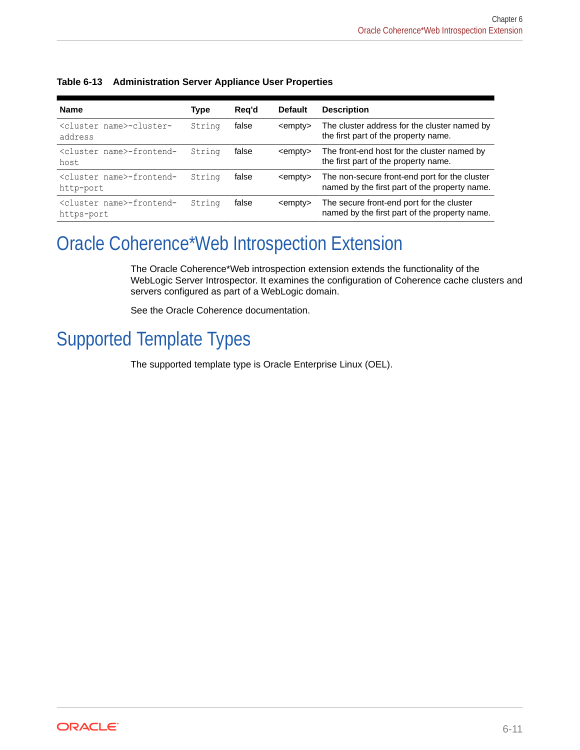**Table 6-13 Administration Server Appliance User Properties**

| Name | Type | Req'd | Default | Description |
|---|---|---|---|---|
| `<cluster name>-cluster-address` | `String` | false | <empty> | The cluster address for the cluster named by the first part of the property name. |
| `<cluster name>-frontend-host` | `String` | false | <empty> | The front-end host for the cluster named by the first part of the property name. |
| `<cluster name>-frontend-http-port` | `String` | false | <empty> | The non-secure front-end port for the cluster named by the first part of the property name. |
| `<cluster name>-frontend-https-port` | `String` | false | <empty> | The secure front-end port for the cluster named by the first part of the property name. |

# Oracle Coherence*Web Introspection Extension

The Oracle Coherence*Web introspection extension extends the functionality of the WebLogic Server Introspector. It examines the configuration of Coherence cache clusters and servers configured as part of a WebLogic domain.

See the Oracle Coherence documentation.

# Supported Template Types

The supported template type is Oracle Enterprise Linux (OEL).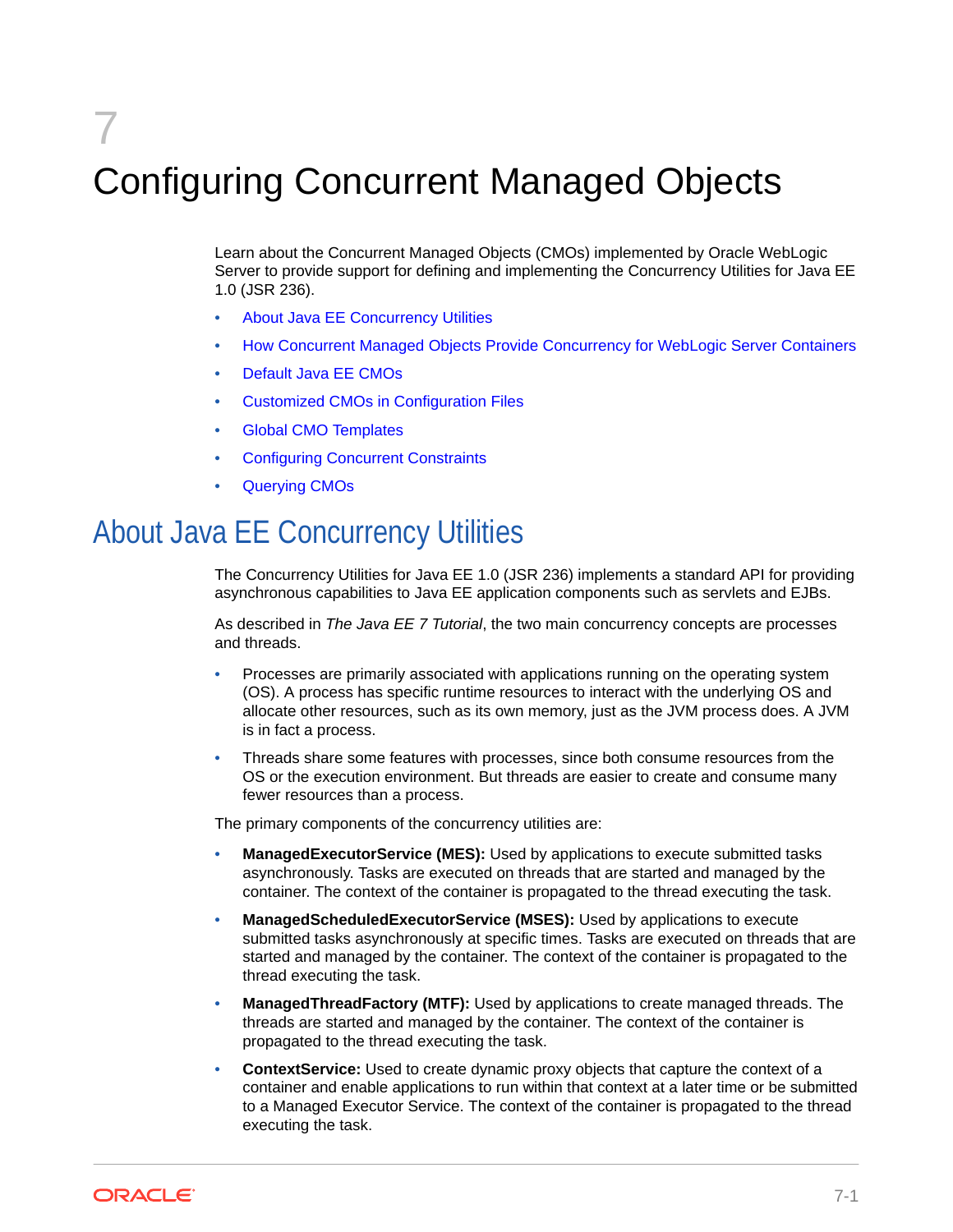# 7 Configuring Concurrent Managed Objects

Learn about the Concurrent Managed Objects (CMOs) implemented by Oracle WebLogic Server to provide support for defining and implementing the Concurrency Utilities for Java EE 1.0 (JSR 236).

- About Java EE Concurrency Utilities
- How Concurrent Managed Objects Provide Concurrency for WebLogic Server Containers
- Default Java EE CMOs
- Customized CMOs in Configuration Files
- Global CMO Templates
- Configuring Concurrent Constraints
- Querying CMOs

## About Java EE Concurrency Utilities

The Concurrency Utilities for Java EE 1.0 (JSR 236) implements a standard API for providing asynchronous capabilities to Java EE application components such as servlets and EJBs.

As described in *The Java EE 7 Tutorial*, the two main concurrency concepts are processes and threads.

- Processes are primarily associated with applications running on the operating system (OS). A process has specific runtime resources to interact with the underlying OS and allocate other resources, such as its own memory, just as the JVM process does. A JVM is in fact a process.
- Threads share some features with processes, since both consume resources from the OS or the execution environment. But threads are easier to create and consume many fewer resources than a process.

The primary components of the concurrency utilities are:

- **ManagedExecutorService (MES):** Used by applications to execute submitted tasks asynchronously. Tasks are executed on threads that are started and managed by the container. The context of the container is propagated to the thread executing the task.
- **ManagedScheduledExecutorService (MSES):** Used by applications to execute submitted tasks asynchronously at specific times. Tasks are executed on threads that are started and managed by the container. The context of the container is propagated to the thread executing the task.
- **ManagedThreadFactory (MTF):** Used by applications to create managed threads. The threads are started and managed by the container. The context of the container is propagated to the thread executing the task.
- **ContextService:** Used to create dynamic proxy objects that capture the context of a container and enable applications to run within that context at a later time or be submitted to a Managed Executor Service. The context of the container is propagated to the thread executing the task.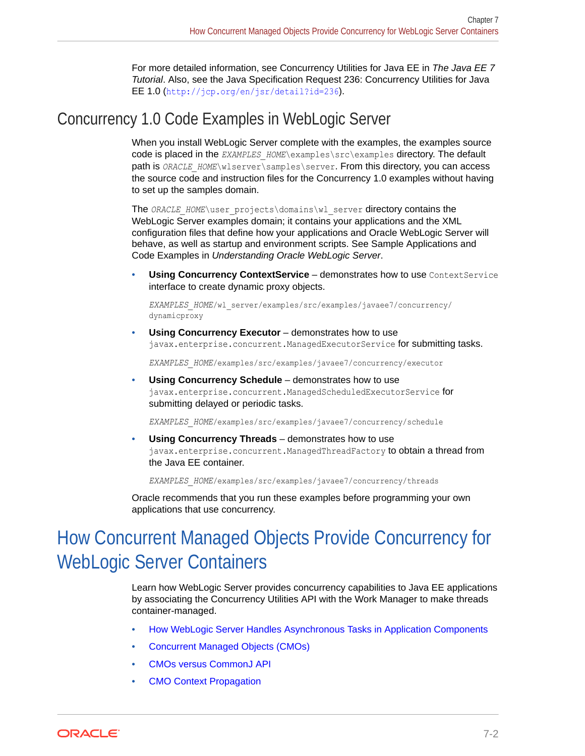For more detailed information, see Concurrency Utilities for Java EE in *The Java EE 7 Tutorial*. Also, see the Java Specification Request 236: Concurrency Utilities for Java EE 1.0 (`http://jcp.org/en/jsr/detail?id=236`).

## Concurrency 1.0 Code Examples in WebLogic Server

When you install WebLogic Server complete with the examples, the examples source code is placed in the `EXAMPLES_HOME\examples\src\examples` directory. The default path is `ORACLE_HOME\wlserver\samples\server`. From this directory, you can access the source code and instruction files for the Concurrency 1.0 examples without having to set up the samples domain.

The `ORACLE_HOME\user_projects\domains\wl_server` directory contains the WebLogic Server examples domain; it contains your applications and the XML configuration files that define how your applications and Oracle WebLogic Server will behave, as well as startup and environment scripts. See Sample Applications and Code Examples in *Understanding Oracle WebLogic Server*.

- **Using Concurrency ContextService** – demonstrates how to use `ContextService` interface to create dynamic proxy objects.

  `EXAMPLES_HOME/wl_server/examples/src/examples/javaee7/concurrency/dynamicproxy`

- **Using Concurrency Executor** – demonstrates how to use `javax.enterprise.concurrent.ManagedExecutorService` for submitting tasks.

  `EXAMPLES_HOME/examples/src/examples/javaee7/concurrency/executor`

- **Using Concurrency Schedule** – demonstrates how to use `javax.enterprise.concurrent.ManagedScheduledExecutorService` for submitting delayed or periodic tasks.

  `EXAMPLES_HOME/examples/src/examples/javaee7/concurrency/schedule`

- **Using Concurrency Threads** – demonstrates how to use `javax.enterprise.concurrent.ManagedThreadFactory` to obtain a thread from the Java EE container.

  `EXAMPLES_HOME/examples/src/examples/javaee7/concurrency/threads`

Oracle recommends that you run these examples before programming your own applications that use concurrency.

# How Concurrent Managed Objects Provide Concurrency for WebLogic Server Containers

Learn how WebLogic Server provides concurrency capabilities to Java EE applications by associating the Concurrency Utilities API with the Work Manager to make threads container-managed.

- How WebLogic Server Handles Asynchronous Tasks in Application Components
- Concurrent Managed Objects (CMOs)
- CMOs versus CommonJ API
- CMO Context Propagation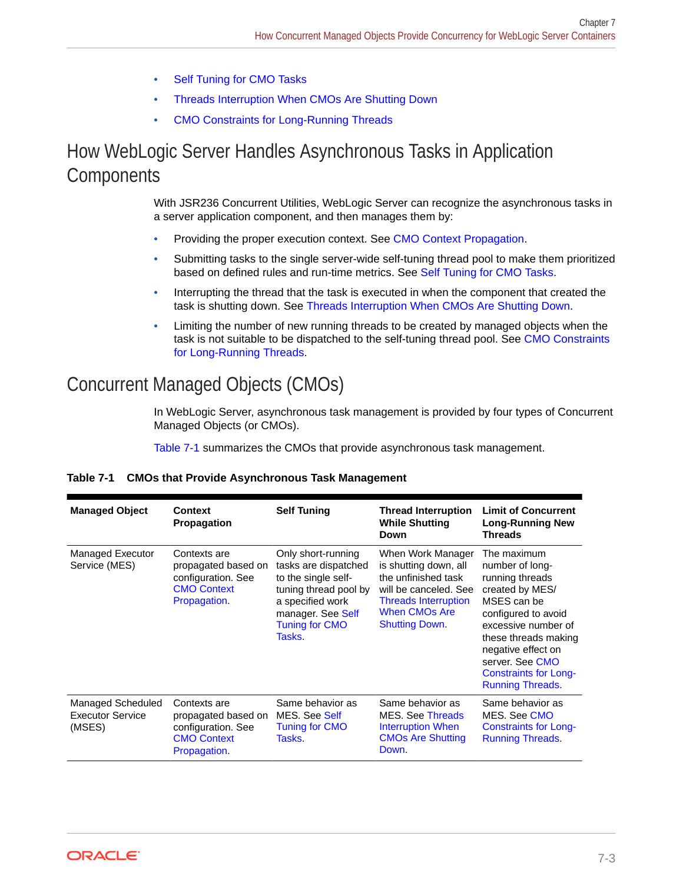- Self Tuning for CMO Tasks
- Threads Interruption When CMOs Are Shutting Down
- CMO Constraints for Long-Running Threads

## How WebLogic Server Handles Asynchronous Tasks in Application Components

With JSR236 Concurrent Utilities, WebLogic Server can recognize the asynchronous tasks in a server application component, and then manages them by:

- Providing the proper execution context. See CMO Context Propagation.
- Submitting tasks to the single server-wide self-tuning thread pool to make them prioritized based on defined rules and run-time metrics. See Self Tuning for CMO Tasks.
- Interrupting the thread that the task is executed in when the component that created the task is shutting down. See Threads Interruption When CMOs Are Shutting Down.
- Limiting the number of new running threads to be created by managed objects when the task is not suitable to be dispatched to the self-tuning thread pool. See CMO Constraints for Long-Running Threads.

## Concurrent Managed Objects (CMOs)

In WebLogic Server, asynchronous task management is provided by four types of Concurrent Managed Objects (or CMOs).

Table 7-1 summarizes the CMOs that provide asynchronous task management.

**Table 7-1 CMOs that Provide Asynchronous Task Management**

| Managed Object | Context Propagation | Self Tuning | Thread Interruption While Shutting Down | Limit of Concurrent Long-Running New Threads |
|---|---|---|---|---|
| Managed Executor Service (MES) | Contexts are propagated based on configuration. See CMO Context Propagation. | Only short-running tasks are dispatched to the single self-tuning thread pool by a specified work manager. See Self Tuning for CMO Tasks. | When Work Manager is shutting down, all the unfinished task will be canceled. See Threads Interruption When CMOs Are Shutting Down. | The maximum number of long-running threads created by MES/ MSES can be configured to avoid excessive number of these threads making negative effect on server. See CMO Constraints for Long-Running Threads. |
| Managed Scheduled Executor Service (MSES) | Contexts are propagated based on configuration. See CMO Context Propagation. | Same behavior as MES. See Self Tuning for CMO Tasks. | Same behavior as MES. See Threads Interruption When CMOs Are Shutting Down. | Same behavior as MES. See CMO Constraints for Long-Running Threads. |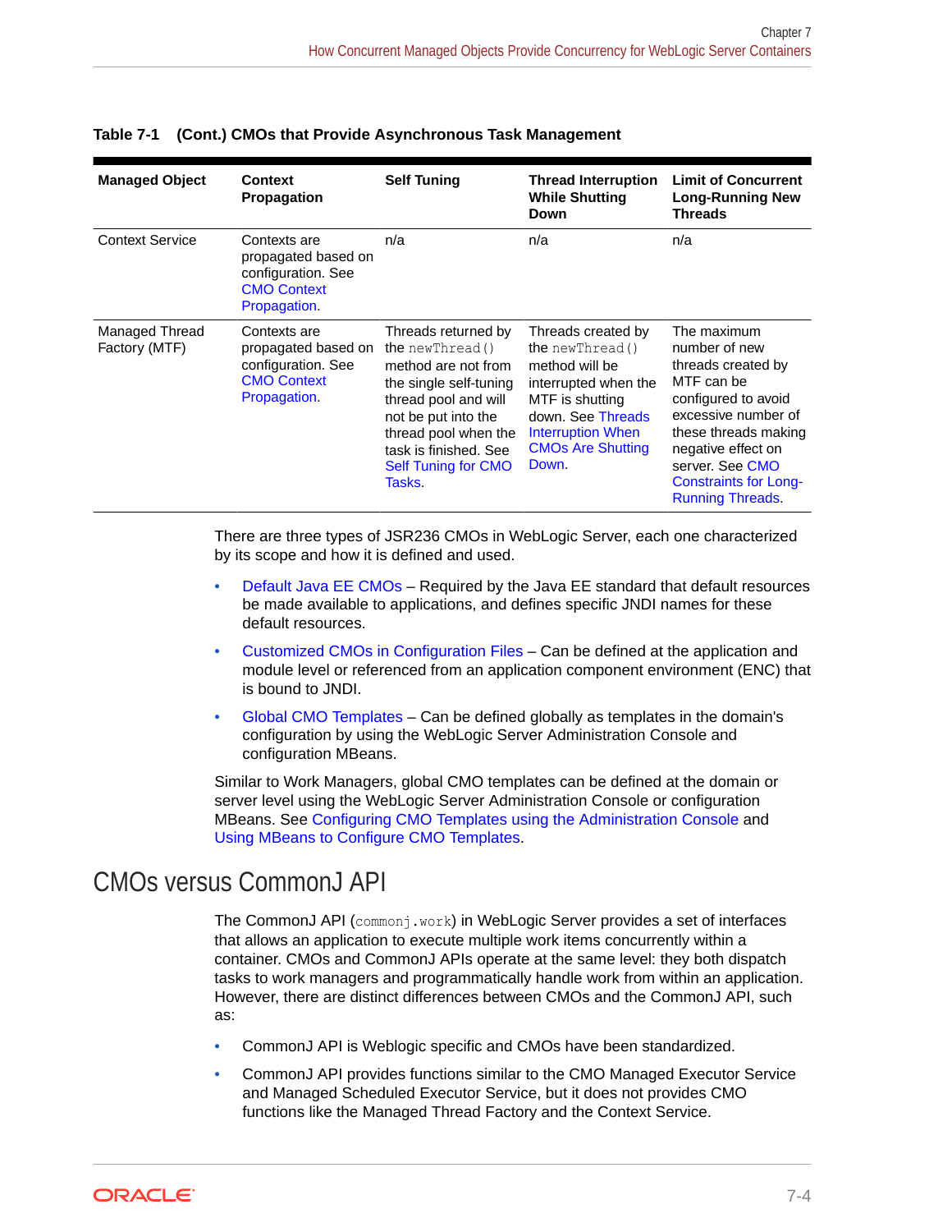**Table 7-1 (Cont.) CMOs that Provide Asynchronous Task Management**

| Managed Object | Context Propagation | Self Tuning | Thread Interruption While Shutting Down | Limit of Concurrent Long-Running New Threads |
|---|---|---|---|---|
| Context Service | Contexts are propagated based on configuration. See CMO Context Propagation. | n/a | n/a | n/a |
| Managed Thread Factory (MTF) | Contexts are propagated based on configuration. See CMO Context Propagation. | Threads returned by the `newThread()` method are not from the single self-tuning thread pool and will not be put into the thread pool when the task is finished. See Self Tuning for CMO Tasks. | Threads created by the `newThread()` method will be interrupted when the MTF is shutting down. See Threads Interruption When CMOs Are Shutting Down. | The maximum number of new threads created by MTF can be configured to avoid excessive number of these threads making negative effect on server. See CMO Constraints for Long-Running Threads. |

There are three types of JSR236 CMOs in WebLogic Server, each one characterized by its scope and how it is defined and used.

- Default Java EE CMOs – Required by the Java EE standard that default resources be made available to applications, and defines specific JNDI names for these default resources.
- Customized CMOs in Configuration Files – Can be defined at the application and module level or referenced from an application component environment (ENC) that is bound to JNDI.
- Global CMO Templates – Can be defined globally as templates in the domain's configuration by using the WebLogic Server Administration Console and configuration MBeans.

Similar to Work Managers, global CMO templates can be defined at the domain or server level using the WebLogic Server Administration Console or configuration MBeans. See Configuring CMO Templates using the Administration Console and Using MBeans to Configure CMO Templates.

## CMOs versus CommonJ API

The CommonJ API (`commonj.work`) in WebLogic Server provides a set of interfaces that allows an application to execute multiple work items concurrently within a container. CMOs and CommonJ APIs operate at the same level: they both dispatch tasks to work managers and programmatically handle work from within an application. However, there are distinct differences between CMOs and the CommonJ API, such as:

- CommonJ API is Weblogic specific and CMOs have been standardized.
- CommonJ API provides functions similar to the CMO Managed Executor Service and Managed Scheduled Executor Service, but it does not provides CMO functions like the Managed Thread Factory and the Context Service.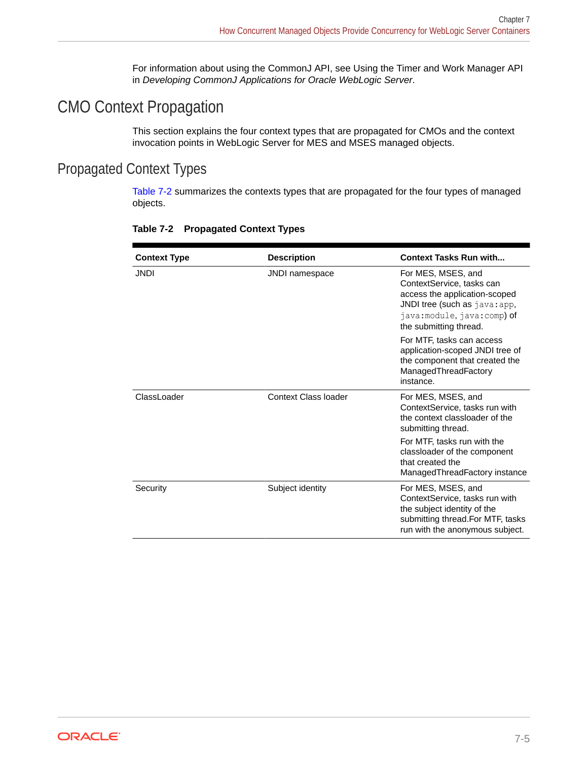For information about using the CommonJ API, see Using the Timer and Work Manager API in *Developing CommonJ Applications for Oracle WebLogic Server*.

## CMO Context Propagation

This section explains the four context types that are propagated for CMOs and the context invocation points in WebLogic Server for MES and MSES managed objects.

### Propagated Context Types

Table 7-2 summarizes the contexts types that are propagated for the four types of managed objects.

**Table 7-2 Propagated Context Types**

| Context Type | Description | Context Tasks Run with... |
|---|---|---|
| JNDI | JNDI namespace | For MES, MSES, and ContextService, tasks can access the application-scoped JNDI tree (such as `java:app`, `java:module`, `java:comp`) of the submitting thread.<br><br>For MTF, tasks can access application-scoped JNDI tree of the component that created the ManagedThreadFactory instance. |
| ClassLoader | Context Class loader | For MES, MSES, and ContextService, tasks run with the context classloader of the submitting thread.<br><br>For MTF, tasks run with the classloader of the component that created the ManagedThreadFactory instance |
| Security | Subject identity | For MES, MSES, and ContextService, tasks run with the subject identity of the submitting thread.For MTF, tasks run with the anonymous subject. |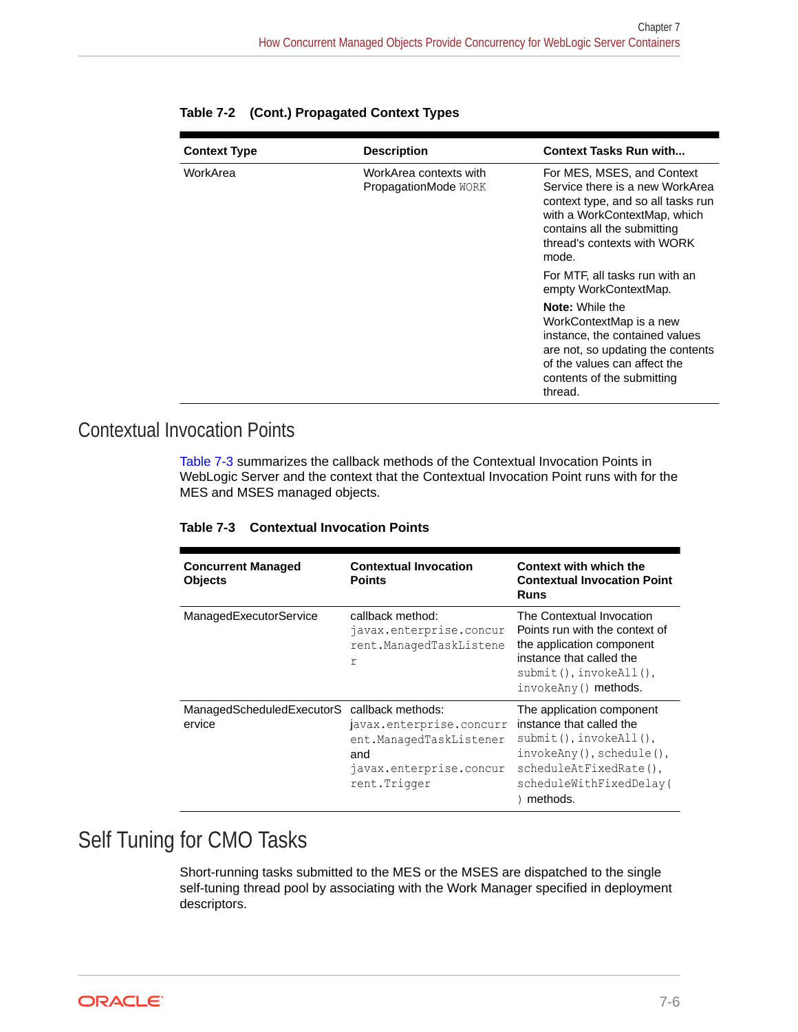**Table 7-2 (Cont.) Propagated Context Types**

| Context Type | Description | Context Tasks Run with... |
| --- | --- | --- |
| WorkArea | WorkArea contexts with PropagationMode `WORK` | For MES, MSES, and Context Service there is a new WorkArea context type, and so all tasks run with a WorkContextMap, which contains all the submitting thread's contexts with WORK mode.<br><br>For MTF, all tasks run with an empty WorkContextMap.<br><br>**Note:** While the WorkContextMap is a new instance, the contained values are not, so updating the contents of the values can affect the contents of the submitting thread. |

## Contextual Invocation Points

Table 7-3 summarizes the callback methods of the Contextual Invocation Points in WebLogic Server and the context that the Contextual Invocation Point runs with for the MES and MSES managed objects.

**Table 7-3 Contextual Invocation Points**

| Concurrent Managed Objects | Contextual Invocation Points | Context with which the Contextual Invocation Point Runs |
| --- | --- | --- |
| ManagedExecutorService | callback method: `javax.enterprise.concurrent.ManagedTaskListener` | The Contextual Invocation Points run with the context of the application component instance that called the `submit()`, `invokeAll()`, `invokeAny()` methods. |
| ManagedScheduledExecutorService | callback methods: `javax.enterprise.concurrent.ManagedTaskListener` and `javax.enterprise.concurrent.Trigger` | The application component instance that called the `submit()`, `invokeAll()`, `invokeAny()`, `schedule()`, `scheduleAtFixedRate()`, `scheduleWithFixedDelay()` methods. |

## Self Tuning for CMO Tasks

Short-running tasks submitted to the MES or the MSES are dispatched to the single self-tuning thread pool by associating with the Work Manager specified in deployment descriptors.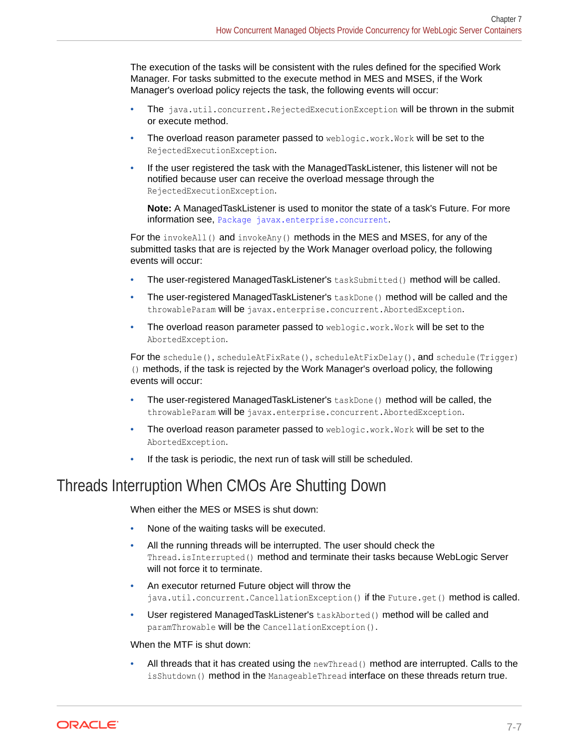The execution of the tasks will be consistent with the rules defined for the specified Work Manager. For tasks submitted to the execute method in MES and MSES, if the Work Manager's overload policy rejects the task, the following events will occur:

- The `java.util.concurrent.RejectedExecutionException` will be thrown in the submit or execute method.
- The overload reason parameter passed to `weblogic.work.Work` will be set to the `RejectedExecutionException`.
- If the user registered the task with the ManagedTaskListener, this listener will not be notified because user can receive the overload message through the `RejectedExecutionException`.

  **Note:** A ManagedTaskListener is used to monitor the state of a task's Future. For more information see, [Package javax.enterprise.concurrent](Package javax.enterprise.concurrent).

For the `invokeAll()` and `invokeAny()` methods in the MES and MSES, for any of the submitted tasks that are is rejected by the Work Manager overload policy, the following events will occur:

- The user-registered ManagedTaskListener's `taskSubmitted()` method will be called.
- The user-registered ManagedTaskListener's `taskDone()` method will be called and the `throwableParam` will be `javax.enterprise.concurrent.AbortedException`.
- The overload reason parameter passed to `weblogic.work.Work` will be set to the `AbortedException`.

For the `schedule()`, `scheduleAtFixRate()`, `scheduleAtFixDelay()`, and `schedule(Trigger)()` methods, if the task is rejected by the Work Manager's overload policy, the following events will occur:

- The user-registered ManagedTaskListener's `taskDone()` method will be called, the `throwableParam` will be `javax.enterprise.concurrent.AbortedException`.
- The overload reason parameter passed to `weblogic.work.Work` will be set to the `AbortedException`.
- If the task is periodic, the next run of task will still be scheduled.

## Threads Interruption When CMOs Are Shutting Down

When either the MES or MSES is shut down:

- None of the waiting tasks will be executed.
- All the running threads will be interrupted. The user should check the `Thread.isInterrupted()` method and terminate their tasks because WebLogic Server will not force it to terminate.
- An executor returned Future object will throw the `java.util.concurrent.CancellationException()` if the `Future.get()` method is called.
- User registered ManagedTaskListener's `taskAborted()` method will be called and `paramThrowable` will be the `CancellationException()`.

When the MTF is shut down:

- All threads that it has created using the `newThread()` method are interrupted. Calls to the `isShutdown()` method in the `ManageableThread` interface on these threads return true.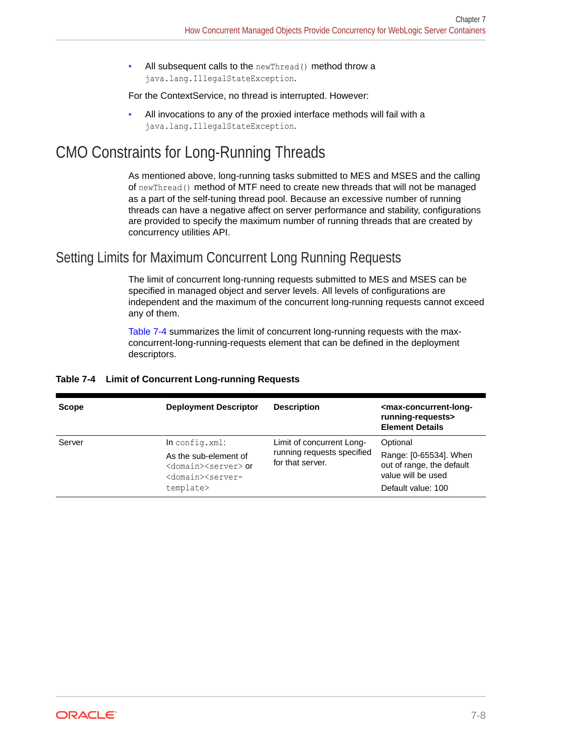- All subsequent calls to the `newThread()` method throw a `java.lang.IllegalStateException`.

For the ContextService, no thread is interrupted. However:

- All invocations to any of the proxied interface methods will fail with a `java.lang.IllegalStateException`.

## CMO Constraints for Long-Running Threads

As mentioned above, long-running tasks submitted to MES and MSES and the calling of `newThread()` method of MTF need to create new threads that will not be managed as a part of the self-tuning thread pool. Because an excessive number of running threads can have a negative affect on server performance and stability, configurations are provided to specify the maximum number of running threads that are created by concurrency utilities API.

### Setting Limits for Maximum Concurrent Long Running Requests

The limit of concurrent long-running requests submitted to MES and MSES can be specified in managed object and server levels. All levels of configurations are independent and the maximum of the concurrent long-running requests cannot exceed any of them.

Table 7-4 summarizes the limit of concurrent long-running requests with the max-concurrent-long-running-requests element that can be defined in the deployment descriptors.

**Table 7-4 Limit of Concurrent Long-running Requests**

| Scope | Deployment Descriptor | Description | <max-concurrent-long-running-requests> Element Details |
| --- | --- | --- | --- |
| Server | In `config.xml`: As the sub-element of `<domain><server>` or `<domain><server-template>` | Limit of concurrent Long-running requests specified for that server. | Optional Range: [0-65534]. When out of range, the default value will be used Default value: 100 |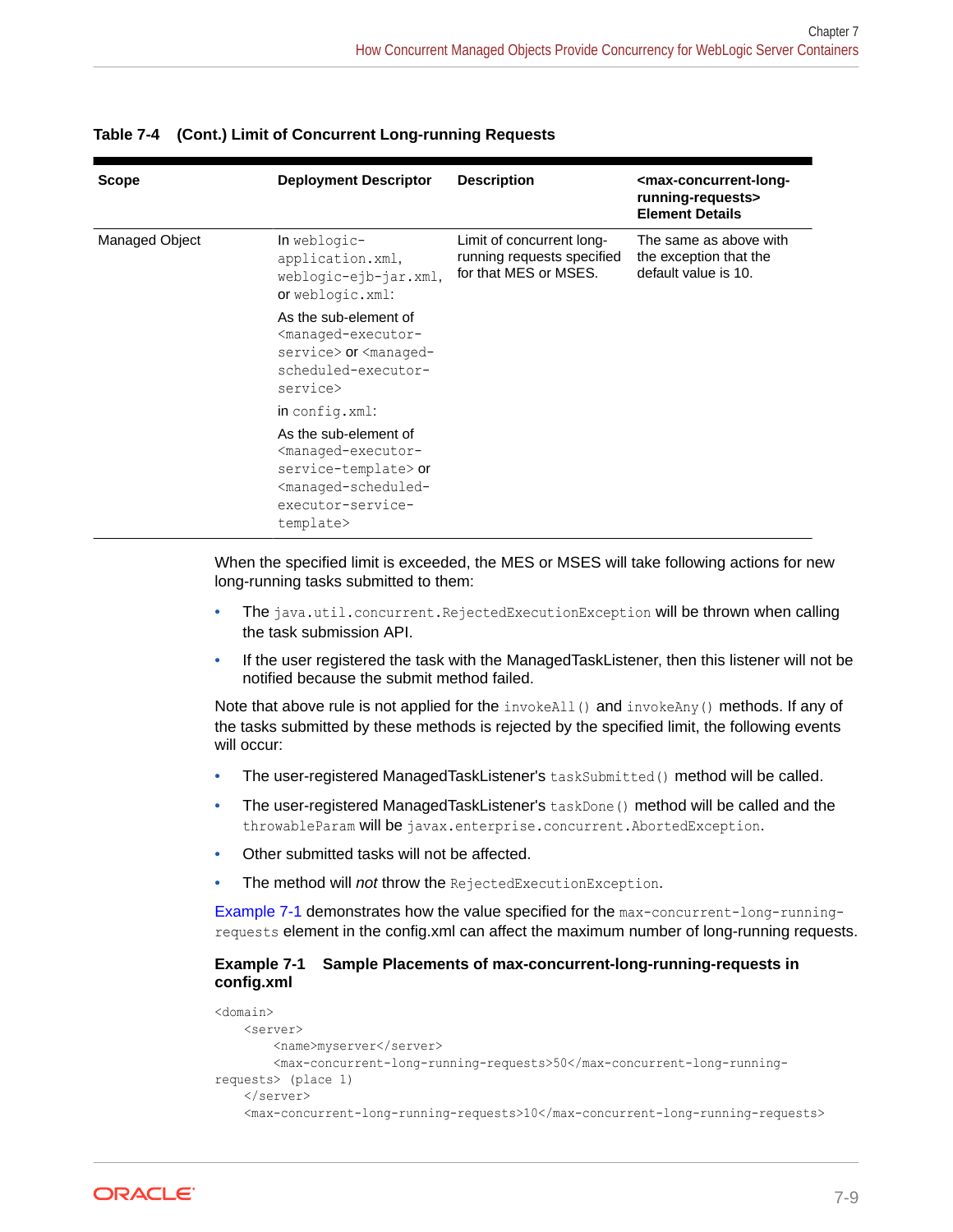**Table 7-4 (Cont.) Limit of Concurrent Long-running Requests**

| Scope | Deployment Descriptor | Description | `<max-concurrent-long-running-requests>` Element Details |
| --- | --- | --- | --- |
| Managed Object | In `weblogic-application.xml`, `weblogic-ejb-jar.xml`, or `weblogic.xml`: As the sub-element of `<managed-executor-service>` or `<managed-scheduled-executor-service>` in `config.xml`: As the sub-element of `<managed-executor-service-template>` or `<managed-scheduled-executor-service-template>` | Limit of concurrent long-running requests specified for that MES or MSES. | The same as above with the exception that the default value is 10. |

When the specified limit is exceeded, the MES or MSES will take following actions for new long-running tasks submitted to them:

- The `java.util.concurrent.RejectedExecutionException` will be thrown when calling the task submission API.
- If the user registered the task with the ManagedTaskListener, then this listener will not be notified because the submit method failed.

Note that above rule is not applied for the `invokeAll()` and `invokeAny()` methods. If any of the tasks submitted by these methods is rejected by the specified limit, the following events will occur:

- The user-registered ManagedTaskListener's `taskSubmitted()` method will be called.
- The user-registered ManagedTaskListener's `taskDone()` method will be called and the `throwableParam` will be `javax.enterprise.concurrent.AbortedException`.
- Other submitted tasks will not be affected.
- The method will *not* throw the `RejectedExecutionException`.

Example 7-1 demonstrates how the value specified for the `max-concurrent-long-running-requests` element in the config.xml can affect the maximum number of long-running requests.

**Example 7-1 Sample Placements of max-concurrent-long-running-requests in config.xml**

```
<domain>
    <server>
        <name>myserver</server>
        <max-concurrent-long-running-requests>50</max-concurrent-long-running-
requests> (place 1)
    </server>
    <max-concurrent-long-running-requests>10</max-concurrent-long-running-requests>
```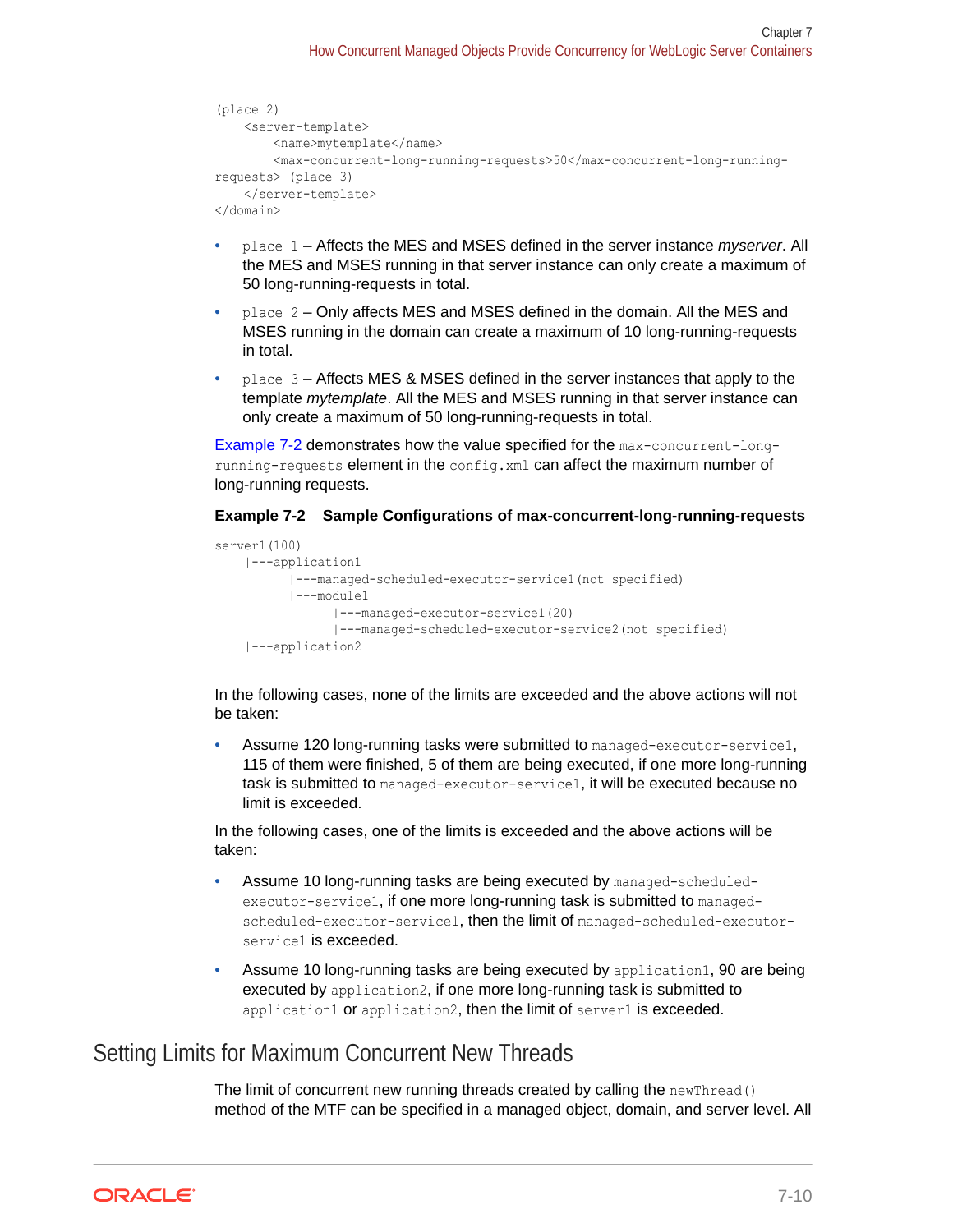```
(place 2)
    <server-template>
        <name>mytemplate</name>
        <max-concurrent-long-running-requests>50</max-concurrent-long-running-
requests> (place 3)
    </server-template>
</domain>
```

- `place 1` – Affects the MES and MSES defined in the server instance *myserver*. All the MES and MSES running in that server instance can only create a maximum of 50 long-running-requests in total.
- `place 2` – Only affects MES and MSES defined in the domain. All the MES and MSES running in the domain can create a maximum of 10 long-running-requests in total.
- `place 3` – Affects MES & MSES defined in the server instances that apply to the template *mytemplate*. All the MES and MSES running in that server instance can only create a maximum of 50 long-running-requests in total.

Example 7-2 demonstrates how the value specified for the `max-concurrent-long-running-requests` element in the `config.xml` can affect the maximum number of long-running requests.

**Example 7-2 Sample Configurations of max-concurrent-long-running-requests**

```
server1(100)
    |---application1
          |---managed-scheduled-executor-service1(not specified)
          |---module1
                |---managed-executor-service1(20)
                |---managed-scheduled-executor-service2(not specified)
    |---application2
```

In the following cases, none of the limits are exceeded and the above actions will not be taken:

- Assume 120 long-running tasks were submitted to `managed-executor-service1`, 115 of them were finished, 5 of them are being executed, if one more long-running task is submitted to `managed-executor-service1`, it will be executed because no limit is exceeded.

In the following cases, one of the limits is exceeded and the above actions will be taken:

- Assume 10 long-running tasks are being executed by `managed-scheduled-executor-service1`, if one more long-running task is submitted to `managed-scheduled-executor-service1`, then the limit of `managed-scheduled-executor-service1` is exceeded.
- Assume 10 long-running tasks are being executed by `application1`, 90 are being executed by `application2`, if one more long-running task is submitted to `application1` or `application2`, then the limit of `server1` is exceeded.

## Setting Limits for Maximum Concurrent New Threads

The limit of concurrent new running threads created by calling the `newThread()` method of the MTF can be specified in a managed object, domain, and server level. All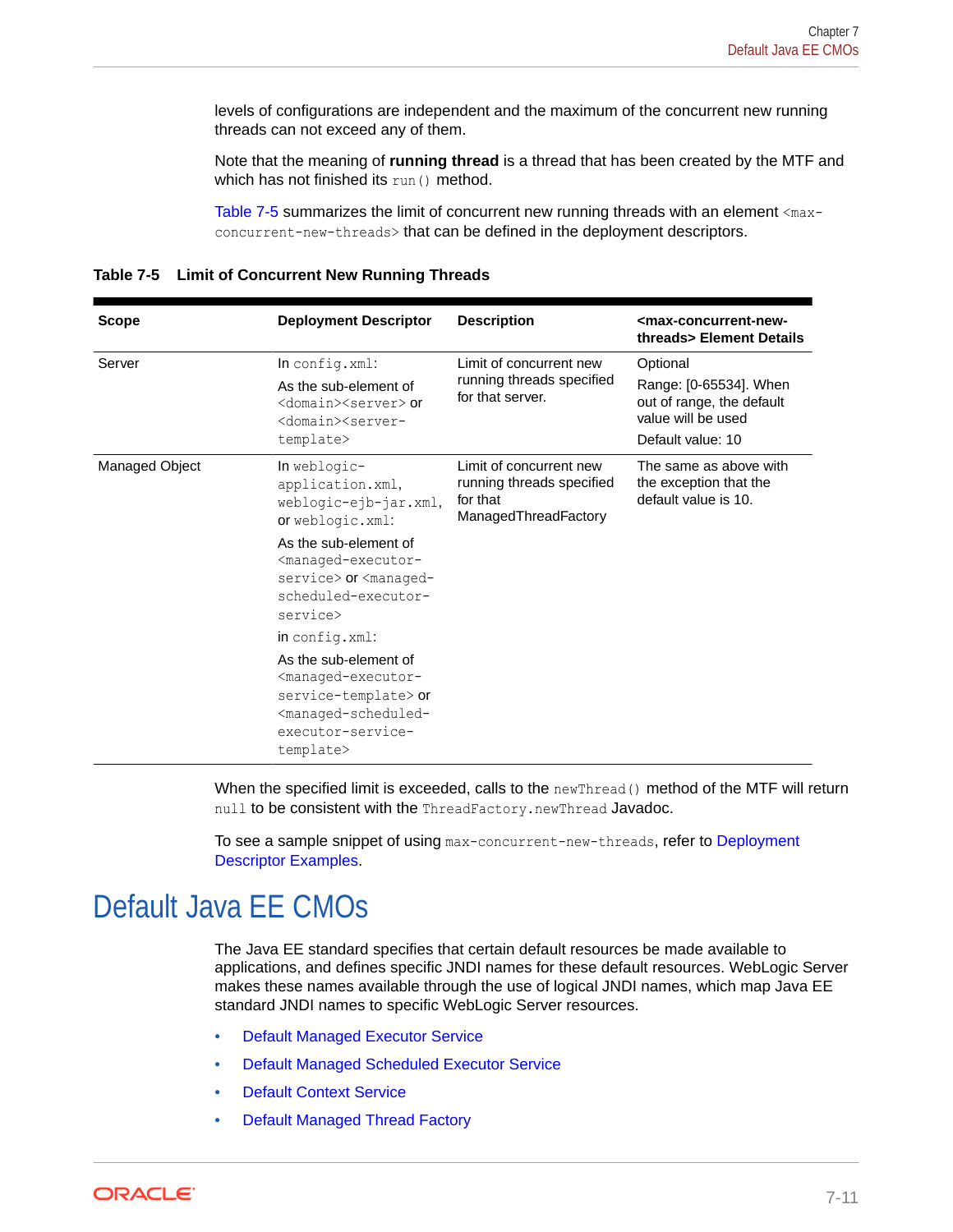levels of configurations are independent and the maximum of the concurrent new running threads can not exceed any of them.

Note that the meaning of **running thread** is a thread that has been created by the MTF and which has not finished its `run()` method.

Table 7-5 summarizes the limit of concurrent new running threads with an element `<max-concurrent-new-threads>` that can be defined in the deployment descriptors.

**Table 7-5 Limit of Concurrent New Running Threads**

| Scope | Deployment Descriptor | Description | <max-concurrent-new-threads> Element Details |
|---|---|---|---|
| Server | In `config.xml`: As the sub-element of `<domain><server>` or `<domain><server-template>` | Limit of concurrent new running threads specified for that server. | Optional Range: [0-65534]. When out of range, the default value will be used Default value: 10 |
| Managed Object | In `weblogic-application.xml`, `weblogic-ejb-jar.xml`, or `weblogic.xml`: As the sub-element of `<managed-executor-service>` or `<managed-scheduled-executor-service>` in `config.xml`: As the sub-element of `<managed-executor-service-template>` or `<managed-scheduled-executor-service-template>` | Limit of concurrent new running threads specified for that ManagedThreadFactory | The same as above with the exception that the default value is 10. |

When the specified limit is exceeded, calls to the `newThread()` method of the MTF will return `null` to be consistent with the `ThreadFactory.newThread` Javadoc.

To see a sample snippet of using `max-concurrent-new-threads`, refer to Deployment Descriptor Examples.

# Default Java EE CMOs

The Java EE standard specifies that certain default resources be made available to applications, and defines specific JNDI names for these default resources. WebLogic Server makes these names available through the use of logical JNDI names, which map Java EE standard JNDI names to specific WebLogic Server resources.

- Default Managed Executor Service
- Default Managed Scheduled Executor Service
- Default Context Service
- Default Managed Thread Factory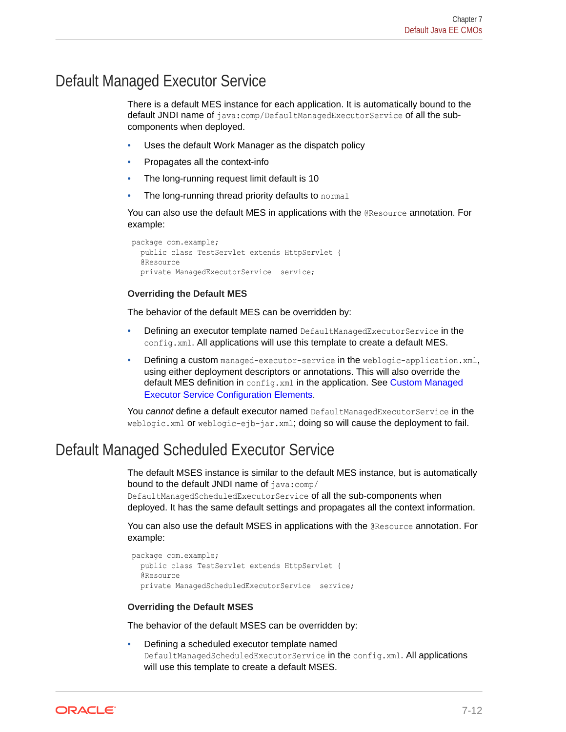## Default Managed Executor Service

There is a default MES instance for each application. It is automatically bound to the default JNDI name of `java:comp/DefaultManagedExecutorService` of all the sub-components when deployed.

- Uses the default Work Manager as the dispatch policy
- Propagates all the context-info
- The long-running request limit default is 10
- The long-running thread priority defaults to `normal`

You can also use the default MES in applications with the `@Resource` annotation. For example:

```
package com.example;
  public class TestServlet extends HttpServlet {
  @Resource
  private ManagedExecutorService  service;
```

**Overriding the Default MES**

The behavior of the default MES can be overridden by:

- Defining an executor template named `DefaultManagedExecutorService` in the `config.xml`. All applications will use this template to create a default MES.
- Defining a custom `managed-executor-service` in the `weblogic-application.xml`, using either deployment descriptors or annotations. This will also override the default MES definition in `config.xml` in the application. See Custom Managed Executor Service Configuration Elements.

You *cannot* define a default executor named `DefaultManagedExecutorService` in the `weblogic.xml` or `weblogic-ejb-jar.xml`; doing so will cause the deployment to fail.

## Default Managed Scheduled Executor Service

The default MSES instance is similar to the default MES instance, but is automatically bound to the default JNDI name of `java:comp/DefaultManagedScheduledExecutorService` of all the sub-components when deployed. It has the same default settings and propagates all the context information.

You can also use the default MSES in applications with the `@Resource` annotation. For example:

```
package com.example;
  public class TestServlet extends HttpServlet {
  @Resource
  private ManagedScheduledExecutorService  service;
```

**Overriding the Default MSES**

The behavior of the default MSES can be overridden by:

- Defining a scheduled executor template named `DefaultManagedScheduledExecutorService` in the `config.xml`. All applications will use this template to create a default MSES.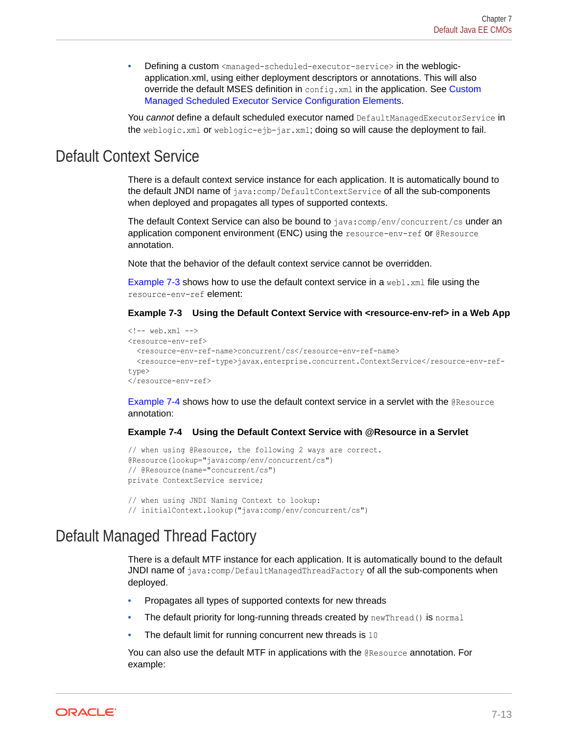- Defining a custom `<managed-scheduled-executor-service>` in the weblogic-application.xml, using either deployment descriptors or annotations. This will also override the default MSES definition in `config.xml` in the application. See Custom Managed Scheduled Executor Service Configuration Elements.

You *cannot* define a default scheduled executor named `DefaultManagedExecutorService` in the `weblogic.xml` or `weblogic-ejb-jar.xml`; doing so will cause the deployment to fail.

## Default Context Service

There is a default context service instance for each application. It is automatically bound to the default JNDI name of `java:comp/DefaultContextService` of all the sub-components when deployed and propagates all types of supported contexts.

The default Context Service can also be bound to `java:comp/env/concurrent/cs` under an application component environment (ENC) using the `resource-env-ref` or `@Resource` annotation.

Note that the behavior of the default context service cannot be overridden.

Example 7-3 shows how to use the default context service in a `webl.xml` file using the `resource-env-ref` element:

**Example 7-3 Using the Default Context Service with <resource-env-ref> in a Web App**

```
<!-- web.xml -->
<resource-env-ref>
  <resource-env-ref-name>concurrent/cs</resource-env-ref-name>
  <resource-env-ref-type>javax.enterprise.concurrent.ContextService</resource-env-ref-type>
</resource-env-ref>
```

Example 7-4 shows how to use the default context service in a servlet with the `@Resource` annotation:

**Example 7-4 Using the Default Context Service with @Resource in a Servlet**

```
// when using @Resource, the following 2 ways are correct.
@Resource(lookup="java:comp/env/concurrent/cs")
// @Resource(name="concurrent/cs")
private ContextService service;

// when using JNDI Naming Context to lookup:
// initialContext.lookup("java:comp/env/concurrent/cs")
```

## Default Managed Thread Factory

There is a default MTF instance for each application. It is automatically bound to the default JNDI name of `java:comp/DefaultManagedThreadFactory` of all the sub-components when deployed.

- Propagates all types of supported contexts for new threads
- The default priority for long-running threads created by `newThread()` is `normal`
- The default limit for running concurrent new threads is `10`

You can also use the default MTF in applications with the `@Resource` annotation. For example: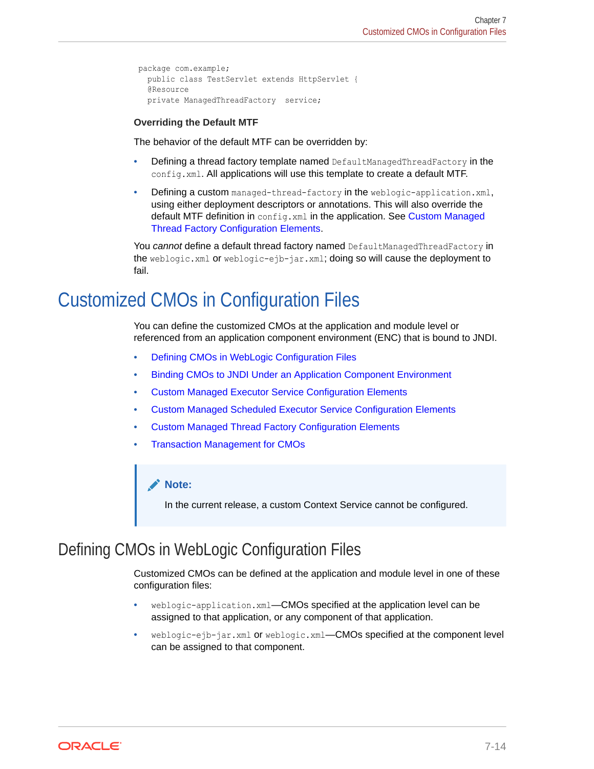```
package com.example;
  public class TestServlet extends HttpServlet {
  @Resource
  private ManagedThreadFactory  service;
```

**Overriding the Default MTF**

The behavior of the default MTF can be overridden by:

- Defining a thread factory template named `DefaultManagedThreadFactory` in the `config.xml`. All applications will use this template to create a default MTF.
- Defining a custom `managed-thread-factory` in the `weblogic-application.xml`, using either deployment descriptors or annotations. This will also override the default MTF definition in `config.xml` in the application. See Custom Managed Thread Factory Configuration Elements.

You *cannot* define a default thread factory named `DefaultManagedThreadFactory` in the `weblogic.xml` or `weblogic-ejb-jar.xml`; doing so will cause the deployment to fail.

# Customized CMOs in Configuration Files

You can define the customized CMOs at the application and module level or referenced from an application component environment (ENC) that is bound to JNDI.

- Defining CMOs in WebLogic Configuration Files
- Binding CMOs to JNDI Under an Application Component Environment
- Custom Managed Executor Service Configuration Elements
- Custom Managed Scheduled Executor Service Configuration Elements
- Custom Managed Thread Factory Configuration Elements
- Transaction Management for CMOs

> **Note:**
>
> In the current release, a custom Context Service cannot be configured.

## Defining CMOs in WebLogic Configuration Files

Customized CMOs can be defined at the application and module level in one of these configuration files:

- `weblogic-application.xml`—CMOs specified at the application level can be assigned to that application, or any component of that application.
- `weblogic-ejb-jar.xml` or `weblogic.xml`—CMOs specified at the component level can be assigned to that component.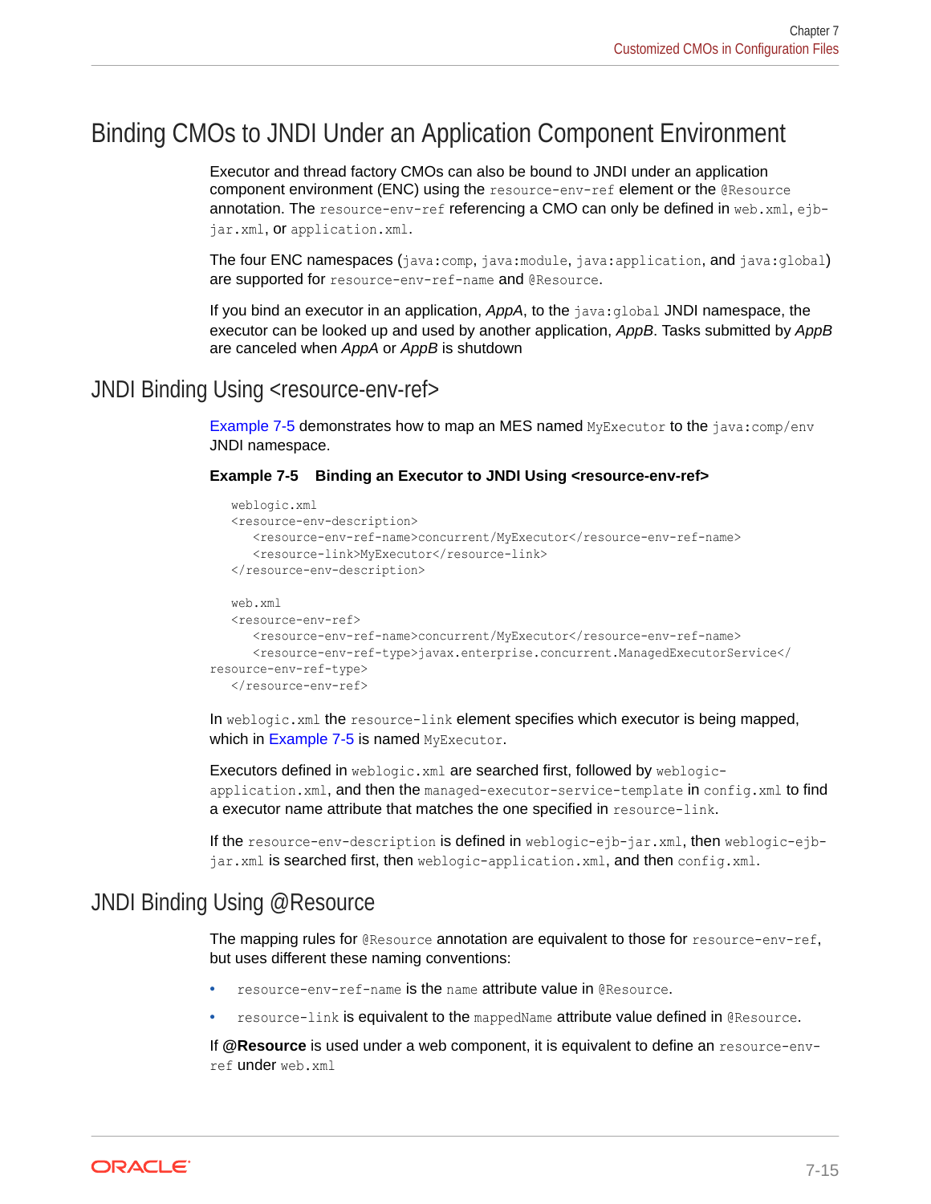# Binding CMOs to JNDI Under an Application Component Environment

Executor and thread factory CMOs can also be bound to JNDI under an application component environment (ENC) using the `resource-env-ref` element or the `@Resource` annotation. The `resource-env-ref` referencing a CMO can only be defined in `web.xml`, `ejb-jar.xml`, or `application.xml`.

The four ENC namespaces (`java:comp`, `java:module`, `java:application`, and `java:global`) are supported for `resource-env-ref-name` and `@Resource`.

If you bind an executor in an application, *AppA*, to the `java:global` JNDI namespace, the executor can be looked up and used by another application, *AppB*. Tasks submitted by *AppB* are canceled when *AppA* or *AppB* is shutdown

## JNDI Binding Using <resource-env-ref>

Example 7-5 demonstrates how to map an MES named `MyExecutor` to the `java:comp/env` JNDI namespace.

**Example 7-5 Binding an Executor to JNDI Using <resource-env-ref>**

```
weblogic.xml
<resource-env-description>
   <resource-env-ref-name>concurrent/MyExecutor</resource-env-ref-name>
   <resource-link>MyExecutor</resource-link>
</resource-env-description>

web.xml
<resource-env-ref>
   <resource-env-ref-name>concurrent/MyExecutor</resource-env-ref-name>
   <resource-env-ref-type>javax.enterprise.concurrent.ManagedExecutorService</
resource-env-ref-type>
</resource-env-ref>
```

In `weblogic.xml` the `resource-link` element specifies which executor is being mapped, which in Example 7-5 is named `MyExecutor`.

Executors defined in `weblogic.xml` are searched first, followed by `weblogic-application.xml`, and then the `managed-executor-service-template` in `config.xml` to find a executor name attribute that matches the one specified in `resource-link`.

If the `resource-env-description` is defined in `weblogic-ejb-jar.xml`, then `weblogic-ejb-jar.xml` is searched first, then `weblogic-application.xml`, and then `config.xml`.

## JNDI Binding Using @Resource

The mapping rules for `@Resource` annotation are equivalent to those for `resource-env-ref`, but uses different these naming conventions:

- `resource-env-ref-name` is the `name` attribute value in `@Resource`.
- `resource-link` is equivalent to the `mappedName` attribute value defined in `@Resource`.

If **@Resource** is used under a web component, it is equivalent to define an `resource-env-ref` under `web.xml`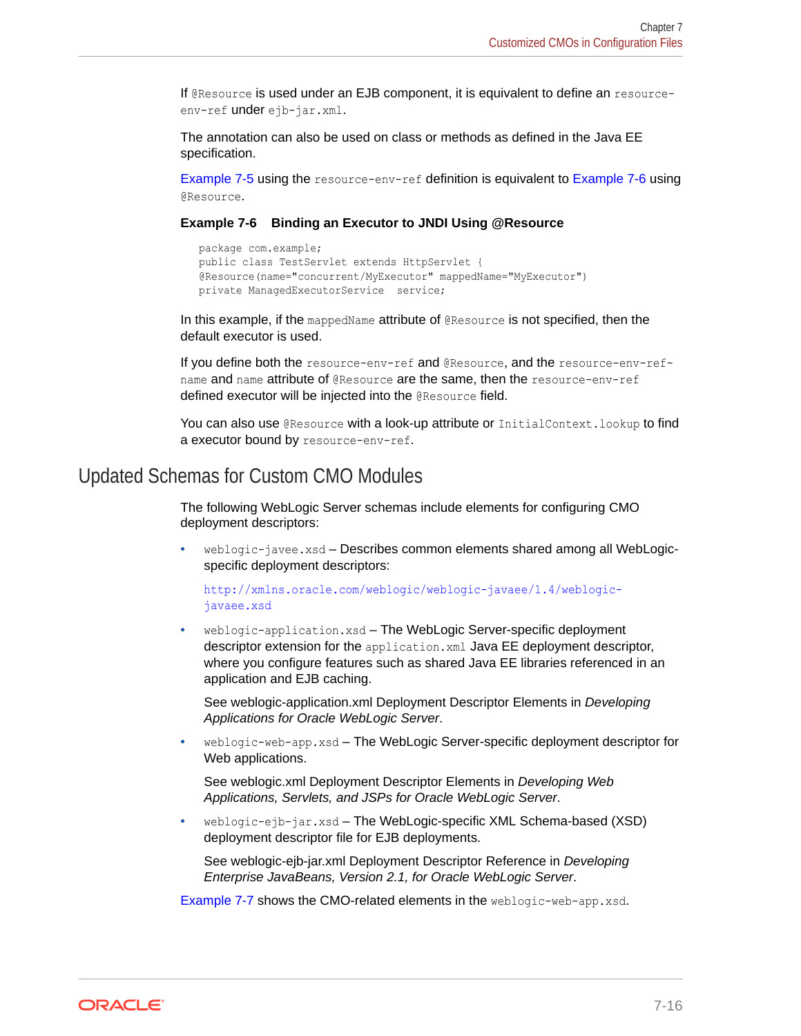If `@Resource` is used under an EJB component, it is equivalent to define an `resource-env-ref` under `ejb-jar.xml`.

The annotation can also be used on class or methods as defined in the Java EE specification.

Example 7-5 using the `resource-env-ref` definition is equivalent to Example 7-6 using `@Resource`.

**Example 7-6 Binding an Executor to JNDI Using @Resource**

```
package com.example;
public class TestServlet extends HttpServlet {
@Resource(name="concurrent/MyExecutor" mappedName="MyExecutor")
private ManagedExecutorService  service;
```

In this example, if the `mappedName` attribute of `@Resource` is not specified, then the default executor is used.

If you define both the `resource-env-ref` and `@Resource`, and the `resource-env-ref-name` and `name` attribute of `@Resource` are the same, then the `resource-env-ref` defined executor will be injected into the `@Resource` field.

You can also use `@Resource` with a look-up attribute or `InitialContext.lookup` to find a executor bound by `resource-env-ref`.

## Updated Schemas for Custom CMO Modules

The following WebLogic Server schemas include elements for configuring CMO deployment descriptors:

- `weblogic-javee.xsd` – Describes common elements shared among all WebLogic-specific deployment descriptors:

  `http://xmlns.oracle.com/weblogic/weblogic-javaee/1.4/weblogic-javaee.xsd`

- `weblogic-application.xsd` – The WebLogic Server-specific deployment descriptor extension for the `application.xml` Java EE deployment descriptor, where you configure features such as shared Java EE libraries referenced in an application and EJB caching.

  See weblogic-application.xml Deployment Descriptor Elements in *Developing Applications for Oracle WebLogic Server*.

- `weblogic-web-app.xsd` – The WebLogic Server-specific deployment descriptor for Web applications.

  See weblogic.xml Deployment Descriptor Elements in *Developing Web Applications, Servlets, and JSPs for Oracle WebLogic Server*.

- `weblogic-ejb-jar.xsd` – The WebLogic-specific XML Schema-based (XSD) deployment descriptor file for EJB deployments.

  See weblogic-ejb-jar.xml Deployment Descriptor Reference in *Developing Enterprise JavaBeans, Version 2.1, for Oracle WebLogic Server*.

Example 7-7 shows the CMO-related elements in the `weblogic-web-app.xsd`.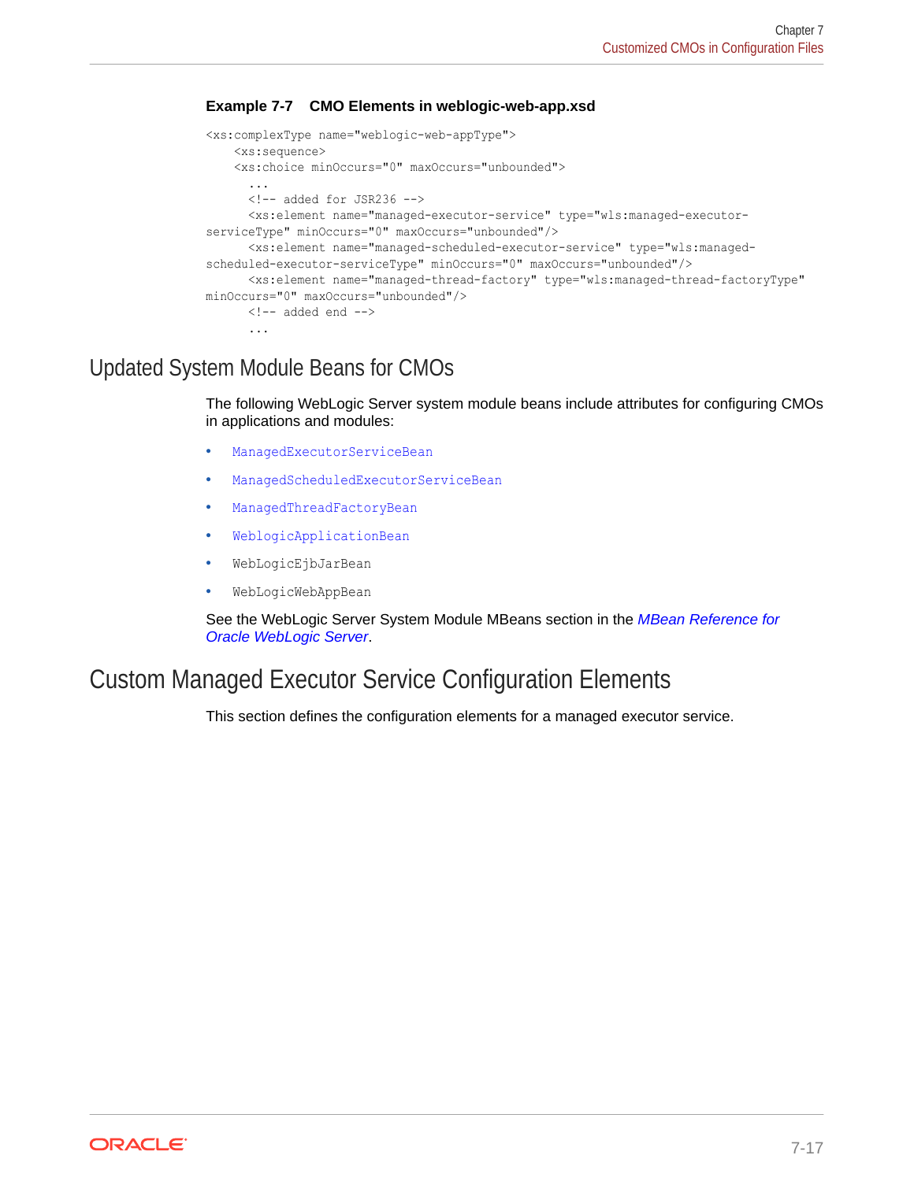**Example 7-7    CMO Elements in weblogic-web-app.xsd**

```
<xs:complexType name="weblogic-web-appType">
    <xs:sequence>
    <xs:choice minOccurs="0" maxOccurs="unbounded">
      ...
      <!-- added for JSR236 -->
      <xs:element name="managed-executor-service" type="wls:managed-executor-
serviceType" minOccurs="0" maxOccurs="unbounded"/>
      <xs:element name="managed-scheduled-executor-service" type="wls:managed-
scheduled-executor-serviceType" minOccurs="0" maxOccurs="unbounded"/>
      <xs:element name="managed-thread-factory" type="wls:managed-thread-factoryType"
minOccurs="0" maxOccurs="unbounded"/>
      <!-- added end -->
      ...
```

## Updated System Module Beans for CMOs

The following WebLogic Server system module beans include attributes for configuring CMOs in applications and modules:

- `ManagedExecutorServiceBean`
- `ManagedScheduledExecutorServiceBean`
- `ManagedThreadFactoryBean`
- `WeblogicApplicationBean`
- `WebLogicEjbJarBean`
- `WebLogicWebAppBean`

See the WebLogic Server System Module MBeans section in the *MBean Reference for Oracle WebLogic Server*.

## Custom Managed Executor Service Configuration Elements

This section defines the configuration elements for a managed executor service.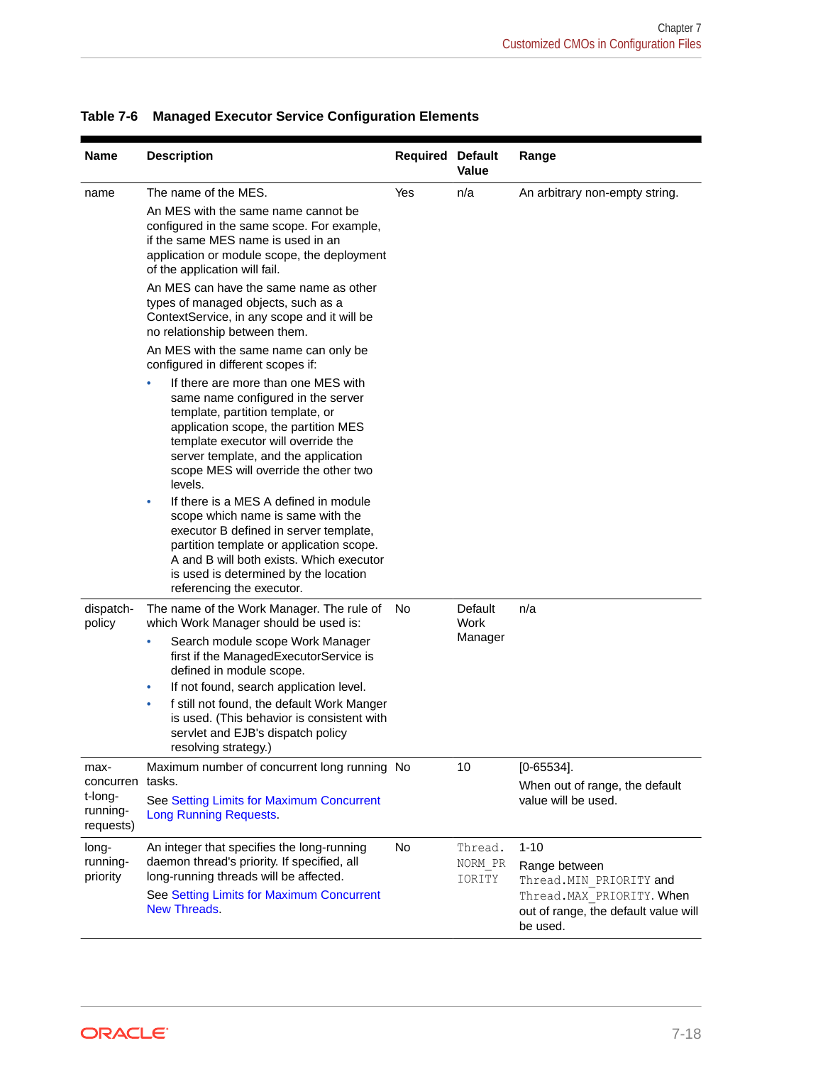**Table 7-6    Managed Executor Service Configuration Elements**

| Name | Description | Required | Default Value | Range |
| --- | --- | --- | --- | --- |
| name | The name of the MES.<br><br>An MES with the same name cannot be configured in the same scope. For example, if the same MES name is used in an application or module scope, the deployment of the application will fail.<br><br>An MES can have the same name as other types of managed objects, such as a ContextService, in any scope and it will be no relationship between them.<br><br>An MES with the same name can only be configured in different scopes if:<br>• If there are more than one MES with same name configured in the server template, partition template, or application scope, the partition MES template executor will override the server template, and the application scope MES will override the other two levels.<br>• If there is a MES A defined in module scope which name is same with the executor B defined in server template, partition template or application scope. A and B will both exists. Which executor is used is determined by the location referencing the executor. | Yes | n/a | An arbitrary non-empty string. |
| dispatch-policy | The name of the Work Manager. The rule of which Work Manager should be used is:<br>• Search module scope Work Manager first if the ManagedExecutorService is defined in module scope.<br>• If not found, search application level.<br>• f still not found, the default Work Manger is used. (This behavior is consistent with servlet and EJB's dispatch policy resolving strategy.) | No | Default Work Manager | n/a |
| max-concurrent-long-running-requests | Maximum number of concurrent long running tasks.<br><br>See Setting Limits for Maximum Concurrent Long Running Requests. | No | 10 | [0-65534].<br><br>When out of range, the default value will be used. |
| long-running-priority | An integer that specifies the long-running daemon thread's priority. If specified, all long-running threads will be affected.<br><br>See Setting Limits for Maximum Concurrent New Threads. | No | `Thread.NORM_PRIORITY` | 1-10<br><br>Range between `Thread.MIN_PRIORITY` and `Thread.MAX_PRIORITY`. When out of range, the default value will be used. |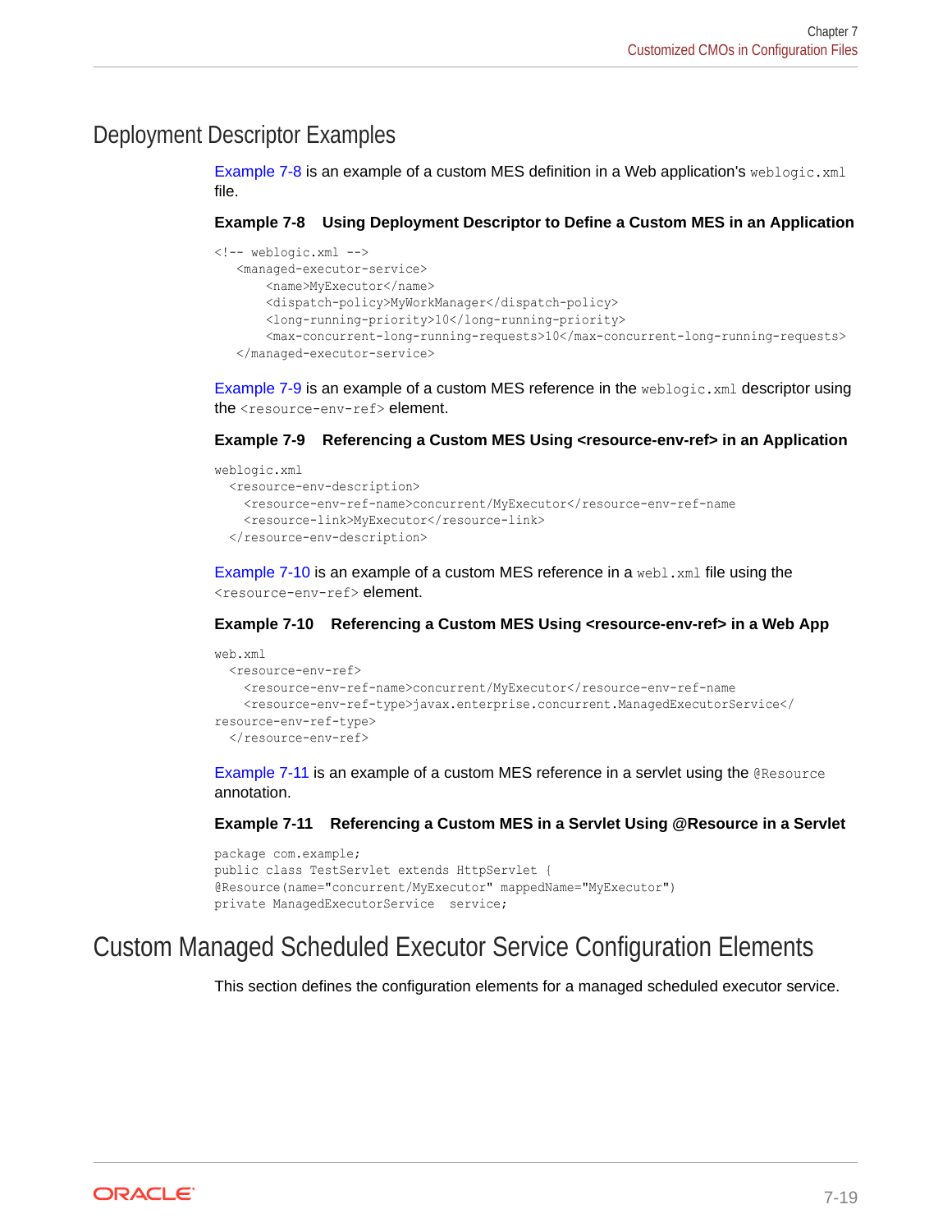## Deployment Descriptor Examples

Example 7-8 is an example of a custom MES definition in a Web application's `weblogic.xml` file.

**Example 7-8 Using Deployment Descriptor to Define a Custom MES in an Application**

```
<!-- weblogic.xml -->
   <managed-executor-service>
       <name>MyExecutor</name>
       <dispatch-policy>MyWorkManager</dispatch-policy>
       <long-running-priority>10</long-running-priority>
       <max-concurrent-long-running-requests>10</max-concurrent-long-running-requests>
   </managed-executor-service>
```

Example 7-9 is an example of a custom MES reference in the `weblogic.xml` descriptor using the `<resource-env-ref>` element.

**Example 7-9 Referencing a Custom MES Using <resource-env-ref> in an Application**

```
weblogic.xml
  <resource-env-description>
    <resource-env-ref-name>concurrent/MyExecutor</resource-env-ref-name
    <resource-link>MyExecutor</resource-link>
  </resource-env-description>
```

Example 7-10 is an example of a custom MES reference in a `webl.xml` file using the `<resource-env-ref>` element.

**Example 7-10 Referencing a Custom MES Using <resource-env-ref> in a Web App**

```
web.xml
  <resource-env-ref>
    <resource-env-ref-name>concurrent/MyExecutor</resource-env-ref-name
    <resource-env-ref-type>javax.enterprise.concurrent.ManagedExecutorService</
resource-env-ref-type>
  </resource-env-ref>
```

Example 7-11 is an example of a custom MES reference in a servlet using the `@Resource` annotation.

**Example 7-11 Referencing a Custom MES in a Servlet Using @Resource in a Servlet**

```
package com.example;
public class TestServlet extends HttpServlet {
@Resource(name="concurrent/MyExecutor" mappedName="MyExecutor")
private ManagedExecutorService  service;
```

## Custom Managed Scheduled Executor Service Configuration Elements

This section defines the configuration elements for a managed scheduled executor service.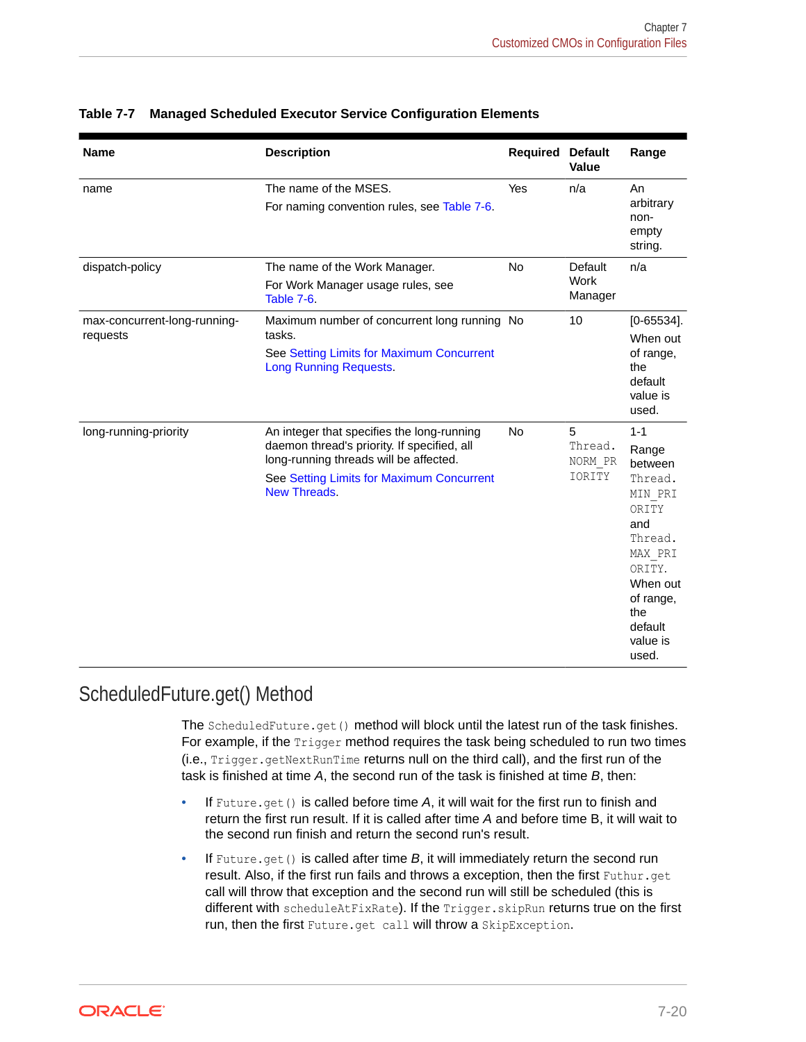**Table 7-7 Managed Scheduled Executor Service Configuration Elements**

| Name | Description | Required | Default Value | Range |
|---|---|---|---|---|
| name | The name of the MSES. For naming convention rules, see Table 7-6. | Yes | n/a | An arbitrary non-empty string. |
| dispatch-policy | The name of the Work Manager. For Work Manager usage rules, see Table 7-6. | No | Default Work Manager | n/a |
| max-concurrent-long-running-requests | Maximum number of concurrent long running tasks. See Setting Limits for Maximum Concurrent Long Running Requests. | No | 10 | [0-65534]. When out of range, the default value is used. |
| long-running-priority | An integer that specifies the long-running daemon thread's priority. If specified, all long-running threads will be affected. See Setting Limits for Maximum Concurrent New Threads. | No | 5 `Thread.NORM_PRIORITY` | 1-1 Range between `Thread.MIN_PRIORITY` and `Thread.MAX_PRIORITY`. When out of range, the default value is used. |

## ScheduledFuture.get() Method

The `ScheduledFuture.get()` method will block until the latest run of the task finishes. For example, if the `Trigger` method requires the task being scheduled to run two times (i.e., `Trigger.getNextRunTime` returns null on the third call), and the first run of the task is finished at time *A*, the second run of the task is finished at time *B*, then:

- If `Future.get()` is called before time *A*, it will wait for the first run to finish and return the first run result. If it is called after time *A* and before time B, it will wait to the second run finish and return the second run's result.
- If `Future.get()` is called after time *B*, it will immediately return the second run result. Also, if the first run fails and throws a exception, then the first `Futhur.get` call will throw that exception and the second run will still be scheduled (this is different with `scheduleAtFixRate`). If the `Trigger.skipRun` returns true on the first run, then the first `Future.get call` will throw a `SkipException`.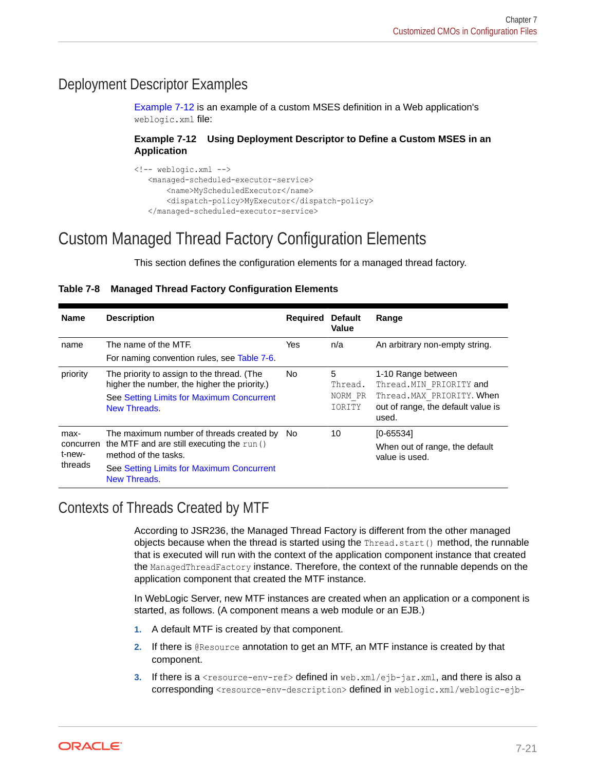## Deployment Descriptor Examples

Example 7-12 is an example of a custom MSES definition in a Web application's `weblogic.xml` file:

**Example 7-12 Using Deployment Descriptor to Define a Custom MSES in an Application**

```
<!-- weblogic.xml -->
   <managed-scheduled-executor-service>
       <name>MyScheduledExecutor</name>
       <dispatch-policy>MyExecutor</dispatch-policy>
   </managed-scheduled-executor-service>
```

# Custom Managed Thread Factory Configuration Elements

This section defines the configuration elements for a managed thread factory.

**Table 7-8 Managed Thread Factory Configuration Elements**

| Name | Description | Required | Default Value | Range |
| --- | --- | --- | --- | --- |
| name | The name of the MTF.<br>For naming convention rules, see Table 7-6. | Yes | n/a | An arbitrary non-empty string. |
| priority | The priority to assign to the thread. (The higher the number, the higher the priority.)<br>See Setting Limits for Maximum Concurrent New Threads. | No | 5 `Thread.NORM_PRIORITY` | 1-10 Range between `Thread.MIN_PRIORITY` and `Thread.MAX_PRIORITY`. When out of range, the default value is used. |
| max-concurrent-new-threads | The maximum number of threads created by the MTF and are still executing the `run()` method of the tasks.<br>See Setting Limits for Maximum Concurrent New Threads. | No | 10 | [0-65534]<br>When out of range, the default value is used. |

## Contexts of Threads Created by MTF

According to JSR236, the Managed Thread Factory is different from the other managed objects because when the thread is started using the `Thread.start()` method, the runnable that is executed will run with the context of the application component instance that created the `ManagedThreadFactory` instance. Therefore, the context of the runnable depends on the application component that created the MTF instance.

In WebLogic Server, new MTF instances are created when an application or a component is started, as follows. (A component means a web module or an EJB.)

1. A default MTF is created by that component.
2. If there is `@Resource` annotation to get an MTF, an MTF instance is created by that component.
3. If there is a `<resource-env-ref>` defined in `web.xml/ejb-jar.xml`, and there is also a corresponding `<resource-env-description>` defined in `weblogic.xml/weblogic-ejb-`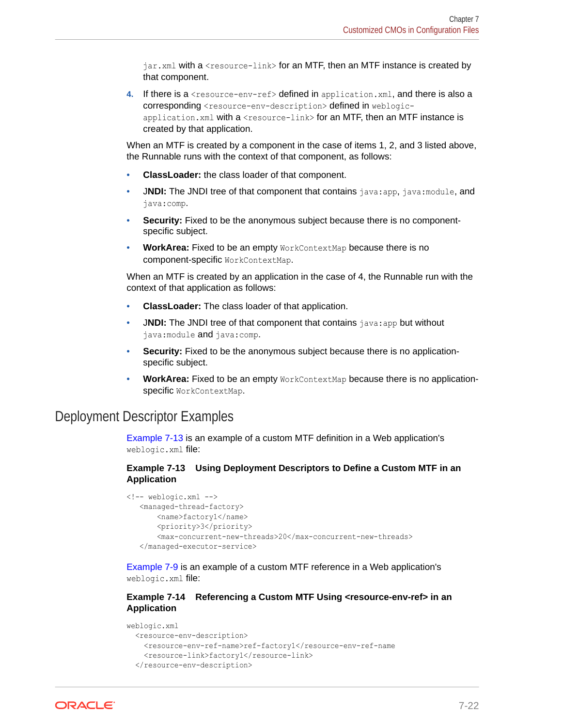jar.xml with a <resource-link> for an MTF, then an MTF instance is created by that component.

4. If there is a <resource-env-ref> defined in application.xml, and there is also a corresponding <resource-env-description> defined in weblogic-application.xml with a <resource-link> for an MTF, then an MTF instance is created by that application.

When an MTF is created by a component in the case of items 1, 2, and 3 listed above, the Runnable runs with the context of that component, as follows:

- **ClassLoader:** the class loader of that component.
- **JNDI:** The JNDI tree of that component that contains java:app, java:module, and java:comp.
- **Security:** Fixed to be the anonymous subject because there is no component-specific subject.
- **WorkArea:** Fixed to be an empty WorkContextMap because there is no component-specific WorkContextMap.

When an MTF is created by an application in the case of 4, the Runnable run with the context of that application as follows:

- **ClassLoader:** The class loader of that application.
- **JNDI:** The JNDI tree of that component that contains java:app but without java:module and java:comp.
- **Security:** Fixed to be the anonymous subject because there is no application-specific subject.
- **WorkArea:** Fixed to be an empty WorkContextMap because there is no application-specific WorkContextMap.

## Deployment Descriptor Examples

Example 7-13 is an example of a custom MTF definition in a Web application's weblogic.xml file:

**Example 7-13 Using Deployment Descriptors to Define a Custom MTF in an Application**

```
<!-- weblogic.xml -->
   <managed-thread-factory>
       <name>factory1</name>
       <priority>3</priority>
       <max-concurrent-new-threads>20</max-concurrent-new-threads>
   </managed-executor-service>
```

Example 7-9 is an example of a custom MTF reference in a Web application's weblogic.xml file:

**Example 7-14 Referencing a Custom MTF Using <resource-env-ref> in an Application**

```
weblogic.xml
  <resource-env-description>
    <resource-env-ref-name>ref-factory1</resource-env-ref-name
    <resource-link>factory1</resource-link>
  </resource-env-description>
```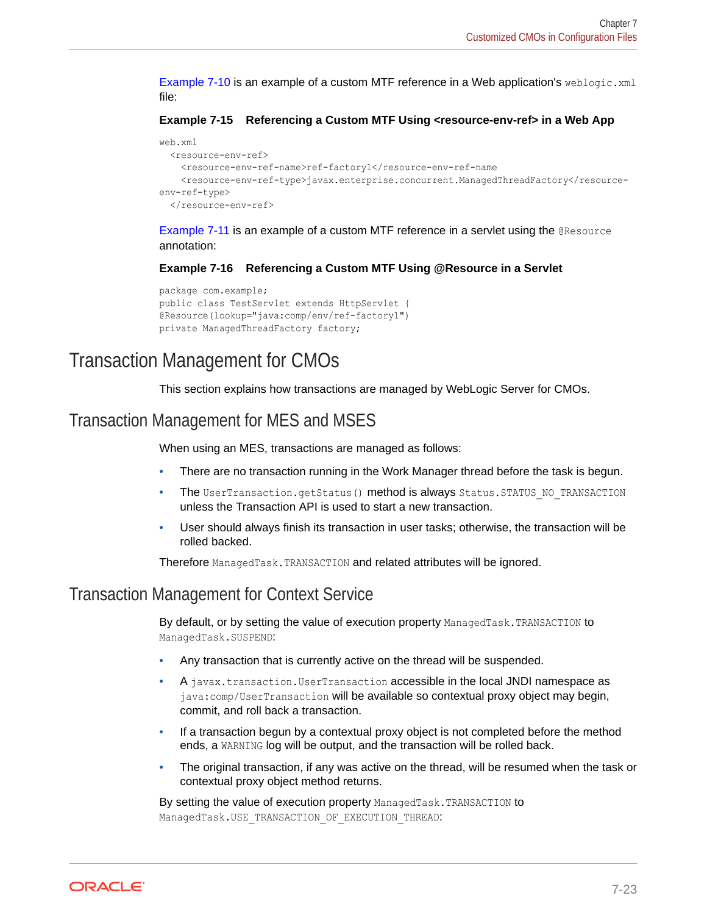Example 7-10 is an example of a custom MTF reference in a Web application's `weblogic.xml` file:

**Example 7-15 Referencing a Custom MTF Using <resource-env-ref> in a Web App**

```
web.xml
  <resource-env-ref>
    <resource-env-ref-name>ref-factory1</resource-env-ref-name
    <resource-env-ref-type>javax.enterprise.concurrent.ManagedThreadFactory</resource-
env-ref-type>
  </resource-env-ref>
```

Example 7-11 is an example of a custom MTF reference in a servlet using the `@Resource` annotation:

**Example 7-16 Referencing a Custom MTF Using @Resource in a Servlet**

```
package com.example;
public class TestServlet extends HttpServlet {
@Resource(lookup="java:comp/env/ref-factory1")
private ManagedThreadFactory factory;
```

# Transaction Management for CMOs

This section explains how transactions are managed by WebLogic Server for CMOs.

## Transaction Management for MES and MSES

When using an MES, transactions are managed as follows:

- There are no transaction running in the Work Manager thread before the task is begun.
- The `UserTransaction.getStatus()` method is always `Status.STATUS_NO_TRANSACTION` unless the Transaction API is used to start a new transaction.
- User should always finish its transaction in user tasks; otherwise, the transaction will be rolled backed.

Therefore `ManagedTask.TRANSACTION` and related attributes will be ignored.

## Transaction Management for Context Service

By default, or by setting the value of execution property `ManagedTask.TRANSACTION` to `ManagedTask.SUSPEND`:

- Any transaction that is currently active on the thread will be suspended.
- A `javax.transaction.UserTransaction` accessible in the local JNDI namespace as `java:comp/UserTransaction` will be available so contextual proxy object may begin, commit, and roll back a transaction.
- If a transaction begun by a contextual proxy object is not completed before the method ends, a `WARNING` log will be output, and the transaction will be rolled back.
- The original transaction, if any was active on the thread, will be resumed when the task or contextual proxy object method returns.

By setting the value of execution property `ManagedTask.TRANSACTION` to `ManagedTask.USE_TRANSACTION_OF_EXECUTION_THREAD`: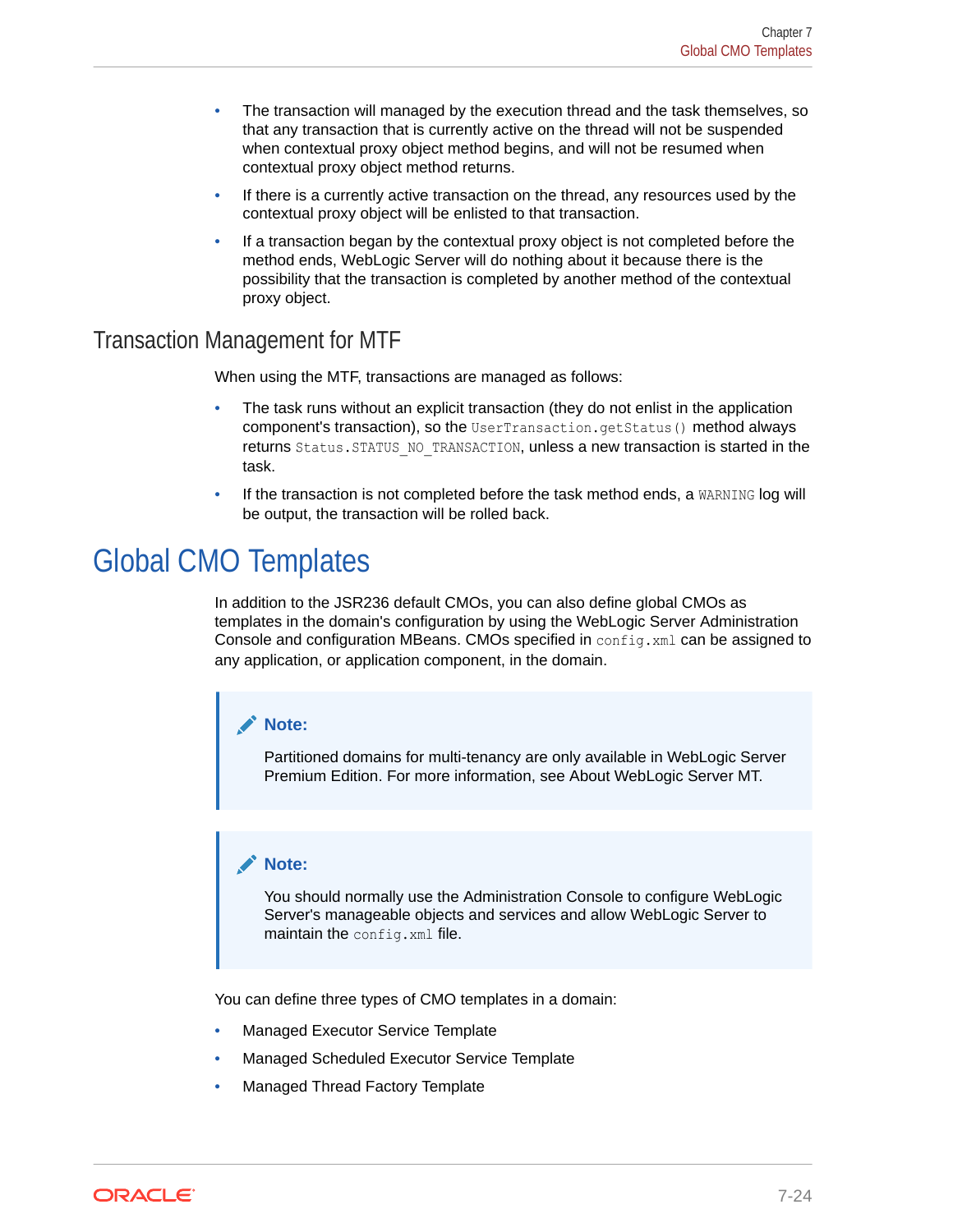- The transaction will managed by the execution thread and the task themselves, so that any transaction that is currently active on the thread will not be suspended when contextual proxy object method begins, and will not be resumed when contextual proxy object method returns.
- If there is a currently active transaction on the thread, any resources used by the contextual proxy object will be enlisted to that transaction.
- If a transaction began by the contextual proxy object is not completed before the method ends, WebLogic Server will do nothing about it because there is the possibility that the transaction is completed by another method of the contextual proxy object.

### Transaction Management for MTF

When using the MTF, transactions are managed as follows:

- The task runs without an explicit transaction (they do not enlist in the application component's transaction), so the `UserTransaction.getStatus()` method always returns `Status.STATUS_NO_TRANSACTION`, unless a new transaction is started in the task.
- If the transaction is not completed before the task method ends, a `WARNING` log will be output, the transaction will be rolled back.

## Global CMO Templates

In addition to the JSR236 default CMOs, you can also define global CMOs as templates in the domain's configuration by using the WebLogic Server Administration Console and configuration MBeans. CMOs specified in `config.xml` can be assigned to any application, or application component, in the domain.

> **Note:**
>
> Partitioned domains for multi-tenancy are only available in WebLogic Server Premium Edition. For more information, see About WebLogic Server MT.

> **Note:**
>
> You should normally use the Administration Console to configure WebLogic Server's manageable objects and services and allow WebLogic Server to maintain the `config.xml` file.

You can define three types of CMO templates in a domain:

- Managed Executor Service Template
- Managed Scheduled Executor Service Template
- Managed Thread Factory Template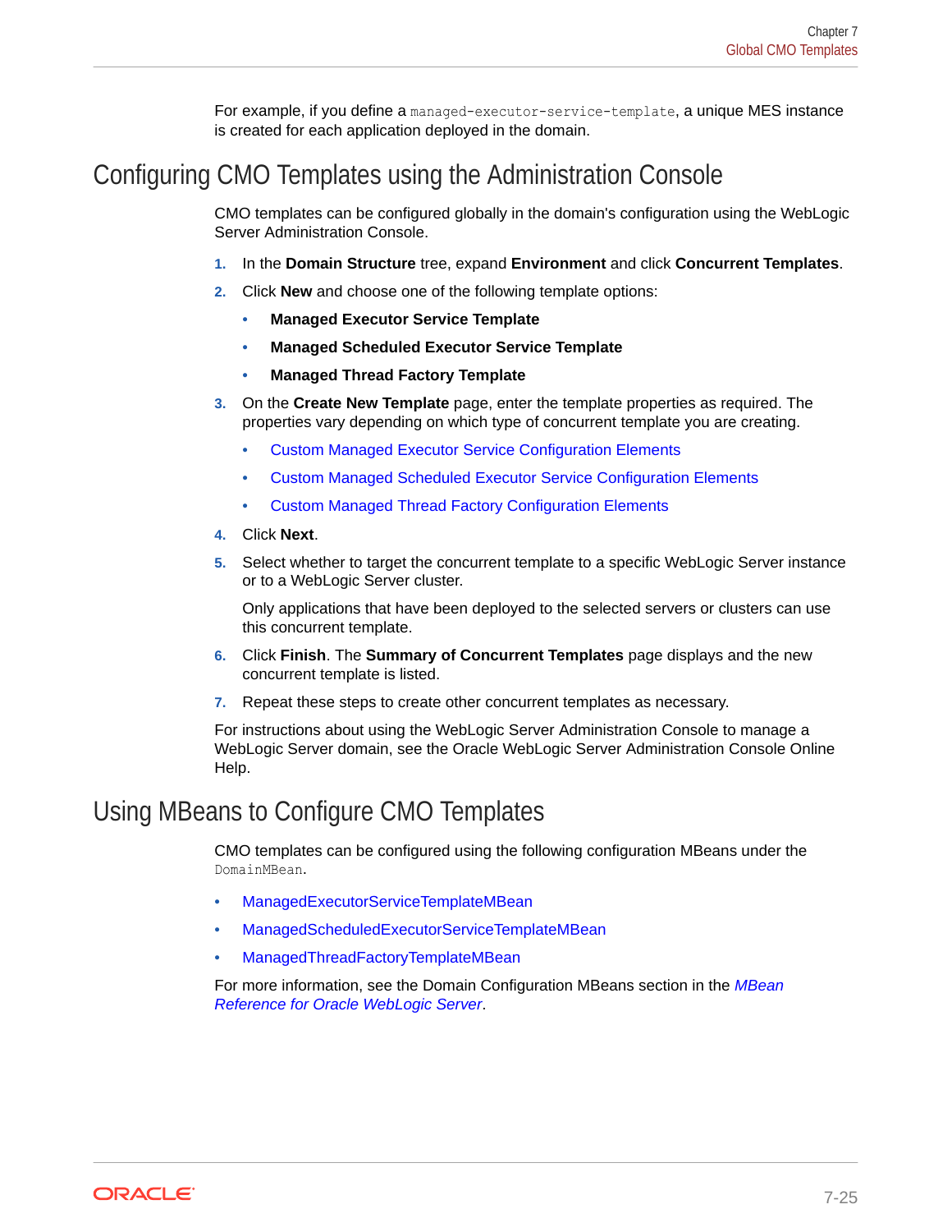For example, if you define a `managed-executor-service-template`, a unique MES instance is created for each application deployed in the domain.

## Configuring CMO Templates using the Administration Console

CMO templates can be configured globally in the domain's configuration using the WebLogic Server Administration Console.

1. In the **Domain Structure** tree, expand **Environment** and click **Concurrent Templates**.
2. Click **New** and choose one of the following template options:
   - **Managed Executor Service Template**
   - **Managed Scheduled Executor Service Template**
   - **Managed Thread Factory Template**
3. On the **Create New Template** page, enter the template properties as required. The properties vary depending on which type of concurrent template you are creating.
   - Custom Managed Executor Service Configuration Elements
   - Custom Managed Scheduled Executor Service Configuration Elements
   - Custom Managed Thread Factory Configuration Elements
4. Click **Next**.
5. Select whether to target the concurrent template to a specific WebLogic Server instance or to a WebLogic Server cluster.

   Only applications that have been deployed to the selected servers or clusters can use this concurrent template.
6. Click **Finish**. The **Summary of Concurrent Templates** page displays and the new concurrent template is listed.
7. Repeat these steps to create other concurrent templates as necessary.

For instructions about using the WebLogic Server Administration Console to manage a WebLogic Server domain, see the Oracle WebLogic Server Administration Console Online Help.

## Using MBeans to Configure CMO Templates

CMO templates can be configured using the following configuration MBeans under the `DomainMBean`.

- ManagedExecutorServiceTemplateMBean
- ManagedScheduledExecutorServiceTemplateMBean
- ManagedThreadFactoryTemplateMBean

For more information, see the Domain Configuration MBeans section in the *MBean Reference for Oracle WebLogic Server*.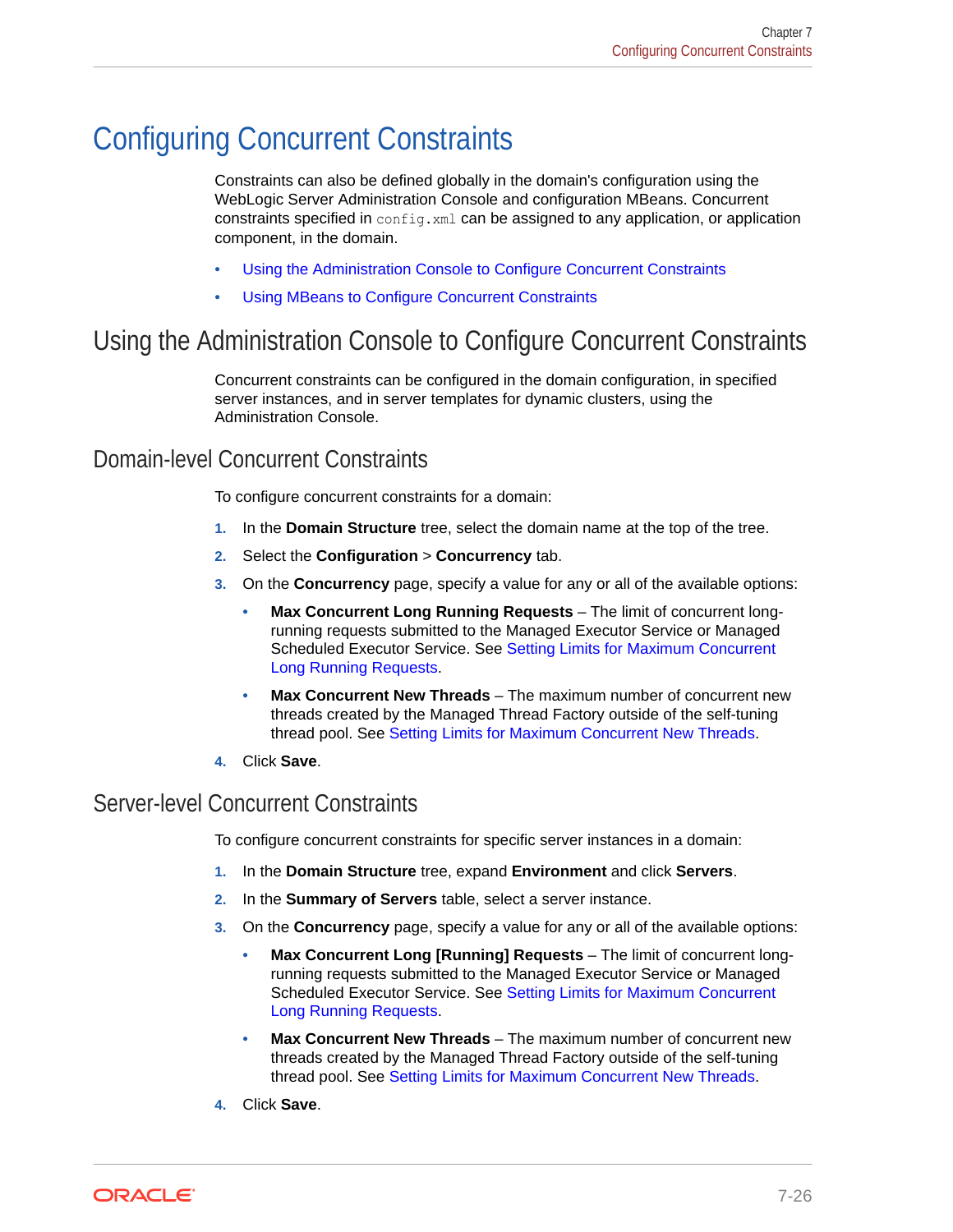# Configuring Concurrent Constraints

Constraints can also be defined globally in the domain's configuration using the WebLogic Server Administration Console and configuration MBeans. Concurrent constraints specified in `config.xml` can be assigned to any application, or application component, in the domain.

- Using the Administration Console to Configure Concurrent Constraints
- Using MBeans to Configure Concurrent Constraints

## Using the Administration Console to Configure Concurrent Constraints

Concurrent constraints can be configured in the domain configuration, in specified server instances, and in server templates for dynamic clusters, using the Administration Console.

### Domain-level Concurrent Constraints

To configure concurrent constraints for a domain:

1. In the **Domain Structure** tree, select the domain name at the top of the tree.
2. Select the **Configuration** > **Concurrency** tab.
3. On the **Concurrency** page, specify a value for any or all of the available options:
   - **Max Concurrent Long Running Requests** – The limit of concurrent long-running requests submitted to the Managed Executor Service or Managed Scheduled Executor Service. See Setting Limits for Maximum Concurrent Long Running Requests.
   - **Max Concurrent New Threads** – The maximum number of concurrent new threads created by the Managed Thread Factory outside of the self-tuning thread pool. See Setting Limits for Maximum Concurrent New Threads.
4. Click **Save**.

### Server-level Concurrent Constraints

To configure concurrent constraints for specific server instances in a domain:

1. In the **Domain Structure** tree, expand **Environment** and click **Servers**.
2. In the **Summary of Servers** table, select a server instance.
3. On the **Concurrency** page, specify a value for any or all of the available options:
   - **Max Concurrent Long [Running] Requests** – The limit of concurrent long-running requests submitted to the Managed Executor Service or Managed Scheduled Executor Service. See Setting Limits for Maximum Concurrent Long Running Requests.
   - **Max Concurrent New Threads** – The maximum number of concurrent new threads created by the Managed Thread Factory outside of the self-tuning thread pool. See Setting Limits for Maximum Concurrent New Threads.
4. Click **Save**.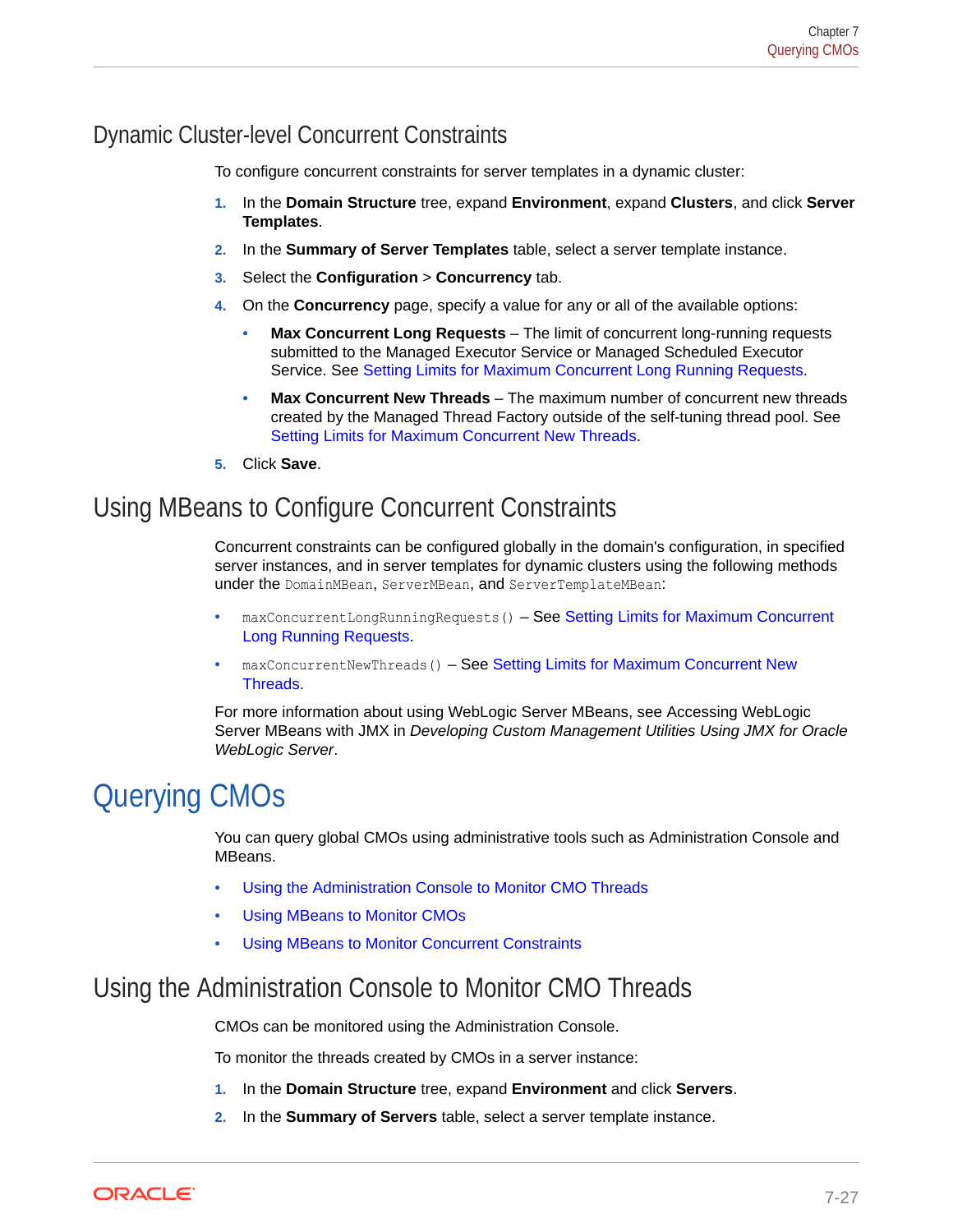## Dynamic Cluster-level Concurrent Constraints

To configure concurrent constraints for server templates in a dynamic cluster:

1. In the **Domain Structure** tree, expand **Environment**, expand **Clusters**, and click **Server Templates**.
2. In the **Summary of Server Templates** table, select a server template instance.
3. Select the **Configuration** > **Concurrency** tab.
4. On the **Concurrency** page, specify a value for any or all of the available options:
   - **Max Concurrent Long Requests** – The limit of concurrent long-running requests submitted to the Managed Executor Service or Managed Scheduled Executor Service. See Setting Limits for Maximum Concurrent Long Running Requests.
   - **Max Concurrent New Threads** – The maximum number of concurrent new threads created by the Managed Thread Factory outside of the self-tuning thread pool. See Setting Limits for Maximum Concurrent New Threads.
5. Click **Save**.

## Using MBeans to Configure Concurrent Constraints

Concurrent constraints can be configured globally in the domain's configuration, in specified server instances, and in server templates for dynamic clusters using the following methods under the `DomainMBean`, `ServerMBean`, and `ServerTemplateMBean`:

- `maxConcurrentLongRunningRequests()` – See Setting Limits for Maximum Concurrent Long Running Requests.
- `maxConcurrentNewThreads()` – See Setting Limits for Maximum Concurrent New Threads.

For more information about using WebLogic Server MBeans, see Accessing WebLogic Server MBeans with JMX in *Developing Custom Management Utilities Using JMX for Oracle WebLogic Server*.

# Querying CMOs

You can query global CMOs using administrative tools such as Administration Console and MBeans.

- Using the Administration Console to Monitor CMO Threads
- Using MBeans to Monitor CMOs
- Using MBeans to Monitor Concurrent Constraints

## Using the Administration Console to Monitor CMO Threads

CMOs can be monitored using the Administration Console.

To monitor the threads created by CMOs in a server instance:

1. In the **Domain Structure** tree, expand **Environment** and click **Servers**.
2. In the **Summary of Servers** table, select a server template instance.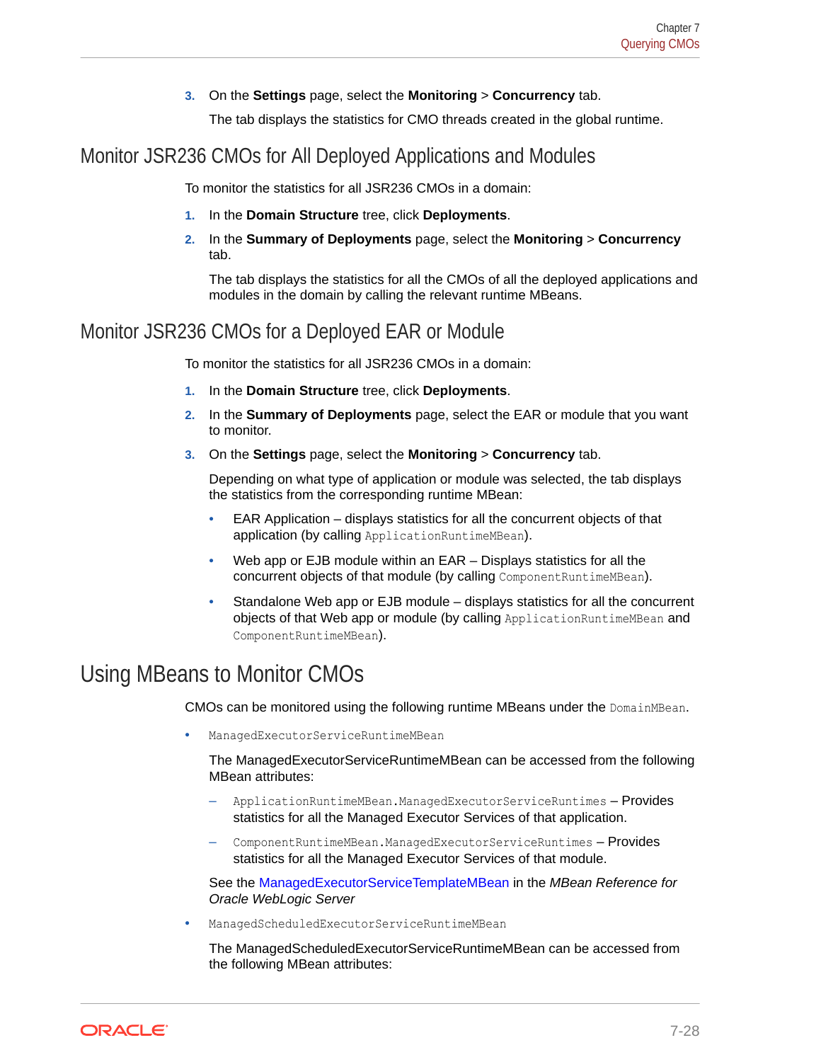3. On the **Settings** page, select the **Monitoring** > **Concurrency** tab.

   The tab displays the statistics for CMO threads created in the global runtime.

## Monitor JSR236 CMOs for All Deployed Applications and Modules

To monitor the statistics for all JSR236 CMOs in a domain:

1. In the **Domain Structure** tree, click **Deployments**.
2. In the **Summary of Deployments** page, select the **Monitoring** > **Concurrency** tab.

   The tab displays the statistics for all the CMOs of all the deployed applications and modules in the domain by calling the relevant runtime MBeans.

## Monitor JSR236 CMOs for a Deployed EAR or Module

To monitor the statistics for all JSR236 CMOs in a domain:

1. In the **Domain Structure** tree, click **Deployments**.
2. In the **Summary of Deployments** page, select the EAR or module that you want to monitor.
3. On the **Settings** page, select the **Monitoring** > **Concurrency** tab.

   Depending on what type of application or module was selected, the tab displays the statistics from the corresponding runtime MBean:

   - EAR Application – displays statistics for all the concurrent objects of that application (by calling `ApplicationRuntimeMBean`).
   - Web app or EJB module within an EAR – Displays statistics for all the concurrent objects of that module (by calling `ComponentRuntimeMBean`).
   - Standalone Web app or EJB module – displays statistics for all the concurrent objects of that Web app or module (by calling `ApplicationRuntimeMBean` and `ComponentRuntimeMBean`).

# Using MBeans to Monitor CMOs

CMOs can be monitored using the following runtime MBeans under the `DomainMBean`.

- `ManagedExecutorServiceRuntimeMBean`

  The ManagedExecutorServiceRuntimeMBean can be accessed from the following MBean attributes:

  – `ApplicationRuntimeMBean.ManagedExecutorServiceRuntimes` – Provides statistics for all the Managed Executor Services of that application.

  – `ComponentRuntimeMBean.ManagedExecutorServiceRuntimes` – Provides statistics for all the Managed Executor Services of that module.

  See the ManagedExecutorServiceTemplateMBean in the *MBean Reference for Oracle WebLogic Server*

- `ManagedScheduledExecutorServiceRuntimeMBean`

  The ManagedScheduledExecutorServiceRuntimeMBean can be accessed from the following MBean attributes: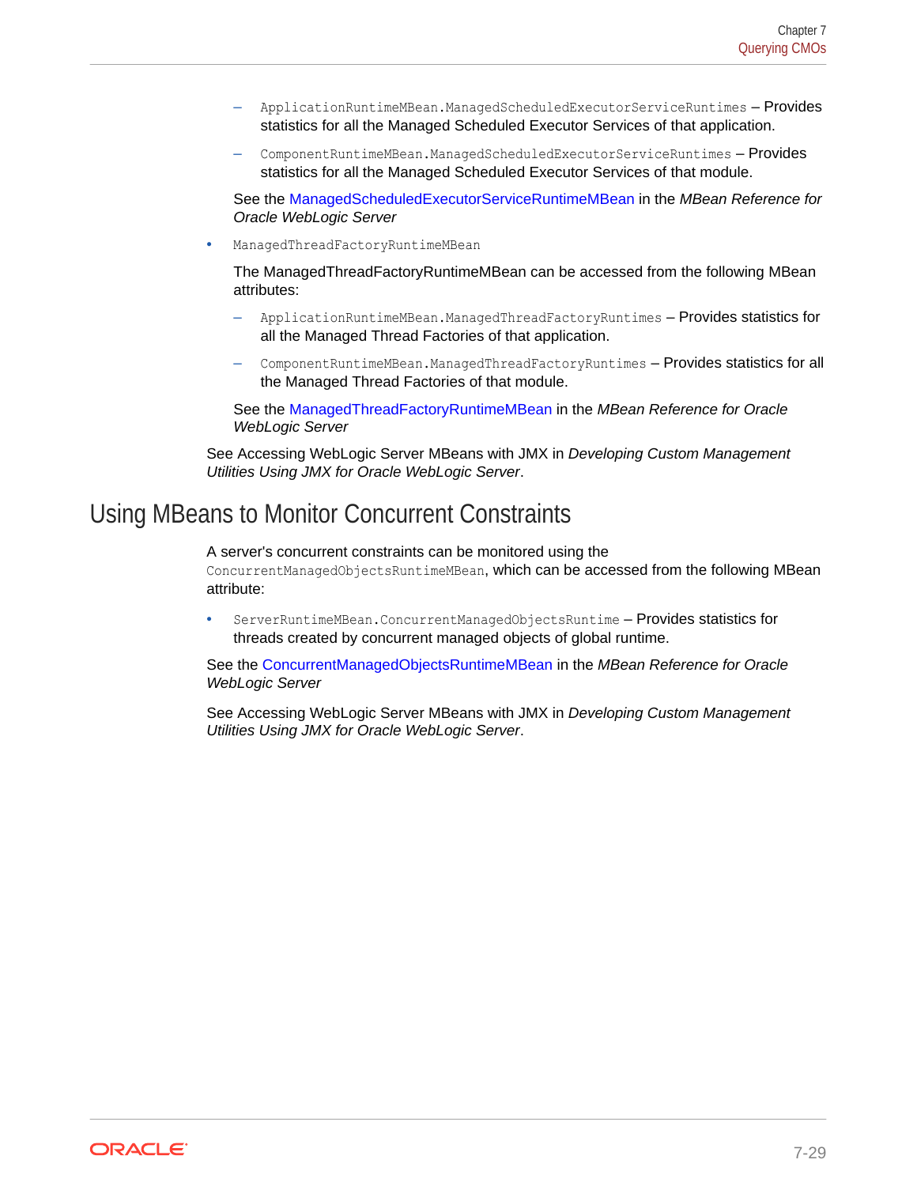- `ApplicationRuntimeMBean.ManagedScheduledExecutorServiceRuntimes` – Provides statistics for all the Managed Scheduled Executor Services of that application.
  - `ComponentRuntimeMBean.ManagedScheduledExecutorServiceRuntimes` – Provides statistics for all the Managed Scheduled Executor Services of that module.

  See the ManagedScheduledExecutorServiceRuntimeMBean in the *MBean Reference for Oracle WebLogic Server*

- `ManagedThreadFactoryRuntimeMBean`

  The ManagedThreadFactoryRuntimeMBean can be accessed from the following MBean attributes:

  - `ApplicationRuntimeMBean.ManagedThreadFactoryRuntimes` – Provides statistics for all the Managed Thread Factories of that application.
  - `ComponentRuntimeMBean.ManagedThreadFactoryRuntimes` – Provides statistics for all the Managed Thread Factories of that module.

  See the ManagedThreadFactoryRuntimeMBean in the *MBean Reference for Oracle WebLogic Server*

See Accessing WebLogic Server MBeans with JMX in *Developing Custom Management Utilities Using JMX for Oracle WebLogic Server*.

## Using MBeans to Monitor Concurrent Constraints

A server's concurrent constraints can be monitored using the `ConcurrentManagedObjectsRuntimeMBean`, which can be accessed from the following MBean attribute:

- `ServerRuntimeMBean.ConcurrentManagedObjectsRuntime` – Provides statistics for threads created by concurrent managed objects of global runtime.

See the ConcurrentManagedObjectsRuntimeMBean in the *MBean Reference for Oracle WebLogic Server*

See Accessing WebLogic Server MBeans with JMX in *Developing Custom Management Utilities Using JMX for Oracle WebLogic Server*.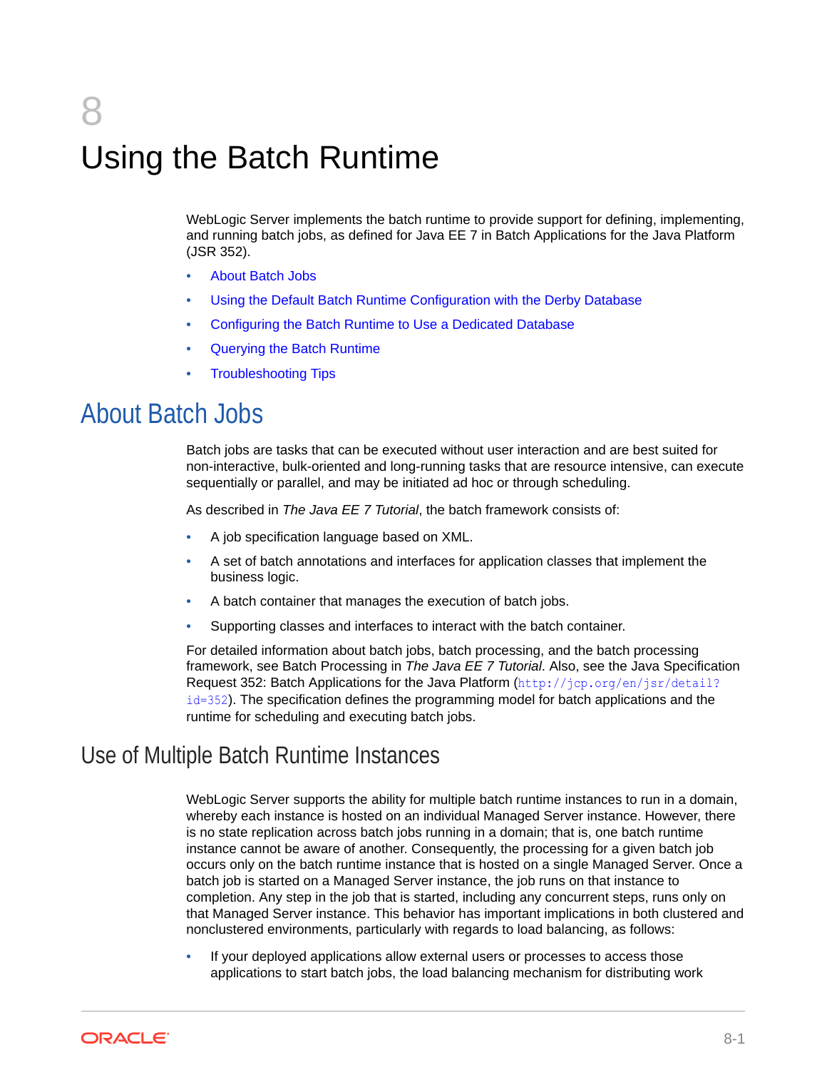// 8

# Using the Batch Runtime

WebLogic Server implements the batch runtime to provide support for defining, implementing, and running batch jobs, as defined for Java EE 7 in Batch Applications for the Java Platform (JSR 352).

- About Batch Jobs
- Using the Default Batch Runtime Configuration with the Derby Database
- Configuring the Batch Runtime to Use a Dedicated Database
- Querying the Batch Runtime
- Troubleshooting Tips

## About Batch Jobs

Batch jobs are tasks that can be executed without user interaction and are best suited for non-interactive, bulk-oriented and long-running tasks that are resource intensive, can execute sequentially or parallel, and may be initiated ad hoc or through scheduling.

As described in *The Java EE 7 Tutorial*, the batch framework consists of:

- A job specification language based on XML.
- A set of batch annotations and interfaces for application classes that implement the business logic.
- A batch container that manages the execution of batch jobs.
- Supporting classes and interfaces to interact with the batch container.

For detailed information about batch jobs, batch processing, and the batch processing framework, see Batch Processing in *The Java EE 7 Tutorial*. Also, see the Java Specification Request 352: Batch Applications for the Java Platform (`http://jcp.org/en/jsr/detail?id=352`). The specification defines the programming model for batch applications and the runtime for scheduling and executing batch jobs.

### Use of Multiple Batch Runtime Instances

WebLogic Server supports the ability for multiple batch runtime instances to run in a domain, whereby each instance is hosted on an individual Managed Server instance. However, there is no state replication across batch jobs running in a domain; that is, one batch runtime instance cannot be aware of another. Consequently, the processing for a given batch job occurs only on the batch runtime instance that is hosted on a single Managed Server. Once a batch job is started on a Managed Server instance, the job runs on that instance to completion. Any step in the job that is started, including any concurrent steps, runs only on that Managed Server instance. This behavior has important implications in both clustered and nonclustered environments, particularly with regards to load balancing, as follows:

- If your deployed applications allow external users or processes to access those applications to start batch jobs, the load balancing mechanism for distributing work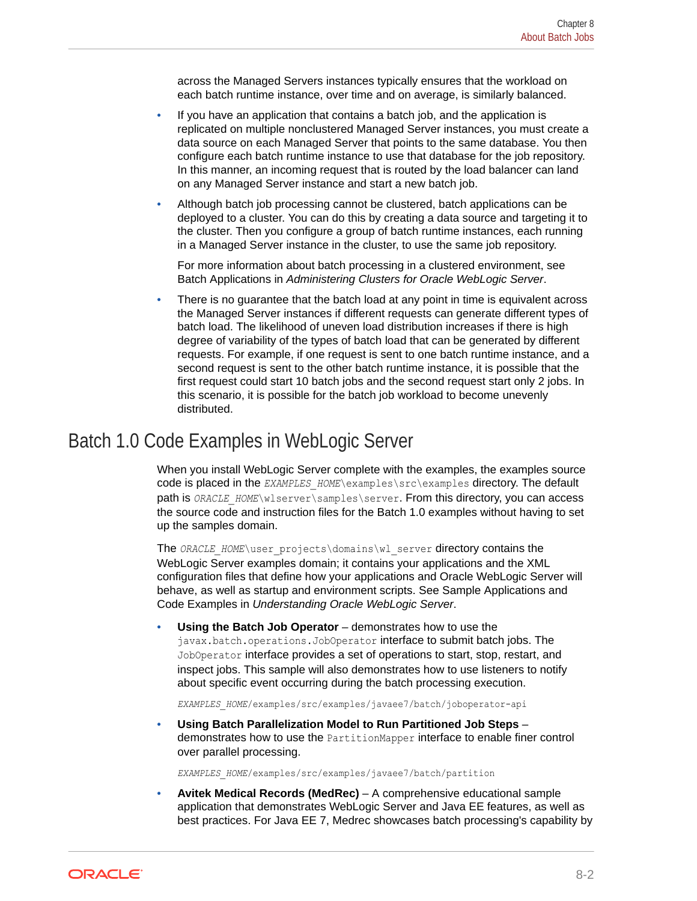across the Managed Servers instances typically ensures that the workload on each batch runtime instance, over time and on average, is similarly balanced.

- If you have an application that contains a batch job, and the application is replicated on multiple nonclustered Managed Server instances, you must create a data source on each Managed Server that points to the same database. You then configure each batch runtime instance to use that database for the job repository. In this manner, an incoming request that is routed by the load balancer can land on any Managed Server instance and start a new batch job.
- Although batch job processing cannot be clustered, batch applications can be deployed to a cluster. You can do this by creating a data source and targeting it to the cluster. Then you configure a group of batch runtime instances, each running in a Managed Server instance in the cluster, to use the same job repository.

  For more information about batch processing in a clustered environment, see Batch Applications in *Administering Clusters for Oracle WebLogic Server*.
- There is no guarantee that the batch load at any point in time is equivalent across the Managed Server instances if different requests can generate different types of batch load. The likelihood of uneven load distribution increases if there is high degree of variability of the types of batch load that can be generated by different requests. For example, if one request is sent to one batch runtime instance, and a second request is sent to the other batch runtime instance, it is possible that the first request could start 10 batch jobs and the second request start only 2 jobs. In this scenario, it is possible for the batch job workload to become unevenly distributed.

## Batch 1.0 Code Examples in WebLogic Server

When you install WebLogic Server complete with the examples, the examples source code is placed in the `EXAMPLES_HOME\examples\src\examples` directory. The default path is `ORACLE_HOME\wlserver\samples\server`. From this directory, you can access the source code and instruction files for the Batch 1.0 examples without having to set up the samples domain.

The `ORACLE_HOME\user_projects\domains\wl_server` directory contains the WebLogic Server examples domain; it contains your applications and the XML configuration files that define how your applications and Oracle WebLogic Server will behave, as well as startup and environment scripts. See Sample Applications and Code Examples in *Understanding Oracle WebLogic Server*.

- **Using the Batch Job Operator** – demonstrates how to use the `javax.batch.operations.JobOperator` interface to submit batch jobs. The `JobOperator` interface provides a set of operations to start, stop, restart, and inspect jobs. This sample will also demonstrates how to use listeners to notify about specific event occurring during the batch processing execution.

  `EXAMPLES_HOME/examples/src/examples/javaee7/batch/joboperator-api`
- **Using Batch Parallelization Model to Run Partitioned Job Steps** – demonstrates how to use the `PartitionMapper` interface to enable finer control over parallel processing.

  `EXAMPLES_HOME/examples/src/examples/javaee7/batch/partition`
- **Avitek Medical Records (MedRec)** – A comprehensive educational sample application that demonstrates WebLogic Server and Java EE features, as well as best practices. For Java EE 7, Medrec showcases batch processing's capability by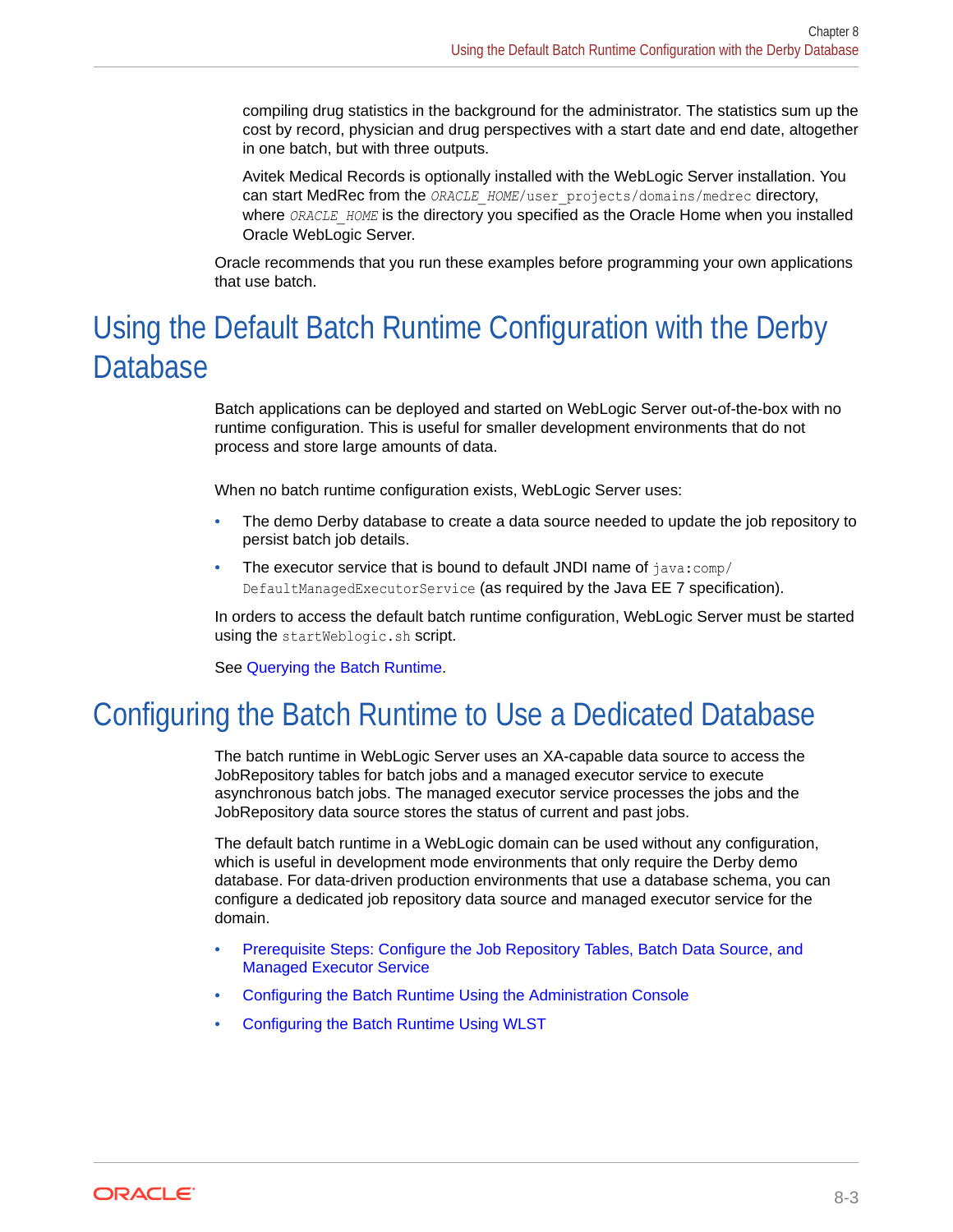compiling drug statistics in the background for the administrator. The statistics sum up the cost by record, physician and drug perspectives with a start date and end date, altogether in one batch, but with three outputs.

Avitek Medical Records is optionally installed with the WebLogic Server installation. You can start MedRec from the `ORACLE_HOME/user_projects/domains/medrec` directory, where `ORACLE_HOME` is the directory you specified as the Oracle Home when you installed Oracle WebLogic Server.

Oracle recommends that you run these examples before programming your own applications that use batch.

# Using the Default Batch Runtime Configuration with the Derby Database

Batch applications can be deployed and started on WebLogic Server out-of-the-box with no runtime configuration. This is useful for smaller development environments that do not process and store large amounts of data.

When no batch runtime configuration exists, WebLogic Server uses:

- The demo Derby database to create a data source needed to update the job repository to persist batch job details.
- The executor service that is bound to default JNDI name of `java:comp/DefaultManagedExecutorService` (as required by the Java EE 7 specification).

In orders to access the default batch runtime configuration, WebLogic Server must be started using the `startWeblogic.sh` script.

See Querying the Batch Runtime.

# Configuring the Batch Runtime to Use a Dedicated Database

The batch runtime in WebLogic Server uses an XA-capable data source to access the JobRepository tables for batch jobs and a managed executor service to execute asynchronous batch jobs. The managed executor service processes the jobs and the JobRepository data source stores the status of current and past jobs.

The default batch runtime in a WebLogic domain can be used without any configuration, which is useful in development mode environments that only require the Derby demo database. For data-driven production environments that use a database schema, you can configure a dedicated job repository data source and managed executor service for the domain.

- Prerequisite Steps: Configure the Job Repository Tables, Batch Data Source, and Managed Executor Service
- Configuring the Batch Runtime Using the Administration Console
- Configuring the Batch Runtime Using WLST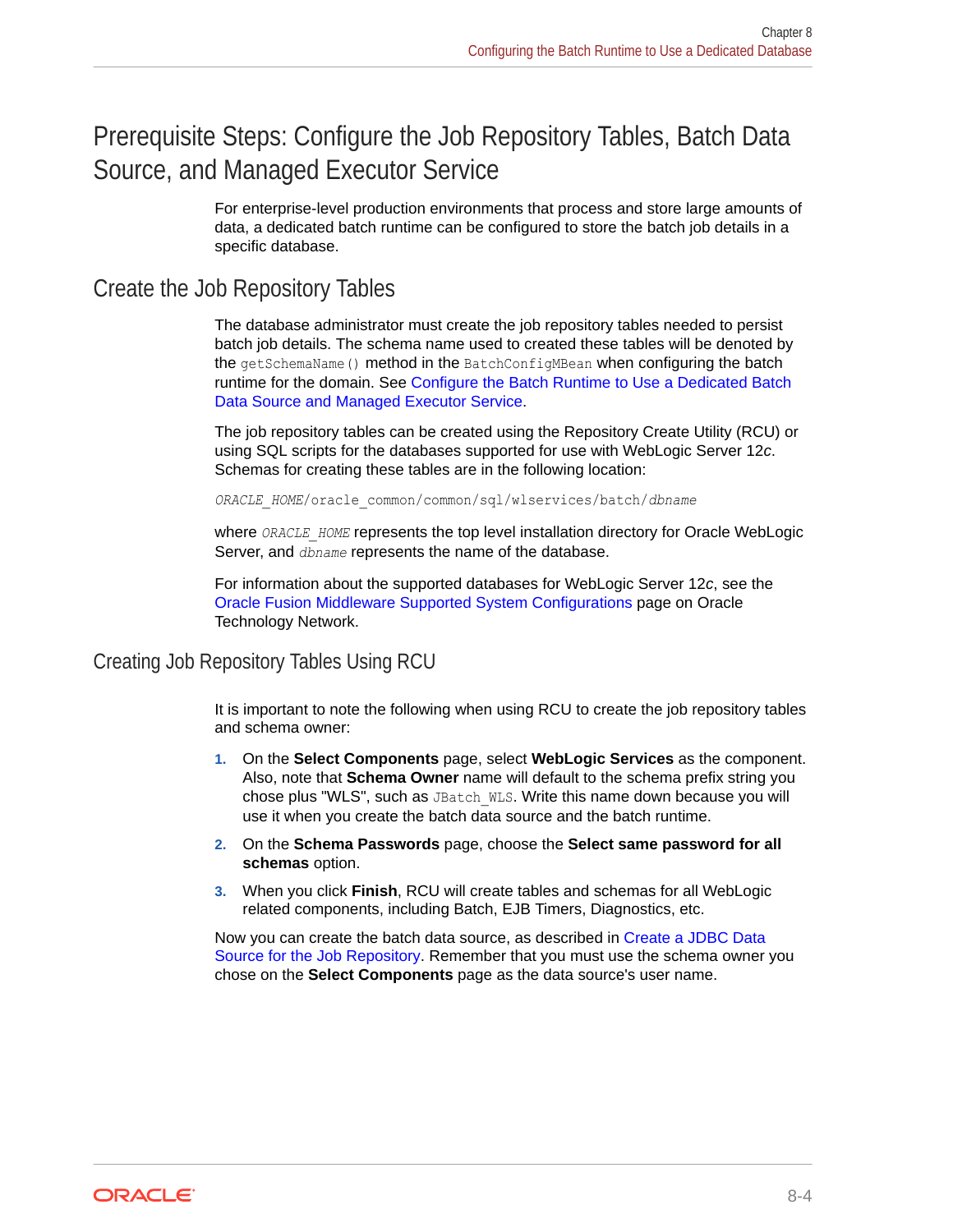# Prerequisite Steps: Configure the Job Repository Tables, Batch Data Source, and Managed Executor Service

For enterprise-level production environments that process and store large amounts of data, a dedicated batch runtime can be configured to store the batch job details in a specific database.

## Create the Job Repository Tables

The database administrator must create the job repository tables needed to persist batch job details. The schema name used to created these tables will be denoted by the `getSchemaName()` method in the `BatchConfigMBean` when configuring the batch runtime for the domain. See Configure the Batch Runtime to Use a Dedicated Batch Data Source and Managed Executor Service.

The job repository tables can be created using the Repository Create Utility (RCU) or using SQL scripts for the databases supported for use with WebLogic Server 12*c*. Schemas for creating these tables are in the following location:

```
ORACLE_HOME/oracle_common/common/sql/wlservices/batch/dbname
```

where *`ORACLE_HOME`* represents the top level installation directory for Oracle WebLogic Server, and *`dbname`* represents the name of the database.

For information about the supported databases for WebLogic Server 12*c*, see the Oracle Fusion Middleware Supported System Configurations page on Oracle Technology Network.

### Creating Job Repository Tables Using RCU

It is important to note the following when using RCU to create the job repository tables and schema owner:

1. On the **Select Components** page, select **WebLogic Services** as the component. Also, note that **Schema Owner** name will default to the schema prefix string you chose plus "WLS", such as `JBatch_WLS`. Write this name down because you will use it when you create the batch data source and the batch runtime.
2. On the **Schema Passwords** page, choose the **Select same password for all schemas** option.
3. When you click **Finish**, RCU will create tables and schemas for all WebLogic related components, including Batch, EJB Timers, Diagnostics, etc.

Now you can create the batch data source, as described in Create a JDBC Data Source for the Job Repository. Remember that you must use the schema owner you chose on the **Select Components** page as the data source's user name.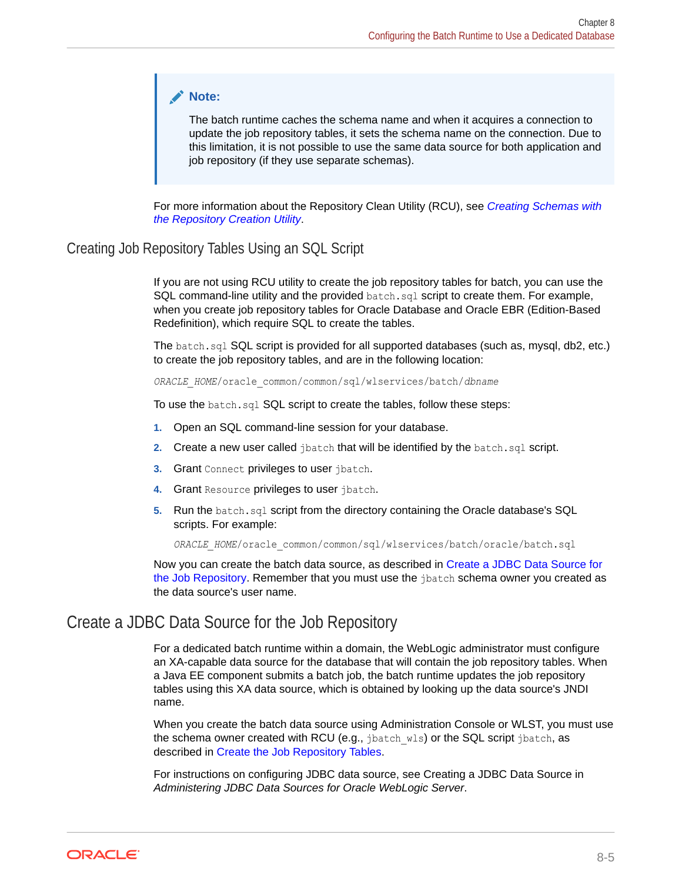> **Note:**
>
> The batch runtime caches the schema name and when it acquires a connection to update the job repository tables, it sets the schema name on the connection. Due to this limitation, it is not possible to use the same data source for both application and job repository (if they use separate schemas).

For more information about the Repository Clean Utility (RCU), see *Creating Schemas with the Repository Creation Utility*.

## Creating Job Repository Tables Using an SQL Script

If you are not using RCU utility to create the job repository tables for batch, you can use the SQL command-line utility and the provided `batch.sql` script to create them. For example, when you create job repository tables for Oracle Database and Oracle EBR (Edition-Based Redefinition), which require SQL to create the tables.

The `batch.sql` SQL script is provided for all supported databases (such as, mysql, db2, etc.) to create the job repository tables, and are in the following location:

```
ORACLE_HOME/oracle_common/common/sql/wlservices/batch/dbname
```

To use the `batch.sql` SQL script to create the tables, follow these steps:

1. Open an SQL command-line session for your database.
2. Create a new user called `jbatch` that will be identified by the `batch.sql` script.
3. Grant `Connect` privileges to user `jbatch`.
4. Grant `Resource` privileges to user `jbatch`.
5. Run the `batch.sql` script from the directory containing the Oracle database's SQL scripts. For example:

   ```
   ORACLE_HOME/oracle_common/common/sql/wlservices/batch/oracle/batch.sql
   ```

Now you can create the batch data source, as described in Create a JDBC Data Source for the Job Repository. Remember that you must use the `jbatch` schema owner you created as the data source's user name.

## Create a JDBC Data Source for the Job Repository

For a dedicated batch runtime within a domain, the WebLogic administrator must configure an XA-capable data source for the database that will contain the job repository tables. When a Java EE component submits a batch job, the batch runtime updates the job repository tables using this XA data source, which is obtained by looking up the data source's JNDI name.

When you create the batch data source using Administration Console or WLST, you must use the schema owner created with RCU (e.g., `jbatch_wls`) or the SQL script `jbatch`, as described in Create the Job Repository Tables.

For instructions on configuring JDBC data source, see Creating a JDBC Data Source in *Administering JDBC Data Sources for Oracle WebLogic Server*.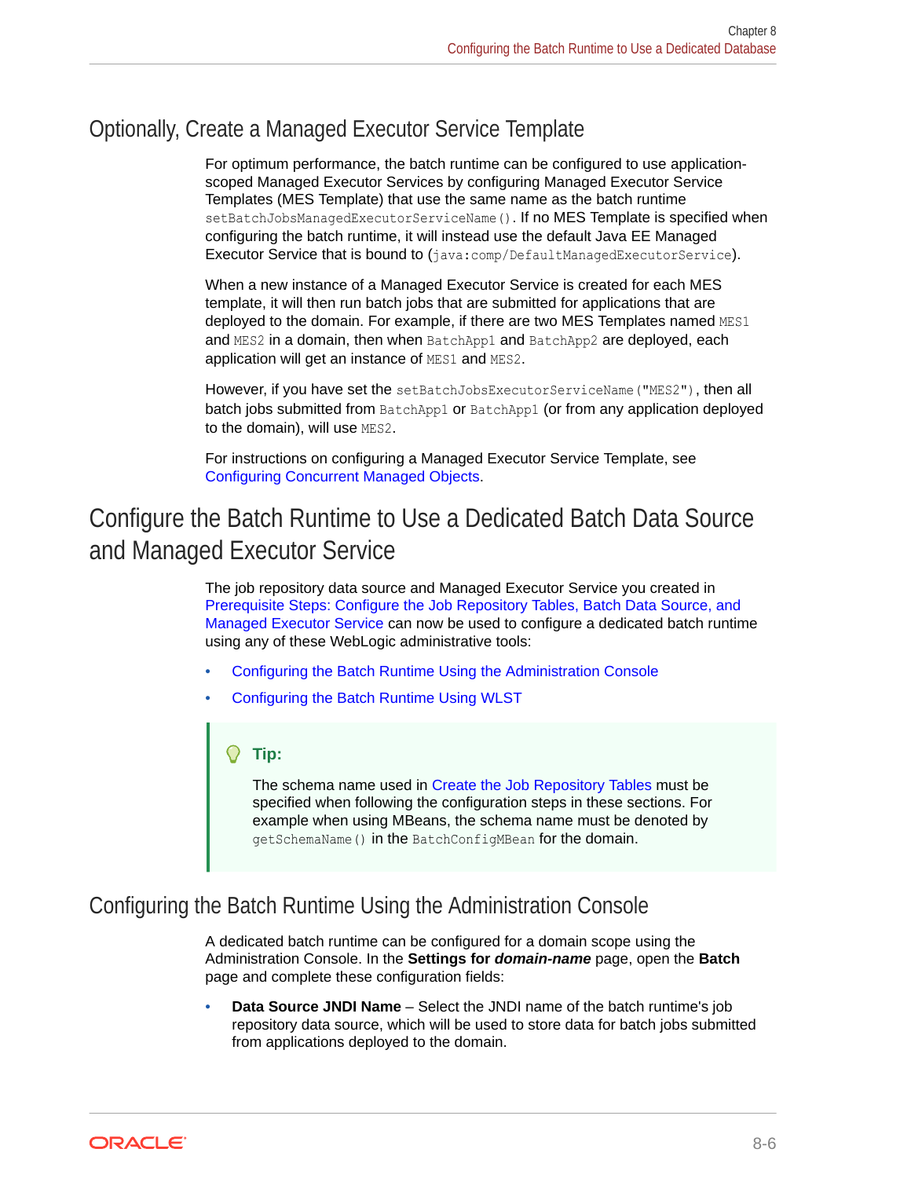## Optionally, Create a Managed Executor Service Template

For optimum performance, the batch runtime can be configured to use application-scoped Managed Executor Services by configuring Managed Executor Service Templates (MES Template) that use the same name as the batch runtime `setBatchJobsManagedExecutorServiceName()`. If no MES Template is specified when configuring the batch runtime, it will instead use the default Java EE Managed Executor Service that is bound to (`java:comp/DefaultManagedExecutorService`).

When a new instance of a Managed Executor Service is created for each MES template, it will then run batch jobs that are submitted for applications that are deployed to the domain. For example, if there are two MES Templates named `MES1` and `MES2` in a domain, then when `BatchApp1` and `BatchApp2` are deployed, each application will get an instance of `MES1` and `MES2`.

However, if you have set the `setBatchJobsExecutorServiceName("MES2")`, then all batch jobs submitted from `BatchApp1` or `BatchApp1` (or from any application deployed to the domain), will use `MES2`.

For instructions on configuring a Managed Executor Service Template, see Configuring Concurrent Managed Objects.

# Configure the Batch Runtime to Use a Dedicated Batch Data Source and Managed Executor Service

The job repository data source and Managed Executor Service you created in Prerequisite Steps: Configure the Job Repository Tables, Batch Data Source, and Managed Executor Service can now be used to configure a dedicated batch runtime using any of these WebLogic administrative tools:

- Configuring the Batch Runtime Using the Administration Console
- Configuring the Batch Runtime Using WLST

> **Tip:**
>
> The schema name used in Create the Job Repository Tables must be specified when following the configuration steps in these sections. For example when using MBeans, the schema name must be denoted by `getSchemaName()` in the `BatchConfigMBean` for the domain.

## Configuring the Batch Runtime Using the Administration Console

A dedicated batch runtime can be configured for a domain scope using the Administration Console. In the **Settings for *domain-name*** page, open the **Batch** page and complete these configuration fields:

- **Data Source JNDI Name** – Select the JNDI name of the batch runtime's job repository data source, which will be used to store data for batch jobs submitted from applications deployed to the domain.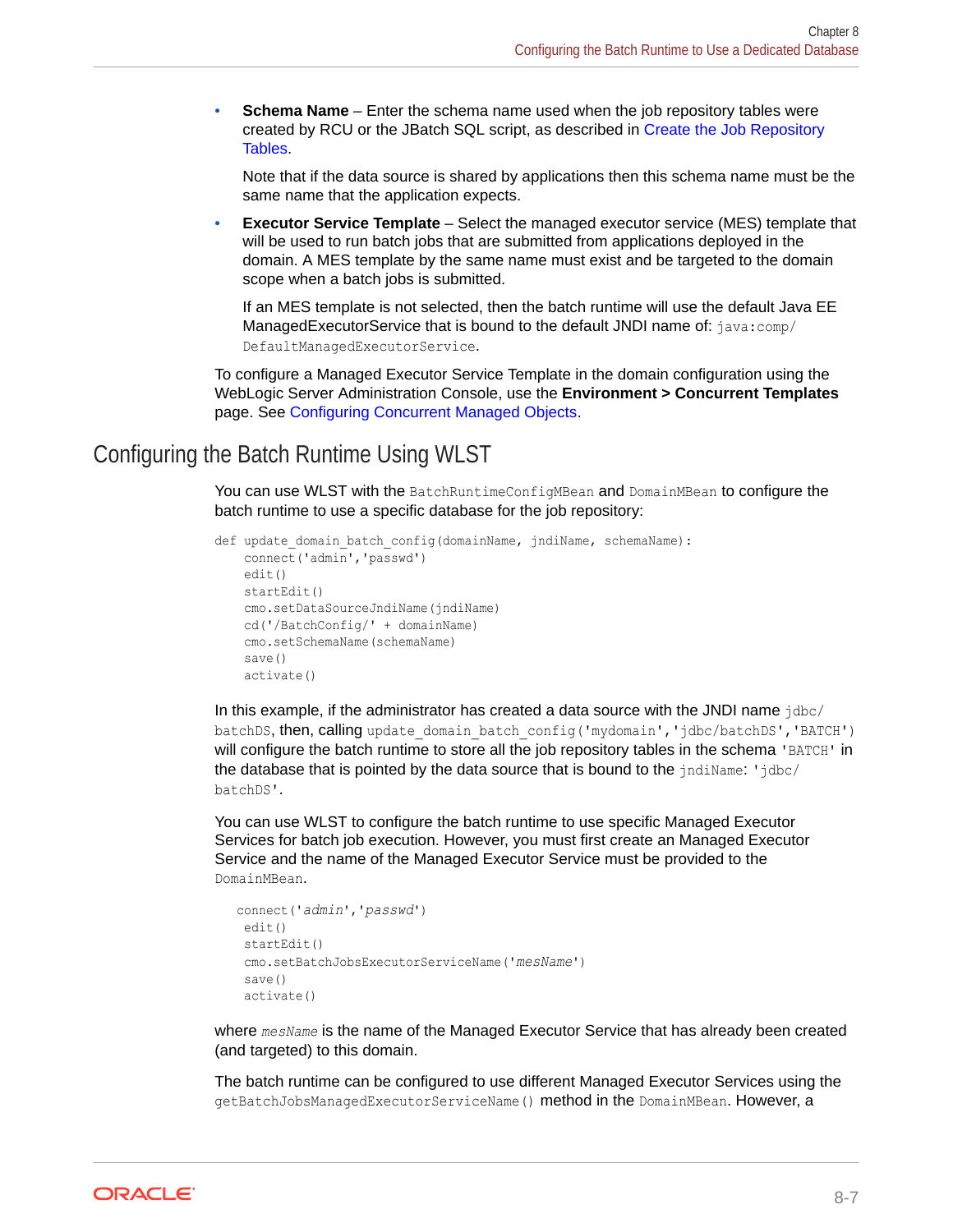- **Schema Name** – Enter the schema name used when the job repository tables were created by RCU or the JBatch SQL script, as described in Create the Job Repository Tables.

  Note that if the data source is shared by applications then this schema name must be the same name that the application expects.

- **Executor Service Template** – Select the managed executor service (MES) template that will be used to run batch jobs that are submitted from applications deployed in the domain. A MES template by the same name must exist and be targeted to the domain scope when a batch jobs is submitted.

  If an MES template is not selected, then the batch runtime will use the default Java EE ManagedExecutorService that is bound to the default JNDI name of: `java:comp/DefaultManagedExecutorService`.

To configure a Managed Executor Service Template in the domain configuration using the WebLogic Server Administration Console, use the **Environment > Concurrent Templates** page. See Configuring Concurrent Managed Objects.

## Configuring the Batch Runtime Using WLST

You can use WLST with the `BatchRuntimeConfigMBean` and `DomainMBean` to configure the batch runtime to use a specific database for the job repository:

```
def update_domain_batch_config(domainName, jndiName, schemaName):
    connect('admin','passwd')
    edit()
    startEdit()
    cmo.setDataSourceJndiName(jndiName)
    cd('/BatchConfig/' + domainName)
    cmo.setSchemaName(schemaName)
    save()
    activate()
```

In this example, if the administrator has created a data source with the JNDI name `jdbc/batchDS`, then, calling `update_domain_batch_config('mydomain','jdbc/batchDS','BATCH')` will configure the batch runtime to store all the job repository tables in the schema `'BATCH'` in the database that is pointed by the data source that is bound to the `jndiName`: `'jdbc/batchDS'`.

You can use WLST to configure the batch runtime to use specific Managed Executor Services for batch job execution. However, you must first create an Managed Executor Service and the name of the Managed Executor Service must be provided to the `DomainMBean`.

```
connect('admin','passwd')
 edit()
 startEdit()
 cmo.setBatchJobsExecutorServiceName('mesName')
 save()
 activate()
```

where *`mesName`* is the name of the Managed Executor Service that has already been created (and targeted) to this domain.

The batch runtime can be configured to use different Managed Executor Services using the `getBatchJobsManagedExecutorServiceName()` method in the `DomainMBean`. However, a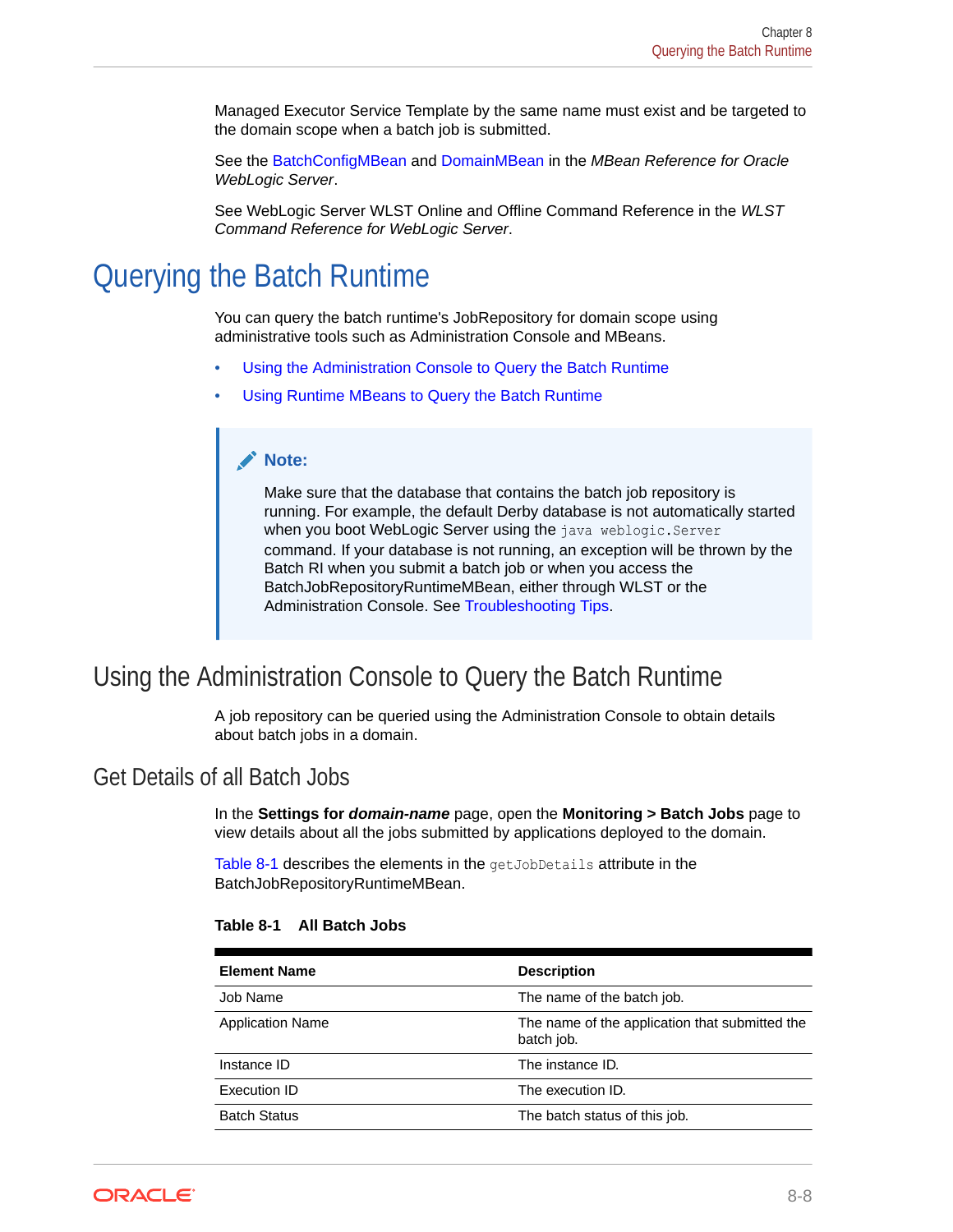Managed Executor Service Template by the same name must exist and be targeted to the domain scope when a batch job is submitted.

See the BatchConfigMBean and DomainMBean in the *MBean Reference for Oracle WebLogic Server*.

See WebLogic Server WLST Online and Offline Command Reference in the *WLST Command Reference for WebLogic Server*.

# Querying the Batch Runtime

You can query the batch runtime's JobRepository for domain scope using administrative tools such as Administration Console and MBeans.

- Using the Administration Console to Query the Batch Runtime
- Using Runtime MBeans to Query the Batch Runtime

> **Note:**
>
> Make sure that the database that contains the batch job repository is running. For example, the default Derby database is not automatically started when you boot WebLogic Server using the `java weblogic.Server` command. If your database is not running, an exception will be thrown by the Batch RI when you submit a batch job or when you access the BatchJobRepositoryRuntimeMBean, either through WLST or the Administration Console. See Troubleshooting Tips.

## Using the Administration Console to Query the Batch Runtime

A job repository can be queried using the Administration Console to obtain details about batch jobs in a domain.

### Get Details of all Batch Jobs

In the **Settings for *domain-name*** page, open the **Monitoring > Batch Jobs** page to view details about all the jobs submitted by applications deployed to the domain.

Table 8-1 describes the elements in the `getJobDetails` attribute in the BatchJobRepositoryRuntimeMBean.

**Table 8-1 All Batch Jobs**

| Element Name | Description |
| --- | --- |
| Job Name | The name of the batch job. |
| Application Name | The name of the application that submitted the batch job. |
| Instance ID | The instance ID. |
| Execution ID | The execution ID. |
| Batch Status | The batch status of this job. |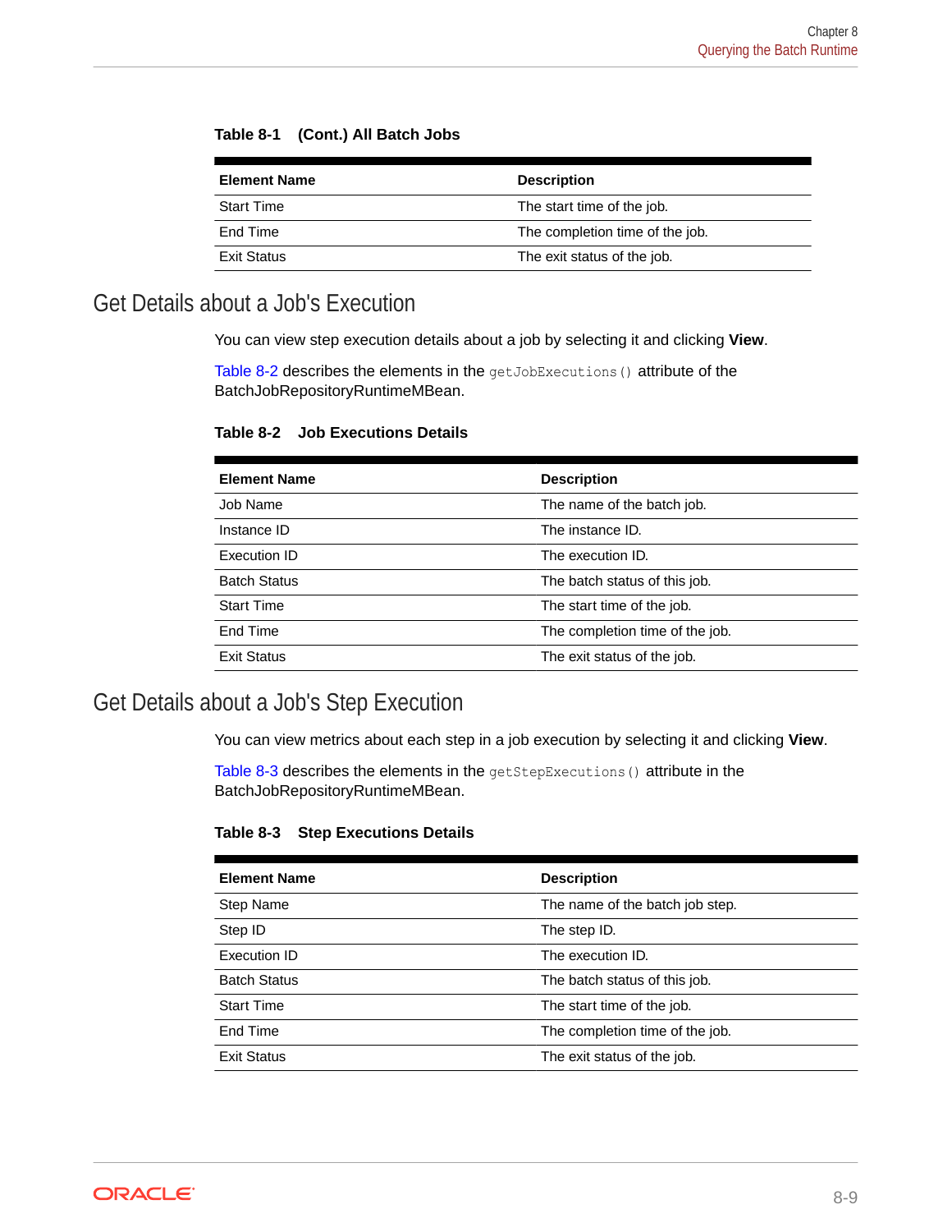**Table 8-1 (Cont.) All Batch Jobs**

| Element Name | Description |
| --- | --- |
| Start Time | The start time of the job. |
| End Time | The completion time of the job. |
| Exit Status | The exit status of the job. |

## Get Details about a Job's Execution

You can view step execution details about a job by selecting it and clicking **View**.

Table 8-2 describes the elements in the `getJobExecutions()` attribute of the BatchJobRepositoryRuntimeMBean.

**Table 8-2 Job Executions Details**

| Element Name | Description |
| --- | --- |
| Job Name | The name of the batch job. |
| Instance ID | The instance ID. |
| Execution ID | The execution ID. |
| Batch Status | The batch status of this job. |
| Start Time | The start time of the job. |
| End Time | The completion time of the job. |
| Exit Status | The exit status of the job. |

## Get Details about a Job's Step Execution

You can view metrics about each step in a job execution by selecting it and clicking **View**.

Table 8-3 describes the elements in the `getStepExecutions()` attribute in the BatchJobRepositoryRuntimeMBean.

**Table 8-3 Step Executions Details**

| Element Name | Description |
| --- | --- |
| Step Name | The name of the batch job step. |
| Step ID | The step ID. |
| Execution ID | The execution ID. |
| Batch Status | The batch status of this job. |
| Start Time | The start time of the job. |
| End Time | The completion time of the job. |
| Exit Status | The exit status of the job. |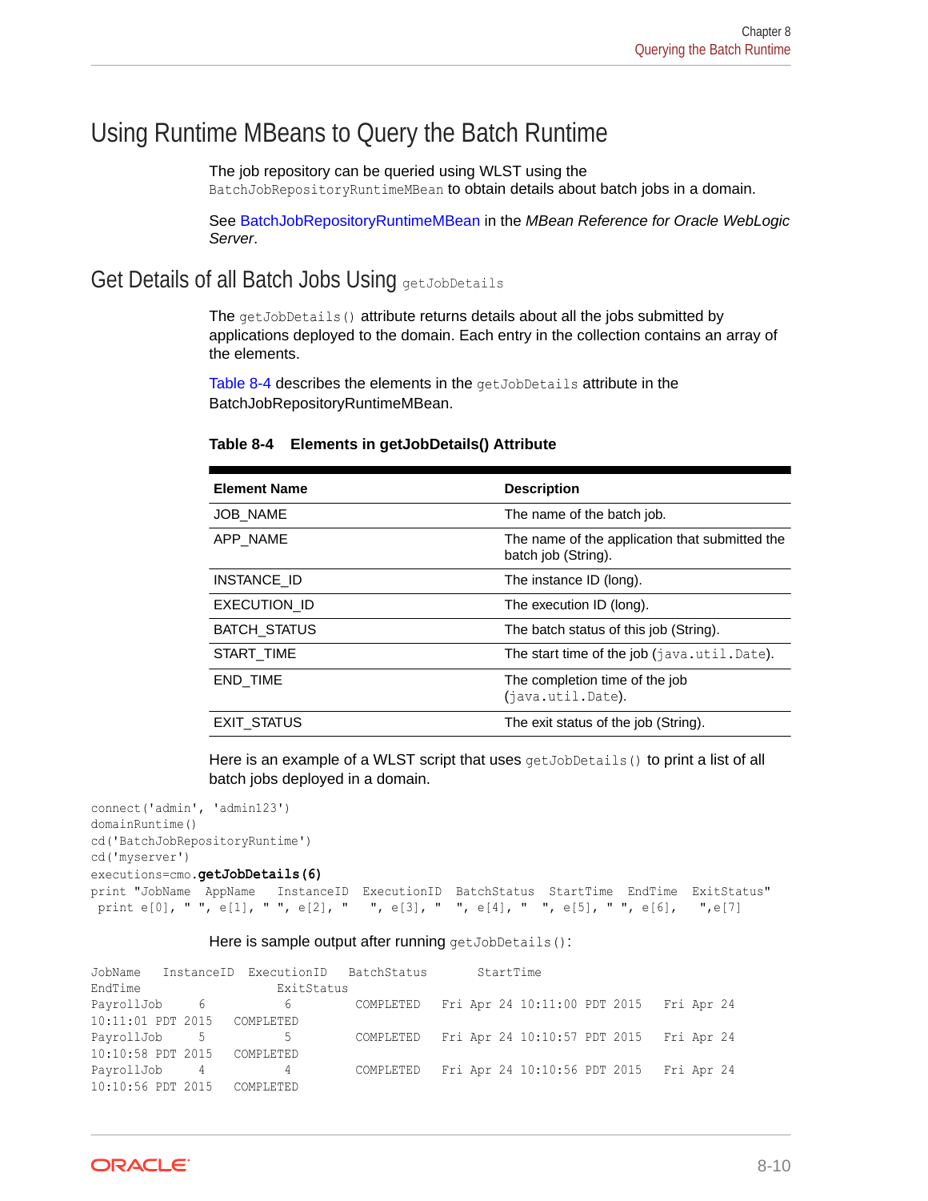## Using Runtime MBeans to Query the Batch Runtime

The job repository can be queried using WLST using the `BatchJobRepositoryRuntimeMBean` to obtain details about batch jobs in a domain.

See BatchJobRepositoryRuntimeMBean in the *MBean Reference for Oracle WebLogic Server*.

### Get Details of all Batch Jobs Using `getJobDetails`

The `getJobDetails()` attribute returns details about all the jobs submitted by applications deployed to the domain. Each entry in the collection contains an array of the elements.

Table 8-4 describes the elements in the `getJobDetails` attribute in the BatchJobRepositoryRuntimeMBean.

**Table 8-4 Elements in getJobDetails() Attribute**

| Element Name | Description |
| --- | --- |
| JOB_NAME | The name of the batch job. |
| APP_NAME | The name of the application that submitted the batch job (String). |
| INSTANCE_ID | The instance ID (long). |
| EXECUTION_ID | The execution ID (long). |
| BATCH_STATUS | The batch status of this job (String). |
| START_TIME | The start time of the job (`java.util.Date`). |
| END_TIME | The completion time of the job (`java.util.Date`). |
| EXIT_STATUS | The exit status of the job (String). |

Here is an example of a WLST script that uses `getJobDetails()` to print a list of all batch jobs deployed in a domain.

```
connect('admin', 'admin123')
domainRuntime()
cd('BatchJobRepositoryRuntime')
cd('myserver')
executions=cmo.getJobDetails(6)
print "JobName  AppName   InstanceID  ExecutionID  BatchStatus  StartTime  EndTime  ExitStatus"
 print e[0], " ", e[1], " ", e[2], "   ", e[3], "   ", e[4], "   ", e[5], " ", e[6],   ",e[7]
```

Here is sample output after running `getJobDetails()`:

```
JobName   InstanceID  ExecutionID   BatchStatus       StartTime
EndTime                ExitStatus
PayrollJob     6              6        COMPLETED   Fri Apr 24 10:11:00 PDT 2015   Fri Apr 24
10:11:01 PDT 2015   COMPLETED
PayrollJob     5              5        COMPLETED   Fri Apr 24 10:10:57 PDT 2015   Fri Apr 24
10:10:58 PDT 2015   COMPLETED
PayrollJob     4              4        COMPLETED   Fri Apr 24 10:10:56 PDT 2015   Fri Apr 24
10:10:56 PDT 2015   COMPLETED
```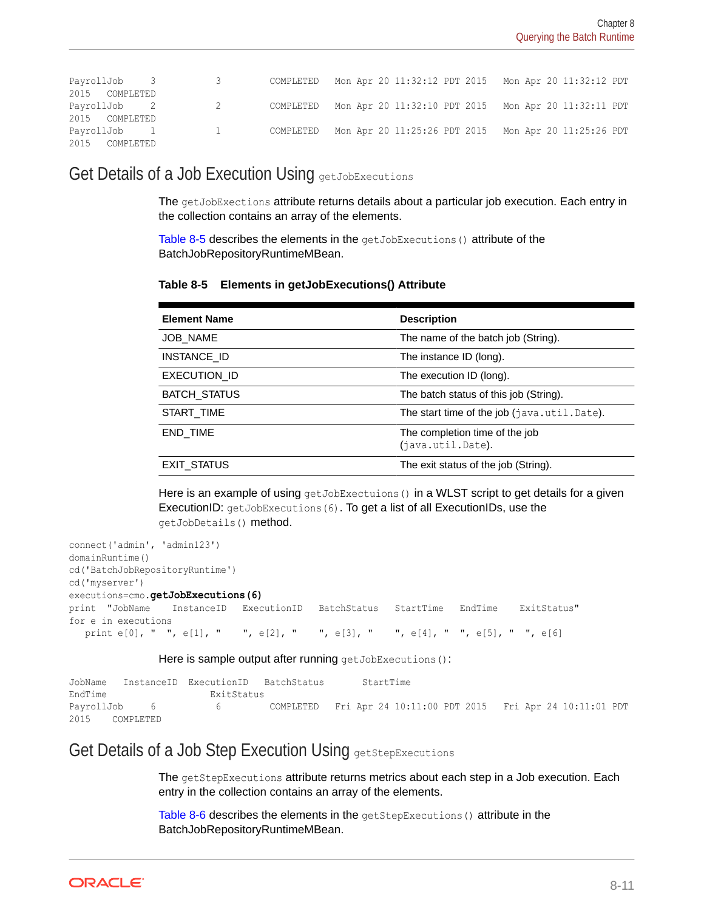```
PayrollJob     3          3        COMPLETED   Mon Apr 20 11:32:12 PDT 2015   Mon Apr 20 11:32:12 PDT
2015   COMPLETED
PayrollJob     2          2        COMPLETED   Mon Apr 20 11:32:10 PDT 2015   Mon Apr 20 11:32:11 PDT
2015   COMPLETED
PayrollJob     1          1        COMPLETED   Mon Apr 20 11:25:26 PDT 2015   Mon Apr 20 11:25:26 PDT
2015   COMPLETED
```

## Get Details of a Job Execution Using `getJobExecutions`

The `getJobExections` attribute returns details about a particular job execution. Each entry in the collection contains an array of the elements.

Table 8-5 describes the elements in the `getJobExecutions()` attribute of the BatchJobRepositoryRuntimeMBean.

**Table 8-5 Elements in getJobExecutions() Attribute**

| Element Name | Description |
| --- | --- |
| JOB_NAME | The name of the batch job (String). |
| INSTANCE_ID | The instance ID (long). |
| EXECUTION_ID | The execution ID (long). |
| BATCH_STATUS | The batch status of this job (String). |
| START_TIME | The start time of the job (`java.util.Date`). |
| END_TIME | The completion time of the job (`java.util.Date`). |
| EXIT_STATUS | The exit status of the job (String). |

Here is an example of using `getJobExecutions()` in a WLST script to get details for a given ExecutionID: `getJobExecutions(6)`. To get a list of all ExecutionIDs, use the `getJobDetails()` method.

```
connect('admin', 'admin123')
domainRuntime()
cd('BatchJobRepositoryRuntime')
cd('myserver')
executions=cmo.getJobExecutions(6)
print  "JobName    InstanceID   ExecutionID   BatchStatus   StartTime   EndTime    ExitStatus"
for e in executions
   print e[0], "  ", e[1], "    ", e[2], "    ", e[3], "    ", e[4], "  ", e[5], "  ", e[6]
```

Here is sample output after running `getJobExecutions()`:

```
JobName    InstanceID  ExecutionID   BatchStatus        StartTime
EndTime                    ExitStatus
PayrollJob      6           6        COMPLETED    Fri Apr 24 10:11:00 PDT 2015    Fri Apr 24 10:11:01 PDT
2015    COMPLETED
```

## Get Details of a Job Step Execution Using `getStepExecutions`

The `getStepExecutions` attribute returns metrics about each step in a Job execution. Each entry in the collection contains an array of the elements.

Table 8-6 describes the elements in the `getStepExecutions()` attribute in the BatchJobRepositoryRuntimeMBean.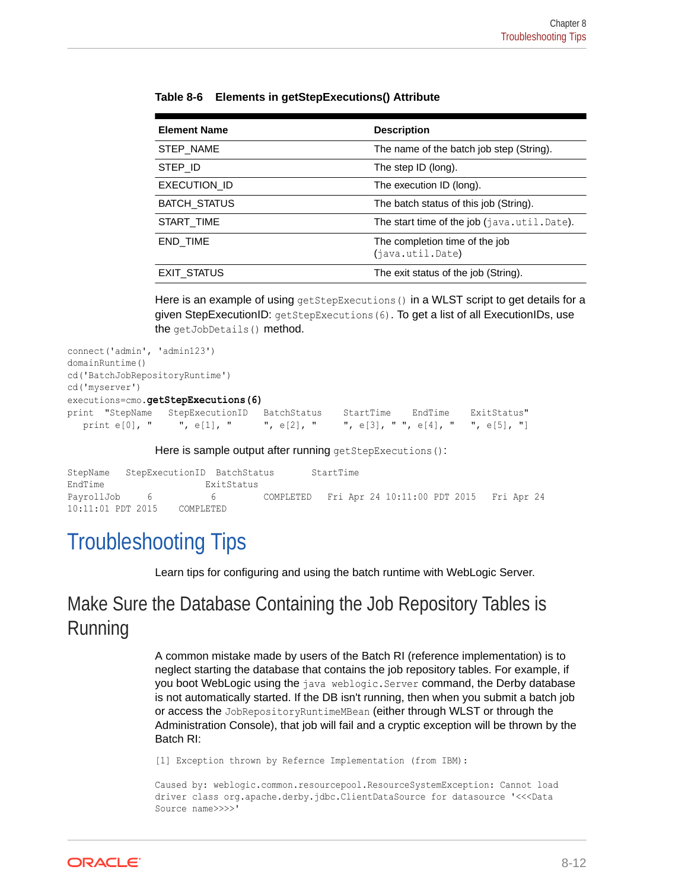**Table 8-6 Elements in getStepExecutions() Attribute**

| Element Name | Description |
| --- | --- |
| STEP_NAME | The name of the batch job step (String). |
| STEP_ID | The step ID (long). |
| EXECUTION_ID | The execution ID (long). |
| BATCH_STATUS | The batch status of this job (String). |
| START_TIME | The start time of the job (`java.util.Date`). |
| END_TIME | The completion time of the job (`java.util.Date`) |
| EXIT_STATUS | The exit status of the job (String). |

Here is an example of using `getStepExecutions()` in a WLST script to get details for a given StepExecutionID: `getStepExecutions(6)`. To get a list of all ExecutionIDs, use the `getJobDetails()` method.

```
connect('admin', 'admin123')
domainRuntime()
cd('BatchJobRepositoryRuntime')
cd('myserver')
executions=cmo.getStepExecutions(6)
print  "StepName   StepExecutionID   BatchStatus    StartTime    EndTime    ExitStatus"
   print e[0], "     ", e[1], "      ", e[2], "     ", e[3], " ", e[4], "     ", e[5], "]
```

Here is sample output after running `getStepExecutions()`:

```
StepName    StepExecutionID  BatchStatus       StartTime
EndTime                    ExitStatus
PayrollJob     6              6          COMPLETED   Fri Apr 24 10:11:00 PDT 2015   Fri Apr 24
10:11:01 PDT 2015    COMPLETED
```

# Troubleshooting Tips

Learn tips for configuring and using the batch runtime with WebLogic Server.

## Make Sure the Database Containing the Job Repository Tables is Running

A common mistake made by users of the Batch RI (reference implementation) is to neglect starting the database that contains the job repository tables. For example, if you boot WebLogic using the `java weblogic.Server` command, the Derby database is not automatically started. If the DB isn't running, then when you submit a batch job or access the `JobRepositoryRuntimeMBean` (either through WLST or through the Administration Console), that job will fail and a cryptic exception will be thrown by the Batch RI:

```
[1] Exception thrown by Refernce Implementation (from IBM):

Caused by: weblogic.common.resourcepool.ResourceSystemException: Cannot load
driver class org.apache.derby.jdbc.ClientDataSource for datasource '<<<Data
Source name>>>>'
```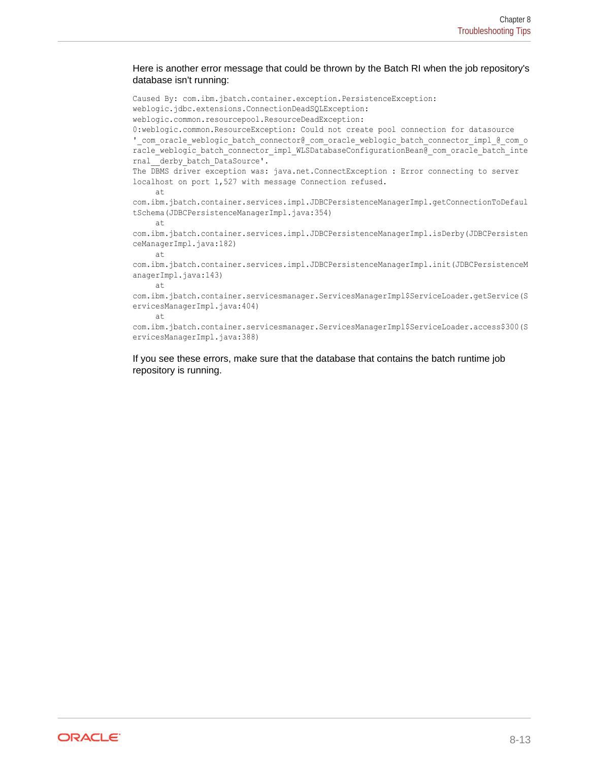Here is another error message that could be thrown by the Batch RI when the job repository's database isn't running:

```
Caused By: com.ibm.jbatch.container.exception.PersistenceException:
weblogic.jdbc.extensions.ConnectionDeadSQLException:
weblogic.common.resourcepool.ResourceDeadException:
0:weblogic.common.ResourceException: Could not create pool connection for datasource
'_com_oracle_weblogic_batch_connector@_com_oracle_weblogic_batch_connector_impl_@_com_o
racle_weblogic_batch_connector_impl_WLSDatabaseConfigurationBean@_com_oracle_batch_inte
rnal__derby_batch_DataSource'.
The DBMS driver exception was: java.net.ConnectException : Error connecting to server
localhost on port 1,527 with message Connection refused.
     at
com.ibm.jbatch.container.services.impl.JDBCPersistenceManagerImpl.getConnectionToDefaul
tSchema(JDBCPersistenceManagerImpl.java:354)
     at
com.ibm.jbatch.container.services.impl.JDBCPersistenceManagerImpl.isDerby(JDBCPersisten
ceManagerImpl.java:182)
     at
com.ibm.jbatch.container.services.impl.JDBCPersistenceManagerImpl.init(JDBCPersistenceM
anagerImpl.java:143)
     at
com.ibm.jbatch.container.servicesmanager.ServicesManagerImpl$ServiceLoader.getService(S
ervicesManagerImpl.java:404)
     at
com.ibm.jbatch.container.servicesmanager.ServicesManagerImpl$ServiceLoader.access$300(S
ervicesManagerImpl.java:388)
```

If you see these errors, make sure that the database that contains the batch runtime job repository is running.